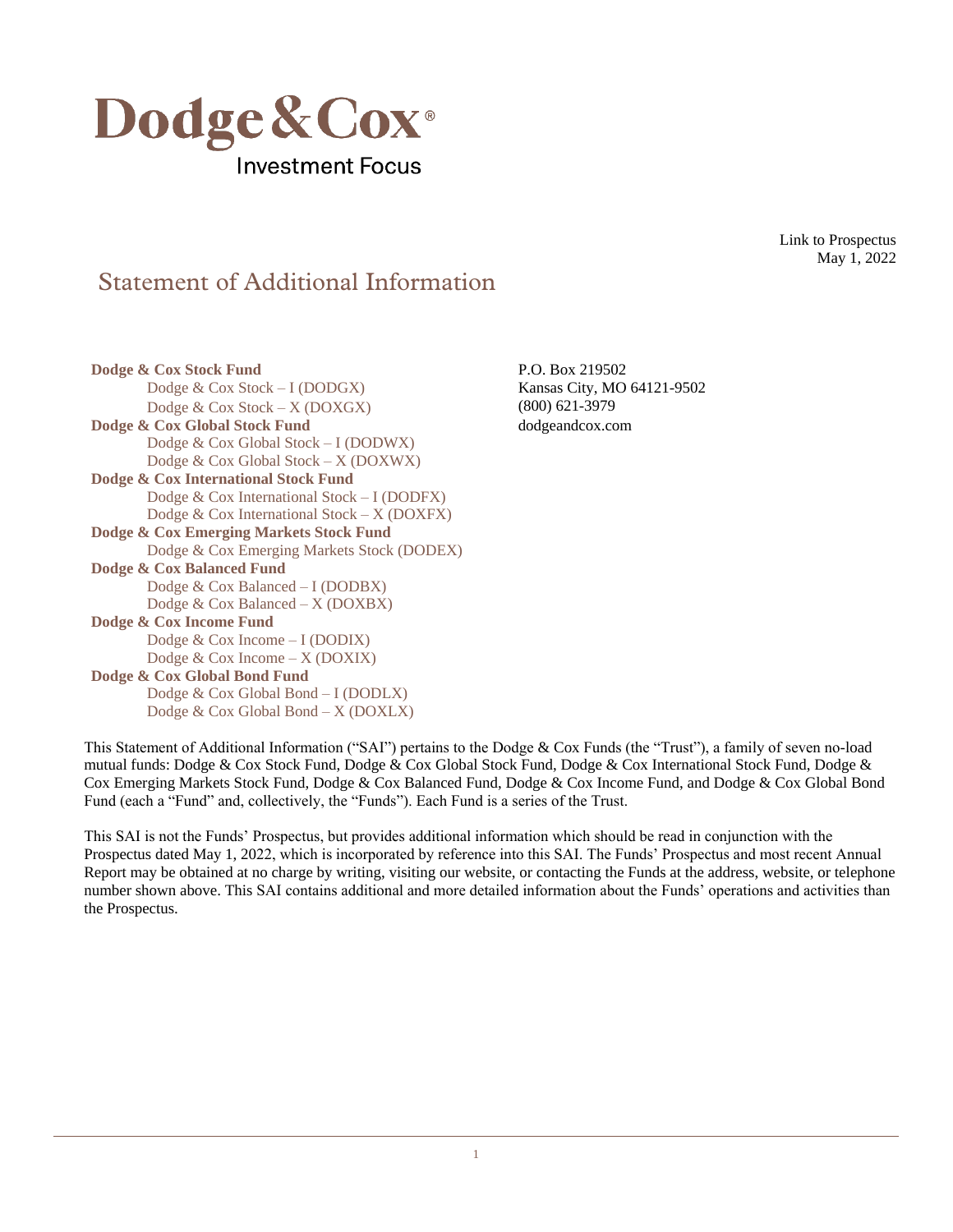# Dodge & Cox®

Investment Focus

Link to Prospectus
May 1, 2022

## Statement of Additional Information

**Dodge & Cox Stock Fund**
- Dodge & Cox Stock – I (DODGX)
- Dodge & Cox Stock – X (DOXGX)

**Dodge & Cox Global Stock Fund**
- Dodge & Cox Global Stock – I (DODWX)
- Dodge & Cox Global Stock – X (DOXWX)

**Dodge & Cox International Stock Fund**
- Dodge & Cox International Stock – I (DODFX)
- Dodge & Cox International Stock – X (DOXFX)

**Dodge & Cox Emerging Markets Stock Fund**
- Dodge & Cox Emerging Markets Stock (DODEX)

**Dodge & Cox Balanced Fund**
- Dodge & Cox Balanced – I (DODBX)
- Dodge & Cox Balanced – X (DOXBX)

**Dodge & Cox Income Fund**
- Dodge & Cox Income – I (DODIX)
- Dodge & Cox Income – X (DOXIX)

**Dodge & Cox Global Bond Fund**
- Dodge & Cox Global Bond – I (DODLX)
- Dodge & Cox Global Bond – X (DOXLX)

P.O. Box 219502
Kansas City, MO 64121-9502
(800) 621-3979
dodgeandcox.com

This Statement of Additional Information ("SAI") pertains to the Dodge & Cox Funds (the "Trust"), a family of seven no-load mutual funds: Dodge & Cox Stock Fund, Dodge & Cox Global Stock Fund, Dodge & Cox International Stock Fund, Dodge & Cox Emerging Markets Stock Fund, Dodge & Cox Balanced Fund, Dodge & Cox Income Fund, and Dodge & Cox Global Bond Fund (each a "Fund" and, collectively, the "Funds"). Each Fund is a series of the Trust.

This SAI is not the Funds' Prospectus, but provides additional information which should be read in conjunction with the Prospectus dated May 1, 2022, which is incorporated by reference into this SAI. The Funds' Prospectus and most recent Annual Report may be obtained at no charge by writing, visiting our website, or contacting the Funds at the address, website, or telephone number shown above. This SAI contains additional and more detailed information about the Funds' operations and activities than the Prospectus.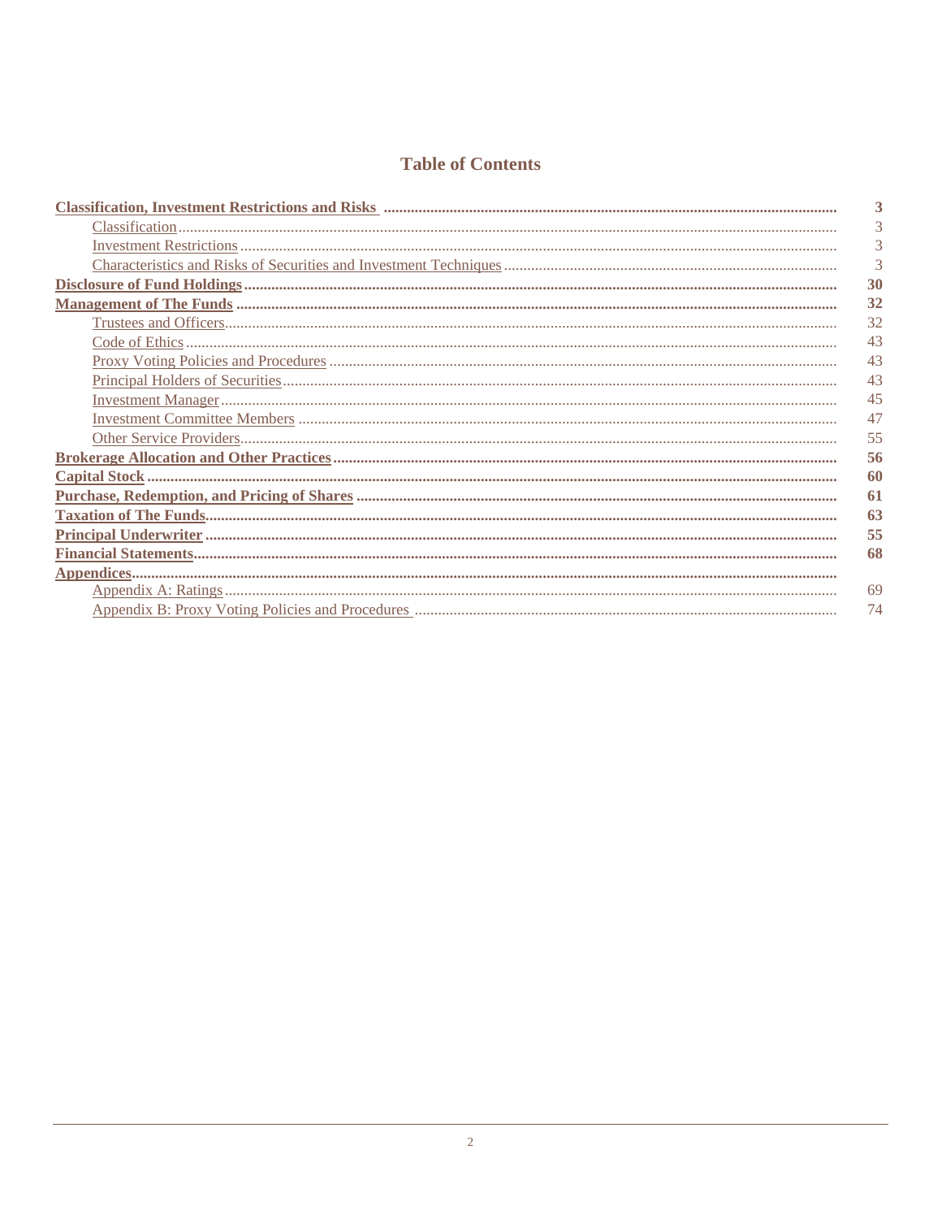## Table of Contents

| | |
|---|---|
| **Classification, Investment Restrictions and Risks** | **3** |
| Classification | 3 |
| Investment Restrictions | 3 |
| Characteristics and Risks of Securities and Investment Techniques | 3 |
| **Disclosure of Fund Holdings** | **30** |
| **Management of The Funds** | **32** |
| Trustees and Officers | 32 |
| Code of Ethics | 43 |
| Proxy Voting Policies and Procedures | 43 |
| Principal Holders of Securities | 43 |
| Investment Manager | 45 |
| Investment Committee Members | 47 |
| Other Service Providers | 55 |
| **Brokerage Allocation and Other Practices** | **56** |
| **Capital Stock** | **60** |
| **Purchase, Redemption, and Pricing of Shares** | **61** |
| **Taxation of The Funds** | **63** |
| **Principal Underwriter** | **55** |
| **Financial Statements** | **68** |
| **Appendices** | |
| Appendix A: Ratings | 69 |
| Appendix B: Proxy Voting Policies and Procedures | 74 |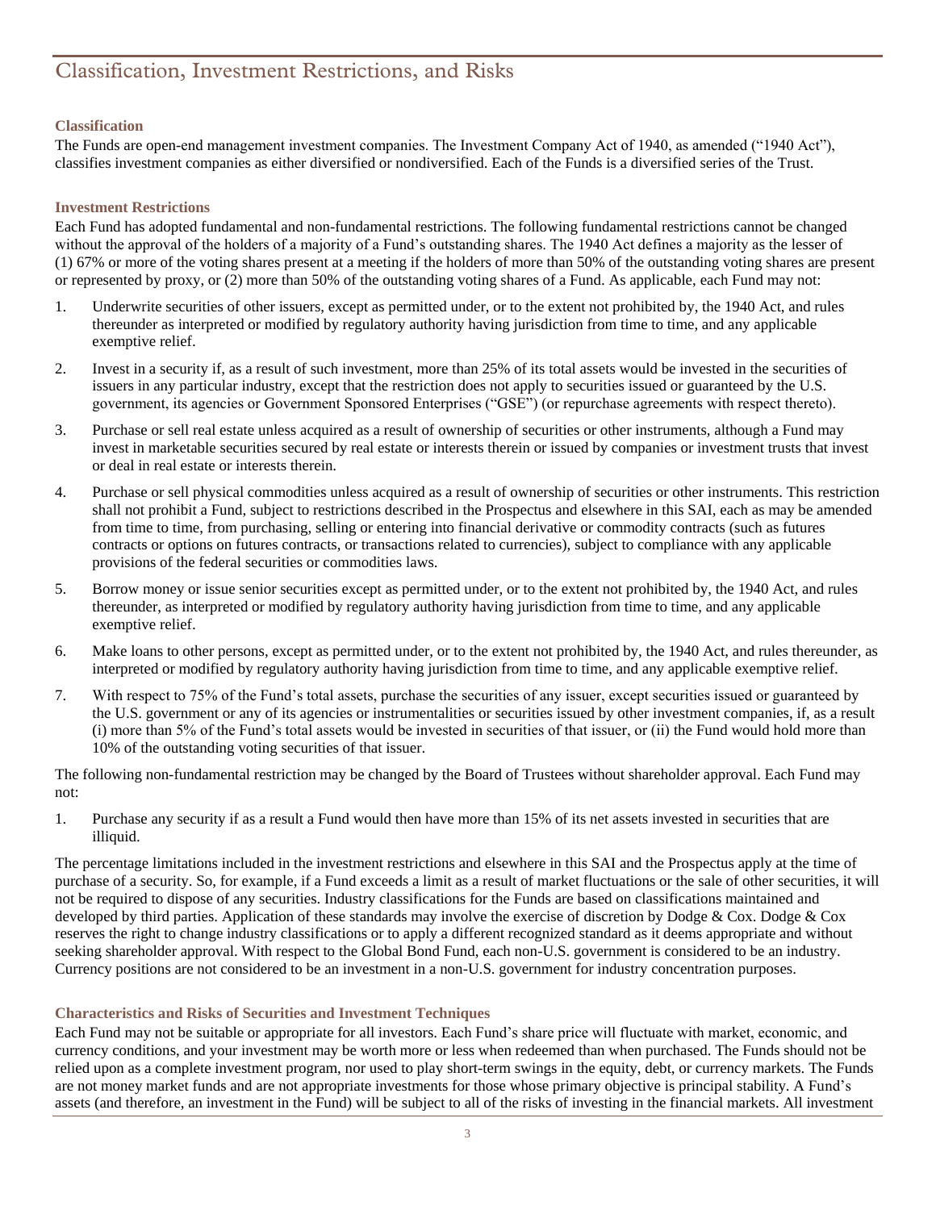# Classification, Investment Restrictions, and Risks

### Classification

The Funds are open-end management investment companies. The Investment Company Act of 1940, as amended ("1940 Act"), classifies investment companies as either diversified or nondiversified. Each of the Funds is a diversified series of the Trust.

### Investment Restrictions

Each Fund has adopted fundamental and non-fundamental restrictions. The following fundamental restrictions cannot be changed without the approval of the holders of a majority of a Fund's outstanding shares. The 1940 Act defines a majority as the lesser of (1) 67% or more of the voting shares present at a meeting if the holders of more than 50% of the outstanding voting shares are present or represented by proxy, or (2) more than 50% of the outstanding voting shares of a Fund. As applicable, each Fund may not:

1. Underwrite securities of other issuers, except as permitted under, or to the extent not prohibited by, the 1940 Act, and rules thereunder as interpreted or modified by regulatory authority having jurisdiction from time to time, and any applicable exemptive relief.
2. Invest in a security if, as a result of such investment, more than 25% of its total assets would be invested in the securities of issuers in any particular industry, except that the restriction does not apply to securities issued or guaranteed by the U.S. government, its agencies or Government Sponsored Enterprises ("GSE") (or repurchase agreements with respect thereto).
3. Purchase or sell real estate unless acquired as a result of ownership of securities or other instruments, although a Fund may invest in marketable securities secured by real estate or interests therein or issued by companies or investment trusts that invest or deal in real estate or interests therein.
4. Purchase or sell physical commodities unless acquired as a result of ownership of securities or other instruments. This restriction shall not prohibit a Fund, subject to restrictions described in the Prospectus and elsewhere in this SAI, each as may be amended from time to time, from purchasing, selling or entering into financial derivative or commodity contracts (such as futures contracts or options on futures contracts, or transactions related to currencies), subject to compliance with any applicable provisions of the federal securities or commodities laws.
5. Borrow money or issue senior securities except as permitted under, or to the extent not prohibited by, the 1940 Act, and rules thereunder, as interpreted or modified by regulatory authority having jurisdiction from time to time, and any applicable exemptive relief.
6. Make loans to other persons, except as permitted under, or to the extent not prohibited by, the 1940 Act, and rules thereunder, as interpreted or modified by regulatory authority having jurisdiction from time to time, and any applicable exemptive relief.
7. With respect to 75% of the Fund's total assets, purchase the securities of any issuer, except securities issued or guaranteed by the U.S. government or any of its agencies or instrumentalities or securities issued by other investment companies, if, as a result (i) more than 5% of the Fund's total assets would be invested in securities of that issuer, or (ii) the Fund would hold more than 10% of the outstanding voting securities of that issuer.

The following non-fundamental restriction may be changed by the Board of Trustees without shareholder approval. Each Fund may not:

1. Purchase any security if as a result a Fund would then have more than 15% of its net assets invested in securities that are illiquid.

The percentage limitations included in the investment restrictions and elsewhere in this SAI and the Prospectus apply at the time of purchase of a security. So, for example, if a Fund exceeds a limit as a result of market fluctuations or the sale of other securities, it will not be required to dispose of any securities. Industry classifications for the Funds are based on classifications maintained and developed by third parties. Application of these standards may involve the exercise of discretion by Dodge & Cox. Dodge & Cox reserves the right to change industry classifications or to apply a different recognized standard as it deems appropriate and without seeking shareholder approval. With respect to the Global Bond Fund, each non-U.S. government is considered to be an industry. Currency positions are not considered to be an investment in a non-U.S. government for industry concentration purposes.

### Characteristics and Risks of Securities and Investment Techniques

Each Fund may not be suitable or appropriate for all investors. Each Fund's share price will fluctuate with market, economic, and currency conditions, and your investment may be worth more or less when redeemed than when purchased. The Funds should not be relied upon as a complete investment program, nor used to play short-term swings in the equity, debt, or currency markets. The Funds are not money market funds and are not appropriate investments for those whose primary objective is principal stability. A Fund's assets (and therefore, an investment in the Fund) will be subject to all of the risks of investing in the financial markets. All investment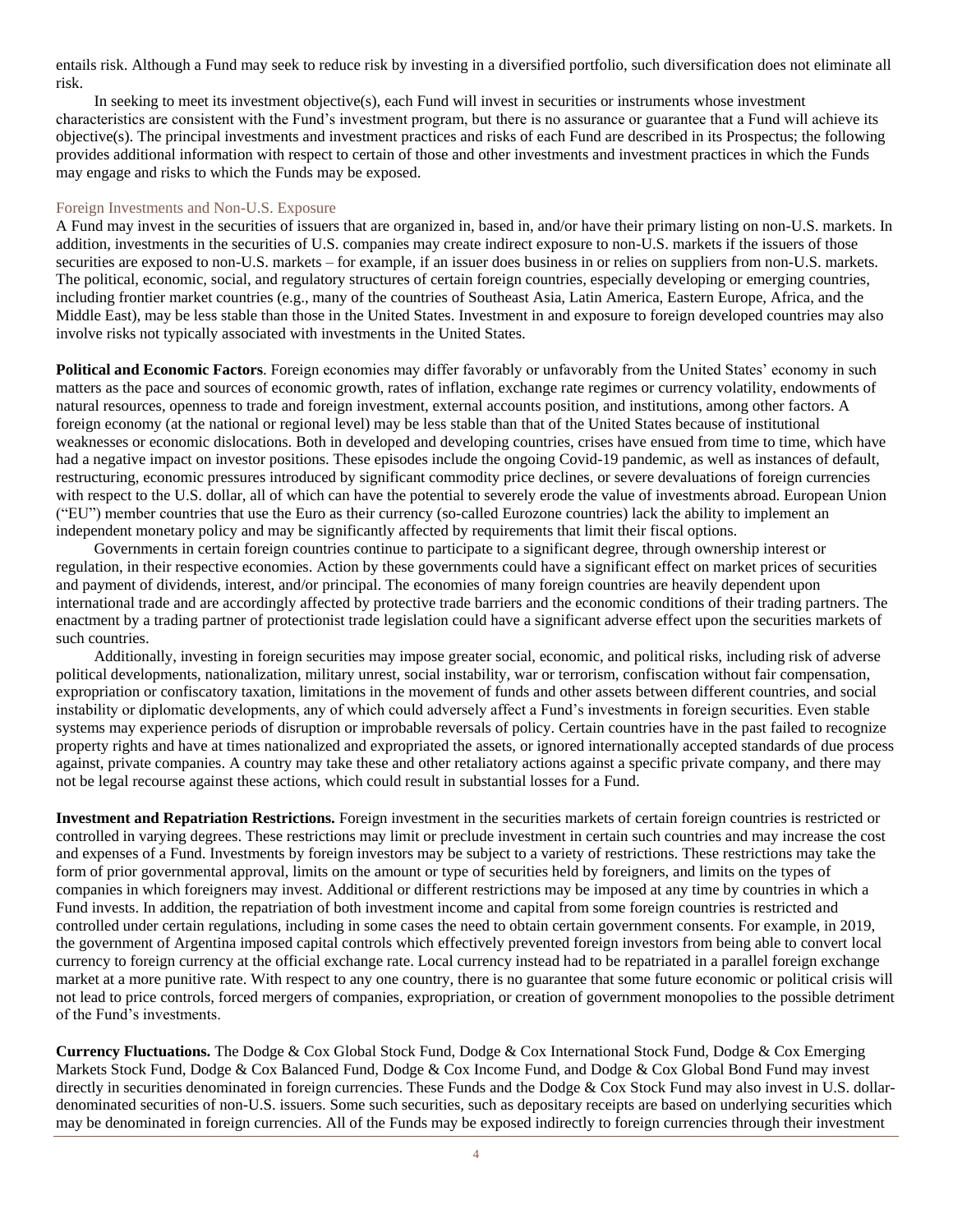entails risk. Although a Fund may seek to reduce risk by investing in a diversified portfolio, such diversification does not eliminate all risk.

In seeking to meet its investment objective(s), each Fund will invest in securities or instruments whose investment characteristics are consistent with the Fund's investment program, but there is no assurance or guarantee that a Fund will achieve its objective(s). The principal investments and investment practices and risks of each Fund are described in its Prospectus; the following provides additional information with respect to certain of those and other investments and investment practices in which the Funds may engage and risks to which the Funds may be exposed.

### Foreign Investments and Non-U.S. Exposure

A Fund may invest in the securities of issuers that are organized in, based in, and/or have their primary listing on non-U.S. markets. In addition, investments in the securities of U.S. companies may create indirect exposure to non-U.S. markets if the issuers of those securities are exposed to non-U.S. markets – for example, if an issuer does business in or relies on suppliers from non-U.S. markets. The political, economic, social, and regulatory structures of certain foreign countries, especially developing or emerging countries, including frontier market countries (e.g., many of the countries of Southeast Asia, Latin America, Eastern Europe, Africa, and the Middle East), may be less stable than those in the United States. Investment in and exposure to foreign developed countries may also involve risks not typically associated with investments in the United States.

**Political and Economic Factors**. Foreign economies may differ favorably or unfavorably from the United States' economy in such matters as the pace and sources of economic growth, rates of inflation, exchange rate regimes or currency volatility, endowments of natural resources, openness to trade and foreign investment, external accounts position, and institutions, among other factors. A foreign economy (at the national or regional level) may be less stable than that of the United States because of institutional weaknesses or economic dislocations. Both in developed and developing countries, crises have ensued from time to time, which have had a negative impact on investor positions. These episodes include the ongoing Covid-19 pandemic, as well as instances of default, restructuring, economic pressures introduced by significant commodity price declines, or severe devaluations of foreign currencies with respect to the U.S. dollar, all of which can have the potential to severely erode the value of investments abroad. European Union ("EU") member countries that use the Euro as their currency (so-called Eurozone countries) lack the ability to implement an independent monetary policy and may be significantly affected by requirements that limit their fiscal options.

Governments in certain foreign countries continue to participate to a significant degree, through ownership interest or regulation, in their respective economies. Action by these governments could have a significant effect on market prices of securities and payment of dividends, interest, and/or principal. The economies of many foreign countries are heavily dependent upon international trade and are accordingly affected by protective trade barriers and the economic conditions of their trading partners. The enactment by a trading partner of protectionist trade legislation could have a significant adverse effect upon the securities markets of such countries.

Additionally, investing in foreign securities may impose greater social, economic, and political risks, including risk of adverse political developments, nationalization, military unrest, social instability, war or terrorism, confiscation without fair compensation, expropriation or confiscatory taxation, limitations in the movement of funds and other assets between different countries, and social instability or diplomatic developments, any of which could adversely affect a Fund's investments in foreign securities. Even stable systems may experience periods of disruption or improbable reversals of policy. Certain countries have in the past failed to recognize property rights and have at times nationalized and expropriated the assets, or ignored internationally accepted standards of due process against, private companies. A country may take these and other retaliatory actions against a specific private company, and there may not be legal recourse against these actions, which could result in substantial losses for a Fund.

**Investment and Repatriation Restrictions.** Foreign investment in the securities markets of certain foreign countries is restricted or controlled in varying degrees. These restrictions may limit or preclude investment in certain such countries and may increase the cost and expenses of a Fund. Investments by foreign investors may be subject to a variety of restrictions. These restrictions may take the form of prior governmental approval, limits on the amount or type of securities held by foreigners, and limits on the types of companies in which foreigners may invest. Additional or different restrictions may be imposed at any time by countries in which a Fund invests. In addition, the repatriation of both investment income and capital from some foreign countries is restricted and controlled under certain regulations, including in some cases the need to obtain certain government consents. For example, in 2019, the government of Argentina imposed capital controls which effectively prevented foreign investors from being able to convert local currency to foreign currency at the official exchange rate. Local currency instead had to be repatriated in a parallel foreign exchange market at a more punitive rate. With respect to any one country, there is no guarantee that some future economic or political crisis will not lead to price controls, forced mergers of companies, expropriation, or creation of government monopolies to the possible detriment of the Fund's investments.

**Currency Fluctuations.** The Dodge & Cox Global Stock Fund, Dodge & Cox International Stock Fund, Dodge & Cox Emerging Markets Stock Fund, Dodge & Cox Balanced Fund, Dodge & Cox Income Fund, and Dodge & Cox Global Bond Fund may invest directly in securities denominated in foreign currencies. These Funds and the Dodge & Cox Stock Fund may also invest in U.S. dollar-denominated securities of non-U.S. issuers. Some such securities, such as depositary receipts are based on underlying securities which may be denominated in foreign currencies. All of the Funds may be exposed indirectly to foreign currencies through their investment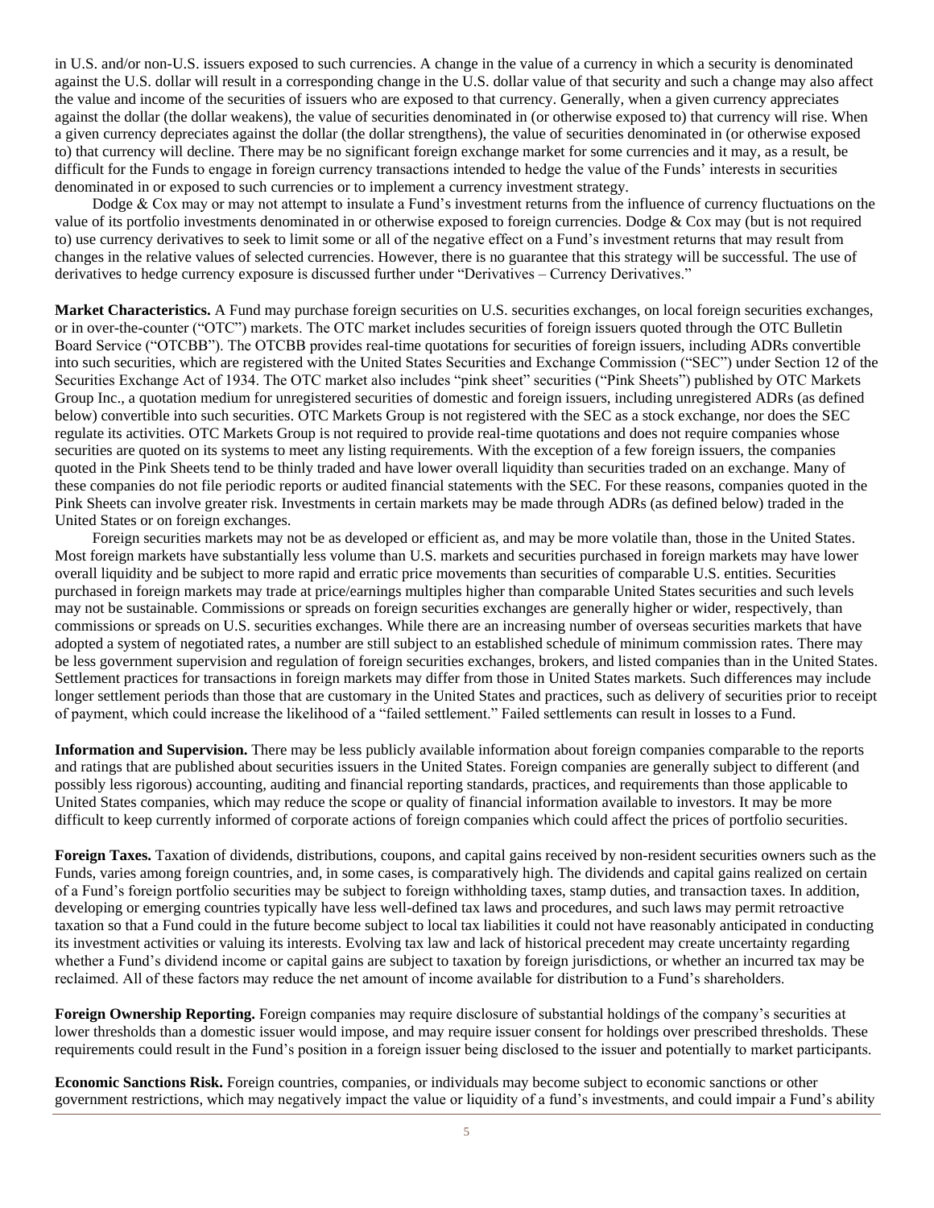in U.S. and/or non-U.S. issuers exposed to such currencies. A change in the value of a currency in which a security is denominated against the U.S. dollar will result in a corresponding change in the U.S. dollar value of that security and such a change may also affect the value and income of the securities of issuers who are exposed to that currency. Generally, when a given currency appreciates against the dollar (the dollar weakens), the value of securities denominated in (or otherwise exposed to) that currency will rise. When a given currency depreciates against the dollar (the dollar strengthens), the value of securities denominated in (or otherwise exposed to) that currency will decline. There may be no significant foreign exchange market for some currencies and it may, as a result, be difficult for the Funds to engage in foreign currency transactions intended to hedge the value of the Funds' interests in securities denominated in or exposed to such currencies or to implement a currency investment strategy.

Dodge & Cox may or may not attempt to insulate a Fund's investment returns from the influence of currency fluctuations on the value of its portfolio investments denominated in or otherwise exposed to foreign currencies. Dodge & Cox may (but is not required to) use currency derivatives to seek to limit some or all of the negative effect on a Fund's investment returns that may result from changes in the relative values of selected currencies. However, there is no guarantee that this strategy will be successful. The use of derivatives to hedge currency exposure is discussed further under "Derivatives – Currency Derivatives."

**Market Characteristics.** A Fund may purchase foreign securities on U.S. securities exchanges, on local foreign securities exchanges, or in over-the-counter ("OTC") markets. The OTC market includes securities of foreign issuers quoted through the OTC Bulletin Board Service ("OTCBB"). The OTCBB provides real-time quotations for securities of foreign issuers, including ADRs convertible into such securities, which are registered with the United States Securities and Exchange Commission ("SEC") under Section 12 of the Securities Exchange Act of 1934. The OTC market also includes "pink sheet" securities ("Pink Sheets") published by OTC Markets Group Inc., a quotation medium for unregistered securities of domestic and foreign issuers, including unregistered ADRs (as defined below) convertible into such securities. OTC Markets Group is not registered with the SEC as a stock exchange, nor does the SEC regulate its activities. OTC Markets Group is not required to provide real-time quotations and does not require companies whose securities are quoted on its systems to meet any listing requirements. With the exception of a few foreign issuers, the companies quoted in the Pink Sheets tend to be thinly traded and have lower overall liquidity than securities traded on an exchange. Many of these companies do not file periodic reports or audited financial statements with the SEC. For these reasons, companies quoted in the Pink Sheets can involve greater risk. Investments in certain markets may be made through ADRs (as defined below) traded in the United States or on foreign exchanges.

Foreign securities markets may not be as developed or efficient as, and may be more volatile than, those in the United States. Most foreign markets have substantially less volume than U.S. markets and securities purchased in foreign markets may have lower overall liquidity and be subject to more rapid and erratic price movements than securities of comparable U.S. entities. Securities purchased in foreign markets may trade at price/earnings multiples higher than comparable United States securities and such levels may not be sustainable. Commissions or spreads on foreign securities exchanges are generally higher or wider, respectively, than commissions or spreads on U.S. securities exchanges. While there are an increasing number of overseas securities markets that have adopted a system of negotiated rates, a number are still subject to an established schedule of minimum commission rates. There may be less government supervision and regulation of foreign securities exchanges, brokers, and listed companies than in the United States. Settlement practices for transactions in foreign markets may differ from those in United States markets. Such differences may include longer settlement periods than those that are customary in the United States and practices, such as delivery of securities prior to receipt of payment, which could increase the likelihood of a "failed settlement." Failed settlements can result in losses to a Fund.

**Information and Supervision.** There may be less publicly available information about foreign companies comparable to the reports and ratings that are published about securities issuers in the United States. Foreign companies are generally subject to different (and possibly less rigorous) accounting, auditing and financial reporting standards, practices, and requirements than those applicable to United States companies, which may reduce the scope or quality of financial information available to investors. It may be more difficult to keep currently informed of corporate actions of foreign companies which could affect the prices of portfolio securities.

**Foreign Taxes.** Taxation of dividends, distributions, coupons, and capital gains received by non-resident securities owners such as the Funds, varies among foreign countries, and, in some cases, is comparatively high. The dividends and capital gains realized on certain of a Fund's foreign portfolio securities may be subject to foreign withholding taxes, stamp duties, and transaction taxes. In addition, developing or emerging countries typically have less well-defined tax laws and procedures, and such laws may permit retroactive taxation so that a Fund could in the future become subject to local tax liabilities it could not have reasonably anticipated in conducting its investment activities or valuing its interests. Evolving tax law and lack of historical precedent may create uncertainty regarding whether a Fund's dividend income or capital gains are subject to taxation by foreign jurisdictions, or whether an incurred tax may be reclaimed. All of these factors may reduce the net amount of income available for distribution to a Fund's shareholders.

**Foreign Ownership Reporting.** Foreign companies may require disclosure of substantial holdings of the company's securities at lower thresholds than a domestic issuer would impose, and may require issuer consent for holdings over prescribed thresholds. These requirements could result in the Fund's position in a foreign issuer being disclosed to the issuer and potentially to market participants.

**Economic Sanctions Risk.** Foreign countries, companies, or individuals may become subject to economic sanctions or other government restrictions, which may negatively impact the value or liquidity of a fund's investments, and could impair a Fund's ability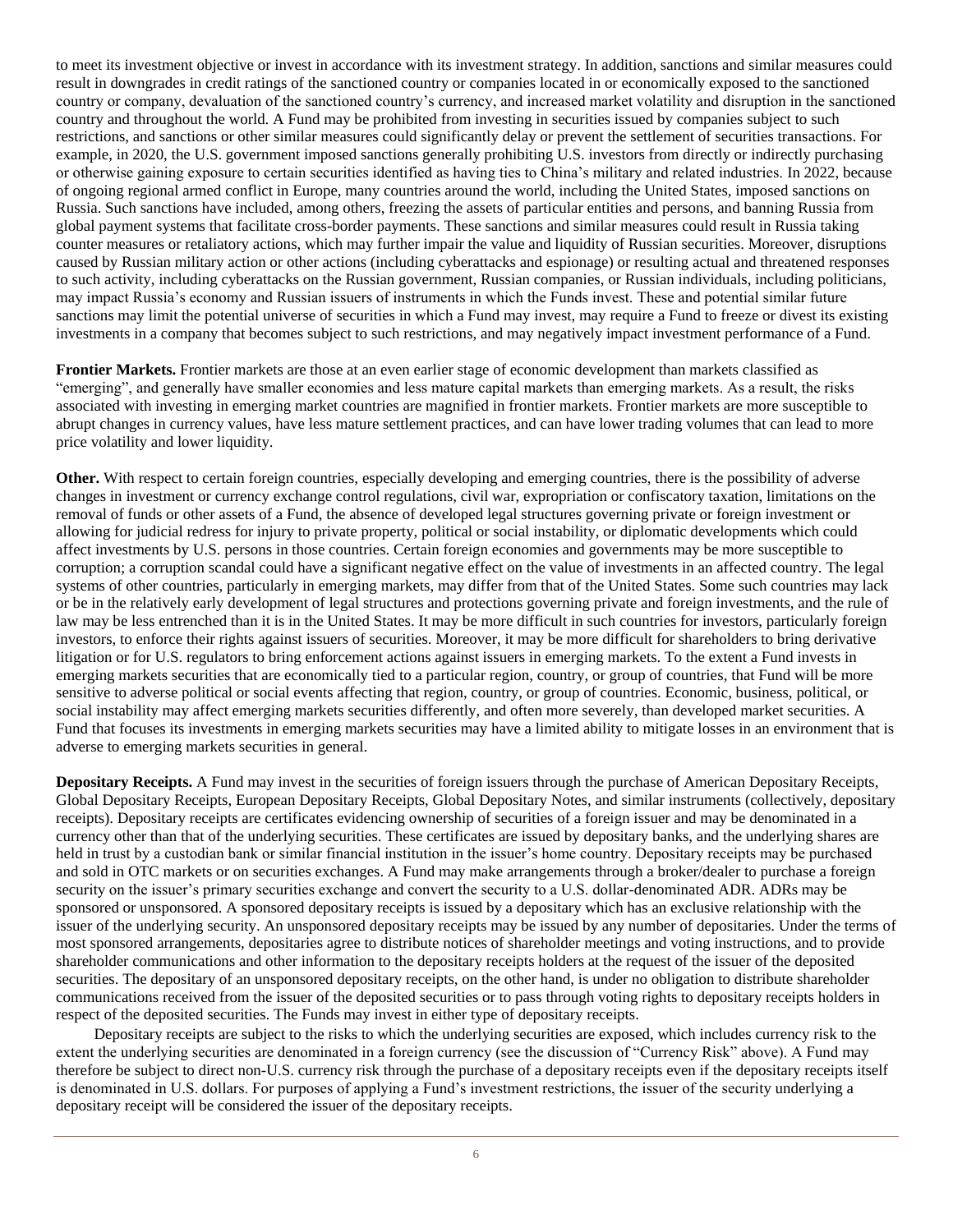to meet its investment objective or invest in accordance with its investment strategy. In addition, sanctions and similar measures could result in downgrades in credit ratings of the sanctioned country or companies located in or economically exposed to the sanctioned country or company, devaluation of the sanctioned country's currency, and increased market volatility and disruption in the sanctioned country and throughout the world. A Fund may be prohibited from investing in securities issued by companies subject to such restrictions, and sanctions or other similar measures could significantly delay or prevent the settlement of securities transactions. For example, in 2020, the U.S. government imposed sanctions generally prohibiting U.S. investors from directly or indirectly purchasing or otherwise gaining exposure to certain securities identified as having ties to China's military and related industries. In 2022, because of ongoing regional armed conflict in Europe, many countries around the world, including the United States, imposed sanctions on Russia. Such sanctions have included, among others, freezing the assets of particular entities and persons, and banning Russia from global payment systems that facilitate cross-border payments. These sanctions and similar measures could result in Russia taking counter measures or retaliatory actions, which may further impair the value and liquidity of Russian securities. Moreover, disruptions caused by Russian military action or other actions (including cyberattacks and espionage) or resulting actual and threatened responses to such activity, including cyberattacks on the Russian government, Russian companies, or Russian individuals, including politicians, may impact Russia's economy and Russian issuers of instruments in which the Funds invest. These and potential similar future sanctions may limit the potential universe of securities in which a Fund may invest, may require a Fund to freeze or divest its existing investments in a company that becomes subject to such restrictions, and may negatively impact investment performance of a Fund.

**Frontier Markets.** Frontier markets are those at an even earlier stage of economic development than markets classified as "emerging", and generally have smaller economies and less mature capital markets than emerging markets. As a result, the risks associated with investing in emerging market countries are magnified in frontier markets. Frontier markets are more susceptible to abrupt changes in currency values, have less mature settlement practices, and can have lower trading volumes that can lead to more price volatility and lower liquidity.

**Other.** With respect to certain foreign countries, especially developing and emerging countries, there is the possibility of adverse changes in investment or currency exchange control regulations, civil war, expropriation or confiscatory taxation, limitations on the removal of funds or other assets of a Fund, the absence of developed legal structures governing private or foreign investment or allowing for judicial redress for injury to private property, political or social instability, or diplomatic developments which could affect investments by U.S. persons in those countries. Certain foreign economies and governments may be more susceptible to corruption; a corruption scandal could have a significant negative effect on the value of investments in an affected country. The legal systems of other countries, particularly in emerging markets, may differ from that of the United States. Some such countries may lack or be in the relatively early development of legal structures and protections governing private and foreign investments, and the rule of law may be less entrenched than it is in the United States. It may be more difficult in such countries for investors, particularly foreign investors, to enforce their rights against issuers of securities. Moreover, it may be more difficult for shareholders to bring derivative litigation or for U.S. regulators to bring enforcement actions against issuers in emerging markets. To the extent a Fund invests in emerging markets securities that are economically tied to a particular region, country, or group of countries, that Fund will be more sensitive to adverse political or social events affecting that region, country, or group of countries. Economic, business, political, or social instability may affect emerging markets securities differently, and often more severely, than developed market securities. A Fund that focuses its investments in emerging markets securities may have a limited ability to mitigate losses in an environment that is adverse to emerging markets securities in general.

**Depositary Receipts.** A Fund may invest in the securities of foreign issuers through the purchase of American Depositary Receipts, Global Depositary Receipts, European Depositary Receipts, Global Depositary Notes, and similar instruments (collectively, depositary receipts). Depositary receipts are certificates evidencing ownership of securities of a foreign issuer and may be denominated in a currency other than that of the underlying securities. These certificates are issued by depositary banks, and the underlying shares are held in trust by a custodian bank or similar financial institution in the issuer's home country. Depositary receipts may be purchased and sold in OTC markets or on securities exchanges. A Fund may make arrangements through a broker/dealer to purchase a foreign security on the issuer's primary securities exchange and convert the security to a U.S. dollar-denominated ADR. ADRs may be sponsored or unsponsored. A sponsored depositary receipts is issued by a depositary which has an exclusive relationship with the issuer of the underlying security. An unsponsored depositary receipts may be issued by any number of depositaries. Under the terms of most sponsored arrangements, depositaries agree to distribute notices of shareholder meetings and voting instructions, and to provide shareholder communications and other information to the depositary receipts holders at the request of the issuer of the deposited securities. The depositary of an unsponsored depositary receipts, on the other hand, is under no obligation to distribute shareholder communications received from the issuer of the deposited securities or to pass through voting rights to depositary receipts holders in respect of the deposited securities. The Funds may invest in either type of depositary receipts.

Depositary receipts are subject to the risks to which the underlying securities are exposed, which includes currency risk to the extent the underlying securities are denominated in a foreign currency (see the discussion of "Currency Risk" above). A Fund may therefore be subject to direct non-U.S. currency risk through the purchase of a depositary receipts even if the depositary receipts itself is denominated in U.S. dollars. For purposes of applying a Fund's investment restrictions, the issuer of the security underlying a depositary receipt will be considered the issuer of the depositary receipts.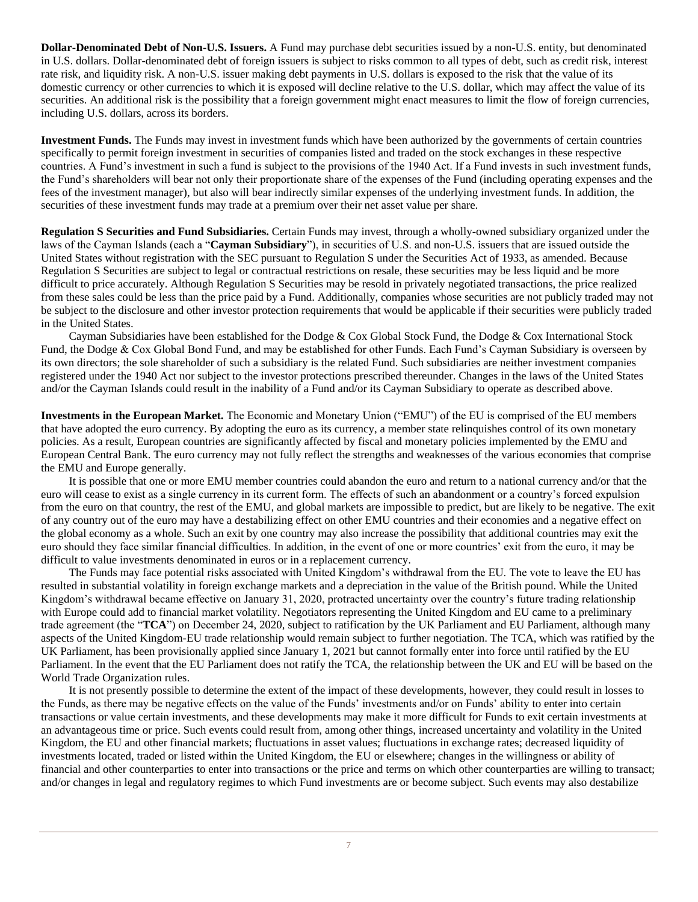**Dollar-Denominated Debt of Non-U.S. Issuers.** A Fund may purchase debt securities issued by a non-U.S. entity, but denominated in U.S. dollars. Dollar-denominated debt of foreign issuers is subject to risks common to all types of debt, such as credit risk, interest rate risk, and liquidity risk. A non-U.S. issuer making debt payments in U.S. dollars is exposed to the risk that the value of its domestic currency or other currencies to which it is exposed will decline relative to the U.S. dollar, which may affect the value of its securities. An additional risk is the possibility that a foreign government might enact measures to limit the flow of foreign currencies, including U.S. dollars, across its borders.

**Investment Funds.** The Funds may invest in investment funds which have been authorized by the governments of certain countries specifically to permit foreign investment in securities of companies listed and traded on the stock exchanges in these respective countries. A Fund's investment in such a fund is subject to the provisions of the 1940 Act. If a Fund invests in such investment funds, the Fund's shareholders will bear not only their proportionate share of the expenses of the Fund (including operating expenses and the fees of the investment manager), but also will bear indirectly similar expenses of the underlying investment funds. In addition, the securities of these investment funds may trade at a premium over their net asset value per share.

**Regulation S Securities and Fund Subsidiaries.** Certain Funds may invest, through a wholly-owned subsidiary organized under the laws of the Cayman Islands (each a "**Cayman Subsidiary**"), in securities of U.S. and non-U.S. issuers that are issued outside the United States without registration with the SEC pursuant to Regulation S under the Securities Act of 1933, as amended. Because Regulation S Securities are subject to legal or contractual restrictions on resale, these securities may be less liquid and be more difficult to price accurately. Although Regulation S Securities may be resold in privately negotiated transactions, the price realized from these sales could be less than the price paid by a Fund. Additionally, companies whose securities are not publicly traded may not be subject to the disclosure and other investor protection requirements that would be applicable if their securities were publicly traded in the United States.

Cayman Subsidiaries have been established for the Dodge & Cox Global Stock Fund, the Dodge & Cox International Stock Fund, the Dodge & Cox Global Bond Fund, and may be established for other Funds. Each Fund's Cayman Subsidiary is overseen by its own directors; the sole shareholder of such a subsidiary is the related Fund. Such subsidiaries are neither investment companies registered under the 1940 Act nor subject to the investor protections prescribed thereunder. Changes in the laws of the United States and/or the Cayman Islands could result in the inability of a Fund and/or its Cayman Subsidiary to operate as described above.

**Investments in the European Market.** The Economic and Monetary Union ("EMU") of the EU is comprised of the EU members that have adopted the euro currency. By adopting the euro as its currency, a member state relinquishes control of its own monetary policies. As a result, European countries are significantly affected by fiscal and monetary policies implemented by the EMU and European Central Bank. The euro currency may not fully reflect the strengths and weaknesses of the various economies that comprise the EMU and Europe generally.

It is possible that one or more EMU member countries could abandon the euro and return to a national currency and/or that the euro will cease to exist as a single currency in its current form. The effects of such an abandonment or a country's forced expulsion from the euro on that country, the rest of the EMU, and global markets are impossible to predict, but are likely to be negative. The exit of any country out of the euro may have a destabilizing effect on other EMU countries and their economies and a negative effect on the global economy as a whole. Such an exit by one country may also increase the possibility that additional countries may exit the euro should they face similar financial difficulties. In addition, in the event of one or more countries' exit from the euro, it may be difficult to value investments denominated in euros or in a replacement currency.

The Funds may face potential risks associated with United Kingdom's withdrawal from the EU. The vote to leave the EU has resulted in substantial volatility in foreign exchange markets and a depreciation in the value of the British pound. While the United Kingdom's withdrawal became effective on January 31, 2020, protracted uncertainty over the country's future trading relationship with Europe could add to financial market volatility. Negotiators representing the United Kingdom and EU came to a preliminary trade agreement (the "**TCA**") on December 24, 2020, subject to ratification by the UK Parliament and EU Parliament, although many aspects of the United Kingdom-EU trade relationship would remain subject to further negotiation. The TCA, which was ratified by the UK Parliament, has been provisionally applied since January 1, 2021 but cannot formally enter into force until ratified by the EU Parliament. In the event that the EU Parliament does not ratify the TCA, the relationship between the UK and EU will be based on the World Trade Organization rules.

It is not presently possible to determine the extent of the impact of these developments, however, they could result in losses to the Funds, as there may be negative effects on the value of the Funds' investments and/or on Funds' ability to enter into certain transactions or value certain investments, and these developments may make it more difficult for Funds to exit certain investments at an advantageous time or price. Such events could result from, among other things, increased uncertainty and volatility in the United Kingdom, the EU and other financial markets; fluctuations in asset values; fluctuations in exchange rates; decreased liquidity of investments located, traded or listed within the United Kingdom, the EU or elsewhere; changes in the willingness or ability of financial and other counterparties to enter into transactions or the price and terms on which other counterparties are willing to transact; and/or changes in legal and regulatory regimes to which Fund investments are or become subject. Such events may also destabilize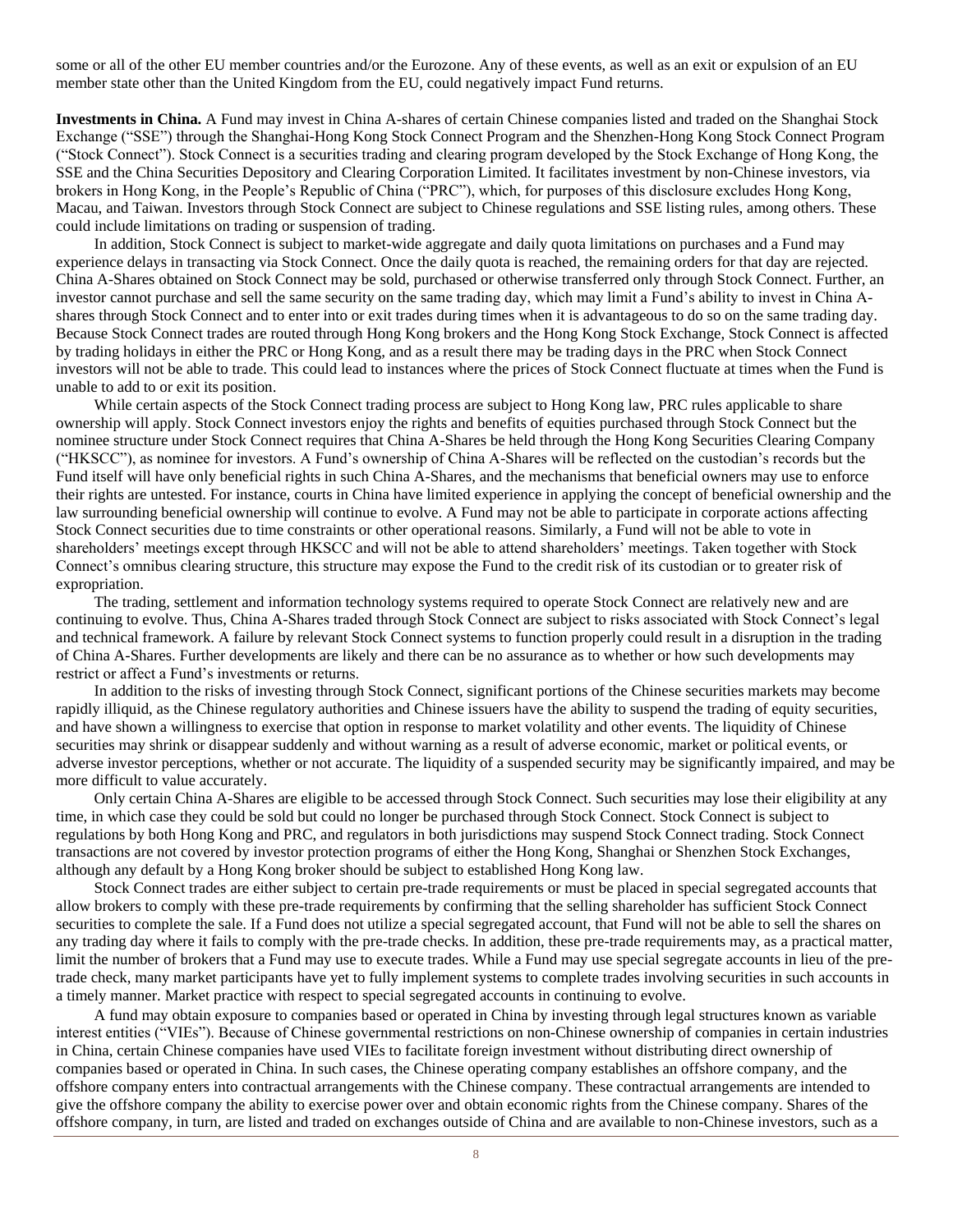some or all of the other EU member countries and/or the Eurozone. Any of these events, as well as an exit or expulsion of an EU member state other than the United Kingdom from the EU, could negatively impact Fund returns.

**Investments in China.** A Fund may invest in China A-shares of certain Chinese companies listed and traded on the Shanghai Stock Exchange ("SSE") through the Shanghai-Hong Kong Stock Connect Program and the Shenzhen-Hong Kong Stock Connect Program ("Stock Connect"). Stock Connect is a securities trading and clearing program developed by the Stock Exchange of Hong Kong, the SSE and the China Securities Depository and Clearing Corporation Limited. It facilitates investment by non-Chinese investors, via brokers in Hong Kong, in the People's Republic of China ("PRC"), which, for purposes of this disclosure excludes Hong Kong, Macau, and Taiwan. Investors through Stock Connect are subject to Chinese regulations and SSE listing rules, among others. These could include limitations on trading or suspension of trading.

In addition, Stock Connect is subject to market-wide aggregate and daily quota limitations on purchases and a Fund may experience delays in transacting via Stock Connect. Once the daily quota is reached, the remaining orders for that day are rejected. China A-Shares obtained on Stock Connect may be sold, purchased or otherwise transferred only through Stock Connect. Further, an investor cannot purchase and sell the same security on the same trading day, which may limit a Fund's ability to invest in China A-shares through Stock Connect and to enter into or exit trades during times when it is advantageous to do so on the same trading day. Because Stock Connect trades are routed through Hong Kong brokers and the Hong Kong Stock Exchange, Stock Connect is affected by trading holidays in either the PRC or Hong Kong, and as a result there may be trading days in the PRC when Stock Connect investors will not be able to trade. This could lead to instances where the prices of Stock Connect fluctuate at times when the Fund is unable to add to or exit its position.

While certain aspects of the Stock Connect trading process are subject to Hong Kong law, PRC rules applicable to share ownership will apply. Stock Connect investors enjoy the rights and benefits of equities purchased through Stock Connect but the nominee structure under Stock Connect requires that China A-Shares be held through the Hong Kong Securities Clearing Company ("HKSCC"), as nominee for investors. A Fund's ownership of China A-Shares will be reflected on the custodian's records but the Fund itself will have only beneficial rights in such China A-Shares, and the mechanisms that beneficial owners may use to enforce their rights are untested. For instance, courts in China have limited experience in applying the concept of beneficial ownership and the law surrounding beneficial ownership will continue to evolve. A Fund may not be able to participate in corporate actions affecting Stock Connect securities due to time constraints or other operational reasons. Similarly, a Fund will not be able to vote in shareholders' meetings except through HKSCC and will not be able to attend shareholders' meetings. Taken together with Stock Connect's omnibus clearing structure, this structure may expose the Fund to the credit risk of its custodian or to greater risk of expropriation.

The trading, settlement and information technology systems required to operate Stock Connect are relatively new and are continuing to evolve. Thus, China A-Shares traded through Stock Connect are subject to risks associated with Stock Connect's legal and technical framework. A failure by relevant Stock Connect systems to function properly could result in a disruption in the trading of China A-Shares. Further developments are likely and there can be no assurance as to whether or how such developments may restrict or affect a Fund's investments or returns.

In addition to the risks of investing through Stock Connect, significant portions of the Chinese securities markets may become rapidly illiquid, as the Chinese regulatory authorities and Chinese issuers have the ability to suspend the trading of equity securities, and have shown a willingness to exercise that option in response to market volatility and other events. The liquidity of Chinese securities may shrink or disappear suddenly and without warning as a result of adverse economic, market or political events, or adverse investor perceptions, whether or not accurate. The liquidity of a suspended security may be significantly impaired, and may be more difficult to value accurately.

Only certain China A-Shares are eligible to be accessed through Stock Connect. Such securities may lose their eligibility at any time, in which case they could be sold but could no longer be purchased through Stock Connect. Stock Connect is subject to regulations by both Hong Kong and PRC, and regulators in both jurisdictions may suspend Stock Connect trading. Stock Connect transactions are not covered by investor protection programs of either the Hong Kong, Shanghai or Shenzhen Stock Exchanges, although any default by a Hong Kong broker should be subject to established Hong Kong law.

Stock Connect trades are either subject to certain pre-trade requirements or must be placed in special segregated accounts that allow brokers to comply with these pre-trade requirements by confirming that the selling shareholder has sufficient Stock Connect securities to complete the sale. If a Fund does not utilize a special segregated account, that Fund will not be able to sell the shares on any trading day where it fails to comply with the pre-trade checks. In addition, these pre-trade requirements may, as a practical matter, limit the number of brokers that a Fund may use to execute trades. While a Fund may use special segregate accounts in lieu of the pre-trade check, many market participants have yet to fully implement systems to complete trades involving securities in such accounts in a timely manner. Market practice with respect to special segregated accounts in continuing to evolve.

A fund may obtain exposure to companies based or operated in China by investing through legal structures known as variable interest entities ("VIEs"). Because of Chinese governmental restrictions on non-Chinese ownership of companies in certain industries in China, certain Chinese companies have used VIEs to facilitate foreign investment without distributing direct ownership of companies based or operated in China. In such cases, the Chinese operating company establishes an offshore company, and the offshore company enters into contractual arrangements with the Chinese company. These contractual arrangements are intended to give the offshore company the ability to exercise power over and obtain economic rights from the Chinese company. Shares of the offshore company, in turn, are listed and traded on exchanges outside of China and are available to non-Chinese investors, such as a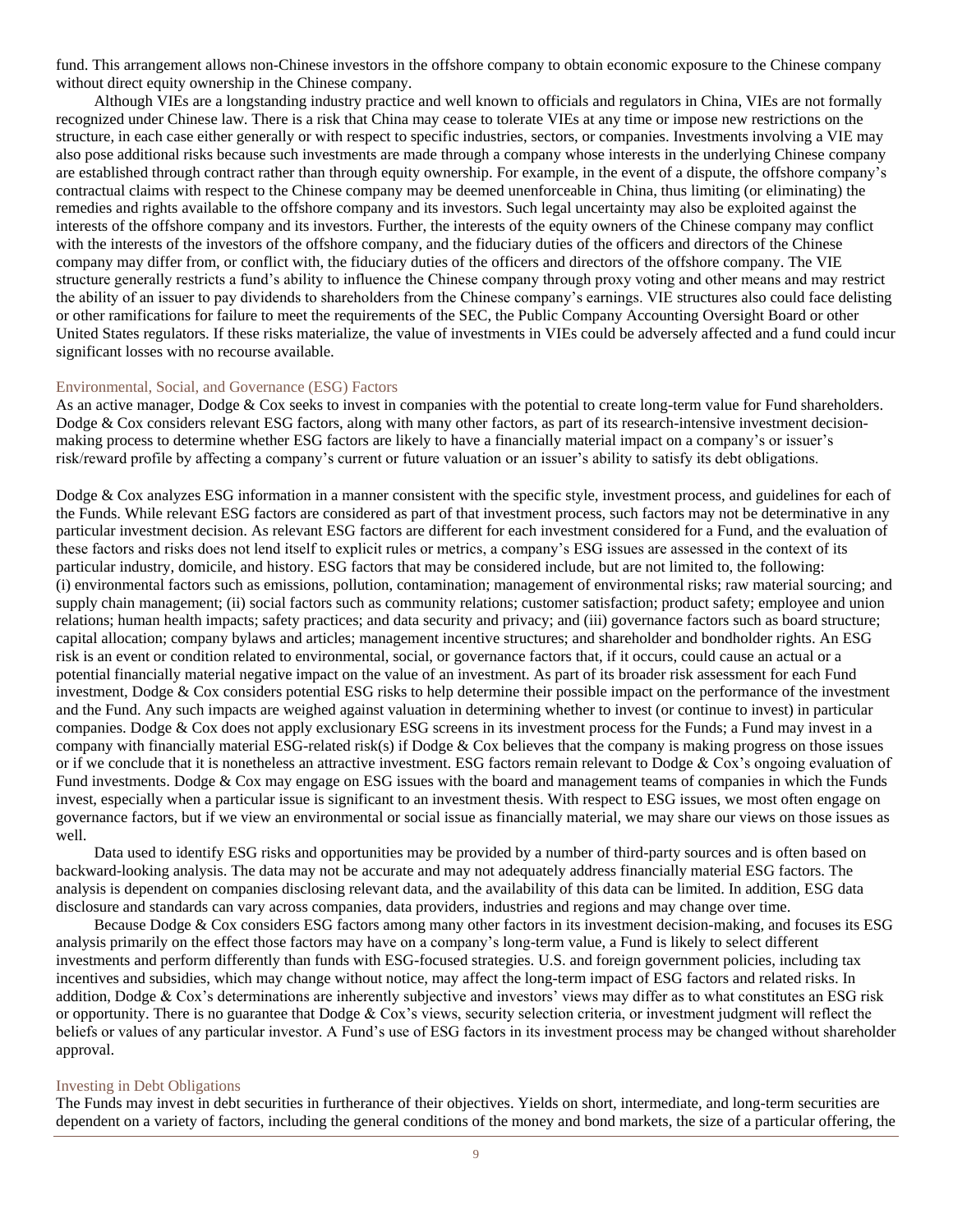fund. This arrangement allows non-Chinese investors in the offshore company to obtain economic exposure to the Chinese company without direct equity ownership in the Chinese company.

Although VIEs are a longstanding industry practice and well known to officials and regulators in China, VIEs are not formally recognized under Chinese law. There is a risk that China may cease to tolerate VIEs at any time or impose new restrictions on the structure, in each case either generally or with respect to specific industries, sectors, or companies. Investments involving a VIE may also pose additional risks because such investments are made through a company whose interests in the underlying Chinese company are established through contract rather than through equity ownership. For example, in the event of a dispute, the offshore company's contractual claims with respect to the Chinese company may be deemed unenforceable in China, thus limiting (or eliminating) the remedies and rights available to the offshore company and its investors. Such legal uncertainty may also be exploited against the interests of the offshore company and its investors. Further, the interests of the equity owners of the Chinese company may conflict with the interests of the investors of the offshore company, and the fiduciary duties of the officers and directors of the Chinese company may differ from, or conflict with, the fiduciary duties of the officers and directors of the offshore company. The VIE structure generally restricts a fund's ability to influence the Chinese company through proxy voting and other means and may restrict the ability of an issuer to pay dividends to shareholders from the Chinese company's earnings. VIE structures also could face delisting or other ramifications for failure to meet the requirements of the SEC, the Public Company Accounting Oversight Board or other United States regulators. If these risks materialize, the value of investments in VIEs could be adversely affected and a fund could incur significant losses with no recourse available.

### Environmental, Social, and Governance (ESG) Factors

As an active manager, Dodge & Cox seeks to invest in companies with the potential to create long-term value for Fund shareholders. Dodge & Cox considers relevant ESG factors, along with many other factors, as part of its research-intensive investment decision-making process to determine whether ESG factors are likely to have a financially material impact on a company's or issuer's risk/reward profile by affecting a company's current or future valuation or an issuer's ability to satisfy its debt obligations.

Dodge & Cox analyzes ESG information in a manner consistent with the specific style, investment process, and guidelines for each of the Funds. While relevant ESG factors are considered as part of that investment process, such factors may not be determinative in any particular investment decision. As relevant ESG factors are different for each investment considered for a Fund, and the evaluation of these factors and risks does not lend itself to explicit rules or metrics, a company's ESG issues are assessed in the context of its particular industry, domicile, and history. ESG factors that may be considered include, but are not limited to, the following: (i) environmental factors such as emissions, pollution, contamination; management of environmental risks; raw material sourcing; and supply chain management; (ii) social factors such as community relations; customer satisfaction; product safety; employee and union relations; human health impacts; safety practices; and data security and privacy; and (iii) governance factors such as board structure; capital allocation; company bylaws and articles; management incentive structures; and shareholder and bondholder rights. An ESG risk is an event or condition related to environmental, social, or governance factors that, if it occurs, could cause an actual or a potential financially material negative impact on the value of an investment. As part of its broader risk assessment for each Fund investment, Dodge & Cox considers potential ESG risks to help determine their possible impact on the performance of the investment and the Fund. Any such impacts are weighed against valuation in determining whether to invest (or continue to invest) in particular companies. Dodge & Cox does not apply exclusionary ESG screens in its investment process for the Funds; a Fund may invest in a company with financially material ESG-related risk(s) if Dodge & Cox believes that the company is making progress on those issues or if we conclude that it is nonetheless an attractive investment. ESG factors remain relevant to Dodge & Cox's ongoing evaluation of Fund investments. Dodge & Cox may engage on ESG issues with the board and management teams of companies in which the Funds invest, especially when a particular issue is significant to an investment thesis. With respect to ESG issues, we most often engage on governance factors, but if we view an environmental or social issue as financially material, we may share our views on those issues as well.

Data used to identify ESG risks and opportunities may be provided by a number of third-party sources and is often based on backward-looking analysis. The data may not be accurate and may not adequately address financially material ESG factors. The analysis is dependent on companies disclosing relevant data, and the availability of this data can be limited. In addition, ESG data disclosure and standards can vary across companies, data providers, industries and regions and may change over time.

Because Dodge & Cox considers ESG factors among many other factors in its investment decision-making, and focuses its ESG analysis primarily on the effect those factors may have on a company's long-term value, a Fund is likely to select different investments and perform differently than funds with ESG-focused strategies. U.S. and foreign government policies, including tax incentives and subsidies, which may change without notice, may affect the long-term impact of ESG factors and related risks. In addition, Dodge & Cox's determinations are inherently subjective and investors' views may differ as to what constitutes an ESG risk or opportunity. There is no guarantee that Dodge & Cox's views, security selection criteria, or investment judgment will reflect the beliefs or values of any particular investor. A Fund's use of ESG factors in its investment process may be changed without shareholder approval.

### Investing in Debt Obligations

The Funds may invest in debt securities in furtherance of their objectives. Yields on short, intermediate, and long-term securities are dependent on a variety of factors, including the general conditions of the money and bond markets, the size of a particular offering, the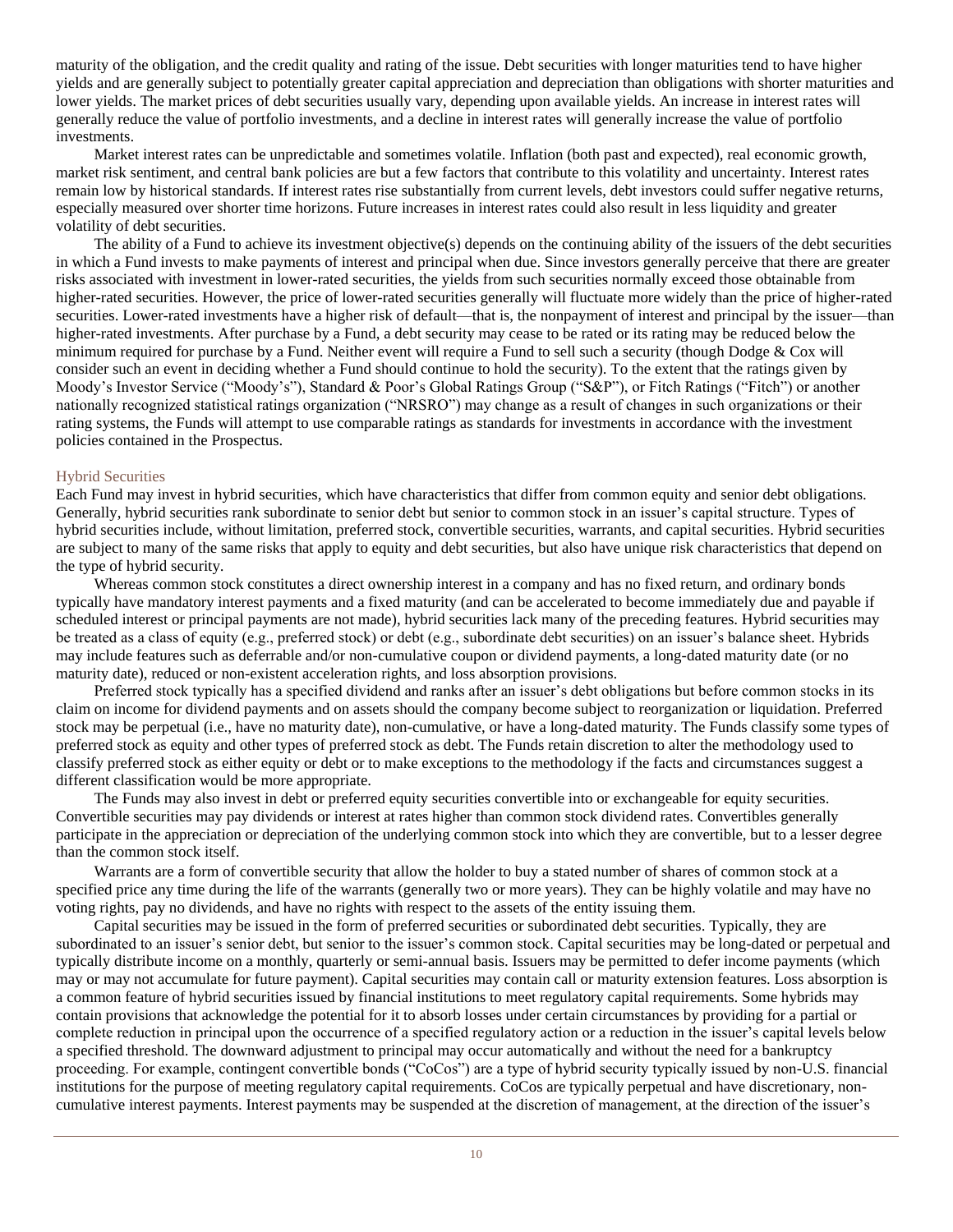maturity of the obligation, and the credit quality and rating of the issue. Debt securities with longer maturities tend to have higher yields and are generally subject to potentially greater capital appreciation and depreciation than obligations with shorter maturities and lower yields. The market prices of debt securities usually vary, depending upon available yields. An increase in interest rates will generally reduce the value of portfolio investments, and a decline in interest rates will generally increase the value of portfolio investments.

Market interest rates can be unpredictable and sometimes volatile. Inflation (both past and expected), real economic growth, market risk sentiment, and central bank policies are but a few factors that contribute to this volatility and uncertainty. Interest rates remain low by historical standards. If interest rates rise substantially from current levels, debt investors could suffer negative returns, especially measured over shorter time horizons. Future increases in interest rates could also result in less liquidity and greater volatility of debt securities.

The ability of a Fund to achieve its investment objective(s) depends on the continuing ability of the issuers of the debt securities in which a Fund invests to make payments of interest and principal when due. Since investors generally perceive that there are greater risks associated with investment in lower-rated securities, the yields from such securities normally exceed those obtainable from higher-rated securities. However, the price of lower-rated securities generally will fluctuate more widely than the price of higher-rated securities. Lower-rated investments have a higher risk of default—that is, the nonpayment of interest and principal by the issuer—than higher-rated investments. After purchase by a Fund, a debt security may cease to be rated or its rating may be reduced below the minimum required for purchase by a Fund. Neither event will require a Fund to sell such a security (though Dodge & Cox will consider such an event in deciding whether a Fund should continue to hold the security). To the extent that the ratings given by Moody's Investor Service ("Moody's"), Standard & Poor's Global Ratings Group ("S&P"), or Fitch Ratings ("Fitch") or another nationally recognized statistical ratings organization ("NRSRO") may change as a result of changes in such organizations or their rating systems, the Funds will attempt to use comparable ratings as standards for investments in accordance with the investment policies contained in the Prospectus.

## Hybrid Securities

Each Fund may invest in hybrid securities, which have characteristics that differ from common equity and senior debt obligations. Generally, hybrid securities rank subordinate to senior debt but senior to common stock in an issuer's capital structure. Types of hybrid securities include, without limitation, preferred stock, convertible securities, warrants, and capital securities. Hybrid securities are subject to many of the same risks that apply to equity and debt securities, but also have unique risk characteristics that depend on the type of hybrid security.

Whereas common stock constitutes a direct ownership interest in a company and has no fixed return, and ordinary bonds typically have mandatory interest payments and a fixed maturity (and can be accelerated to become immediately due and payable if scheduled interest or principal payments are not made), hybrid securities lack many of the preceding features. Hybrid securities may be treated as a class of equity (e.g., preferred stock) or debt (e.g., subordinate debt securities) on an issuer's balance sheet. Hybrids may include features such as deferrable and/or non-cumulative coupon or dividend payments, a long-dated maturity date (or no maturity date), reduced or non-existent acceleration rights, and loss absorption provisions.

Preferred stock typically has a specified dividend and ranks after an issuer's debt obligations but before common stocks in its claim on income for dividend payments and on assets should the company become subject to reorganization or liquidation. Preferred stock may be perpetual (i.e., have no maturity date), non-cumulative, or have a long-dated maturity. The Funds classify some types of preferred stock as equity and other types of preferred stock as debt. The Funds retain discretion to alter the methodology used to classify preferred stock as either equity or debt or to make exceptions to the methodology if the facts and circumstances suggest a different classification would be more appropriate.

The Funds may also invest in debt or preferred equity securities convertible into or exchangeable for equity securities. Convertible securities may pay dividends or interest at rates higher than common stock dividend rates. Convertibles generally participate in the appreciation or depreciation of the underlying common stock into which they are convertible, but to a lesser degree than the common stock itself.

Warrants are a form of convertible security that allow the holder to buy a stated number of shares of common stock at a specified price any time during the life of the warrants (generally two or more years). They can be highly volatile and may have no voting rights, pay no dividends, and have no rights with respect to the assets of the entity issuing them.

Capital securities may be issued in the form of preferred securities or subordinated debt securities. Typically, they are subordinated to an issuer's senior debt, but senior to the issuer's common stock. Capital securities may be long-dated or perpetual and typically distribute income on a monthly, quarterly or semi-annual basis. Issuers may be permitted to defer income payments (which may or may not accumulate for future payment). Capital securities may contain call or maturity extension features. Loss absorption is a common feature of hybrid securities issued by financial institutions to meet regulatory capital requirements. Some hybrids may contain provisions that acknowledge the potential for it to absorb losses under certain circumstances by providing for a partial or complete reduction in principal upon the occurrence of a specified regulatory action or a reduction in the issuer's capital levels below a specified threshold. The downward adjustment to principal may occur automatically and without the need for a bankruptcy proceeding. For example, contingent convertible bonds ("CoCos") are a type of hybrid security typically issued by non-U.S. financial institutions for the purpose of meeting regulatory capital requirements. CoCos are typically perpetual and have discretionary, non-cumulative interest payments. Interest payments may be suspended at the discretion of management, at the direction of the issuer's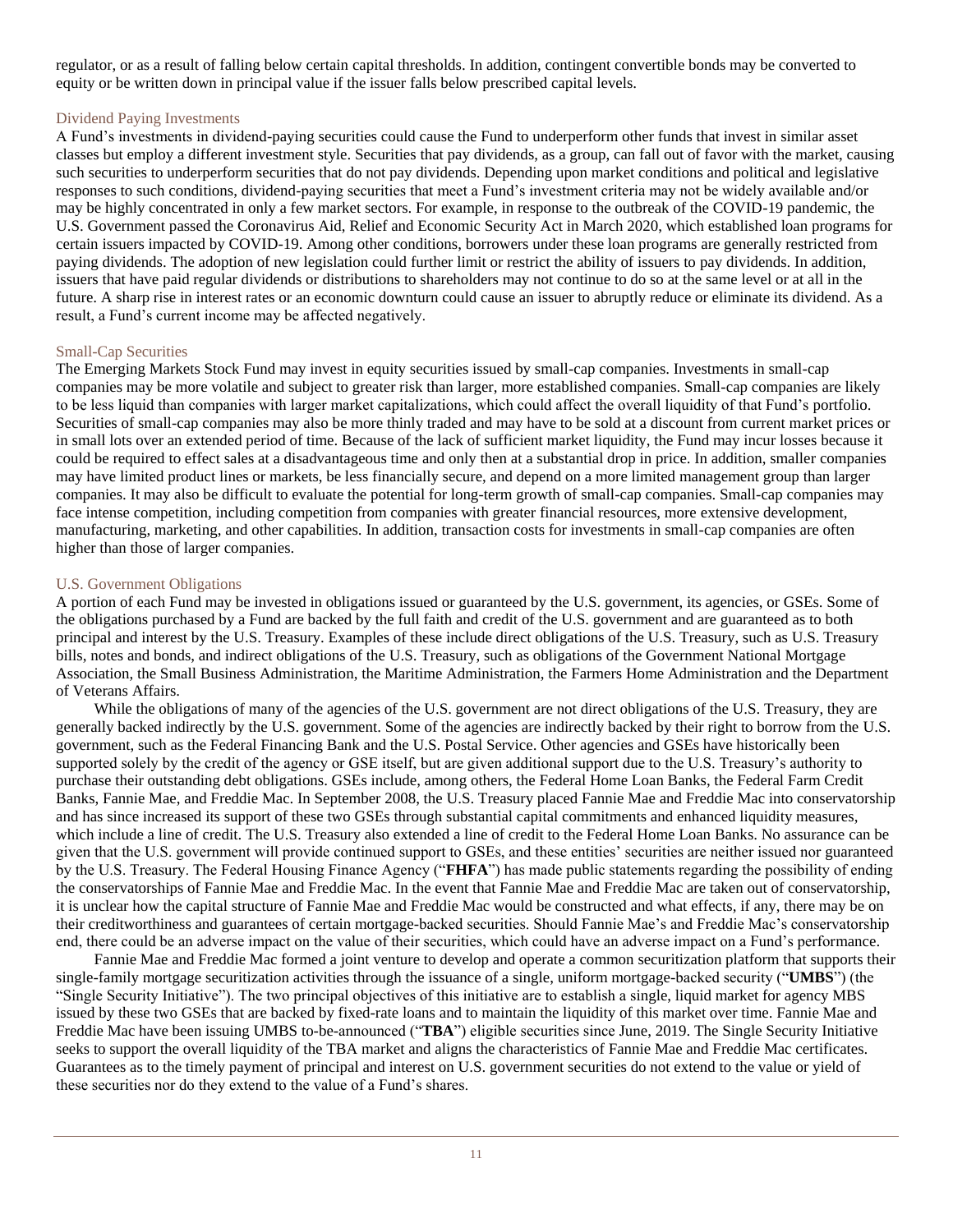regulator, or as a result of falling below certain capital thresholds. In addition, contingent convertible bonds may be converted to equity or be written down in principal value if the issuer falls below prescribed capital levels.

### Dividend Paying Investments

A Fund's investments in dividend-paying securities could cause the Fund to underperform other funds that invest in similar asset classes but employ a different investment style. Securities that pay dividends, as a group, can fall out of favor with the market, causing such securities to underperform securities that do not pay dividends. Depending upon market conditions and political and legislative responses to such conditions, dividend-paying securities that meet a Fund's investment criteria may not be widely available and/or may be highly concentrated in only a few market sectors. For example, in response to the outbreak of the COVID-19 pandemic, the U.S. Government passed the Coronavirus Aid, Relief and Economic Security Act in March 2020, which established loan programs for certain issuers impacted by COVID-19. Among other conditions, borrowers under these loan programs are generally restricted from paying dividends. The adoption of new legislation could further limit or restrict the ability of issuers to pay dividends. In addition, issuers that have paid regular dividends or distributions to shareholders may not continue to do so at the same level or at all in the future. A sharp rise in interest rates or an economic downturn could cause an issuer to abruptly reduce or eliminate its dividend. As a result, a Fund's current income may be affected negatively.

### Small-Cap Securities

The Emerging Markets Stock Fund may invest in equity securities issued by small-cap companies. Investments in small-cap companies may be more volatile and subject to greater risk than larger, more established companies. Small-cap companies are likely to be less liquid than companies with larger market capitalizations, which could affect the overall liquidity of that Fund's portfolio. Securities of small-cap companies may also be more thinly traded and may have to be sold at a discount from current market prices or in small lots over an extended period of time. Because of the lack of sufficient market liquidity, the Fund may incur losses because it could be required to effect sales at a disadvantageous time and only then at a substantial drop in price. In addition, smaller companies may have limited product lines or markets, be less financially secure, and depend on a more limited management group than larger companies. It may also be difficult to evaluate the potential for long-term growth of small-cap companies. Small-cap companies may face intense competition, including competition from companies with greater financial resources, more extensive development, manufacturing, marketing, and other capabilities. In addition, transaction costs for investments in small-cap companies are often higher than those of larger companies.

### U.S. Government Obligations

A portion of each Fund may be invested in obligations issued or guaranteed by the U.S. government, its agencies, or GSEs. Some of the obligations purchased by a Fund are backed by the full faith and credit of the U.S. government and are guaranteed as to both principal and interest by the U.S. Treasury. Examples of these include direct obligations of the U.S. Treasury, such as U.S. Treasury bills, notes and bonds, and indirect obligations of the U.S. Treasury, such as obligations of the Government National Mortgage Association, the Small Business Administration, the Maritime Administration, the Farmers Home Administration and the Department of Veterans Affairs.

While the obligations of many of the agencies of the U.S. government are not direct obligations of the U.S. Treasury, they are generally backed indirectly by the U.S. government. Some of the agencies are indirectly backed by their right to borrow from the U.S. government, such as the Federal Financing Bank and the U.S. Postal Service. Other agencies and GSEs have historically been supported solely by the credit of the agency or GSE itself, but are given additional support due to the U.S. Treasury's authority to purchase their outstanding debt obligations. GSEs include, among others, the Federal Home Loan Banks, the Federal Farm Credit Banks, Fannie Mae, and Freddie Mac. In September 2008, the U.S. Treasury placed Fannie Mae and Freddie Mac into conservatorship and has since increased its support of these two GSEs through substantial capital commitments and enhanced liquidity measures, which include a line of credit. The U.S. Treasury also extended a line of credit to the Federal Home Loan Banks. No assurance can be given that the U.S. government will provide continued support to GSEs, and these entities' securities are neither issued nor guaranteed by the U.S. Treasury. The Federal Housing Finance Agency ("**FHFA**") has made public statements regarding the possibility of ending the conservatorships of Fannie Mae and Freddie Mac. In the event that Fannie Mae and Freddie Mac are taken out of conservatorship, it is unclear how the capital structure of Fannie Mae and Freddie Mac would be constructed and what effects, if any, there may be on their creditworthiness and guarantees of certain mortgage-backed securities. Should Fannie Mae's and Freddie Mac's conservatorship end, there could be an adverse impact on the value of their securities, which could have an adverse impact on a Fund's performance.

Fannie Mae and Freddie Mac formed a joint venture to develop and operate a common securitization platform that supports their single-family mortgage securitization activities through the issuance of a single, uniform mortgage-backed security ("**UMBS**") (the "Single Security Initiative"). The two principal objectives of this initiative are to establish a single, liquid market for agency MBS issued by these two GSEs that are backed by fixed-rate loans and to maintain the liquidity of this market over time. Fannie Mae and Freddie Mac have been issuing UMBS to-be-announced ("**TBA**") eligible securities since June, 2019. The Single Security Initiative seeks to support the overall liquidity of the TBA market and aligns the characteristics of Fannie Mae and Freddie Mac certificates. Guarantees as to the timely payment of principal and interest on U.S. government securities do not extend to the value or yield of these securities nor do they extend to the value of a Fund's shares.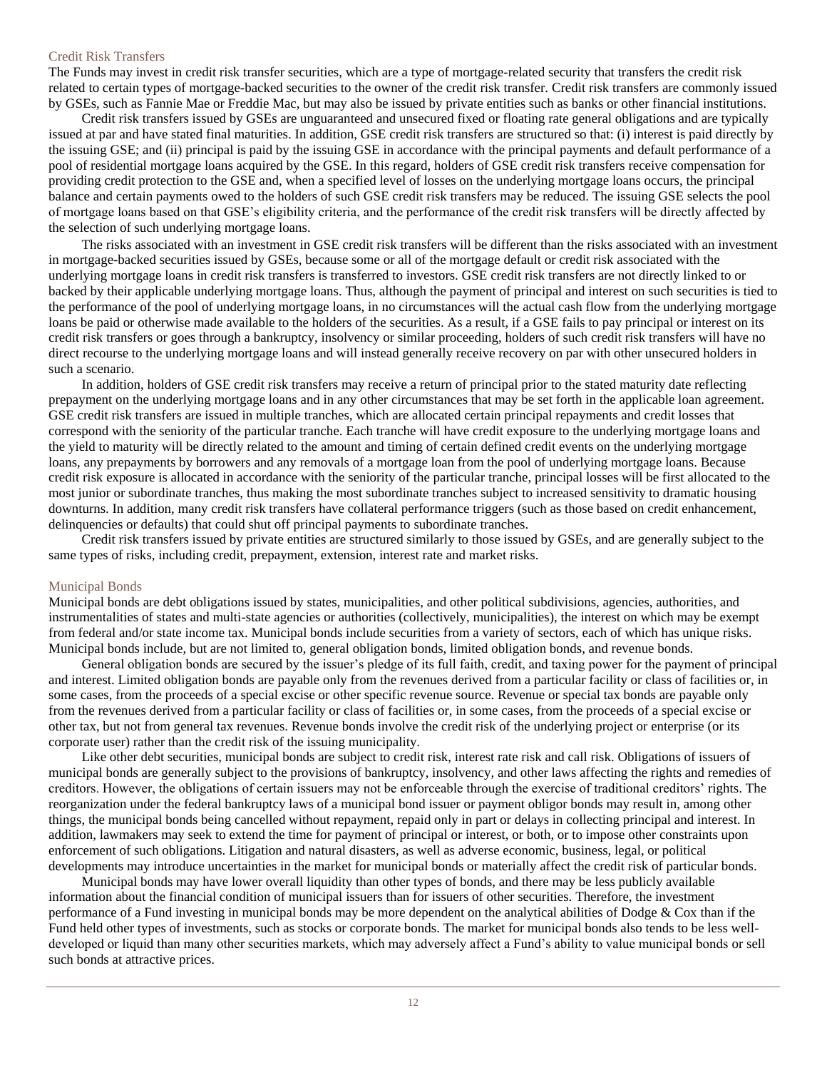### Credit Risk Transfers

The Funds may invest in credit risk transfer securities, which are a type of mortgage-related security that transfers the credit risk related to certain types of mortgage-backed securities to the owner of the credit risk transfer. Credit risk transfers are commonly issued by GSEs, such as Fannie Mae or Freddie Mac, but may also be issued by private entities such as banks or other financial institutions.

Credit risk transfers issued by GSEs are unguaranteed and unsecured fixed or floating rate general obligations and are typically issued at par and have stated final maturities. In addition, GSE credit risk transfers are structured so that: (i) interest is paid directly by the issuing GSE; and (ii) principal is paid by the issuing GSE in accordance with the principal payments and default performance of a pool of residential mortgage loans acquired by the GSE. In this regard, holders of GSE credit risk transfers receive compensation for providing credit protection to the GSE and, when a specified level of losses on the underlying mortgage loans occurs, the principal balance and certain payments owed to the holders of such GSE credit risk transfers may be reduced. The issuing GSE selects the pool of mortgage loans based on that GSE's eligibility criteria, and the performance of the credit risk transfers will be directly affected by the selection of such underlying mortgage loans.

The risks associated with an investment in GSE credit risk transfers will be different than the risks associated with an investment in mortgage-backed securities issued by GSEs, because some or all of the mortgage default or credit risk associated with the underlying mortgage loans in credit risk transfers is transferred to investors. GSE credit risk transfers are not directly linked to or backed by their applicable underlying mortgage loans. Thus, although the payment of principal and interest on such securities is tied to the performance of the pool of underlying mortgage loans, in no circumstances will the actual cash flow from the underlying mortgage loans be paid or otherwise made available to the holders of the securities. As a result, if a GSE fails to pay principal or interest on its credit risk transfers or goes through a bankruptcy, insolvency or similar proceeding, holders of such credit risk transfers will have no direct recourse to the underlying mortgage loans and will instead generally receive recovery on par with other unsecured holders in such a scenario.

In addition, holders of GSE credit risk transfers may receive a return of principal prior to the stated maturity date reflecting prepayment on the underlying mortgage loans and in any other circumstances that may be set forth in the applicable loan agreement. GSE credit risk transfers are issued in multiple tranches, which are allocated certain principal repayments and credit losses that correspond with the seniority of the particular tranche. Each tranche will have credit exposure to the underlying mortgage loans and the yield to maturity will be directly related to the amount and timing of certain defined credit events on the underlying mortgage loans, any prepayments by borrowers and any removals of a mortgage loan from the pool of underlying mortgage loans. Because credit risk exposure is allocated in accordance with the seniority of the particular tranche, principal losses will be first allocated to the most junior or subordinate tranches, thus making the most subordinate tranches subject to increased sensitivity to dramatic housing downturns. In addition, many credit risk transfers have collateral performance triggers (such as those based on credit enhancement, delinquencies or defaults) that could shut off principal payments to subordinate tranches.

Credit risk transfers issued by private entities are structured similarly to those issued by GSEs, and are generally subject to the same types of risks, including credit, prepayment, extension, interest rate and market risks.

### Municipal Bonds

Municipal bonds are debt obligations issued by states, municipalities, and other political subdivisions, agencies, authorities, and instrumentalities of states and multi-state agencies or authorities (collectively, municipalities), the interest on which may be exempt from federal and/or state income tax. Municipal bonds include securities from a variety of sectors, each of which has unique risks. Municipal bonds include, but are not limited to, general obligation bonds, limited obligation bonds, and revenue bonds.

General obligation bonds are secured by the issuer's pledge of its full faith, credit, and taxing power for the payment of principal and interest. Limited obligation bonds are payable only from the revenues derived from a particular facility or class of facilities or, in some cases, from the proceeds of a special excise or other specific revenue source. Revenue or special tax bonds are payable only from the revenues derived from a particular facility or class of facilities or, in some cases, from the proceeds of a special excise or other tax, but not from general tax revenues. Revenue bonds involve the credit risk of the underlying project or enterprise (or its corporate user) rather than the credit risk of the issuing municipality.

Like other debt securities, municipal bonds are subject to credit risk, interest rate risk and call risk. Obligations of issuers of municipal bonds are generally subject to the provisions of bankruptcy, insolvency, and other laws affecting the rights and remedies of creditors. However, the obligations of certain issuers may not be enforceable through the exercise of traditional creditors' rights. The reorganization under the federal bankruptcy laws of a municipal bond issuer or payment obligor bonds may result in, among other things, the municipal bonds being cancelled without repayment, repaid only in part or delays in collecting principal and interest. In addition, lawmakers may seek to extend the time for payment of principal or interest, or both, or to impose other constraints upon enforcement of such obligations. Litigation and natural disasters, as well as adverse economic, business, legal, or political developments may introduce uncertainties in the market for municipal bonds or materially affect the credit risk of particular bonds.

Municipal bonds may have lower overall liquidity than other types of bonds, and there may be less publicly available information about the financial condition of municipal issuers than for issuers of other securities. Therefore, the investment performance of a Fund investing in municipal bonds may be more dependent on the analytical abilities of Dodge & Cox than if the Fund held other types of investments, such as stocks or corporate bonds. The market for municipal bonds also tends to be less well-developed or liquid than many other securities markets, which may adversely affect a Fund's ability to value municipal bonds or sell such bonds at attractive prices.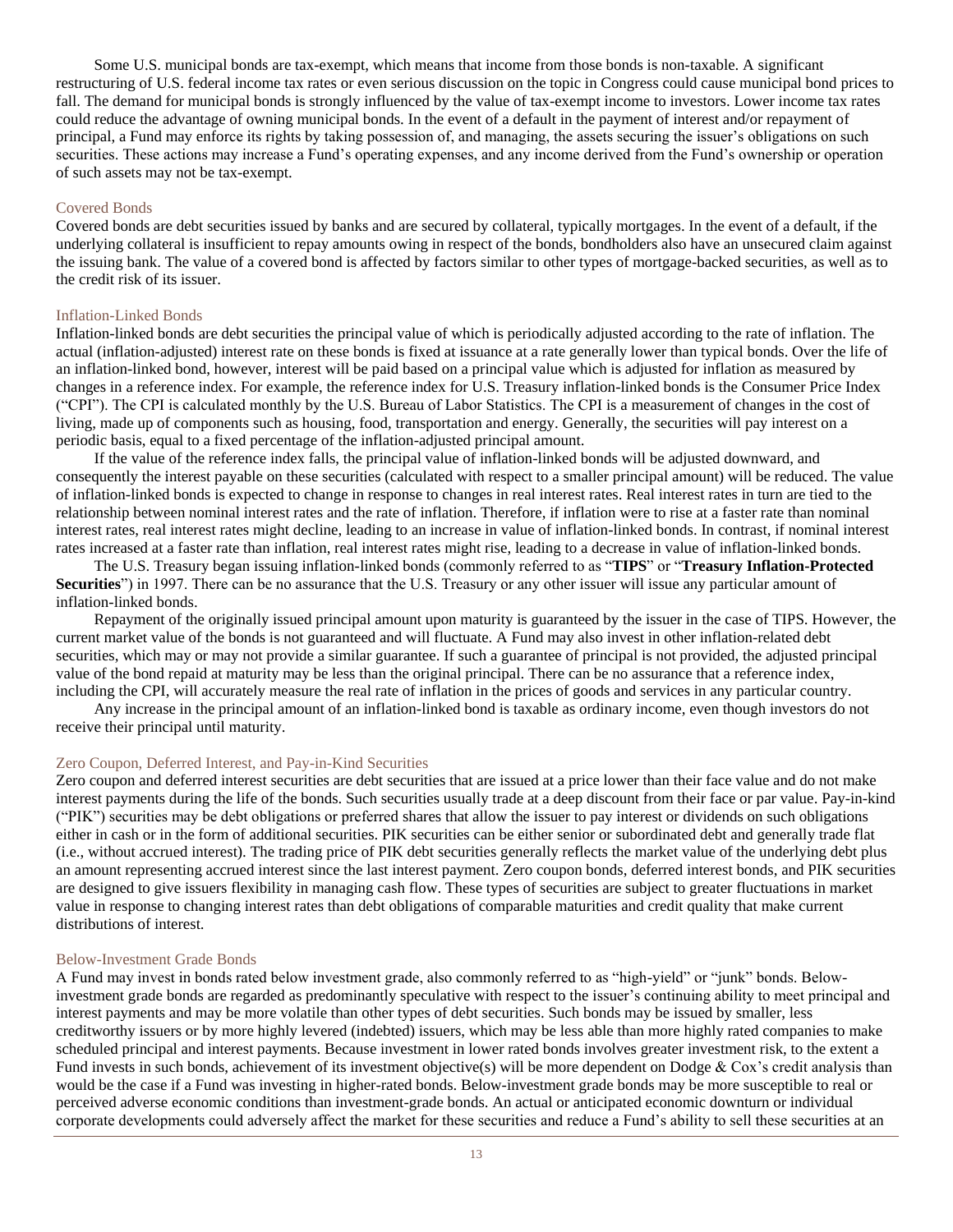Some U.S. municipal bonds are tax-exempt, which means that income from those bonds is non-taxable. A significant restructuring of U.S. federal income tax rates or even serious discussion on the topic in Congress could cause municipal bond prices to fall. The demand for municipal bonds is strongly influenced by the value of tax-exempt income to investors. Lower income tax rates could reduce the advantage of owning municipal bonds. In the event of a default in the payment of interest and/or repayment of principal, a Fund may enforce its rights by taking possession of, and managing, the assets securing the issuer's obligations on such securities. These actions may increase a Fund's operating expenses, and any income derived from the Fund's ownership or operation of such assets may not be tax-exempt.

### Covered Bonds

Covered bonds are debt securities issued by banks and are secured by collateral, typically mortgages. In the event of a default, if the underlying collateral is insufficient to repay amounts owing in respect of the bonds, bondholders also have an unsecured claim against the issuing bank. The value of a covered bond is affected by factors similar to other types of mortgage-backed securities, as well as to the credit risk of its issuer.

### Inflation-Linked Bonds

Inflation-linked bonds are debt securities the principal value of which is periodically adjusted according to the rate of inflation. The actual (inflation-adjusted) interest rate on these bonds is fixed at issuance at a rate generally lower than typical bonds. Over the life of an inflation-linked bond, however, interest will be paid based on a principal value which is adjusted for inflation as measured by changes in a reference index. For example, the reference index for U.S. Treasury inflation-linked bonds is the Consumer Price Index ("CPI"). The CPI is calculated monthly by the U.S. Bureau of Labor Statistics. The CPI is a measurement of changes in the cost of living, made up of components such as housing, food, transportation and energy. Generally, the securities will pay interest on a periodic basis, equal to a fixed percentage of the inflation-adjusted principal amount.

If the value of the reference index falls, the principal value of inflation-linked bonds will be adjusted downward, and consequently the interest payable on these securities (calculated with respect to a smaller principal amount) will be reduced. The value of inflation-linked bonds is expected to change in response to changes in real interest rates. Real interest rates in turn are tied to the relationship between nominal interest rates and the rate of inflation. Therefore, if inflation were to rise at a faster rate than nominal interest rates, real interest rates might decline, leading to an increase in value of inflation-linked bonds. In contrast, if nominal interest rates increased at a faster rate than inflation, real interest rates might rise, leading to a decrease in value of inflation-linked bonds.

The U.S. Treasury began issuing inflation-linked bonds (commonly referred to as "**TIPS**" or "**Treasury Inflation-Protected Securities**") in 1997. There can be no assurance that the U.S. Treasury or any other issuer will issue any particular amount of inflation-linked bonds.

Repayment of the originally issued principal amount upon maturity is guaranteed by the issuer in the case of TIPS. However, the current market value of the bonds is not guaranteed and will fluctuate. A Fund may also invest in other inflation-related debt securities, which may or may not provide a similar guarantee. If such a guarantee of principal is not provided, the adjusted principal value of the bond repaid at maturity may be less than the original principal. There can be no assurance that a reference index, including the CPI, will accurately measure the real rate of inflation in the prices of goods and services in any particular country.

Any increase in the principal amount of an inflation-linked bond is taxable as ordinary income, even though investors do not receive their principal until maturity.

### Zero Coupon, Deferred Interest, and Pay-in-Kind Securities

Zero coupon and deferred interest securities are debt securities that are issued at a price lower than their face value and do not make interest payments during the life of the bonds. Such securities usually trade at a deep discount from their face or par value. Pay-in-kind ("PIK") securities may be debt obligations or preferred shares that allow the issuer to pay interest or dividends on such obligations either in cash or in the form of additional securities. PIK securities can be either senior or subordinated debt and generally trade flat (i.e., without accrued interest). The trading price of PIK debt securities generally reflects the market value of the underlying debt plus an amount representing accrued interest since the last interest payment. Zero coupon bonds, deferred interest bonds, and PIK securities are designed to give issuers flexibility in managing cash flow. These types of securities are subject to greater fluctuations in market value in response to changing interest rates than debt obligations of comparable maturities and credit quality that make current distributions of interest.

### Below-Investment Grade Bonds

A Fund may invest in bonds rated below investment grade, also commonly referred to as "high-yield" or "junk" bonds. Below-investment grade bonds are regarded as predominantly speculative with respect to the issuer's continuing ability to meet principal and interest payments and may be more volatile than other types of debt securities. Such bonds may be issued by smaller, less creditworthy issuers or by more highly levered (indebted) issuers, which may be less able than more highly rated companies to make scheduled principal and interest payments. Because investment in lower rated bonds involves greater investment risk, to the extent a Fund invests in such bonds, achievement of its investment objective(s) will be more dependent on Dodge & Cox's credit analysis than would be the case if a Fund was investing in higher-rated bonds. Below-investment grade bonds may be more susceptible to real or perceived adverse economic conditions than investment-grade bonds. An actual or anticipated economic downturn or individual corporate developments could adversely affect the market for these securities and reduce a Fund's ability to sell these securities at an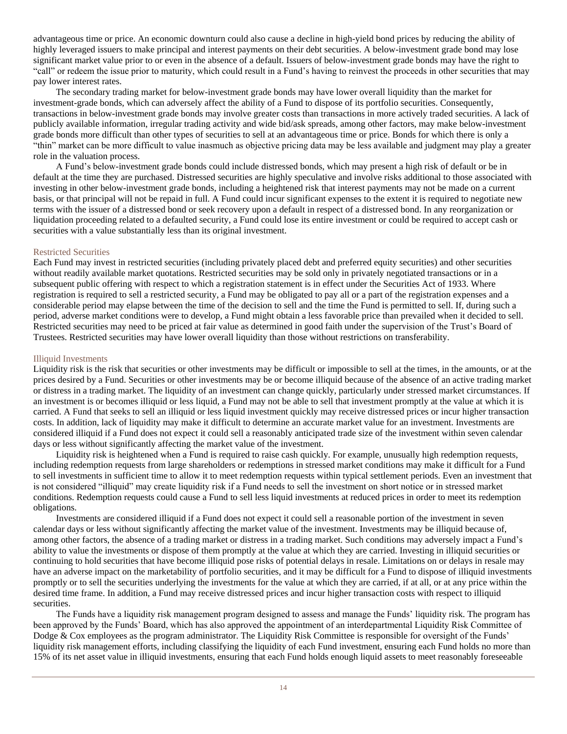advantageous time or price. An economic downturn could also cause a decline in high-yield bond prices by reducing the ability of highly leveraged issuers to make principal and interest payments on their debt securities. A below-investment grade bond may lose significant market value prior to or even in the absence of a default. Issuers of below-investment grade bonds may have the right to "call" or redeem the issue prior to maturity, which could result in a Fund's having to reinvest the proceeds in other securities that may pay lower interest rates.

The secondary trading market for below-investment grade bonds may have lower overall liquidity than the market for investment-grade bonds, which can adversely affect the ability of a Fund to dispose of its portfolio securities. Consequently, transactions in below-investment grade bonds may involve greater costs than transactions in more actively traded securities. A lack of publicly available information, irregular trading activity and wide bid/ask spreads, among other factors, may make below-investment grade bonds more difficult than other types of securities to sell at an advantageous time or price. Bonds for which there is only a "thin" market can be more difficult to value inasmuch as objective pricing data may be less available and judgment may play a greater role in the valuation process.

A Fund's below-investment grade bonds could include distressed bonds, which may present a high risk of default or be in default at the time they are purchased. Distressed securities are highly speculative and involve risks additional to those associated with investing in other below-investment grade bonds, including a heightened risk that interest payments may not be made on a current basis, or that principal will not be repaid in full. A Fund could incur significant expenses to the extent it is required to negotiate new terms with the issuer of a distressed bond or seek recovery upon a default in respect of a distressed bond. In any reorganization or liquidation proceeding related to a defaulted security, a Fund could lose its entire investment or could be required to accept cash or securities with a value substantially less than its original investment.

### Restricted Securities

Each Fund may invest in restricted securities (including privately placed debt and preferred equity securities) and other securities without readily available market quotations. Restricted securities may be sold only in privately negotiated transactions or in a subsequent public offering with respect to which a registration statement is in effect under the Securities Act of 1933. Where registration is required to sell a restricted security, a Fund may be obligated to pay all or a part of the registration expenses and a considerable period may elapse between the time of the decision to sell and the time the Fund is permitted to sell. If, during such a period, adverse market conditions were to develop, a Fund might obtain a less favorable price than prevailed when it decided to sell. Restricted securities may need to be priced at fair value as determined in good faith under the supervision of the Trust's Board of Trustees. Restricted securities may have lower overall liquidity than those without restrictions on transferability.

### Illiquid Investments

Liquidity risk is the risk that securities or other investments may be difficult or impossible to sell at the times, in the amounts, or at the prices desired by a Fund. Securities or other investments may be or become illiquid because of the absence of an active trading market or distress in a trading market. The liquidity of an investment can change quickly, particularly under stressed market circumstances. If an investment is or becomes illiquid or less liquid, a Fund may not be able to sell that investment promptly at the value at which it is carried. A Fund that seeks to sell an illiquid or less liquid investment quickly may receive distressed prices or incur higher transaction costs. In addition, lack of liquidity may make it difficult to determine an accurate market value for an investment. Investments are considered illiquid if a Fund does not expect it could sell a reasonably anticipated trade size of the investment within seven calendar days or less without significantly affecting the market value of the investment.

Liquidity risk is heightened when a Fund is required to raise cash quickly. For example, unusually high redemption requests, including redemption requests from large shareholders or redemptions in stressed market conditions may make it difficult for a Fund to sell investments in sufficient time to allow it to meet redemption requests within typical settlement periods. Even an investment that is not considered "illiquid" may create liquidity risk if a Fund needs to sell the investment on short notice or in stressed market conditions. Redemption requests could cause a Fund to sell less liquid investments at reduced prices in order to meet its redemption obligations.

Investments are considered illiquid if a Fund does not expect it could sell a reasonable portion of the investment in seven calendar days or less without significantly affecting the market value of the investment. Investments may be illiquid because of, among other factors, the absence of a trading market or distress in a trading market. Such conditions may adversely impact a Fund's ability to value the investments or dispose of them promptly at the value at which they are carried. Investing in illiquid securities or continuing to hold securities that have become illiquid pose risks of potential delays in resale. Limitations on or delays in resale may have an adverse impact on the marketability of portfolio securities, and it may be difficult for a Fund to dispose of illiquid investments promptly or to sell the securities underlying the investments for the value at which they are carried, if at all, or at any price within the desired time frame. In addition, a Fund may receive distressed prices and incur higher transaction costs with respect to illiquid securities.

The Funds have a liquidity risk management program designed to assess and manage the Funds' liquidity risk. The program has been approved by the Funds' Board, which has also approved the appointment of an interdepartmental Liquidity Risk Committee of Dodge & Cox employees as the program administrator. The Liquidity Risk Committee is responsible for oversight of the Funds' liquidity risk management efforts, including classifying the liquidity of each Fund investment, ensuring each Fund holds no more than 15% of its net asset value in illiquid investments, ensuring that each Fund holds enough liquid assets to meet reasonably foreseeable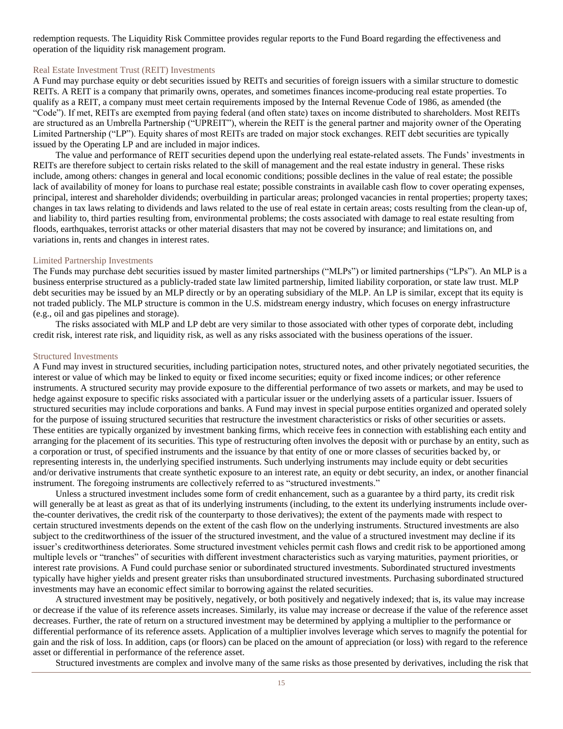redemption requests. The Liquidity Risk Committee provides regular reports to the Fund Board regarding the effectiveness and operation of the liquidity risk management program.

### Real Estate Investment Trust (REIT) Investments

A Fund may purchase equity or debt securities issued by REITs and securities of foreign issuers with a similar structure to domestic REITs. A REIT is a company that primarily owns, operates, and sometimes finances income-producing real estate properties. To qualify as a REIT, a company must meet certain requirements imposed by the Internal Revenue Code of 1986, as amended (the "Code"). If met, REITs are exempted from paying federal (and often state) taxes on income distributed to shareholders. Most REITs are structured as an Umbrella Partnership ("UPREIT"), wherein the REIT is the general partner and majority owner of the Operating Limited Partnership ("LP"). Equity shares of most REITs are traded on major stock exchanges. REIT debt securities are typically issued by the Operating LP and are included in major indices.

The value and performance of REIT securities depend upon the underlying real estate-related assets. The Funds' investments in REITs are therefore subject to certain risks related to the skill of management and the real estate industry in general. These risks include, among others: changes in general and local economic conditions; possible declines in the value of real estate; the possible lack of availability of money for loans to purchase real estate; possible constraints in available cash flow to cover operating expenses, principal, interest and shareholder dividends; overbuilding in particular areas; prolonged vacancies in rental properties; property taxes; changes in tax laws relating to dividends and laws related to the use of real estate in certain areas; costs resulting from the clean-up of, and liability to, third parties resulting from, environmental problems; the costs associated with damage to real estate resulting from floods, earthquakes, terrorist attacks or other material disasters that may not be covered by insurance; and limitations on, and variations in, rents and changes in interest rates.

### Limited Partnership Investments

The Funds may purchase debt securities issued by master limited partnerships ("MLPs") or limited partnerships ("LPs"). An MLP is a business enterprise structured as a publicly-traded state law limited partnership, limited liability corporation, or state law trust. MLP debt securities may be issued by an MLP directly or by an operating subsidiary of the MLP. An LP is similar, except that its equity is not traded publicly. The MLP structure is common in the U.S. midstream energy industry, which focuses on energy infrastructure (e.g., oil and gas pipelines and storage).

The risks associated with MLP and LP debt are very similar to those associated with other types of corporate debt, including credit risk, interest rate risk, and liquidity risk, as well as any risks associated with the business operations of the issuer.

### Structured Investments

A Fund may invest in structured securities, including participation notes, structured notes, and other privately negotiated securities, the interest or value of which may be linked to equity or fixed income securities; equity or fixed income indices; or other reference instruments. A structured security may provide exposure to the differential performance of two assets or markets, and may be used to hedge against exposure to specific risks associated with a particular issuer or the underlying assets of a particular issuer. Issuers of structured securities may include corporations and banks. A Fund may invest in special purpose entities organized and operated solely for the purpose of issuing structured securities that restructure the investment characteristics or risks of other securities or assets. These entities are typically organized by investment banking firms, which receive fees in connection with establishing each entity and arranging for the placement of its securities. This type of restructuring often involves the deposit with or purchase by an entity, such as a corporation or trust, of specified instruments and the issuance by that entity of one or more classes of securities backed by, or representing interests in, the underlying specified instruments. Such underlying instruments may include equity or debt securities and/or derivative instruments that create synthetic exposure to an interest rate, an equity or debt security, an index, or another financial instrument. The foregoing instruments are collectively referred to as "structured investments."

Unless a structured investment includes some form of credit enhancement, such as a guarantee by a third party, its credit risk will generally be at least as great as that of its underlying instruments (including, to the extent its underlying instruments include over-the-counter derivatives, the credit risk of the counterparty to those derivatives); the extent of the payments made with respect to certain structured investments depends on the extent of the cash flow on the underlying instruments. Structured investments are also subject to the creditworthiness of the issuer of the structured investment, and the value of a structured investment may decline if its issuer's creditworthiness deteriorates. Some structured investment vehicles permit cash flows and credit risk to be apportioned among multiple levels or "tranches" of securities with different investment characteristics such as varying maturities, payment priorities, or interest rate provisions. A Fund could purchase senior or subordinated structured investments. Subordinated structured investments typically have higher yields and present greater risks than unsubordinated structured investments. Purchasing subordinated structured investments may have an economic effect similar to borrowing against the related securities.

A structured investment may be positively, negatively, or both positively and negatively indexed; that is, its value may increase or decrease if the value of its reference assets increases. Similarly, its value may increase or decrease if the value of the reference asset decreases. Further, the rate of return on a structured investment may be determined by applying a multiplier to the performance or differential performance of its reference assets. Application of a multiplier involves leverage which serves to magnify the potential for gain and the risk of loss. In addition, caps (or floors) can be placed on the amount of appreciation (or loss) with regard to the reference asset or differential in performance of the reference asset.

Structured investments are complex and involve many of the same risks as those presented by derivatives, including the risk that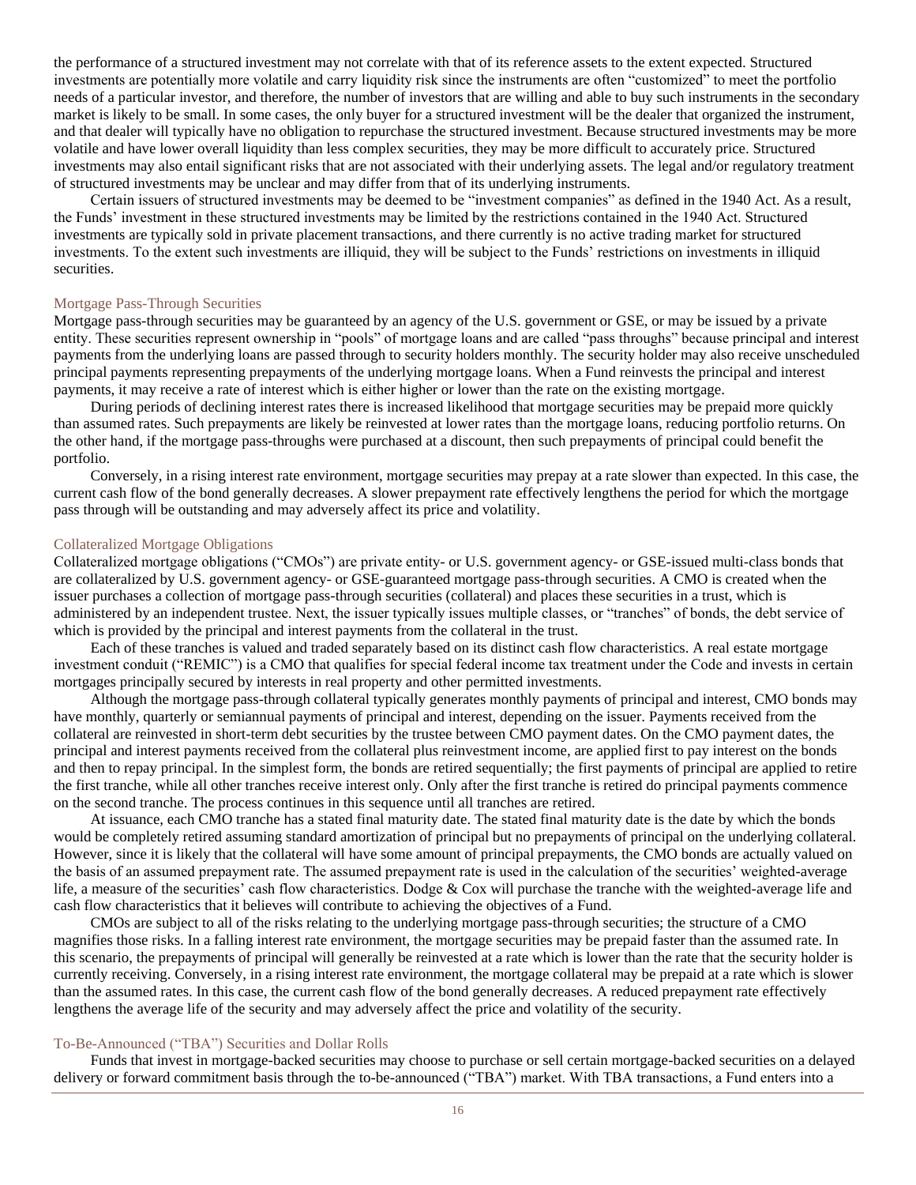the performance of a structured investment may not correlate with that of its reference assets to the extent expected. Structured investments are potentially more volatile and carry liquidity risk since the instruments are often "customized" to meet the portfolio needs of a particular investor, and therefore, the number of investors that are willing and able to buy such instruments in the secondary market is likely to be small. In some cases, the only buyer for a structured investment will be the dealer that organized the instrument, and that dealer will typically have no obligation to repurchase the structured investment. Because structured investments may be more volatile and have lower overall liquidity than less complex securities, they may be more difficult to accurately price. Structured investments may also entail significant risks that are not associated with their underlying assets. The legal and/or regulatory treatment of structured investments may be unclear and may differ from that of its underlying instruments.

Certain issuers of structured investments may be deemed to be "investment companies" as defined in the 1940 Act. As a result, the Funds' investment in these structured investments may be limited by the restrictions contained in the 1940 Act. Structured investments are typically sold in private placement transactions, and there currently is no active trading market for structured investments. To the extent such investments are illiquid, they will be subject to the Funds' restrictions on investments in illiquid securities.

### Mortgage Pass-Through Securities

Mortgage pass-through securities may be guaranteed by an agency of the U.S. government or GSE, or may be issued by a private entity. These securities represent ownership in "pools" of mortgage loans and are called "pass throughs" because principal and interest payments from the underlying loans are passed through to security holders monthly. The security holder may also receive unscheduled principal payments representing prepayments of the underlying mortgage loans. When a Fund reinvests the principal and interest payments, it may receive a rate of interest which is either higher or lower than the rate on the existing mortgage.

During periods of declining interest rates there is increased likelihood that mortgage securities may be prepaid more quickly than assumed rates. Such prepayments are likely be reinvested at lower rates than the mortgage loans, reducing portfolio returns. On the other hand, if the mortgage pass-throughs were purchased at a discount, then such prepayments of principal could benefit the portfolio.

Conversely, in a rising interest rate environment, mortgage securities may prepay at a rate slower than expected. In this case, the current cash flow of the bond generally decreases. A slower prepayment rate effectively lengthens the period for which the mortgage pass through will be outstanding and may adversely affect its price and volatility.

### Collateralized Mortgage Obligations

Collateralized mortgage obligations ("CMOs") are private entity- or U.S. government agency- or GSE-issued multi-class bonds that are collateralized by U.S. government agency- or GSE-guaranteed mortgage pass-through securities. A CMO is created when the issuer purchases a collection of mortgage pass-through securities (collateral) and places these securities in a trust, which is administered by an independent trustee. Next, the issuer typically issues multiple classes, or "tranches" of bonds, the debt service of which is provided by the principal and interest payments from the collateral in the trust.

Each of these tranches is valued and traded separately based on its distinct cash flow characteristics. A real estate mortgage investment conduit ("REMIC") is a CMO that qualifies for special federal income tax treatment under the Code and invests in certain mortgages principally secured by interests in real property and other permitted investments.

Although the mortgage pass-through collateral typically generates monthly payments of principal and interest, CMO bonds may have monthly, quarterly or semiannual payments of principal and interest, depending on the issuer. Payments received from the collateral are reinvested in short-term debt securities by the trustee between CMO payment dates. On the CMO payment dates, the principal and interest payments received from the collateral plus reinvestment income, are applied first to pay interest on the bonds and then to repay principal. In the simplest form, the bonds are retired sequentially; the first payments of principal are applied to retire the first tranche, while all other tranches receive interest only. Only after the first tranche is retired do principal payments commence on the second tranche. The process continues in this sequence until all tranches are retired.

At issuance, each CMO tranche has a stated final maturity date. The stated final maturity date is the date by which the bonds would be completely retired assuming standard amortization of principal but no prepayments of principal on the underlying collateral. However, since it is likely that the collateral will have some amount of principal prepayments, the CMO bonds are actually valued on the basis of an assumed prepayment rate. The assumed prepayment rate is used in the calculation of the securities' weighted-average life, a measure of the securities' cash flow characteristics. Dodge & Cox will purchase the tranche with the weighted-average life and cash flow characteristics that it believes will contribute to achieving the objectives of a Fund.

CMOs are subject to all of the risks relating to the underlying mortgage pass-through securities; the structure of a CMO magnifies those risks. In a falling interest rate environment, the mortgage securities may be prepaid faster than the assumed rate. In this scenario, the prepayments of principal will generally be reinvested at a rate which is lower than the rate that the security holder is currently receiving. Conversely, in a rising interest rate environment, the mortgage collateral may be prepaid at a rate which is slower than the assumed rates. In this case, the current cash flow of the bond generally decreases. A reduced prepayment rate effectively lengthens the average life of the security and may adversely affect the price and volatility of the security.

### To-Be-Announced ("TBA") Securities and Dollar Rolls

Funds that invest in mortgage-backed securities may choose to purchase or sell certain mortgage-backed securities on a delayed delivery or forward commitment basis through the to-be-announced ("TBA") market. With TBA transactions, a Fund enters into a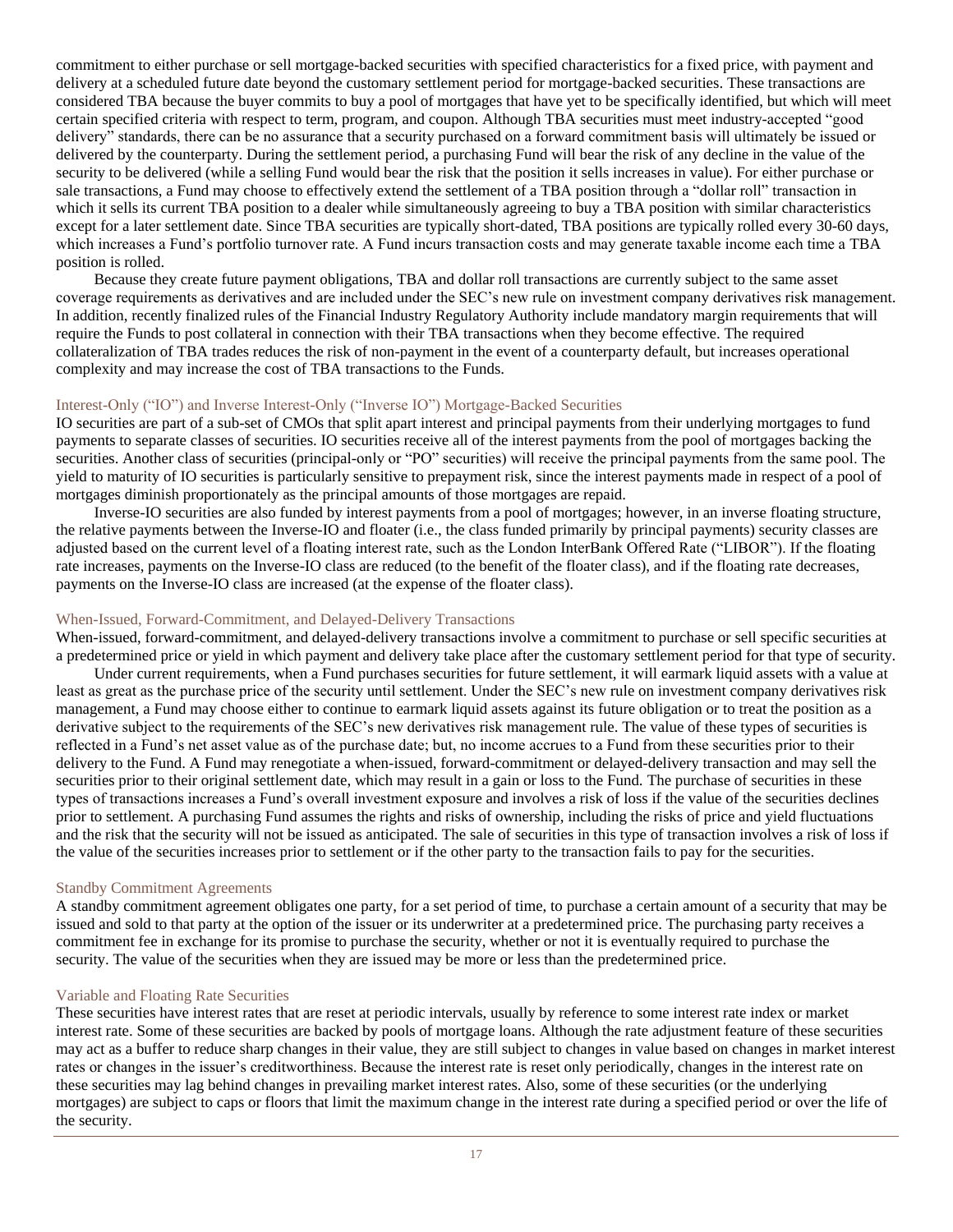commitment to either purchase or sell mortgage-backed securities with specified characteristics for a fixed price, with payment and delivery at a scheduled future date beyond the customary settlement period for mortgage-backed securities. These transactions are considered TBA because the buyer commits to buy a pool of mortgages that have yet to be specifically identified, but which will meet certain specified criteria with respect to term, program, and coupon. Although TBA securities must meet industry-accepted "good delivery" standards, there can be no assurance that a security purchased on a forward commitment basis will ultimately be issued or delivered by the counterparty. During the settlement period, a purchasing Fund will bear the risk of any decline in the value of the security to be delivered (while a selling Fund would bear the risk that the position it sells increases in value). For either purchase or sale transactions, a Fund may choose to effectively extend the settlement of a TBA position through a "dollar roll" transaction in which it sells its current TBA position to a dealer while simultaneously agreeing to buy a TBA position with similar characteristics except for a later settlement date. Since TBA securities are typically short-dated, TBA positions are typically rolled every 30-60 days, which increases a Fund's portfolio turnover rate. A Fund incurs transaction costs and may generate taxable income each time a TBA position is rolled.

Because they create future payment obligations, TBA and dollar roll transactions are currently subject to the same asset coverage requirements as derivatives and are included under the SEC's new rule on investment company derivatives risk management. In addition, recently finalized rules of the Financial Industry Regulatory Authority include mandatory margin requirements that will require the Funds to post collateral in connection with their TBA transactions when they become effective. The required collateralization of TBA trades reduces the risk of non-payment in the event of a counterparty default, but increases operational complexity and may increase the cost of TBA transactions to the Funds.

### Interest-Only ("IO") and Inverse Interest-Only ("Inverse IO") Mortgage-Backed Securities

IO securities are part of a sub-set of CMOs that split apart interest and principal payments from their underlying mortgages to fund payments to separate classes of securities. IO securities receive all of the interest payments from the pool of mortgages backing the securities. Another class of securities (principal-only or "PO" securities) will receive the principal payments from the same pool. The yield to maturity of IO securities is particularly sensitive to prepayment risk, since the interest payments made in respect of a pool of mortgages diminish proportionately as the principal amounts of those mortgages are repaid.

Inverse-IO securities are also funded by interest payments from a pool of mortgages; however, in an inverse floating structure, the relative payments between the Inverse-IO and floater (i.e., the class funded primarily by principal payments) security classes are adjusted based on the current level of a floating interest rate, such as the London InterBank Offered Rate ("LIBOR"). If the floating rate increases, payments on the Inverse-IO class are reduced (to the benefit of the floater class), and if the floating rate decreases, payments on the Inverse-IO class are increased (at the expense of the floater class).

### When-Issued, Forward-Commitment, and Delayed-Delivery Transactions

When-issued, forward-commitment, and delayed-delivery transactions involve a commitment to purchase or sell specific securities at a predetermined price or yield in which payment and delivery take place after the customary settlement period for that type of security.

Under current requirements, when a Fund purchases securities for future settlement, it will earmark liquid assets with a value at least as great as the purchase price of the security until settlement. Under the SEC's new rule on investment company derivatives risk management, a Fund may choose either to continue to earmark liquid assets against its future obligation or to treat the position as a derivative subject to the requirements of the SEC's new derivatives risk management rule. The value of these types of securities is reflected in a Fund's net asset value as of the purchase date; but, no income accrues to a Fund from these securities prior to their delivery to the Fund. A Fund may renegotiate a when-issued, forward-commitment or delayed-delivery transaction and may sell the securities prior to their original settlement date, which may result in a gain or loss to the Fund. The purchase of securities in these types of transactions increases a Fund's overall investment exposure and involves a risk of loss if the value of the securities declines prior to settlement. A purchasing Fund assumes the rights and risks of ownership, including the risks of price and yield fluctuations and the risk that the security will not be issued as anticipated. The sale of securities in this type of transaction involves a risk of loss if the value of the securities increases prior to settlement or if the other party to the transaction fails to pay for the securities.

### Standby Commitment Agreements

A standby commitment agreement obligates one party, for a set period of time, to purchase a certain amount of a security that may be issued and sold to that party at the option of the issuer or its underwriter at a predetermined price. The purchasing party receives a commitment fee in exchange for its promise to purchase the security, whether or not it is eventually required to purchase the security. The value of the securities when they are issued may be more or less than the predetermined price.

### Variable and Floating Rate Securities

These securities have interest rates that are reset at periodic intervals, usually by reference to some interest rate index or market interest rate. Some of these securities are backed by pools of mortgage loans. Although the rate adjustment feature of these securities may act as a buffer to reduce sharp changes in their value, they are still subject to changes in value based on changes in market interest rates or changes in the issuer's creditworthiness. Because the interest rate is reset only periodically, changes in the interest rate on these securities may lag behind changes in prevailing market interest rates. Also, some of these securities (or the underlying mortgages) are subject to caps or floors that limit the maximum change in the interest rate during a specified period or over the life of the security.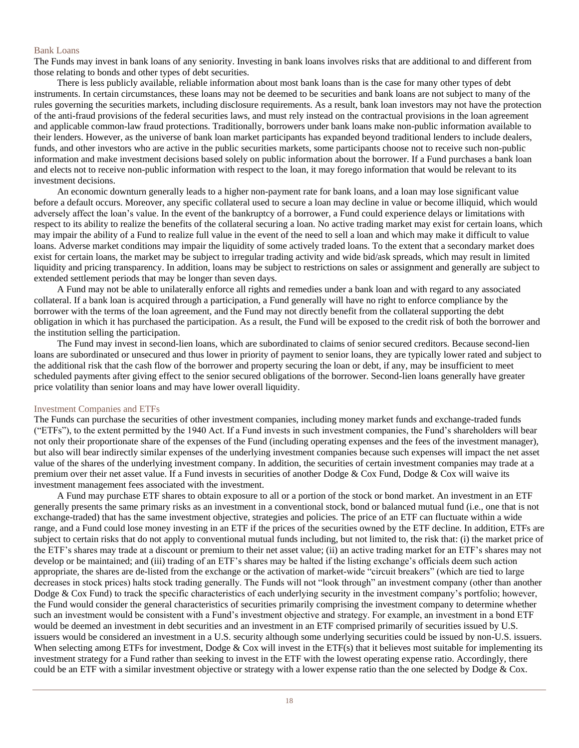## Bank Loans

The Funds may invest in bank loans of any seniority. Investing in bank loans involves risks that are additional to and different from those relating to bonds and other types of debt securities.

There is less publicly available, reliable information about most bank loans than is the case for many other types of debt instruments. In certain circumstances, these loans may not be deemed to be securities and bank loans are not subject to many of the rules governing the securities markets, including disclosure requirements. As a result, bank loan investors may not have the protection of the anti-fraud provisions of the federal securities laws, and must rely instead on the contractual provisions in the loan agreement and applicable common-law fraud protections. Traditionally, borrowers under bank loans make non-public information available to their lenders. However, as the universe of bank loan market participants has expanded beyond traditional lenders to include dealers, funds, and other investors who are active in the public securities markets, some participants choose not to receive such non-public information and make investment decisions based solely on public information about the borrower. If a Fund purchases a bank loan and elects not to receive non-public information with respect to the loan, it may forego information that would be relevant to its investment decisions.

An economic downturn generally leads to a higher non-payment rate for bank loans, and a loan may lose significant value before a default occurs. Moreover, any specific collateral used to secure a loan may decline in value or become illiquid, which would adversely affect the loan's value. In the event of the bankruptcy of a borrower, a Fund could experience delays or limitations with respect to its ability to realize the benefits of the collateral securing a loan. No active trading market may exist for certain loans, which may impair the ability of a Fund to realize full value in the event of the need to sell a loan and which may make it difficult to value loans. Adverse market conditions may impair the liquidity of some actively traded loans. To the extent that a secondary market does exist for certain loans, the market may be subject to irregular trading activity and wide bid/ask spreads, which may result in limited liquidity and pricing transparency. In addition, loans may be subject to restrictions on sales or assignment and generally are subject to extended settlement periods that may be longer than seven days.

A Fund may not be able to unilaterally enforce all rights and remedies under a bank loan and with regard to any associated collateral. If a bank loan is acquired through a participation, a Fund generally will have no right to enforce compliance by the borrower with the terms of the loan agreement, and the Fund may not directly benefit from the collateral supporting the debt obligation in which it has purchased the participation. As a result, the Fund will be exposed to the credit risk of both the borrower and the institution selling the participation.

The Fund may invest in second-lien loans, which are subordinated to claims of senior secured creditors. Because second-lien loans are subordinated or unsecured and thus lower in priority of payment to senior loans, they are typically lower rated and subject to the additional risk that the cash flow of the borrower and property securing the loan or debt, if any, may be insufficient to meet scheduled payments after giving effect to the senior secured obligations of the borrower. Second-lien loans generally have greater price volatility than senior loans and may have lower overall liquidity.

## Investment Companies and ETFs

The Funds can purchase the securities of other investment companies, including money market funds and exchange-traded funds ("ETFs"), to the extent permitted by the 1940 Act. If a Fund invests in such investment companies, the Fund's shareholders will bear not only their proportionate share of the expenses of the Fund (including operating expenses and the fees of the investment manager), but also will bear indirectly similar expenses of the underlying investment companies because such expenses will impact the net asset value of the shares of the underlying investment company. In addition, the securities of certain investment companies may trade at a premium over their net asset value. If a Fund invests in securities of another Dodge & Cox Fund, Dodge & Cox will waive its investment management fees associated with the investment.

A Fund may purchase ETF shares to obtain exposure to all or a portion of the stock or bond market. An investment in an ETF generally presents the same primary risks as an investment in a conventional stock, bond or balanced mutual fund (i.e., one that is not exchange-traded) that has the same investment objective, strategies and policies. The price of an ETF can fluctuate within a wide range, and a Fund could lose money investing in an ETF if the prices of the securities owned by the ETF decline. In addition, ETFs are subject to certain risks that do not apply to conventional mutual funds including, but not limited to, the risk that: (i) the market price of the ETF's shares may trade at a discount or premium to their net asset value; (ii) an active trading market for an ETF's shares may not develop or be maintained; and (iii) trading of an ETF's shares may be halted if the listing exchange's officials deem such action appropriate, the shares are de-listed from the exchange or the activation of market-wide "circuit breakers" (which are tied to large decreases in stock prices) halts stock trading generally. The Funds will not "look through" an investment company (other than another Dodge & Cox Fund) to track the specific characteristics of each underlying security in the investment company's portfolio; however, the Fund would consider the general characteristics of securities primarily comprising the investment company to determine whether such an investment would be consistent with a Fund's investment objective and strategy. For example, an investment in a bond ETF would be deemed an investment in debt securities and an investment in an ETF comprised primarily of securities issued by U.S. issuers would be considered an investment in a U.S. security although some underlying securities could be issued by non-U.S. issuers. When selecting among ETFs for investment, Dodge & Cox will invest in the ETF(s) that it believes most suitable for implementing its investment strategy for a Fund rather than seeking to invest in the ETF with the lowest operating expense ratio. Accordingly, there could be an ETF with a similar investment objective or strategy with a lower expense ratio than the one selected by Dodge & Cox.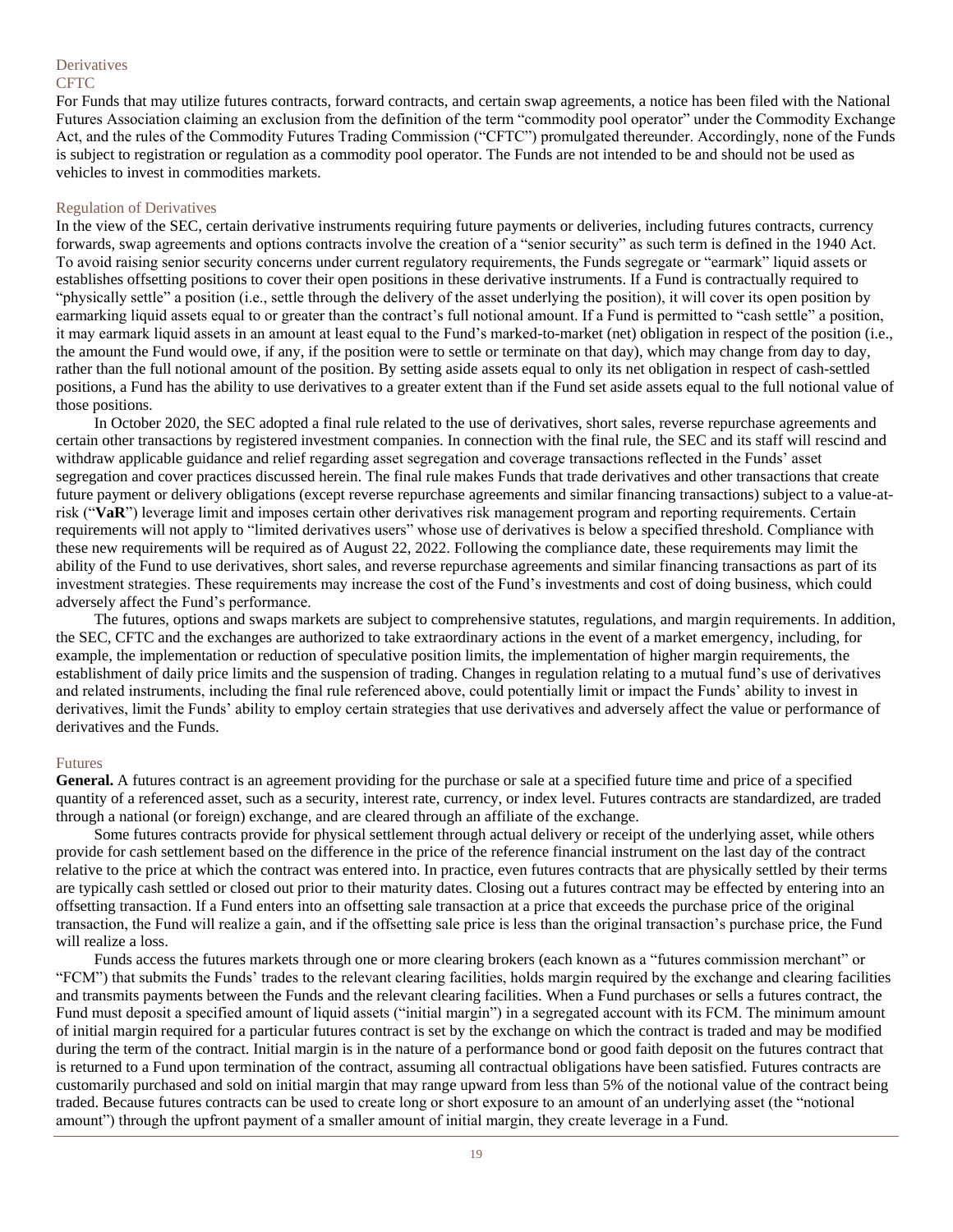## Derivatives

### CFTC

For Funds that may utilize futures contracts, forward contracts, and certain swap agreements, a notice has been filed with the National Futures Association claiming an exclusion from the definition of the term "commodity pool operator" under the Commodity Exchange Act, and the rules of the Commodity Futures Trading Commission ("CFTC") promulgated thereunder. Accordingly, none of the Funds is subject to registration or regulation as a commodity pool operator. The Funds are not intended to be and should not be used as vehicles to invest in commodities markets.

### Regulation of Derivatives

In the view of the SEC, certain derivative instruments requiring future payments or deliveries, including futures contracts, currency forwards, swap agreements and options contracts involve the creation of a "senior security" as such term is defined in the 1940 Act. To avoid raising senior security concerns under current regulatory requirements, the Funds segregate or "earmark" liquid assets or establishes offsetting positions to cover their open positions in these derivative instruments. If a Fund is contractually required to "physically settle" a position (i.e., settle through the delivery of the asset underlying the position), it will cover its open position by earmarking liquid assets equal to or greater than the contract's full notional amount. If a Fund is permitted to "cash settle" a position, it may earmark liquid assets in an amount at least equal to the Fund's marked-to-market (net) obligation in respect of the position (i.e., the amount the Fund would owe, if any, if the position were to settle or terminate on that day), which may change from day to day, rather than the full notional amount of the position. By setting aside assets equal to only its net obligation in respect of cash-settled positions, a Fund has the ability to use derivatives to a greater extent than if the Fund set aside assets equal to the full notional value of those positions.

In October 2020, the SEC adopted a final rule related to the use of derivatives, short sales, reverse repurchase agreements and certain other transactions by registered investment companies. In connection with the final rule, the SEC and its staff will rescind and withdraw applicable guidance and relief regarding asset segregation and coverage transactions reflected in the Funds' asset segregation and cover practices discussed herein. The final rule makes Funds that trade derivatives and other transactions that create future payment or delivery obligations (except reverse repurchase agreements and similar financing transactions) subject to a value-at-risk ("**VaR**") leverage limit and imposes certain other derivatives risk management program and reporting requirements. Certain requirements will not apply to "limited derivatives users" whose use of derivatives is below a specified threshold. Compliance with these new requirements will be required as of August 22, 2022. Following the compliance date, these requirements may limit the ability of the Fund to use derivatives, short sales, and reverse repurchase agreements and similar financing transactions as part of its investment strategies. These requirements may increase the cost of the Fund's investments and cost of doing business, which could adversely affect the Fund's performance.

The futures, options and swaps markets are subject to comprehensive statutes, regulations, and margin requirements. In addition, the SEC, CFTC and the exchanges are authorized to take extraordinary actions in the event of a market emergency, including, for example, the implementation or reduction of speculative position limits, the implementation of higher margin requirements, the establishment of daily price limits and the suspension of trading. Changes in regulation relating to a mutual fund's use of derivatives and related instruments, including the final rule referenced above, could potentially limit or impact the Funds' ability to invest in derivatives, limit the Funds' ability to employ certain strategies that use derivatives and adversely affect the value or performance of derivatives and the Funds.

### Futures

**General.** A futures contract is an agreement providing for the purchase or sale at a specified future time and price of a specified quantity of a referenced asset, such as a security, interest rate, currency, or index level. Futures contracts are standardized, are traded through a national (or foreign) exchange, and are cleared through an affiliate of the exchange.

Some futures contracts provide for physical settlement through actual delivery or receipt of the underlying asset, while others provide for cash settlement based on the difference in the price of the reference financial instrument on the last day of the contract relative to the price at which the contract was entered into. In practice, even futures contracts that are physically settled by their terms are typically cash settled or closed out prior to their maturity dates. Closing out a futures contract may be effected by entering into an offsetting transaction. If a Fund enters into an offsetting sale transaction at a price that exceeds the purchase price of the original transaction, the Fund will realize a gain, and if the offsetting sale price is less than the original transaction's purchase price, the Fund will realize a loss.

Funds access the futures markets through one or more clearing brokers (each known as a "futures commission merchant" or "FCM") that submits the Funds' trades to the relevant clearing facilities, holds margin required by the exchange and clearing facilities and transmits payments between the Funds and the relevant clearing facilities. When a Fund purchases or sells a futures contract, the Fund must deposit a specified amount of liquid assets ("initial margin") in a segregated account with its FCM. The minimum amount of initial margin required for a particular futures contract is set by the exchange on which the contract is traded and may be modified during the term of the contract. Initial margin is in the nature of a performance bond or good faith deposit on the futures contract that is returned to a Fund upon termination of the contract, assuming all contractual obligations have been satisfied. Futures contracts are customarily purchased and sold on initial margin that may range upward from less than 5% of the notional value of the contract being traded. Because futures contracts can be used to create long or short exposure to an amount of an underlying asset (the "notional amount") through the upfront payment of a smaller amount of initial margin, they create leverage in a Fund.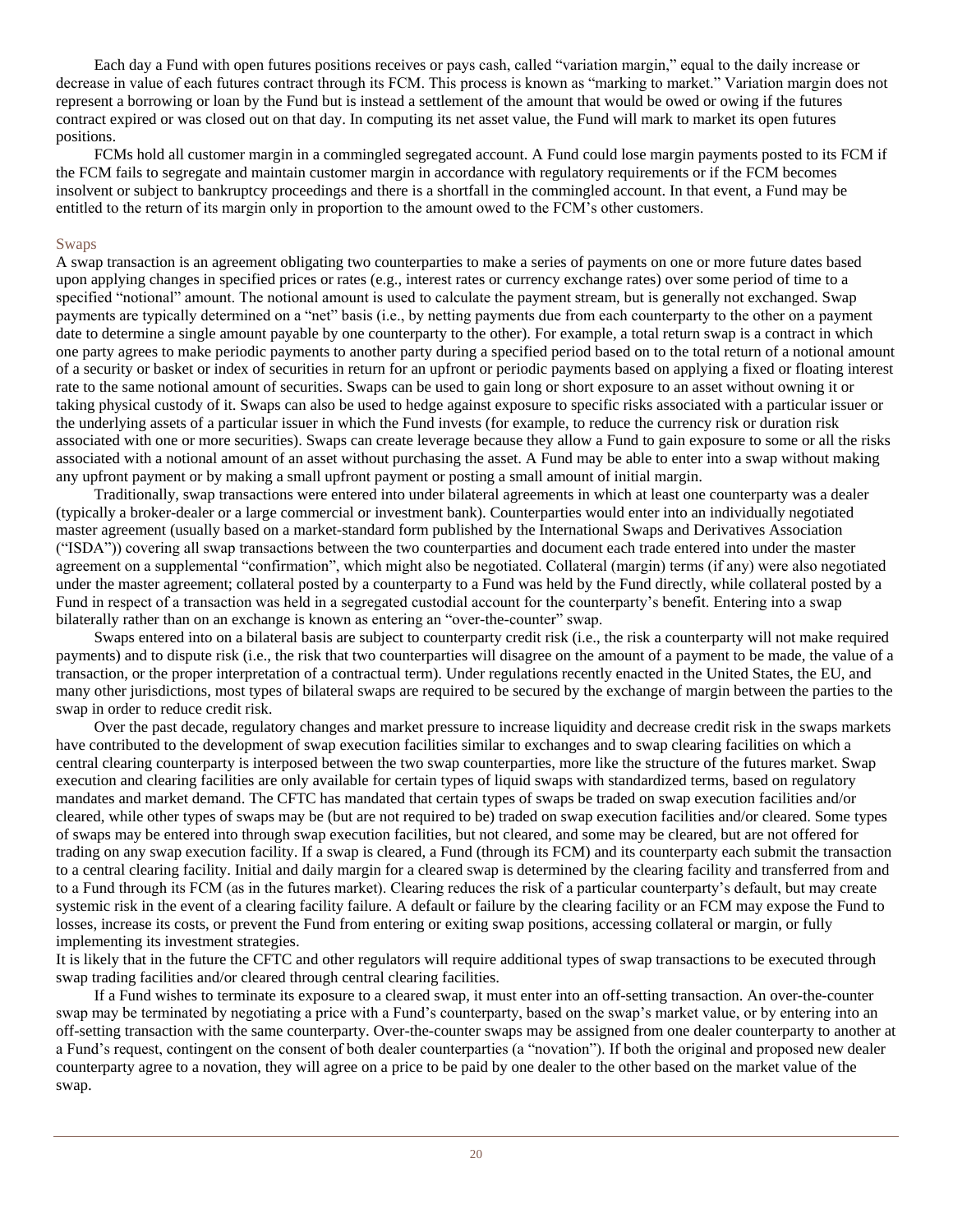Each day a Fund with open futures positions receives or pays cash, called "variation margin," equal to the daily increase or decrease in value of each futures contract through its FCM. This process is known as "marking to market." Variation margin does not represent a borrowing or loan by the Fund but is instead a settlement of the amount that would be owed or owing if the futures contract expired or was closed out on that day. In computing its net asset value, the Fund will mark to market its open futures positions.

FCMs hold all customer margin in a commingled segregated account. A Fund could lose margin payments posted to its FCM if the FCM fails to segregate and maintain customer margin in accordance with regulatory requirements or if the FCM becomes insolvent or subject to bankruptcy proceedings and there is a shortfall in the commingled account. In that event, a Fund may be entitled to the return of its margin only in proportion to the amount owed to the FCM's other customers.

## Swaps

A swap transaction is an agreement obligating two counterparties to make a series of payments on one or more future dates based upon applying changes in specified prices or rates (e.g., interest rates or currency exchange rates) over some period of time to a specified "notional" amount. The notional amount is used to calculate the payment stream, but is generally not exchanged. Swap payments are typically determined on a "net" basis (i.e., by netting payments due from each counterparty to the other on a payment date to determine a single amount payable by one counterparty to the other). For example, a total return swap is a contract in which one party agrees to make periodic payments to another party during a specified period based on to the total return of a notional amount of a security or basket or index of securities in return for an upfront or periodic payments based on applying a fixed or floating interest rate to the same notional amount of securities. Swaps can be used to gain long or short exposure to an asset without owning it or taking physical custody of it. Swaps can also be used to hedge against exposure to specific risks associated with a particular issuer or the underlying assets of a particular issuer in which the Fund invests (for example, to reduce the currency risk or duration risk associated with one or more securities). Swaps can create leverage because they allow a Fund to gain exposure to some or all the risks associated with a notional amount of an asset without purchasing the asset. A Fund may be able to enter into a swap without making any upfront payment or by making a small upfront payment or posting a small amount of initial margin.

Traditionally, swap transactions were entered into under bilateral agreements in which at least one counterparty was a dealer (typically a broker-dealer or a large commercial or investment bank). Counterparties would enter into an individually negotiated master agreement (usually based on a market-standard form published by the International Swaps and Derivatives Association ("ISDA")) covering all swap transactions between the two counterparties and document each trade entered into under the master agreement on a supplemental "confirmation", which might also be negotiated. Collateral (margin) terms (if any) were also negotiated under the master agreement; collateral posted by a counterparty to a Fund was held by the Fund directly, while collateral posted by a Fund in respect of a transaction was held in a segregated custodial account for the counterparty's benefit. Entering into a swap bilaterally rather than on an exchange is known as entering an "over-the-counter" swap.

Swaps entered into on a bilateral basis are subject to counterparty credit risk (i.e., the risk a counterparty will not make required payments) and to dispute risk (i.e., the risk that two counterparties will disagree on the amount of a payment to be made, the value of a transaction, or the proper interpretation of a contractual term). Under regulations recently enacted in the United States, the EU, and many other jurisdictions, most types of bilateral swaps are required to be secured by the exchange of margin between the parties to the swap in order to reduce credit risk.

Over the past decade, regulatory changes and market pressure to increase liquidity and decrease credit risk in the swaps markets have contributed to the development of swap execution facilities similar to exchanges and to swap clearing facilities on which a central clearing counterparty is interposed between the two swap counterparties, more like the structure of the futures market. Swap execution and clearing facilities are only available for certain types of liquid swaps with standardized terms, based on regulatory mandates and market demand. The CFTC has mandated that certain types of swaps be traded on swap execution facilities and/or cleared, while other types of swaps may be (but are not required to be) traded on swap execution facilities and/or cleared. Some types of swaps may be entered into through swap execution facilities, but not cleared, and some may be cleared, but are not offered for trading on any swap execution facility. If a swap is cleared, a Fund (through its FCM) and its counterparty each submit the transaction to a central clearing facility. Initial and daily margin for a cleared swap is determined by the clearing facility and transferred from and to a Fund through its FCM (as in the futures market). Clearing reduces the risk of a particular counterparty's default, but may create systemic risk in the event of a clearing facility failure. A default or failure by the clearing facility or an FCM may expose the Fund to losses, increase its costs, or prevent the Fund from entering or exiting swap positions, accessing collateral or margin, or fully implementing its investment strategies.

It is likely that in the future the CFTC and other regulators will require additional types of swap transactions to be executed through swap trading facilities and/or cleared through central clearing facilities.

If a Fund wishes to terminate its exposure to a cleared swap, it must enter into an off-setting transaction. An over-the-counter swap may be terminated by negotiating a price with a Fund's counterparty, based on the swap's market value, or by entering into an off-setting transaction with the same counterparty. Over-the-counter swaps may be assigned from one dealer counterparty to another at a Fund's request, contingent on the consent of both dealer counterparties (a "novation"). If both the original and proposed new dealer counterparty agree to a novation, they will agree on a price to be paid by one dealer to the other based on the market value of the swap.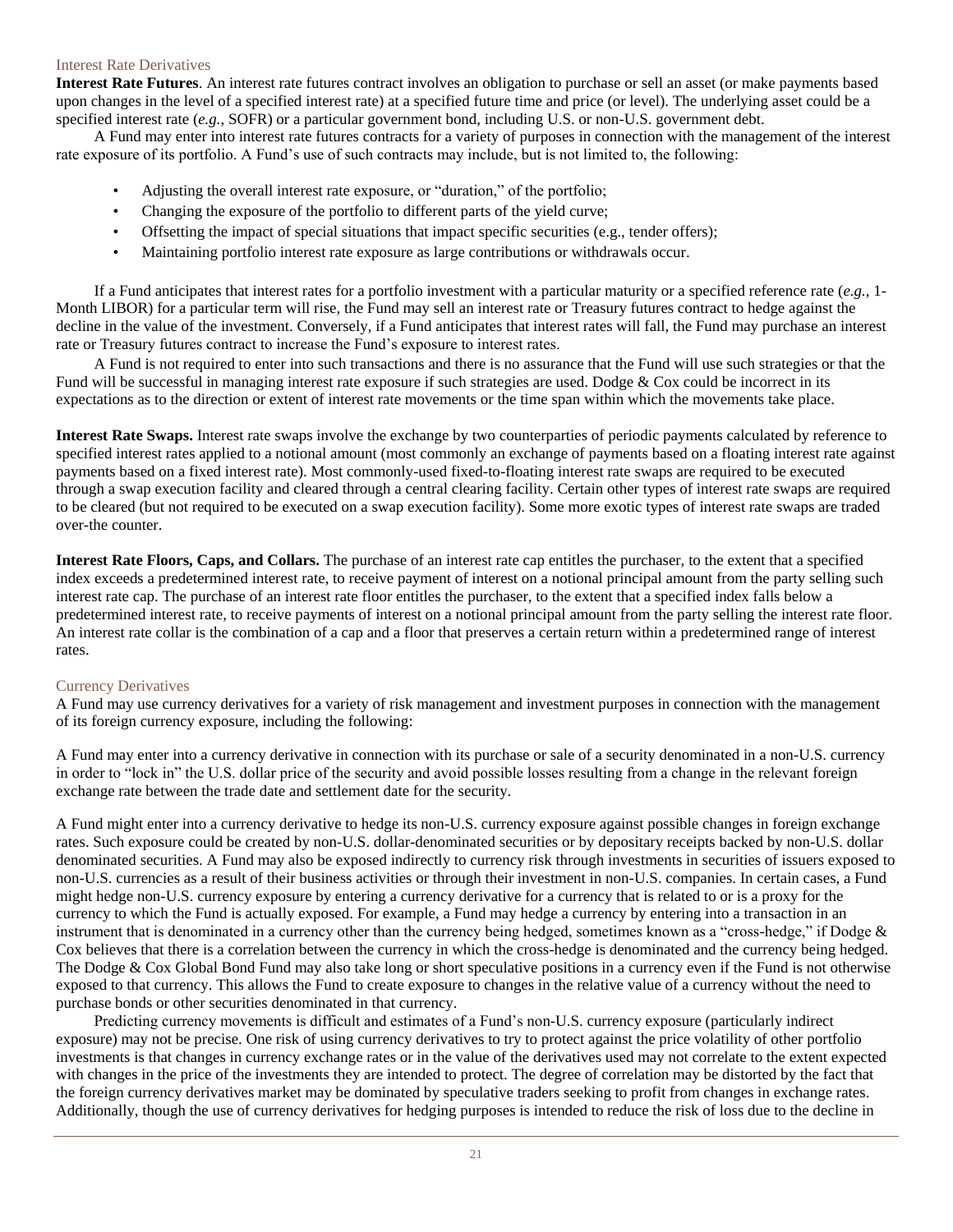### Interest Rate Derivatives

**Interest Rate Futures**. An interest rate futures contract involves an obligation to purchase or sell an asset (or make payments based upon changes in the level of a specified interest rate) at a specified future time and price (or level). The underlying asset could be a specified interest rate (*e.g.*, SOFR) or a particular government bond, including U.S. or non-U.S. government debt.

A Fund may enter into interest rate futures contracts for a variety of purposes in connection with the management of the interest rate exposure of its portfolio. A Fund's use of such contracts may include, but is not limited to, the following:

- Adjusting the overall interest rate exposure, or "duration," of the portfolio;
- Changing the exposure of the portfolio to different parts of the yield curve;
- Offsetting the impact of special situations that impact specific securities (e.g., tender offers);
- Maintaining portfolio interest rate exposure as large contributions or withdrawals occur.

If a Fund anticipates that interest rates for a portfolio investment with a particular maturity or a specified reference rate (*e.g.*, 1-Month LIBOR) for a particular term will rise, the Fund may sell an interest rate or Treasury futures contract to hedge against the decline in the value of the investment. Conversely, if a Fund anticipates that interest rates will fall, the Fund may purchase an interest rate or Treasury futures contract to increase the Fund's exposure to interest rates.

A Fund is not required to enter into such transactions and there is no assurance that the Fund will use such strategies or that the Fund will be successful in managing interest rate exposure if such strategies are used. Dodge & Cox could be incorrect in its expectations as to the direction or extent of interest rate movements or the time span within which the movements take place.

**Interest Rate Swaps.** Interest rate swaps involve the exchange by two counterparties of periodic payments calculated by reference to specified interest rates applied to a notional amount (most commonly an exchange of payments based on a floating interest rate against payments based on a fixed interest rate). Most commonly-used fixed-to-floating interest rate swaps are required to be executed through a swap execution facility and cleared through a central clearing facility. Certain other types of interest rate swaps are required to be cleared (but not required to be executed on a swap execution facility). Some more exotic types of interest rate swaps are traded over-the counter.

**Interest Rate Floors, Caps, and Collars.** The purchase of an interest rate cap entitles the purchaser, to the extent that a specified index exceeds a predetermined interest rate, to receive payment of interest on a notional principal amount from the party selling such interest rate cap. The purchase of an interest rate floor entitles the purchaser, to the extent that a specified index falls below a predetermined interest rate, to receive payments of interest on a notional principal amount from the party selling the interest rate floor. An interest rate collar is the combination of a cap and a floor that preserves a certain return within a predetermined range of interest rates.

### Currency Derivatives

A Fund may use currency derivatives for a variety of risk management and investment purposes in connection with the management of its foreign currency exposure, including the following:

A Fund may enter into a currency derivative in connection with its purchase or sale of a security denominated in a non-U.S. currency in order to "lock in" the U.S. dollar price of the security and avoid possible losses resulting from a change in the relevant foreign exchange rate between the trade date and settlement date for the security.

A Fund might enter into a currency derivative to hedge its non-U.S. currency exposure against possible changes in foreign exchange rates. Such exposure could be created by non-U.S. dollar-denominated securities or by depositary receipts backed by non-U.S. dollar denominated securities. A Fund may also be exposed indirectly to currency risk through investments in securities of issuers exposed to non-U.S. currencies as a result of their business activities or through their investment in non-U.S. companies. In certain cases, a Fund might hedge non-U.S. currency exposure by entering a currency derivative for a currency that is related to or is a proxy for the currency to which the Fund is actually exposed. For example, a Fund may hedge a currency by entering into a transaction in an instrument that is denominated in a currency other than the currency being hedged, sometimes known as a "cross-hedge," if Dodge & Cox believes that there is a correlation between the currency in which the cross-hedge is denominated and the currency being hedged. The Dodge & Cox Global Bond Fund may also take long or short speculative positions in a currency even if the Fund is not otherwise exposed to that currency. This allows the Fund to create exposure to changes in the relative value of a currency without the need to purchase bonds or other securities denominated in that currency.

Predicting currency movements is difficult and estimates of a Fund's non-U.S. currency exposure (particularly indirect exposure) may not be precise. One risk of using currency derivatives to try to protect against the price volatility of other portfolio investments is that changes in currency exchange rates or in the value of the derivatives used may not correlate to the extent expected with changes in the price of the investments they are intended to protect. The degree of correlation may be distorted by the fact that the foreign currency derivatives market may be dominated by speculative traders seeking to profit from changes in exchange rates. Additionally, though the use of currency derivatives for hedging purposes is intended to reduce the risk of loss due to the decline in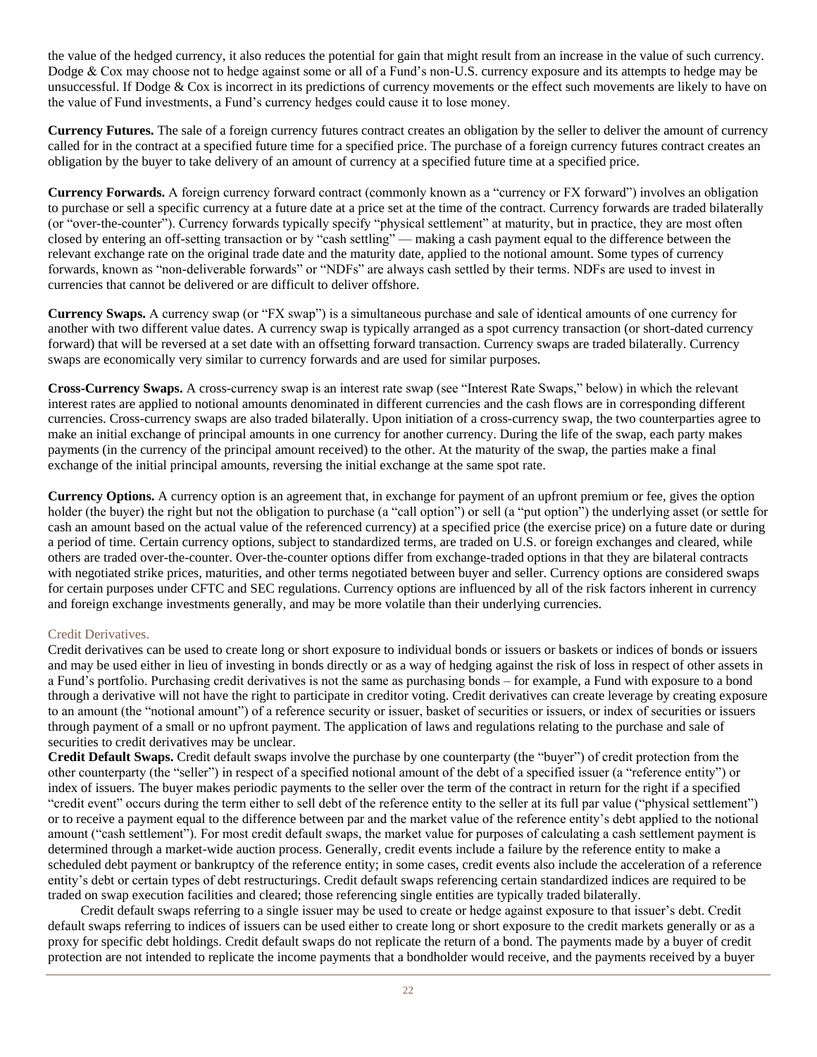the value of the hedged currency, it also reduces the potential for gain that might result from an increase in the value of such currency. Dodge & Cox may choose not to hedge against some or all of a Fund's non-U.S. currency exposure and its attempts to hedge may be unsuccessful. If Dodge & Cox is incorrect in its predictions of currency movements or the effect such movements are likely to have on the value of Fund investments, a Fund's currency hedges could cause it to lose money.

**Currency Futures.** The sale of a foreign currency futures contract creates an obligation by the seller to deliver the amount of currency called for in the contract at a specified future time for a specified price. The purchase of a foreign currency futures contract creates an obligation by the buyer to take delivery of an amount of currency at a specified future time at a specified price.

**Currency Forwards.** A foreign currency forward contract (commonly known as a "currency or FX forward") involves an obligation to purchase or sell a specific currency at a future date at a price set at the time of the contract. Currency forwards are traded bilaterally (or "over-the-counter"). Currency forwards typically specify "physical settlement" at maturity, but in practice, they are most often closed by entering an off-setting transaction or by "cash settling" — making a cash payment equal to the difference between the relevant exchange rate on the original trade date and the maturity date, applied to the notional amount. Some types of currency forwards, known as "non-deliverable forwards" or "NDFs" are always cash settled by their terms. NDFs are used to invest in currencies that cannot be delivered or are difficult to deliver offshore.

**Currency Swaps.** A currency swap (or "FX swap") is a simultaneous purchase and sale of identical amounts of one currency for another with two different value dates. A currency swap is typically arranged as a spot currency transaction (or short-dated currency forward) that will be reversed at a set date with an offsetting forward transaction. Currency swaps are traded bilaterally. Currency swaps are economically very similar to currency forwards and are used for similar purposes.

**Cross-Currency Swaps.** A cross-currency swap is an interest rate swap (see "Interest Rate Swaps," below) in which the relevant interest rates are applied to notional amounts denominated in different currencies and the cash flows are in corresponding different currencies. Cross-currency swaps are also traded bilaterally. Upon initiation of a cross-currency swap, the two counterparties agree to make an initial exchange of principal amounts in one currency for another currency. During the life of the swap, each party makes payments (in the currency of the principal amount received) to the other. At the maturity of the swap, the parties make a final exchange of the initial principal amounts, reversing the initial exchange at the same spot rate.

**Currency Options.** A currency option is an agreement that, in exchange for payment of an upfront premium or fee, gives the option holder (the buyer) the right but not the obligation to purchase (a "call option") or sell (a "put option") the underlying asset (or settle for cash an amount based on the actual value of the referenced currency) at a specified price (the exercise price) on a future date or during a period of time. Certain currency options, subject to standardized terms, are traded on U.S. or foreign exchanges and cleared, while others are traded over-the-counter. Over-the-counter options differ from exchange-traded options in that they are bilateral contracts with negotiated strike prices, maturities, and other terms negotiated between buyer and seller. Currency options are considered swaps for certain purposes under CFTC and SEC regulations. Currency options are influenced by all of the risk factors inherent in currency and foreign exchange investments generally, and may be more volatile than their underlying currencies.

### Credit Derivatives.

Credit derivatives can be used to create long or short exposure to individual bonds or issuers or baskets or indices of bonds or issuers and may be used either in lieu of investing in bonds directly or as a way of hedging against the risk of loss in respect of other assets in a Fund's portfolio. Purchasing credit derivatives is not the same as purchasing bonds – for example, a Fund with exposure to a bond through a derivative will not have the right to participate in creditor voting. Credit derivatives can create leverage by creating exposure to an amount (the "notional amount") of a reference security or issuer, basket of securities or issuers, or index of securities or issuers through payment of a small or no upfront payment. The application of laws and regulations relating to the purchase and sale of securities to credit derivatives may be unclear.

**Credit Default Swaps.** Credit default swaps involve the purchase by one counterparty (the "buyer") of credit protection from the other counterparty (the "seller") in respect of a specified notional amount of the debt of a specified issuer (a "reference entity") or index of issuers. The buyer makes periodic payments to the seller over the term of the contract in return for the right if a specified "credit event" occurs during the term either to sell debt of the reference entity to the seller at its full par value ("physical settlement") or to receive a payment equal to the difference between par and the market value of the reference entity's debt applied to the notional amount ("cash settlement"). For most credit default swaps, the market value for purposes of calculating a cash settlement payment is determined through a market-wide auction process. Generally, credit events include a failure by the reference entity to make a scheduled debt payment or bankruptcy of the reference entity; in some cases, credit events also include the acceleration of a reference entity's debt or certain types of debt restructurings. Credit default swaps referencing certain standardized indices are required to be traded on swap execution facilities and cleared; those referencing single entities are typically traded bilaterally.

Credit default swaps referring to a single issuer may be used to create or hedge against exposure to that issuer's debt. Credit default swaps referring to indices of issuers can be used either to create long or short exposure to the credit markets generally or as a proxy for specific debt holdings. Credit default swaps do not replicate the return of a bond. The payments made by a buyer of credit protection are not intended to replicate the income payments that a bondholder would receive, and the payments received by a buyer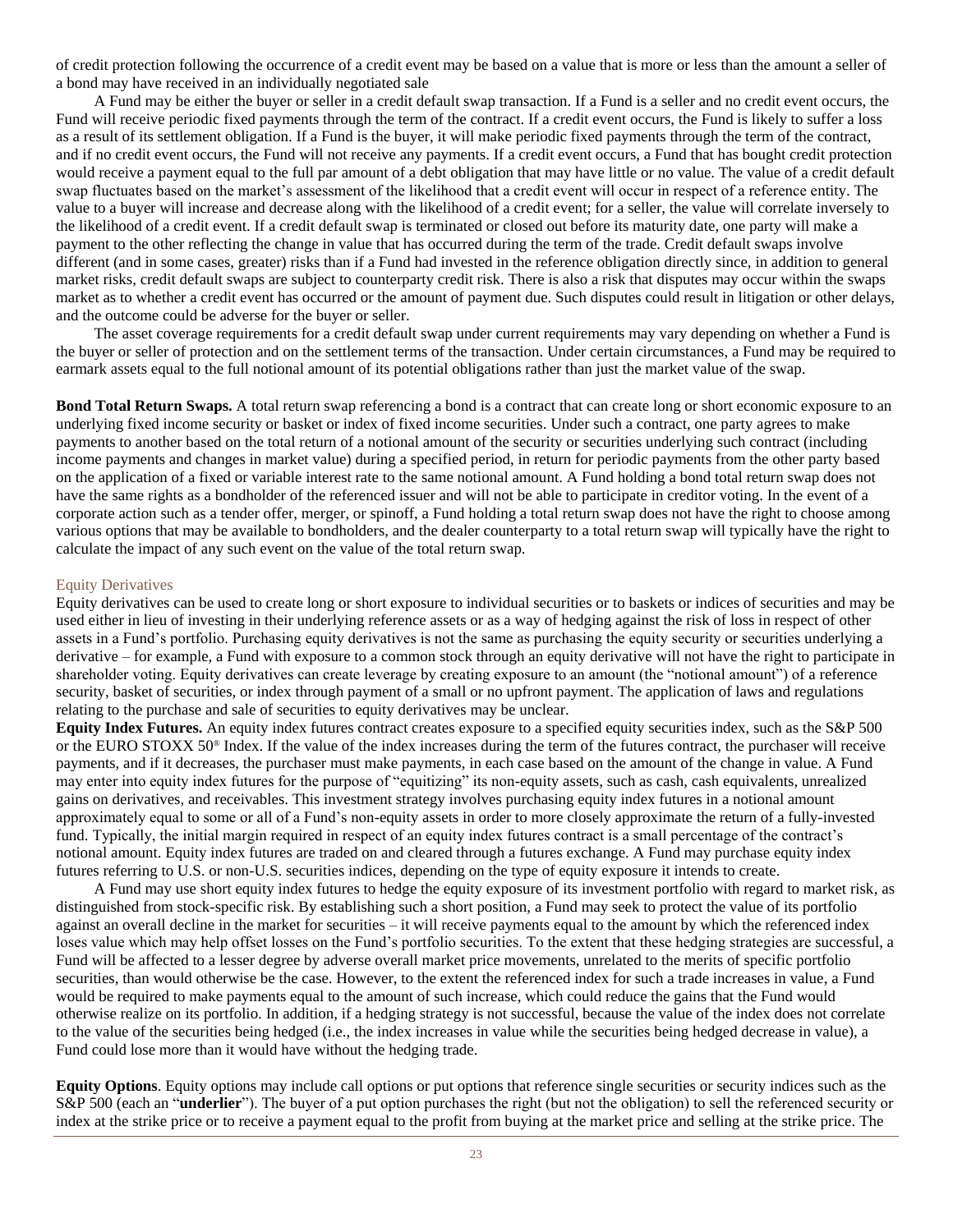of credit protection following the occurrence of a credit event may be based on a value that is more or less than the amount a seller of a bond may have received in an individually negotiated sale

A Fund may be either the buyer or seller in a credit default swap transaction. If a Fund is a seller and no credit event occurs, the Fund will receive periodic fixed payments through the term of the contract. If a credit event occurs, the Fund is likely to suffer a loss as a result of its settlement obligation. If a Fund is the buyer, it will make periodic fixed payments through the term of the contract, and if no credit event occurs, the Fund will not receive any payments. If a credit event occurs, a Fund that has bought credit protection would receive a payment equal to the full par amount of a debt obligation that may have little or no value. The value of a credit default swap fluctuates based on the market's assessment of the likelihood that a credit event will occur in respect of a reference entity. The value to a buyer will increase and decrease along with the likelihood of a credit event; for a seller, the value will correlate inversely to the likelihood of a credit event. If a credit default swap is terminated or closed out before its maturity date, one party will make a payment to the other reflecting the change in value that has occurred during the term of the trade. Credit default swaps involve different (and in some cases, greater) risks than if a Fund had invested in the reference obligation directly since, in addition to general market risks, credit default swaps are subject to counterparty credit risk. There is also a risk that disputes may occur within the swaps market as to whether a credit event has occurred or the amount of payment due. Such disputes could result in litigation or other delays, and the outcome could be adverse for the buyer or seller.

The asset coverage requirements for a credit default swap under current requirements may vary depending on whether a Fund is the buyer or seller of protection and on the settlement terms of the transaction. Under certain circumstances, a Fund may be required to earmark assets equal to the full notional amount of its potential obligations rather than just the market value of the swap.

**Bond Total Return Swaps.** A total return swap referencing a bond is a contract that can create long or short economic exposure to an underlying fixed income security or basket or index of fixed income securities. Under such a contract, one party agrees to make payments to another based on the total return of a notional amount of the security or securities underlying such contract (including income payments and changes in market value) during a specified period, in return for periodic payments from the other party based on the application of a fixed or variable interest rate to the same notional amount. A Fund holding a bond total return swap does not have the same rights as a bondholder of the referenced issuer and will not be able to participate in creditor voting. In the event of a corporate action such as a tender offer, merger, or spinoff, a Fund holding a total return swap does not have the right to choose among various options that may be available to bondholders, and the dealer counterparty to a total return swap will typically have the right to calculate the impact of any such event on the value of the total return swap.

### Equity Derivatives

Equity derivatives can be used to create long or short exposure to individual securities or to baskets or indices of securities and may be used either in lieu of investing in their underlying reference assets or as a way of hedging against the risk of loss in respect of other assets in a Fund's portfolio. Purchasing equity derivatives is not the same as purchasing the equity security or securities underlying a derivative – for example, a Fund with exposure to a common stock through an equity derivative will not have the right to participate in shareholder voting. Equity derivatives can create leverage by creating exposure to an amount (the "notional amount") of a reference security, basket of securities, or index through payment of a small or no upfront payment. The application of laws and regulations relating to the purchase and sale of securities to equity derivatives may be unclear.

**Equity Index Futures.** An equity index futures contract creates exposure to a specified equity securities index, such as the S&P 500 or the EURO STOXX 50® Index. If the value of the index increases during the term of the futures contract, the purchaser will receive payments, and if it decreases, the purchaser must make payments, in each case based on the amount of the change in value. A Fund may enter into equity index futures for the purpose of "equitizing" its non-equity assets, such as cash, cash equivalents, unrealized gains on derivatives, and receivables. This investment strategy involves purchasing equity index futures in a notional amount approximately equal to some or all of a Fund's non-equity assets in order to more closely approximate the return of a fully-invested fund. Typically, the initial margin required in respect of an equity index futures contract is a small percentage of the contract's notional amount. Equity index futures are traded on and cleared through a futures exchange. A Fund may purchase equity index futures referring to U.S. or non-U.S. securities indices, depending on the type of equity exposure it intends to create.

A Fund may use short equity index futures to hedge the equity exposure of its investment portfolio with regard to market risk, as distinguished from stock-specific risk. By establishing such a short position, a Fund may seek to protect the value of its portfolio against an overall decline in the market for securities – it will receive payments equal to the amount by which the referenced index loses value which may help offset losses on the Fund's portfolio securities. To the extent that these hedging strategies are successful, a Fund will be affected to a lesser degree by adverse overall market price movements, unrelated to the merits of specific portfolio securities, than would otherwise be the case. However, to the extent the referenced index for such a trade increases in value, a Fund would be required to make payments equal to the amount of such increase, which could reduce the gains that the Fund would otherwise realize on its portfolio. In addition, if a hedging strategy is not successful, because the value of the index does not correlate to the value of the securities being hedged (i.e., the index increases in value while the securities being hedged decrease in value), a Fund could lose more than it would have without the hedging trade.

**Equity Options**. Equity options may include call options or put options that reference single securities or security indices such as the S&P 500 (each an "**underlier**"). The buyer of a put option purchases the right (but not the obligation) to sell the referenced security or index at the strike price or to receive a payment equal to the profit from buying at the market price and selling at the strike price. The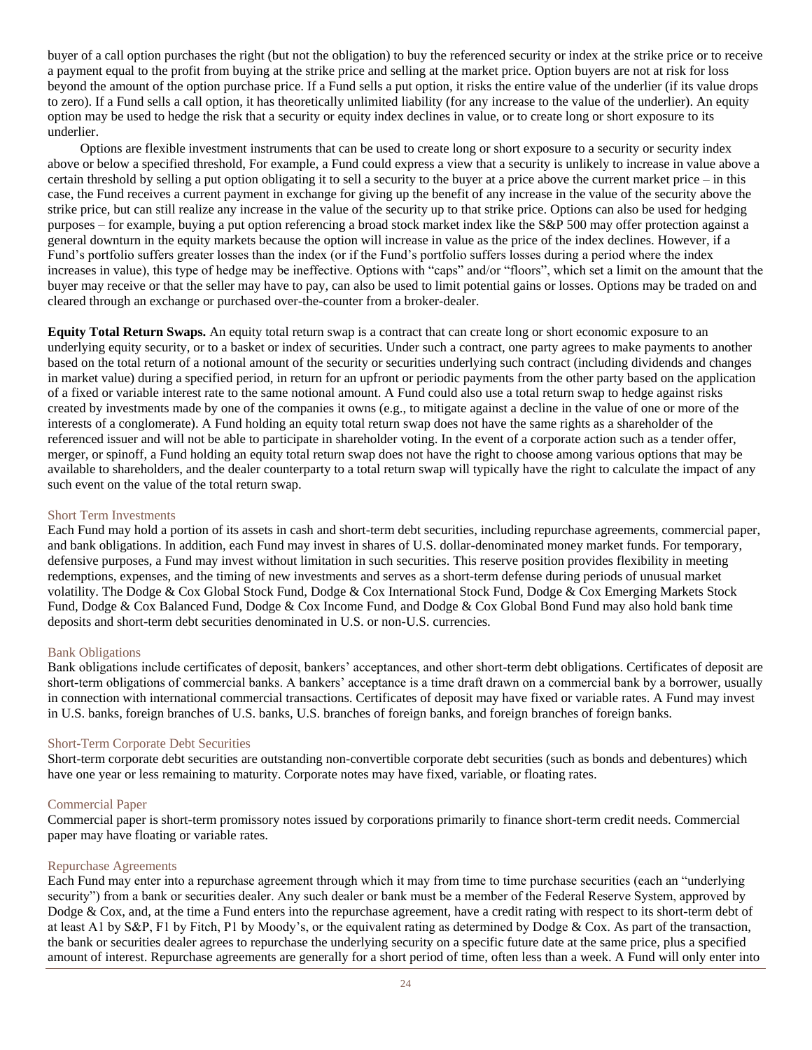buyer of a call option purchases the right (but not the obligation) to buy the referenced security or index at the strike price or to receive a payment equal to the profit from buying at the strike price and selling at the market price. Option buyers are not at risk for loss beyond the amount of the option purchase price. If a Fund sells a put option, it risks the entire value of the underlier (if its value drops to zero). If a Fund sells a call option, it has theoretically unlimited liability (for any increase to the value of the underlier). An equity option may be used to hedge the risk that a security or equity index declines in value, or to create long or short exposure to its underlier.

Options are flexible investment instruments that can be used to create long or short exposure to a security or security index above or below a specified threshold, For example, a Fund could express a view that a security is unlikely to increase in value above a certain threshold by selling a put option obligating it to sell a security to the buyer at a price above the current market price – in this case, the Fund receives a current payment in exchange for giving up the benefit of any increase in the value of the security above the strike price, but can still realize any increase in the value of the security up to that strike price. Options can also be used for hedging purposes – for example, buying a put option referencing a broad stock market index like the S&P 500 may offer protection against a general downturn in the equity markets because the option will increase in value as the price of the index declines. However, if a Fund's portfolio suffers greater losses than the index (or if the Fund's portfolio suffers losses during a period where the index increases in value), this type of hedge may be ineffective. Options with "caps" and/or "floors", which set a limit on the amount that the buyer may receive or that the seller may have to pay, can also be used to limit potential gains or losses. Options may be traded on and cleared through an exchange or purchased over-the-counter from a broker-dealer.

**Equity Total Return Swaps.** An equity total return swap is a contract that can create long or short economic exposure to an underlying equity security, or to a basket or index of securities. Under such a contract, one party agrees to make payments to another based on the total return of a notional amount of the security or securities underlying such contract (including dividends and changes in market value) during a specified period, in return for an upfront or periodic payments from the other party based on the application of a fixed or variable interest rate to the same notional amount. A Fund could also use a total return swap to hedge against risks created by investments made by one of the companies it owns (e.g., to mitigate against a decline in the value of one or more of the interests of a conglomerate). A Fund holding an equity total return swap does not have the same rights as a shareholder of the referenced issuer and will not be able to participate in shareholder voting. In the event of a corporate action such as a tender offer, merger, or spinoff, a Fund holding an equity total return swap does not have the right to choose among various options that may be available to shareholders, and the dealer counterparty to a total return swap will typically have the right to calculate the impact of any such event on the value of the total return swap.

### Short Term Investments

Each Fund may hold a portion of its assets in cash and short-term debt securities, including repurchase agreements, commercial paper, and bank obligations. In addition, each Fund may invest in shares of U.S. dollar-denominated money market funds. For temporary, defensive purposes, a Fund may invest without limitation in such securities. This reserve position provides flexibility in meeting redemptions, expenses, and the timing of new investments and serves as a short-term defense during periods of unusual market volatility. The Dodge & Cox Global Stock Fund, Dodge & Cox International Stock Fund, Dodge & Cox Emerging Markets Stock Fund, Dodge & Cox Balanced Fund, Dodge & Cox Income Fund, and Dodge & Cox Global Bond Fund may also hold bank time deposits and short-term debt securities denominated in U.S. or non-U.S. currencies.

### Bank Obligations

Bank obligations include certificates of deposit, bankers' acceptances, and other short-term debt obligations. Certificates of deposit are short-term obligations of commercial banks. A bankers' acceptance is a time draft drawn on a commercial bank by a borrower, usually in connection with international commercial transactions. Certificates of deposit may have fixed or variable rates. A Fund may invest in U.S. banks, foreign branches of U.S. banks, U.S. branches of foreign banks, and foreign branches of foreign banks.

### Short-Term Corporate Debt Securities

Short-term corporate debt securities are outstanding non-convertible corporate debt securities (such as bonds and debentures) which have one year or less remaining to maturity. Corporate notes may have fixed, variable, or floating rates.

### Commercial Paper

Commercial paper is short-term promissory notes issued by corporations primarily to finance short-term credit needs. Commercial paper may have floating or variable rates.

### Repurchase Agreements

Each Fund may enter into a repurchase agreement through which it may from time to time purchase securities (each an "underlying security") from a bank or securities dealer. Any such dealer or bank must be a member of the Federal Reserve System, approved by Dodge & Cox, and, at the time a Fund enters into the repurchase agreement, have a credit rating with respect to its short-term debt of at least A1 by S&P, F1 by Fitch, P1 by Moody's, or the equivalent rating as determined by Dodge & Cox. As part of the transaction, the bank or securities dealer agrees to repurchase the underlying security on a specific future date at the same price, plus a specified amount of interest. Repurchase agreements are generally for a short period of time, often less than a week. A Fund will only enter into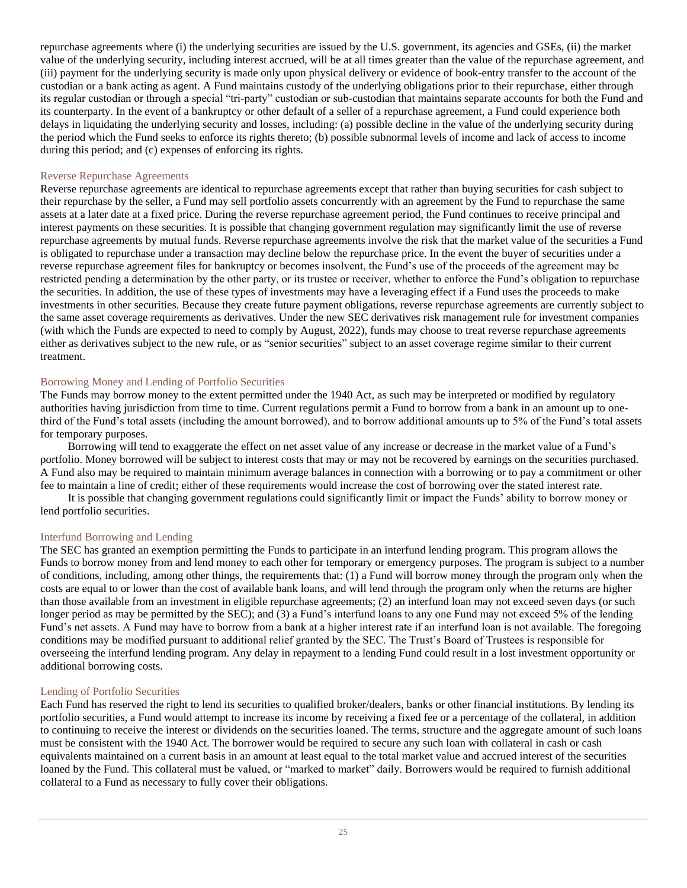repurchase agreements where (i) the underlying securities are issued by the U.S. government, its agencies and GSEs, (ii) the market value of the underlying security, including interest accrued, will be at all times greater than the value of the repurchase agreement, and (iii) payment for the underlying security is made only upon physical delivery or evidence of book-entry transfer to the account of the custodian or a bank acting as agent. A Fund maintains custody of the underlying obligations prior to their repurchase, either through its regular custodian or through a special "tri-party" custodian or sub-custodian that maintains separate accounts for both the Fund and its counterparty. In the event of a bankruptcy or other default of a seller of a repurchase agreement, a Fund could experience both delays in liquidating the underlying security and losses, including: (a) possible decline in the value of the underlying security during the period which the Fund seeks to enforce its rights thereto; (b) possible subnormal levels of income and lack of access to income during this period; and (c) expenses of enforcing its rights.

### Reverse Repurchase Agreements

Reverse repurchase agreements are identical to repurchase agreements except that rather than buying securities for cash subject to their repurchase by the seller, a Fund may sell portfolio assets concurrently with an agreement by the Fund to repurchase the same assets at a later date at a fixed price. During the reverse repurchase agreement period, the Fund continues to receive principal and interest payments on these securities. It is possible that changing government regulation may significantly limit the use of reverse repurchase agreements by mutual funds. Reverse repurchase agreements involve the risk that the market value of the securities a Fund is obligated to repurchase under a transaction may decline below the repurchase price. In the event the buyer of securities under a reverse repurchase agreement files for bankruptcy or becomes insolvent, the Fund's use of the proceeds of the agreement may be restricted pending a determination by the other party, or its trustee or receiver, whether to enforce the Fund's obligation to repurchase the securities. In addition, the use of these types of investments may have a leveraging effect if a Fund uses the proceeds to make investments in other securities. Because they create future payment obligations, reverse repurchase agreements are currently subject to the same asset coverage requirements as derivatives. Under the new SEC derivatives risk management rule for investment companies (with which the Funds are expected to need to comply by August, 2022), funds may choose to treat reverse repurchase agreements either as derivatives subject to the new rule, or as "senior securities" subject to an asset coverage regime similar to their current treatment.

### Borrowing Money and Lending of Portfolio Securities

The Funds may borrow money to the extent permitted under the 1940 Act, as such may be interpreted or modified by regulatory authorities having jurisdiction from time to time. Current regulations permit a Fund to borrow from a bank in an amount up to one-third of the Fund's total assets (including the amount borrowed), and to borrow additional amounts up to 5% of the Fund's total assets for temporary purposes.

Borrowing will tend to exaggerate the effect on net asset value of any increase or decrease in the market value of a Fund's portfolio. Money borrowed will be subject to interest costs that may or may not be recovered by earnings on the securities purchased. A Fund also may be required to maintain minimum average balances in connection with a borrowing or to pay a commitment or other fee to maintain a line of credit; either of these requirements would increase the cost of borrowing over the stated interest rate.

It is possible that changing government regulations could significantly limit or impact the Funds' ability to borrow money or lend portfolio securities.

### Interfund Borrowing and Lending

The SEC has granted an exemption permitting the Funds to participate in an interfund lending program. This program allows the Funds to borrow money from and lend money to each other for temporary or emergency purposes. The program is subject to a number of conditions, including, among other things, the requirements that: (1) a Fund will borrow money through the program only when the costs are equal to or lower than the cost of available bank loans, and will lend through the program only when the returns are higher than those available from an investment in eligible repurchase agreements; (2) an interfund loan may not exceed seven days (or such longer period as may be permitted by the SEC); and (3) a Fund's interfund loans to any one Fund may not exceed 5% of the lending Fund's net assets. A Fund may have to borrow from a bank at a higher interest rate if an interfund loan is not available. The foregoing conditions may be modified pursuant to additional relief granted by the SEC. The Trust's Board of Trustees is responsible for overseeing the interfund lending program. Any delay in repayment to a lending Fund could result in a lost investment opportunity or additional borrowing costs.

### Lending of Portfolio Securities

Each Fund has reserved the right to lend its securities to qualified broker/dealers, banks or other financial institutions. By lending its portfolio securities, a Fund would attempt to increase its income by receiving a fixed fee or a percentage of the collateral, in addition to continuing to receive the interest or dividends on the securities loaned. The terms, structure and the aggregate amount of such loans must be consistent with the 1940 Act. The borrower would be required to secure any such loan with collateral in cash or cash equivalents maintained on a current basis in an amount at least equal to the total market value and accrued interest of the securities loaned by the Fund. This collateral must be valued, or "marked to market" daily. Borrowers would be required to furnish additional collateral to a Fund as necessary to fully cover their obligations.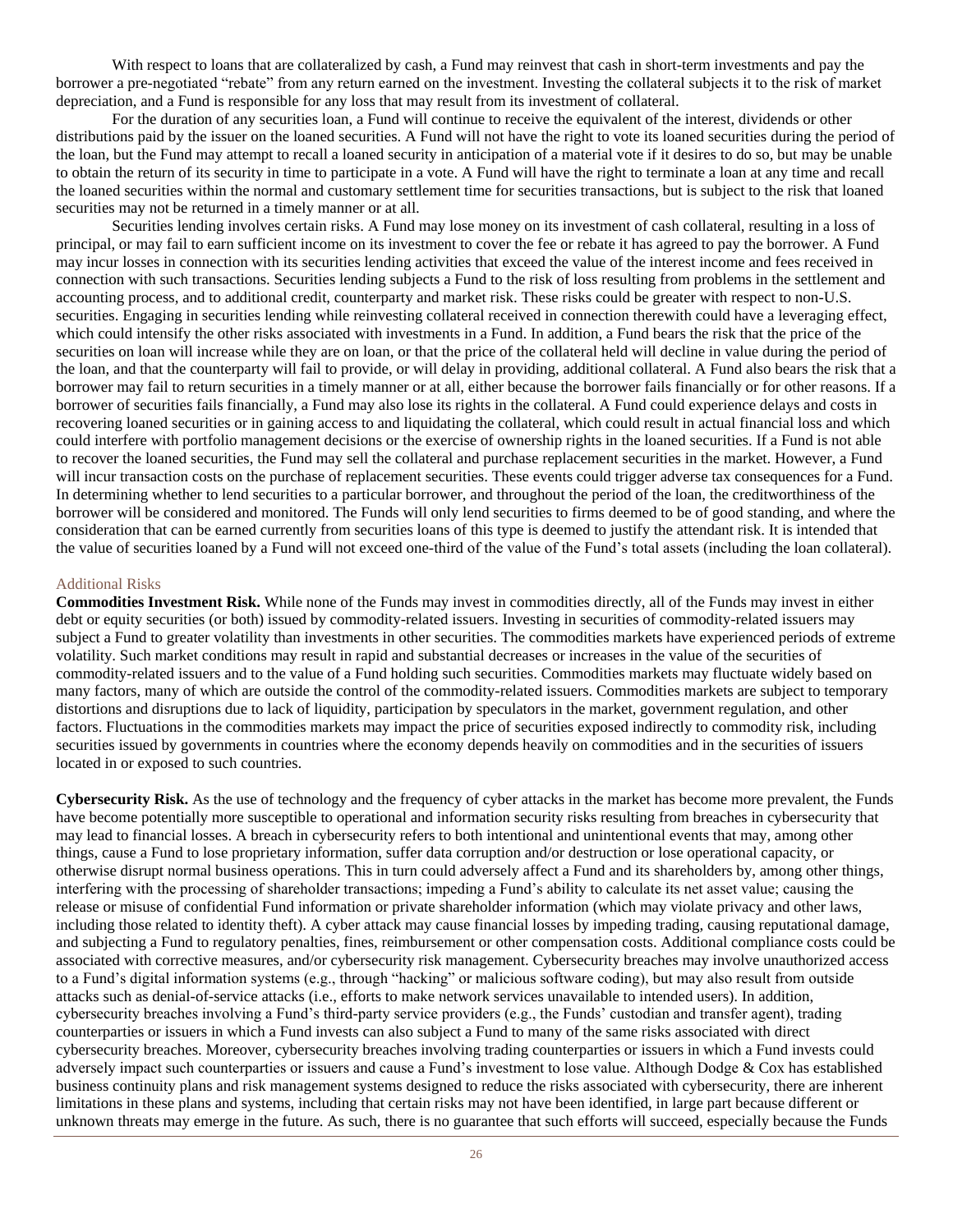With respect to loans that are collateralized by cash, a Fund may reinvest that cash in short-term investments and pay the borrower a pre-negotiated "rebate" from any return earned on the investment. Investing the collateral subjects it to the risk of market depreciation, and a Fund is responsible for any loss that may result from its investment of collateral.

For the duration of any securities loan, a Fund will continue to receive the equivalent of the interest, dividends or other distributions paid by the issuer on the loaned securities. A Fund will not have the right to vote its loaned securities during the period of the loan, but the Fund may attempt to recall a loaned security in anticipation of a material vote if it desires to do so, but may be unable to obtain the return of its security in time to participate in a vote. A Fund will have the right to terminate a loan at any time and recall the loaned securities within the normal and customary settlement time for securities transactions, but is subject to the risk that loaned securities may not be returned in a timely manner or at all.

Securities lending involves certain risks. A Fund may lose money on its investment of cash collateral, resulting in a loss of principal, or may fail to earn sufficient income on its investment to cover the fee or rebate it has agreed to pay the borrower. A Fund may incur losses in connection with its securities lending activities that exceed the value of the interest income and fees received in connection with such transactions. Securities lending subjects a Fund to the risk of loss resulting from problems in the settlement and accounting process, and to additional credit, counterparty and market risk. These risks could be greater with respect to non-U.S. securities. Engaging in securities lending while reinvesting collateral received in connection therewith could have a leveraging effect, which could intensify the other risks associated with investments in a Fund. In addition, a Fund bears the risk that the price of the securities on loan will increase while they are on loan, or that the price of the collateral held will decline in value during the period of the loan, and that the counterparty will fail to provide, or will delay in providing, additional collateral. A Fund also bears the risk that a borrower may fail to return securities in a timely manner or at all, either because the borrower fails financially or for other reasons. If a borrower of securities fails financially, a Fund may also lose its rights in the collateral. A Fund could experience delays and costs in recovering loaned securities or in gaining access to and liquidating the collateral, which could result in actual financial loss and which could interfere with portfolio management decisions or the exercise of ownership rights in the loaned securities. If a Fund is not able to recover the loaned securities, the Fund may sell the collateral and purchase replacement securities in the market. However, a Fund will incur transaction costs on the purchase of replacement securities. These events could trigger adverse tax consequences for a Fund. In determining whether to lend securities to a particular borrower, and throughout the period of the loan, the creditworthiness of the borrower will be considered and monitored. The Funds will only lend securities to firms deemed to be of good standing, and where the consideration that can be earned currently from securities loans of this type is deemed to justify the attendant risk. It is intended that the value of securities loaned by a Fund will not exceed one-third of the value of the Fund's total assets (including the loan collateral).

## Additional Risks

**Commodities Investment Risk.** While none of the Funds may invest in commodities directly, all of the Funds may invest in either debt or equity securities (or both) issued by commodity-related issuers. Investing in securities of commodity-related issuers may subject a Fund to greater volatility than investments in other securities. The commodities markets have experienced periods of extreme volatility. Such market conditions may result in rapid and substantial decreases or increases in the value of the securities of commodity-related issuers and to the value of a Fund holding such securities. Commodities markets may fluctuate widely based on many factors, many of which are outside the control of the commodity-related issuers. Commodities markets are subject to temporary distortions and disruptions due to lack of liquidity, participation by speculators in the market, government regulation, and other factors. Fluctuations in the commodities markets may impact the price of securities exposed indirectly to commodity risk, including securities issued by governments in countries where the economy depends heavily on commodities and in the securities of issuers located in or exposed to such countries.

**Cybersecurity Risk.** As the use of technology and the frequency of cyber attacks in the market has become more prevalent, the Funds have become potentially more susceptible to operational and information security risks resulting from breaches in cybersecurity that may lead to financial losses. A breach in cybersecurity refers to both intentional and unintentional events that may, among other things, cause a Fund to lose proprietary information, suffer data corruption and/or destruction or lose operational capacity, or otherwise disrupt normal business operations. This in turn could adversely affect a Fund and its shareholders by, among other things, interfering with the processing of shareholder transactions; impeding a Fund's ability to calculate its net asset value; causing the release or misuse of confidential Fund information or private shareholder information (which may violate privacy and other laws, including those related to identity theft). A cyber attack may cause financial losses by impeding trading, causing reputational damage, and subjecting a Fund to regulatory penalties, fines, reimbursement or other compensation costs. Additional compliance costs could be associated with corrective measures, and/or cybersecurity risk management. Cybersecurity breaches may involve unauthorized access to a Fund's digital information systems (e.g., through "hacking" or malicious software coding), but may also result from outside attacks such as denial-of-service attacks (i.e., efforts to make network services unavailable to intended users). In addition, cybersecurity breaches involving a Fund's third-party service providers (e.g., the Funds' custodian and transfer agent), trading counterparties or issuers in which a Fund invests can also subject a Fund to many of the same risks associated with direct cybersecurity breaches. Moreover, cybersecurity breaches involving trading counterparties or issuers in which a Fund invests could adversely impact such counterparties or issuers and cause a Fund's investment to lose value. Although Dodge & Cox has established business continuity plans and risk management systems designed to reduce the risks associated with cybersecurity, there are inherent limitations in these plans and systems, including that certain risks may not have been identified, in large part because different or unknown threats may emerge in the future. As such, there is no guarantee that such efforts will succeed, especially because the Funds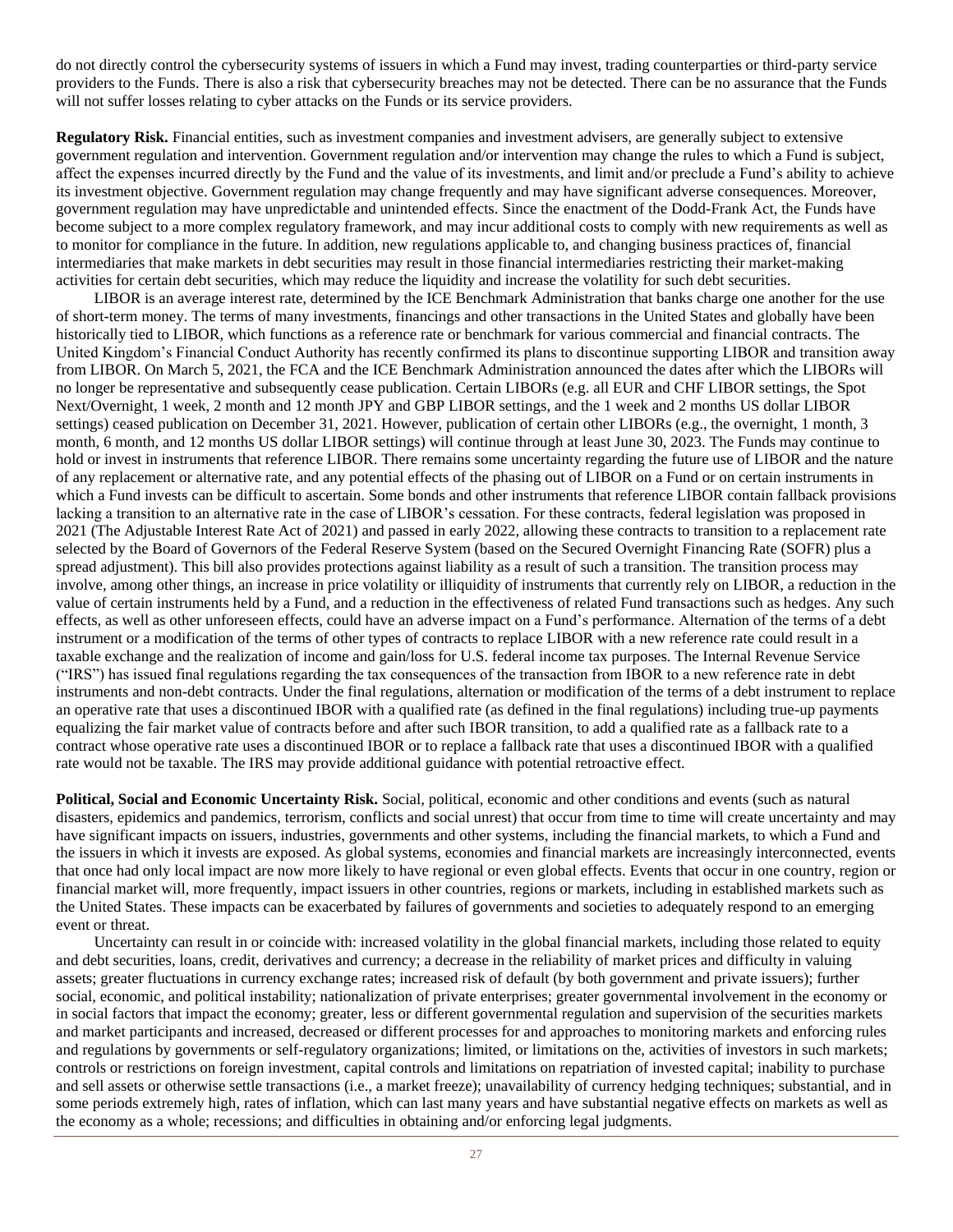do not directly control the cybersecurity systems of issuers in which a Fund may invest, trading counterparties or third-party service providers to the Funds. There is also a risk that cybersecurity breaches may not be detected. There can be no assurance that the Funds will not suffer losses relating to cyber attacks on the Funds or its service providers.

**Regulatory Risk.** Financial entities, such as investment companies and investment advisers, are generally subject to extensive government regulation and intervention. Government regulation and/or intervention may change the rules to which a Fund is subject, affect the expenses incurred directly by the Fund and the value of its investments, and limit and/or preclude a Fund's ability to achieve its investment objective. Government regulation may change frequently and may have significant adverse consequences. Moreover, government regulation may have unpredictable and unintended effects. Since the enactment of the Dodd-Frank Act, the Funds have become subject to a more complex regulatory framework, and may incur additional costs to comply with new requirements as well as to monitor for compliance in the future. In addition, new regulations applicable to, and changing business practices of, financial intermediaries that make markets in debt securities may result in those financial intermediaries restricting their market-making activities for certain debt securities, which may reduce the liquidity and increase the volatility for such debt securities.

LIBOR is an average interest rate, determined by the ICE Benchmark Administration that banks charge one another for the use of short-term money. The terms of many investments, financings and other transactions in the United States and globally have been historically tied to LIBOR, which functions as a reference rate or benchmark for various commercial and financial contracts. The United Kingdom's Financial Conduct Authority has recently confirmed its plans to discontinue supporting LIBOR and transition away from LIBOR. On March 5, 2021, the FCA and the ICE Benchmark Administration announced the dates after which the LIBORs will no longer be representative and subsequently cease publication. Certain LIBORs (e.g. all EUR and CHF LIBOR settings, the Spot Next/Overnight, 1 week, 2 month and 12 month JPY and GBP LIBOR settings, and the 1 week and 2 months US dollar LIBOR settings) ceased publication on December 31, 2021. However, publication of certain other LIBORs (e.g., the overnight, 1 month, 3 month, 6 month, and 12 months US dollar LIBOR settings) will continue through at least June 30, 2023. The Funds may continue to hold or invest in instruments that reference LIBOR. There remains some uncertainty regarding the future use of LIBOR and the nature of any replacement or alternative rate, and any potential effects of the phasing out of LIBOR on a Fund or on certain instruments in which a Fund invests can be difficult to ascertain. Some bonds and other instruments that reference LIBOR contain fallback provisions lacking a transition to an alternative rate in the case of LIBOR's cessation. For these contracts, federal legislation was proposed in 2021 (The Adjustable Interest Rate Act of 2021) and passed in early 2022, allowing these contracts to transition to a replacement rate selected by the Board of Governors of the Federal Reserve System (based on the Secured Overnight Financing Rate (SOFR) plus a spread adjustment). This bill also provides protections against liability as a result of such a transition. The transition process may involve, among other things, an increase in price volatility or illiquidity of instruments that currently rely on LIBOR, a reduction in the value of certain instruments held by a Fund, and a reduction in the effectiveness of related Fund transactions such as hedges. Any such effects, as well as other unforeseen effects, could have an adverse impact on a Fund's performance. Alternation of the terms of a debt instrument or a modification of the terms of other types of contracts to replace LIBOR with a new reference rate could result in a taxable exchange and the realization of income and gain/loss for U.S. federal income tax purposes. The Internal Revenue Service ("IRS") has issued final regulations regarding the tax consequences of the transaction from IBOR to a new reference rate in debt instruments and non-debt contracts. Under the final regulations, alternation or modification of the terms of a debt instrument to replace an operative rate that uses a discontinued IBOR with a qualified rate (as defined in the final regulations) including true-up payments equalizing the fair market value of contracts before and after such IBOR transition, to add a qualified rate as a fallback rate to a contract whose operative rate uses a discontinued IBOR or to replace a fallback rate that uses a discontinued IBOR with a qualified rate would not be taxable. The IRS may provide additional guidance with potential retroactive effect.

**Political, Social and Economic Uncertainty Risk.** Social, political, economic and other conditions and events (such as natural disasters, epidemics and pandemics, terrorism, conflicts and social unrest) that occur from time to time will create uncertainty and may have significant impacts on issuers, industries, governments and other systems, including the financial markets, to which a Fund and the issuers in which it invests are exposed. As global systems, economies and financial markets are increasingly interconnected, events that once had only local impact are now more likely to have regional or even global effects. Events that occur in one country, region or financial market will, more frequently, impact issuers in other countries, regions or markets, including in established markets such as the United States. These impacts can be exacerbated by failures of governments and societies to adequately respond to an emerging event or threat.

Uncertainty can result in or coincide with: increased volatility in the global financial markets, including those related to equity and debt securities, loans, credit, derivatives and currency; a decrease in the reliability of market prices and difficulty in valuing assets; greater fluctuations in currency exchange rates; increased risk of default (by both government and private issuers); further social, economic, and political instability; nationalization of private enterprises; greater governmental involvement in the economy or in social factors that impact the economy; greater, less or different governmental regulation and supervision of the securities markets and market participants and increased, decreased or different processes for and approaches to monitoring markets and enforcing rules and regulations by governments or self-regulatory organizations; limited, or limitations on the, activities of investors in such markets; controls or restrictions on foreign investment, capital controls and limitations on repatriation of invested capital; inability to purchase and sell assets or otherwise settle transactions (i.e., a market freeze); unavailability of currency hedging techniques; substantial, and in some periods extremely high, rates of inflation, which can last many years and have substantial negative effects on markets as well as the economy as a whole; recessions; and difficulties in obtaining and/or enforcing legal judgments.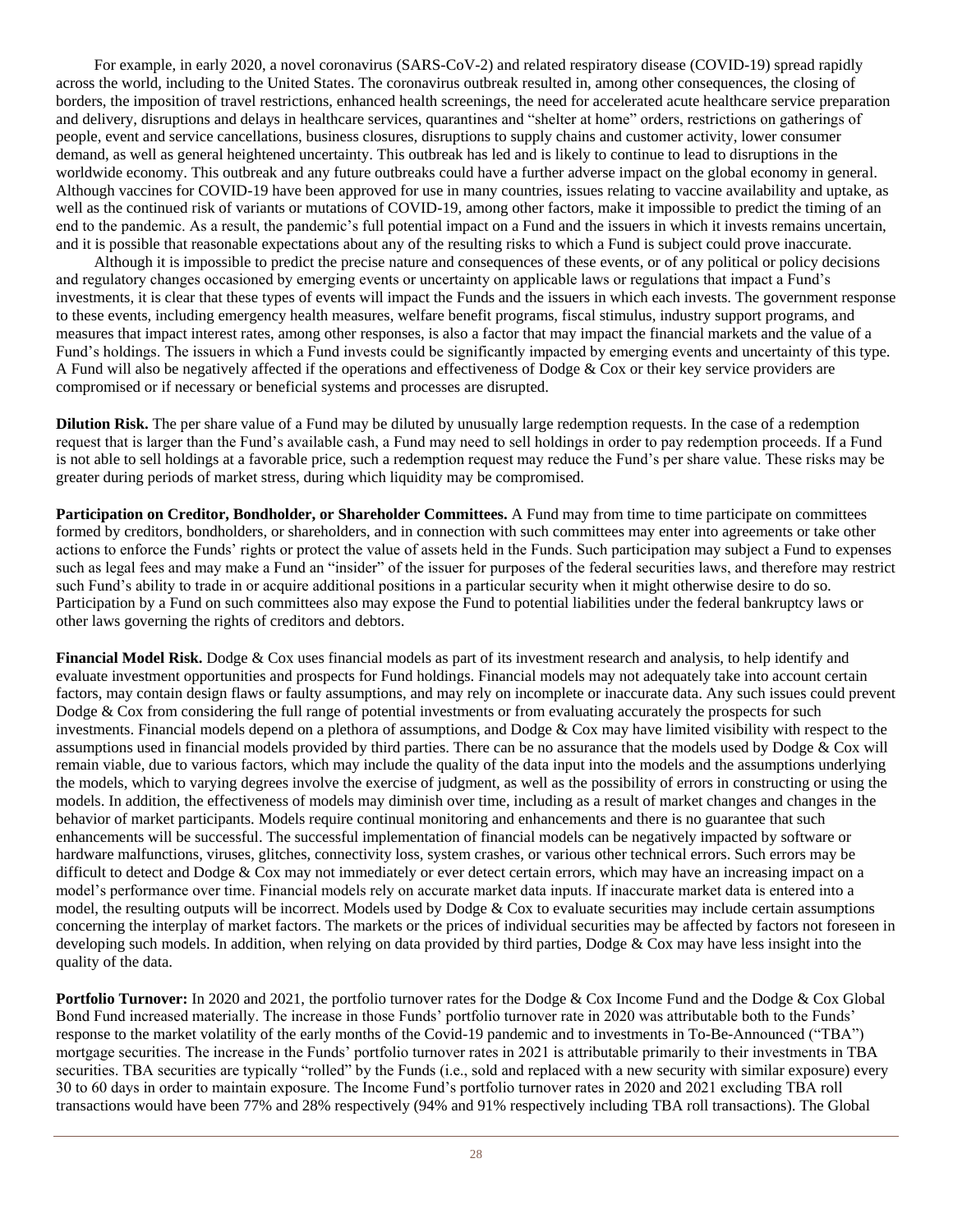For example, in early 2020, a novel coronavirus (SARS-CoV-2) and related respiratory disease (COVID-19) spread rapidly across the world, including to the United States. The coronavirus outbreak resulted in, among other consequences, the closing of borders, the imposition of travel restrictions, enhanced health screenings, the need for accelerated acute healthcare service preparation and delivery, disruptions and delays in healthcare services, quarantines and "shelter at home" orders, restrictions on gatherings of people, event and service cancellations, business closures, disruptions to supply chains and customer activity, lower consumer demand, as well as general heightened uncertainty. This outbreak has led and is likely to continue to lead to disruptions in the worldwide economy. This outbreak and any future outbreaks could have a further adverse impact on the global economy in general. Although vaccines for COVID-19 have been approved for use in many countries, issues relating to vaccine availability and uptake, as well as the continued risk of variants or mutations of COVID-19, among other factors, make it impossible to predict the timing of an end to the pandemic. As a result, the pandemic's full potential impact on a Fund and the issuers in which it invests remains uncertain, and it is possible that reasonable expectations about any of the resulting risks to which a Fund is subject could prove inaccurate.

Although it is impossible to predict the precise nature and consequences of these events, or of any political or policy decisions and regulatory changes occasioned by emerging events or uncertainty on applicable laws or regulations that impact a Fund's investments, it is clear that these types of events will impact the Funds and the issuers in which each invests. The government response to these events, including emergency health measures, welfare benefit programs, fiscal stimulus, industry support programs, and measures that impact interest rates, among other responses, is also a factor that may impact the financial markets and the value of a Fund's holdings. The issuers in which a Fund invests could be significantly impacted by emerging events and uncertainty of this type. A Fund will also be negatively affected if the operations and effectiveness of Dodge & Cox or their key service providers are compromised or if necessary or beneficial systems and processes are disrupted.

**Dilution Risk.** The per share value of a Fund may be diluted by unusually large redemption requests. In the case of a redemption request that is larger than the Fund's available cash, a Fund may need to sell holdings in order to pay redemption proceeds. If a Fund is not able to sell holdings at a favorable price, such a redemption request may reduce the Fund's per share value. These risks may be greater during periods of market stress, during which liquidity may be compromised.

**Participation on Creditor, Bondholder, or Shareholder Committees.** A Fund may from time to time participate on committees formed by creditors, bondholders, or shareholders, and in connection with such committees may enter into agreements or take other actions to enforce the Funds' rights or protect the value of assets held in the Funds. Such participation may subject a Fund to expenses such as legal fees and may make a Fund an "insider" of the issuer for purposes of the federal securities laws, and therefore may restrict such Fund's ability to trade in or acquire additional positions in a particular security when it might otherwise desire to do so. Participation by a Fund on such committees also may expose the Fund to potential liabilities under the federal bankruptcy laws or other laws governing the rights of creditors and debtors.

**Financial Model Risk.** Dodge & Cox uses financial models as part of its investment research and analysis, to help identify and evaluate investment opportunities and prospects for Fund holdings. Financial models may not adequately take into account certain factors, may contain design flaws or faulty assumptions, and may rely on incomplete or inaccurate data. Any such issues could prevent Dodge & Cox from considering the full range of potential investments or from evaluating accurately the prospects for such investments. Financial models depend on a plethora of assumptions, and Dodge & Cox may have limited visibility with respect to the assumptions used in financial models provided by third parties. There can be no assurance that the models used by Dodge & Cox will remain viable, due to various factors, which may include the quality of the data input into the models and the assumptions underlying the models, which to varying degrees involve the exercise of judgment, as well as the possibility of errors in constructing or using the models. In addition, the effectiveness of models may diminish over time, including as a result of market changes and changes in the behavior of market participants. Models require continual monitoring and enhancements and there is no guarantee that such enhancements will be successful. The successful implementation of financial models can be negatively impacted by software or hardware malfunctions, viruses, glitches, connectivity loss, system crashes, or various other technical errors. Such errors may be difficult to detect and Dodge & Cox may not immediately or ever detect certain errors, which may have an increasing impact on a model's performance over time. Financial models rely on accurate market data inputs. If inaccurate market data is entered into a model, the resulting outputs will be incorrect. Models used by Dodge & Cox to evaluate securities may include certain assumptions concerning the interplay of market factors. The markets or the prices of individual securities may be affected by factors not foreseen in developing such models. In addition, when relying on data provided by third parties, Dodge & Cox may have less insight into the quality of the data.

**Portfolio Turnover:** In 2020 and 2021, the portfolio turnover rates for the Dodge & Cox Income Fund and the Dodge & Cox Global Bond Fund increased materially. The increase in those Funds' portfolio turnover rate in 2020 was attributable both to the Funds' response to the market volatility of the early months of the Covid-19 pandemic and to investments in To-Be-Announced ("TBA") mortgage securities. The increase in the Funds' portfolio turnover rates in 2021 is attributable primarily to their investments in TBA securities. TBA securities are typically "rolled" by the Funds (i.e., sold and replaced with a new security with similar exposure) every 30 to 60 days in order to maintain exposure. The Income Fund's portfolio turnover rates in 2020 and 2021 excluding TBA roll transactions would have been 77% and 28% respectively (94% and 91% respectively including TBA roll transactions). The Global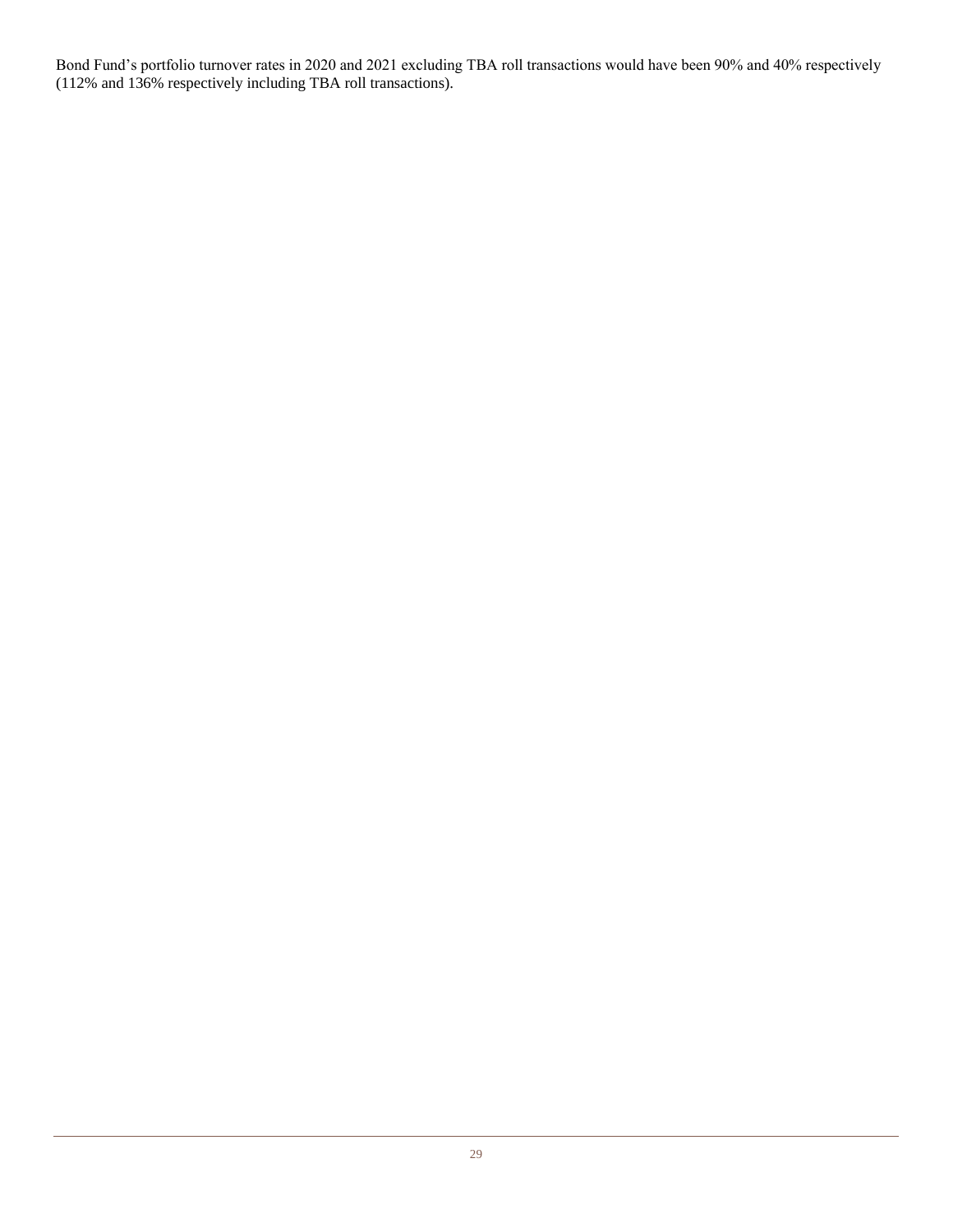Bond Fund’s portfolio turnover rates in 2020 and 2021 excluding TBA roll transactions would have been 90% and 40% respectively (112% and 136% respectively including TBA roll transactions).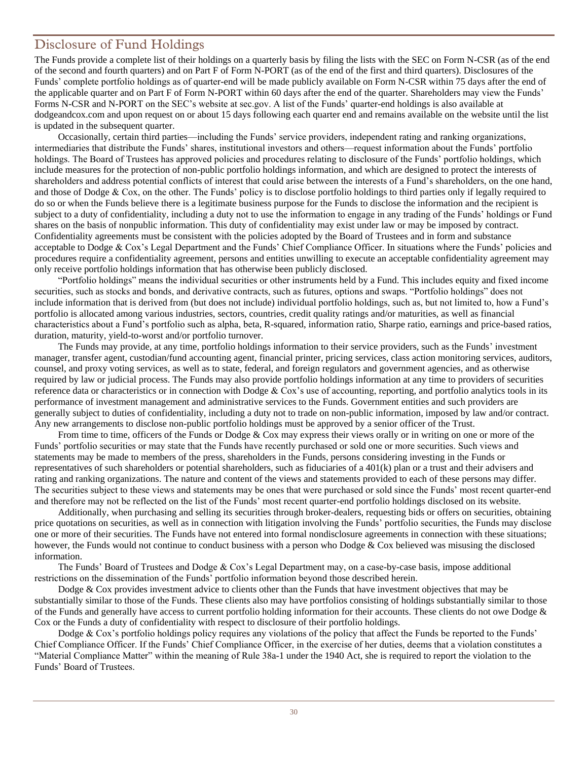## Disclosure of Fund Holdings

The Funds provide a complete list of their holdings on a quarterly basis by filing the lists with the SEC on Form N-CSR (as of the end of the second and fourth quarters) and on Part F of Form N-PORT (as of the end of the first and third quarters). Disclosures of the Funds' complete portfolio holdings as of quarter-end will be made publicly available on Form N-CSR within 75 days after the end of the applicable quarter and on Part F of Form N-PORT within 60 days after the end of the quarter. Shareholders may view the Funds' Forms N-CSR and N-PORT on the SEC's website at sec.gov. A list of the Funds' quarter-end holdings is also available at dodgeandcox.com and upon request on or about 15 days following each quarter end and remains available on the website until the list is updated in the subsequent quarter.

Occasionally, certain third parties—including the Funds' service providers, independent rating and ranking organizations, intermediaries that distribute the Funds' shares, institutional investors and others—request information about the Funds' portfolio holdings. The Board of Trustees has approved policies and procedures relating to disclosure of the Funds' portfolio holdings, which include measures for the protection of non-public portfolio holdings information, and which are designed to protect the interests of shareholders and address potential conflicts of interest that could arise between the interests of a Fund's shareholders, on the one hand, and those of Dodge & Cox, on the other. The Funds' policy is to disclose portfolio holdings to third parties only if legally required to do so or when the Funds believe there is a legitimate business purpose for the Funds to disclose the information and the recipient is subject to a duty of confidentiality, including a duty not to use the information to engage in any trading of the Funds' holdings or Fund shares on the basis of nonpublic information. This duty of confidentiality may exist under law or may be imposed by contract. Confidentiality agreements must be consistent with the policies adopted by the Board of Trustees and in form and substance acceptable to Dodge & Cox's Legal Department and the Funds' Chief Compliance Officer. In situations where the Funds' policies and procedures require a confidentiality agreement, persons and entities unwilling to execute an acceptable confidentiality agreement may only receive portfolio holdings information that has otherwise been publicly disclosed.

"Portfolio holdings" means the individual securities or other instruments held by a Fund. This includes equity and fixed income securities, such as stocks and bonds, and derivative contracts, such as futures, options and swaps. "Portfolio holdings" does not include information that is derived from (but does not include) individual portfolio holdings, such as, but not limited to, how a Fund's portfolio is allocated among various industries, sectors, countries, credit quality ratings and/or maturities, as well as financial characteristics about a Fund's portfolio such as alpha, beta, R-squared, information ratio, Sharpe ratio, earnings and price-based ratios, duration, maturity, yield-to-worst and/or portfolio turnover.

The Funds may provide, at any time, portfolio holdings information to their service providers, such as the Funds' investment manager, transfer agent, custodian/fund accounting agent, financial printer, pricing services, class action monitoring services, auditors, counsel, and proxy voting services, as well as to state, federal, and foreign regulators and government agencies, and as otherwise required by law or judicial process. The Funds may also provide portfolio holdings information at any time to providers of securities reference data or characteristics or in connection with Dodge & Cox's use of accounting, reporting, and portfolio analytics tools in its performance of investment management and administrative services to the Funds. Government entities and such providers are generally subject to duties of confidentiality, including a duty not to trade on non-public information, imposed by law and/or contract. Any new arrangements to disclose non-public portfolio holdings must be approved by a senior officer of the Trust.

From time to time, officers of the Funds or Dodge & Cox may express their views orally or in writing on one or more of the Funds' portfolio securities or may state that the Funds have recently purchased or sold one or more securities. Such views and statements may be made to members of the press, shareholders in the Funds, persons considering investing in the Funds or representatives of such shareholders or potential shareholders, such as fiduciaries of a 401(k) plan or a trust and their advisers and rating and ranking organizations. The nature and content of the views and statements provided to each of these persons may differ. The securities subject to these views and statements may be ones that were purchased or sold since the Funds' most recent quarter-end and therefore may not be reflected on the list of the Funds' most recent quarter-end portfolio holdings disclosed on its website.

Additionally, when purchasing and selling its securities through broker-dealers, requesting bids or offers on securities, obtaining price quotations on securities, as well as in connection with litigation involving the Funds' portfolio securities, the Funds may disclose one or more of their securities. The Funds have not entered into formal nondisclosure agreements in connection with these situations; however, the Funds would not continue to conduct business with a person who Dodge & Cox believed was misusing the disclosed information.

The Funds' Board of Trustees and Dodge & Cox's Legal Department may, on a case-by-case basis, impose additional restrictions on the dissemination of the Funds' portfolio information beyond those described herein.

Dodge & Cox provides investment advice to clients other than the Funds that have investment objectives that may be substantially similar to those of the Funds. These clients also may have portfolios consisting of holdings substantially similar to those of the Funds and generally have access to current portfolio holding information for their accounts. These clients do not owe Dodge & Cox or the Funds a duty of confidentiality with respect to disclosure of their portfolio holdings.

Dodge & Cox's portfolio holdings policy requires any violations of the policy that affect the Funds be reported to the Funds' Chief Compliance Officer. If the Funds' Chief Compliance Officer, in the exercise of her duties, deems that a violation constitutes a "Material Compliance Matter" within the meaning of Rule 38a-1 under the 1940 Act, she is required to report the violation to the Funds' Board of Trustees.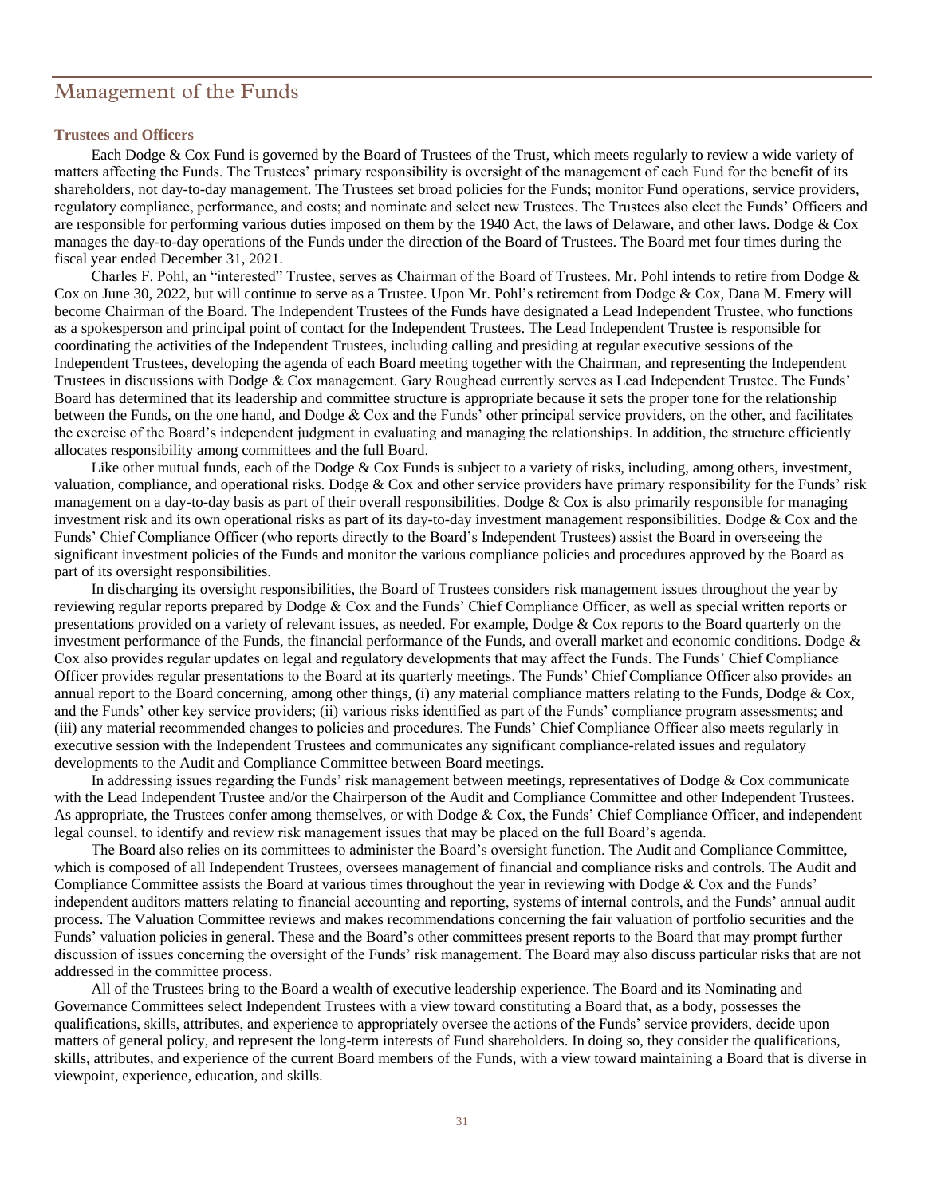# Management of the Funds

### Trustees and Officers

Each Dodge & Cox Fund is governed by the Board of Trustees of the Trust, which meets regularly to review a wide variety of matters affecting the Funds. The Trustees' primary responsibility is oversight of the management of each Fund for the benefit of its shareholders, not day-to-day management. The Trustees set broad policies for the Funds; monitor Fund operations, service providers, regulatory compliance, performance, and costs; and nominate and select new Trustees. The Trustees also elect the Funds' Officers and are responsible for performing various duties imposed on them by the 1940 Act, the laws of Delaware, and other laws. Dodge & Cox manages the day-to-day operations of the Funds under the direction of the Board of Trustees. The Board met four times during the fiscal year ended December 31, 2021.

Charles F. Pohl, an "interested" Trustee, serves as Chairman of the Board of Trustees. Mr. Pohl intends to retire from Dodge & Cox on June 30, 2022, but will continue to serve as a Trustee. Upon Mr. Pohl's retirement from Dodge & Cox, Dana M. Emery will become Chairman of the Board. The Independent Trustees of the Funds have designated a Lead Independent Trustee, who functions as a spokesperson and principal point of contact for the Independent Trustees. The Lead Independent Trustee is responsible for coordinating the activities of the Independent Trustees, including calling and presiding at regular executive sessions of the Independent Trustees, developing the agenda of each Board meeting together with the Chairman, and representing the Independent Trustees in discussions with Dodge & Cox management. Gary Roughead currently serves as Lead Independent Trustee. The Funds' Board has determined that its leadership and committee structure is appropriate because it sets the proper tone for the relationship between the Funds, on the one hand, and Dodge & Cox and the Funds' other principal service providers, on the other, and facilitates the exercise of the Board's independent judgment in evaluating and managing the relationships. In addition, the structure efficiently allocates responsibility among committees and the full Board.

Like other mutual funds, each of the Dodge & Cox Funds is subject to a variety of risks, including, among others, investment, valuation, compliance, and operational risks. Dodge & Cox and other service providers have primary responsibility for the Funds' risk management on a day-to-day basis as part of their overall responsibilities. Dodge & Cox is also primarily responsible for managing investment risk and its own operational risks as part of its day-to-day investment management responsibilities. Dodge & Cox and the Funds' Chief Compliance Officer (who reports directly to the Board's Independent Trustees) assist the Board in overseeing the significant investment policies of the Funds and monitor the various compliance policies and procedures approved by the Board as part of its oversight responsibilities.

In discharging its oversight responsibilities, the Board of Trustees considers risk management issues throughout the year by reviewing regular reports prepared by Dodge & Cox and the Funds' Chief Compliance Officer, as well as special written reports or presentations provided on a variety of relevant issues, as needed. For example, Dodge & Cox reports to the Board quarterly on the investment performance of the Funds, the financial performance of the Funds, and overall market and economic conditions. Dodge & Cox also provides regular updates on legal and regulatory developments that may affect the Funds. The Funds' Chief Compliance Officer provides regular presentations to the Board at its quarterly meetings. The Funds' Chief Compliance Officer also provides an annual report to the Board concerning, among other things, (i) any material compliance matters relating to the Funds, Dodge & Cox, and the Funds' other key service providers; (ii) various risks identified as part of the Funds' compliance program assessments; and (iii) any material recommended changes to policies and procedures. The Funds' Chief Compliance Officer also meets regularly in executive session with the Independent Trustees and communicates any significant compliance-related issues and regulatory developments to the Audit and Compliance Committee between Board meetings.

In addressing issues regarding the Funds' risk management between meetings, representatives of Dodge & Cox communicate with the Lead Independent Trustee and/or the Chairperson of the Audit and Compliance Committee and other Independent Trustees. As appropriate, the Trustees confer among themselves, or with Dodge & Cox, the Funds' Chief Compliance Officer, and independent legal counsel, to identify and review risk management issues that may be placed on the full Board's agenda.

The Board also relies on its committees to administer the Board's oversight function. The Audit and Compliance Committee, which is composed of all Independent Trustees, oversees management of financial and compliance risks and controls. The Audit and Compliance Committee assists the Board at various times throughout the year in reviewing with Dodge & Cox and the Funds' independent auditors matters relating to financial accounting and reporting, systems of internal controls, and the Funds' annual audit process. The Valuation Committee reviews and makes recommendations concerning the fair valuation of portfolio securities and the Funds' valuation policies in general. These and the Board's other committees present reports to the Board that may prompt further discussion of issues concerning the oversight of the Funds' risk management. The Board may also discuss particular risks that are not addressed in the committee process.

All of the Trustees bring to the Board a wealth of executive leadership experience. The Board and its Nominating and Governance Committees select Independent Trustees with a view toward constituting a Board that, as a body, possesses the qualifications, skills, attributes, and experience to appropriately oversee the actions of the Funds' service providers, decide upon matters of general policy, and represent the long-term interests of Fund shareholders. In doing so, they consider the qualifications, skills, attributes, and experience of the current Board members of the Funds, with a view toward maintaining a Board that is diverse in viewpoint, experience, education, and skills.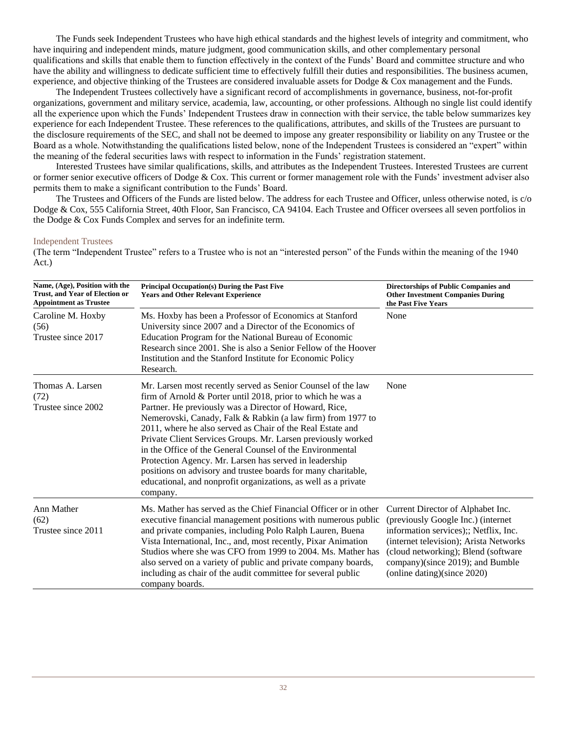The Funds seek Independent Trustees who have high ethical standards and the highest levels of integrity and commitment, who have inquiring and independent minds, mature judgment, good communication skills, and other complementary personal qualifications and skills that enable them to function effectively in the context of the Funds' Board and committee structure and who have the ability and willingness to dedicate sufficient time to effectively fulfill their duties and responsibilities. The business acumen, experience, and objective thinking of the Trustees are considered invaluable assets for Dodge & Cox management and the Funds.

The Independent Trustees collectively have a significant record of accomplishments in governance, business, not-for-profit organizations, government and military service, academia, law, accounting, or other professions. Although no single list could identify all the experience upon which the Funds' Independent Trustees draw in connection with their service, the table below summarizes key experience for each Independent Trustee. These references to the qualifications, attributes, and skills of the Trustees are pursuant to the disclosure requirements of the SEC, and shall not be deemed to impose any greater responsibility or liability on any Trustee or the Board as a whole. Notwithstanding the qualifications listed below, none of the Independent Trustees is considered an "expert" within the meaning of the federal securities laws with respect to information in the Funds' registration statement.

Interested Trustees have similar qualifications, skills, and attributes as the Independent Trustees. Interested Trustees are current or former senior executive officers of Dodge & Cox. This current or former management role with the Funds' investment adviser also permits them to make a significant contribution to the Funds' Board.

The Trustees and Officers of the Funds are listed below. The address for each Trustee and Officer, unless otherwise noted, is c/o Dodge & Cox, 555 California Street, 40th Floor, San Francisco, CA 94104. Each Trustee and Officer oversees all seven portfolios in the Dodge & Cox Funds Complex and serves for an indefinite term.

## Independent Trustees

(The term "Independent Trustee" refers to a Trustee who is not an "interested person" of the Funds within the meaning of the 1940 Act.)

| Name, (Age), Position with the Trust, and Year of Election or Appointment as Trustee | Principal Occupation(s) During the Past Five Years and Other Relevant Experience | Directorships of Public Companies and Other Investment Companies During the Past Five Years |
|---|---|---|
| Caroline M. Hoxby (56) Trustee since 2017 | Ms. Hoxby has been a Professor of Economics at Stanford University since 2007 and a Director of the Economics of Education Program for the National Bureau of Economic Research since 2001. She is also a Senior Fellow of the Hoover Institution and the Stanford Institute for Economic Policy Research. | None |
| Thomas A. Larsen (72) Trustee since 2002 | Mr. Larsen most recently served as Senior Counsel of the law firm of Arnold & Porter until 2018, prior to which he was a Partner. He previously was a Director of Howard, Rice, Nemerovski, Canady, Falk & Rabkin (a law firm) from 1977 to 2011, where he also served as Chair of the Real Estate and Private Client Services Groups. Mr. Larsen previously worked in the Office of the General Counsel of the Environmental Protection Agency. Mr. Larsen has served in leadership positions on advisory and trustee boards for many charitable, educational, and nonprofit organizations, as well as a private company. | None |
| Ann Mather (62) Trustee since 2011 | Ms. Mather has served as the Chief Financial Officer or in other executive financial management positions with numerous public and private companies, including Polo Ralph Lauren, Buena Vista International, Inc., and, most recently, Pixar Animation Studios where she was CFO from 1999 to 2004. Ms. Mather has also served on a variety of public and private company boards, including as chair of the audit committee for several public company boards. | Current Director of Alphabet Inc. (previously Google Inc.) (internet information services);; Netflix, Inc. (internet television); Arista Networks (cloud networking); Blend (software company)(since 2019); and Bumble (online dating)(since 2020) |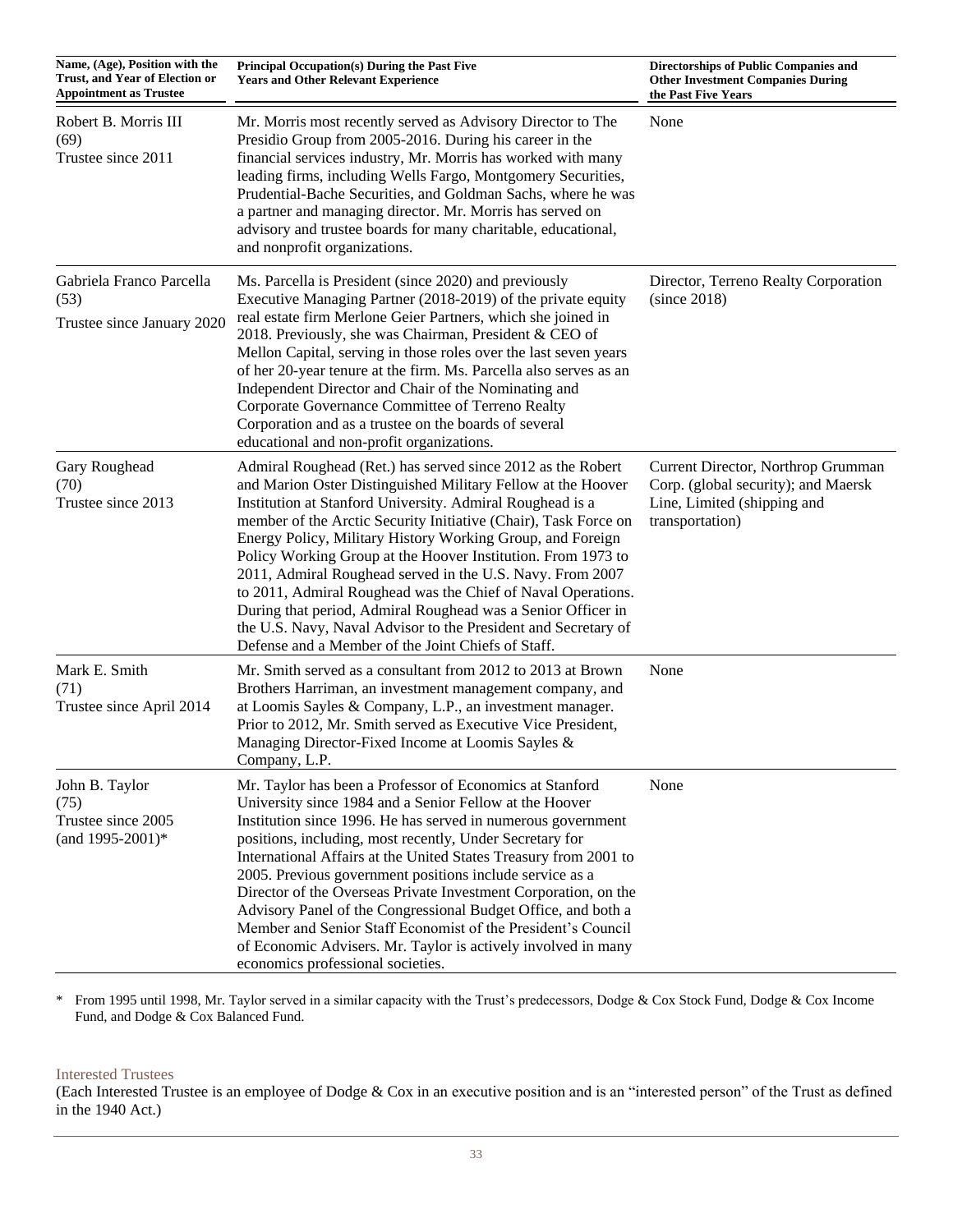| Name, (Age), Position with the Trust, and Year of Election or Appointment as Trustee | Principal Occupation(s) During the Past Five Years and Other Relevant Experience | Directorships of Public Companies and Other Investment Companies During the Past Five Years |
|---|---|---|
| Robert B. Morris III (69) Trustee since 2011 | Mr. Morris most recently served as Advisory Director to The Presidio Group from 2005-2016. During his career in the financial services industry, Mr. Morris has worked with many leading firms, including Wells Fargo, Montgomery Securities, Prudential-Bache Securities, and Goldman Sachs, where he was a partner and managing director. Mr. Morris has served on advisory and trustee boards for many charitable, educational, and nonprofit organizations. | None |
| Gabriela Franco Parcella (53) Trustee since January 2020 | Ms. Parcella is President (since 2020) and previously Executive Managing Partner (2018-2019) of the private equity real estate firm Merlone Geier Partners, which she joined in 2018. Previously, she was Chairman, President & CEO of Mellon Capital, serving in those roles over the last seven years of her 20-year tenure at the firm. Ms. Parcella also serves as an Independent Director and Chair of the Nominating and Corporate Governance Committee of Terreno Realty Corporation and as a trustee on the boards of several educational and non-profit organizations. | Director, Terreno Realty Corporation (since 2018) |
| Gary Roughead (70) Trustee since 2013 | Admiral Roughead (Ret.) has served since 2012 as the Robert and Marion Oster Distinguished Military Fellow at the Hoover Institution at Stanford University. Admiral Roughead is a member of the Arctic Security Initiative (Chair), Task Force on Energy Policy, Military History Working Group, and Foreign Policy Working Group at the Hoover Institution. From 1973 to 2011, Admiral Roughead served in the U.S. Navy. From 2007 to 2011, Admiral Roughead was the Chief of Naval Operations. During that period, Admiral Roughead was a Senior Officer in the U.S. Navy, Naval Advisor to the President and Secretary of Defense and a Member of the Joint Chiefs of Staff. | Current Director, Northrop Grumman Corp. (global security); and Maersk Line, Limited (shipping and transportation) |
| Mark E. Smith (71) Trustee since April 2014 | Mr. Smith served as a consultant from 2012 to 2013 at Brown Brothers Harriman, an investment management company, and at Loomis Sayles & Company, L.P., an investment manager. Prior to 2012, Mr. Smith served as Executive Vice President, Managing Director-Fixed Income at Loomis Sayles & Company, L.P. | None |
| John B. Taylor (75) Trustee since 2005 (and 1995-2001)* | Mr. Taylor has been a Professor of Economics at Stanford University since 1984 and a Senior Fellow at the Hoover Institution since 1996. He has served in numerous government positions, including, most recently, Under Secretary for International Affairs at the United States Treasury from 2001 to 2005. Previous government positions include service as a Director of the Overseas Private Investment Corporation, on the Advisory Panel of the Congressional Budget Office, and both a Member and Senior Staff Economist of the President's Council of Economic Advisers. Mr. Taylor is actively involved in many economics professional societies. | None |

\* From 1995 until 1998, Mr. Taylor served in a similar capacity with the Trust's predecessors, Dodge & Cox Stock Fund, Dodge & Cox Income Fund, and Dodge & Cox Balanced Fund.

## Interested Trustees

(Each Interested Trustee is an employee of Dodge & Cox in an executive position and is an "interested person" of the Trust as defined in the 1940 Act.)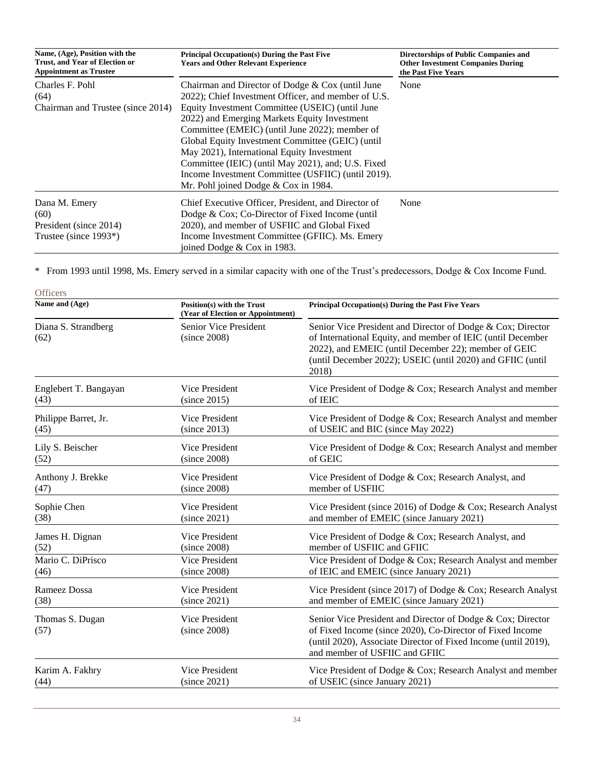| Name, (Age), Position with the Trust, and Year of Election or Appointment as Trustee | Principal Occupation(s) During the Past Five Years and Other Relevant Experience | Directorships of Public Companies and Other Investment Companies During the Past Five Years |
|---|---|---|
| Charles F. Pohl (64) Chairman and Trustee (since 2014) | Chairman and Director of Dodge & Cox (until June 2022); Chief Investment Officer, and member of U.S. Equity Investment Committee (USEIC) (until June 2022) and Emerging Markets Equity Investment Committee (EMEIC) (until June 2022); member of Global Equity Investment Committee (GEIC) (until May 2021), International Equity Investment Committee (IEIC) (until May 2021), and; U.S. Fixed Income Investment Committee (USFIIC) (until 2019). Mr. Pohl joined Dodge & Cox in 1984. | None |
| Dana M. Emery (60) President (since 2014) Trustee (since 1993*) | Chief Executive Officer, President, and Director of Dodge & Cox; Co-Director of Fixed Income (until 2020), and member of USFIIC and Global Fixed Income Investment Committee (GFIIC). Ms. Emery joined Dodge & Cox in 1983. | None |

\* From 1993 until 1998, Ms. Emery served in a similar capacity with one of the Trust's predecessors, Dodge & Cox Income Fund.

## Officers

| Name and (Age) | Position(s) with the Trust (Year of Election or Appointment) | Principal Occupation(s) During the Past Five Years |
|---|---|---|
| Diana S. Strandberg (62) | Senior Vice President (since 2008) | Senior Vice President and Director of Dodge & Cox; Director of International Equity, and member of IEIC (until December 2022), and EMEIC (until December 22); member of GEIC (until December 2022); USEIC (until 2020) and GFIIC (until 2018) |
| Englebert T. Bangayan (43) | Vice President (since 2015) | Vice President of Dodge & Cox; Research Analyst and member of IEIC |
| Philippe Barret, Jr. (45) | Vice President (since 2013) | Vice President of Dodge & Cox; Research Analyst and member of USEIC and BIC (since May 2022) |
| Lily S. Beischer (52) | Vice President (since 2008) | Vice President of Dodge & Cox; Research Analyst and member of GEIC |
| Anthony J. Brekke (47) | Vice President (since 2008) | Vice President of Dodge & Cox; Research Analyst, and member of USFIIC |
| Sophie Chen (38) | Vice President (since 2021) | Vice President (since 2016) of Dodge & Cox; Research Analyst and member of EMEIC (since January 2021) |
| James H. Dignan (52) | Vice President (since 2008) | Vice President of Dodge & Cox; Research Analyst, and member of USFIIC and GFIIC |
| Mario C. DiPrisco (46) | Vice President (since 2008) | Vice President of Dodge & Cox; Research Analyst and member of IEIC and EMEIC (since January 2021) |
| Rameez Dossa (38) | Vice President (since 2021) | Vice President (since 2017) of Dodge & Cox; Research Analyst and member of EMEIC (since January 2021) |
| Thomas S. Dugan (57) | Vice President (since 2008) | Senior Vice President and Director of Dodge & Cox; Director of Fixed Income (since 2020), Co-Director of Fixed Income (until 2020), Associate Director of Fixed Income (until 2019), and member of USFIIC and GFIIC |
| Karim A. Fakhry (44) | Vice President (since 2021) | Vice President of Dodge & Cox; Research Analyst and member of USEIC (since January 2021) |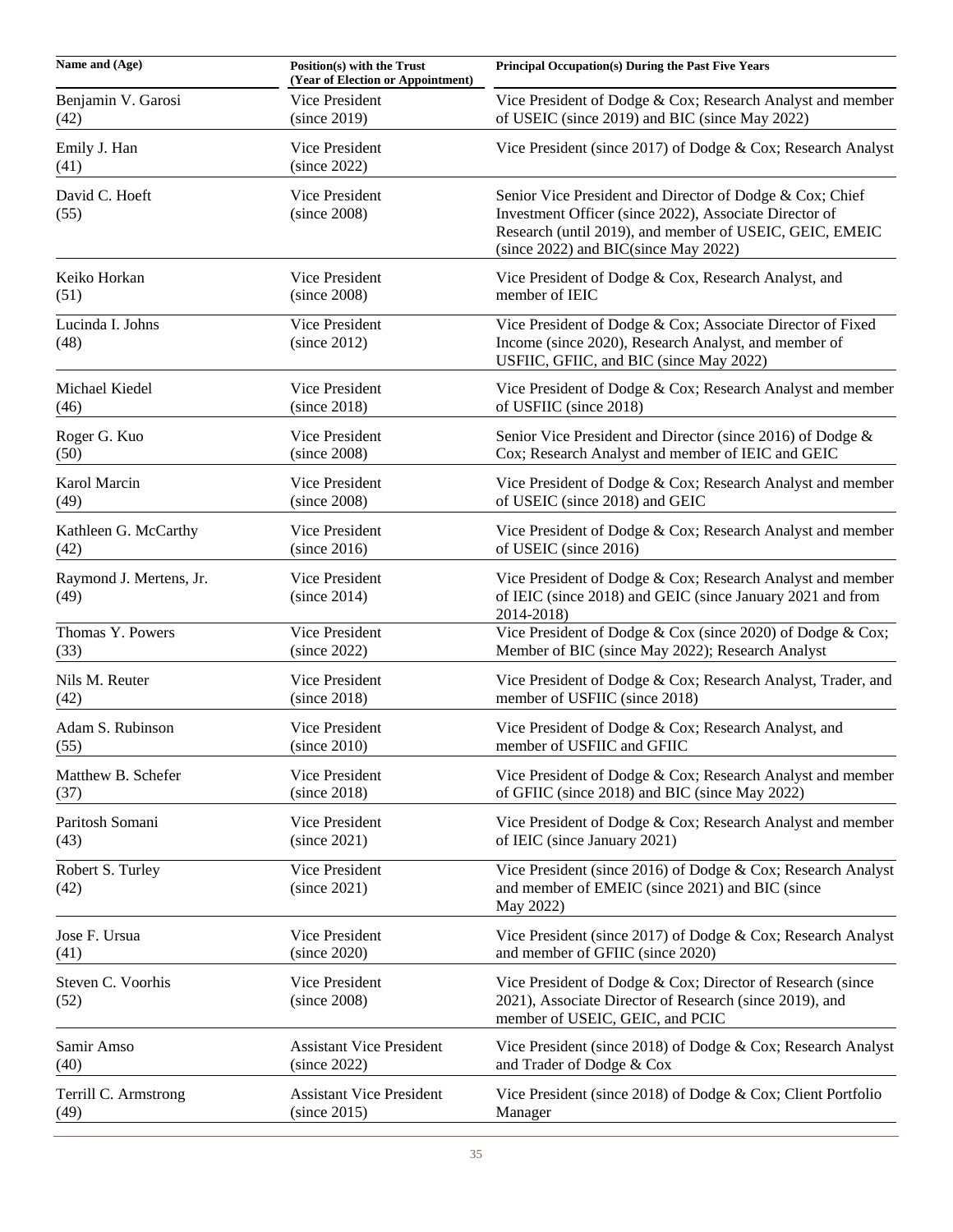| Name and (Age) | Position(s) with the Trust (Year of Election or Appointment) | Principal Occupation(s) During the Past Five Years |
|---|---|---|
| Benjamin V. Garosi (42) | Vice President (since 2019) | Vice President of Dodge & Cox; Research Analyst and member of USEIC (since 2019) and BIC (since May 2022) |
| Emily J. Han (41) | Vice President (since 2022) | Vice President (since 2017) of Dodge & Cox; Research Analyst |
| David C. Hoeft (55) | Vice President (since 2008) | Senior Vice President and Director of Dodge & Cox; Chief Investment Officer (since 2022), Associate Director of Research (until 2019), and member of USEIC, GEIC, EMEIC (since 2022) and BIC(since May 2022) |
| Keiko Horkan (51) | Vice President (since 2008) | Vice President of Dodge & Cox, Research Analyst, and member of IEIC |
| Lucinda I. Johns (48) | Vice President (since 2012) | Vice President of Dodge & Cox; Associate Director of Fixed Income (since 2020), Research Analyst, and member of USFIIC, GFIIC, and BIC (since May 2022) |
| Michael Kiedel (46) | Vice President (since 2018) | Vice President of Dodge & Cox; Research Analyst and member of USFIIC (since 2018) |
| Roger G. Kuo (50) | Vice President (since 2008) | Senior Vice President and Director (since 2016) of Dodge & Cox; Research Analyst and member of IEIC and GEIC |
| Karol Marcin (49) | Vice President (since 2008) | Vice President of Dodge & Cox; Research Analyst and member of USEIC (since 2018) and GEIC |
| Kathleen G. McCarthy (42) | Vice President (since 2016) | Vice President of Dodge & Cox; Research Analyst and member of USEIC (since 2016) |
| Raymond J. Mertens, Jr. (49) | Vice President (since 2014) | Vice President of Dodge & Cox; Research Analyst and member of IEIC (since 2018) and GEIC (since January 2021 and from 2014-2018) |
| Thomas Y. Powers (33) | Vice President (since 2022) | Vice President of Dodge & Cox (since 2020) of Dodge & Cox; Member of BIC (since May 2022); Research Analyst |
| Nils M. Reuter (42) | Vice President (since 2018) | Vice President of Dodge & Cox; Research Analyst, Trader, and member of USFIIC (since 2018) |
| Adam S. Rubinson (55) | Vice President (since 2010) | Vice President of Dodge & Cox; Research Analyst, and member of USFIIC and GFIIC |
| Matthew B. Schefer (37) | Vice President (since 2018) | Vice President of Dodge & Cox; Research Analyst and member of GFIIC (since 2018) and BIC (since May 2022) |
| Paritosh Somani (43) | Vice President (since 2021) | Vice President of Dodge & Cox; Research Analyst and member of IEIC (since January 2021) |
| Robert S. Turley (42) | Vice President (since 2021) | Vice President (since 2016) of Dodge & Cox; Research Analyst and member of EMEIC (since 2021) and BIC (since May 2022) |
| Jose F. Ursua (41) | Vice President (since 2020) | Vice President (since 2017) of Dodge & Cox; Research Analyst and member of GFIIC (since 2020) |
| Steven C. Voorhis (52) | Vice President (since 2008) | Vice President of Dodge & Cox; Director of Research (since 2021), Associate Director of Research (since 2019), and member of USEIC, GEIC, and PCIC |
| Samir Amso (40) | Assistant Vice President (since 2022) | Vice President (since 2018) of Dodge & Cox; Research Analyst and Trader of Dodge & Cox |
| Terrill C. Armstrong (49) | Assistant Vice President (since 2015) | Vice President (since 2018) of Dodge & Cox; Client Portfolio Manager |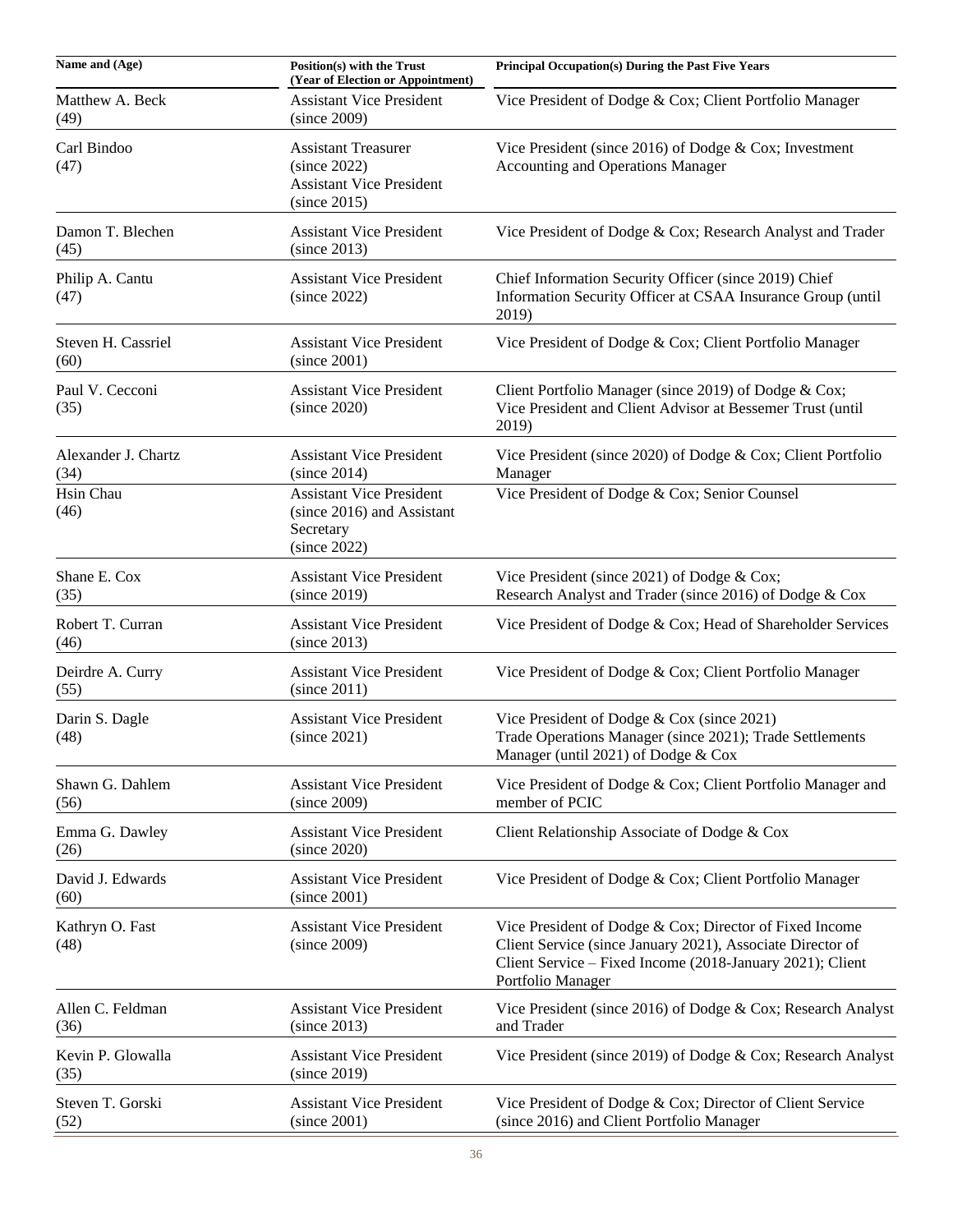| Name and (Age) | Position(s) with the Trust (Year of Election or Appointment) | Principal Occupation(s) During the Past Five Years |
|---|---|---|
| Matthew A. Beck (49) | Assistant Vice President (since 2009) | Vice President of Dodge & Cox; Client Portfolio Manager |
| Carl Bindoo (47) | Assistant Treasurer (since 2022) Assistant Vice President (since 2015) | Vice President (since 2016) of Dodge & Cox; Investment Accounting and Operations Manager |
| Damon T. Blechen (45) | Assistant Vice President (since 2013) | Vice President of Dodge & Cox; Research Analyst and Trader |
| Philip A. Cantu (47) | Assistant Vice President (since 2022) | Chief Information Security Officer (since 2019) Chief Information Security Officer at CSAA Insurance Group (until 2019) |
| Steven H. Cassriel (60) | Assistant Vice President (since 2001) | Vice President of Dodge & Cox; Client Portfolio Manager |
| Paul V. Cecconi (35) | Assistant Vice President (since 2020) | Client Portfolio Manager (since 2019) of Dodge & Cox; Vice President and Client Advisor at Bessemer Trust (until 2019) |
| Alexander J. Chartz (34) | Assistant Vice President (since 2014) | Vice President (since 2020) of Dodge & Cox; Client Portfolio Manager |
| Hsin Chau (46) | Assistant Vice President (since 2016) and Assistant Secretary (since 2022) | Vice President of Dodge & Cox; Senior Counsel |
| Shane E. Cox (35) | Assistant Vice President (since 2019) | Vice President (since 2021) of Dodge & Cox; Research Analyst and Trader (since 2016) of Dodge & Cox |
| Robert T. Curran (46) | Assistant Vice President (since 2013) | Vice President of Dodge & Cox; Head of Shareholder Services |
| Deirdre A. Curry (55) | Assistant Vice President (since 2011) | Vice President of Dodge & Cox; Client Portfolio Manager |
| Darin S. Dagle (48) | Assistant Vice President (since 2021) | Vice President of Dodge & Cox (since 2021) Trade Operations Manager (since 2021); Trade Settlements Manager (until 2021) of Dodge & Cox |
| Shawn G. Dahlem (56) | Assistant Vice President (since 2009) | Vice President of Dodge & Cox; Client Portfolio Manager and member of PCIC |
| Emma G. Dawley (26) | Assistant Vice President (since 2020) | Client Relationship Associate of Dodge & Cox |
| David J. Edwards (60) | Assistant Vice President (since 2001) | Vice President of Dodge & Cox; Client Portfolio Manager |
| Kathryn O. Fast (48) | Assistant Vice President (since 2009) | Vice President of Dodge & Cox; Director of Fixed Income Client Service (since January 2021), Associate Director of Client Service – Fixed Income (2018-January 2021); Client Portfolio Manager |
| Allen C. Feldman (36) | Assistant Vice President (since 2013) | Vice President (since 2016) of Dodge & Cox; Research Analyst and Trader |
| Kevin P. Glowalla (35) | Assistant Vice President (since 2019) | Vice President (since 2019) of Dodge & Cox; Research Analyst |
| Steven T. Gorski (52) | Assistant Vice President (since 2001) | Vice President of Dodge & Cox; Director of Client Service (since 2016) and Client Portfolio Manager |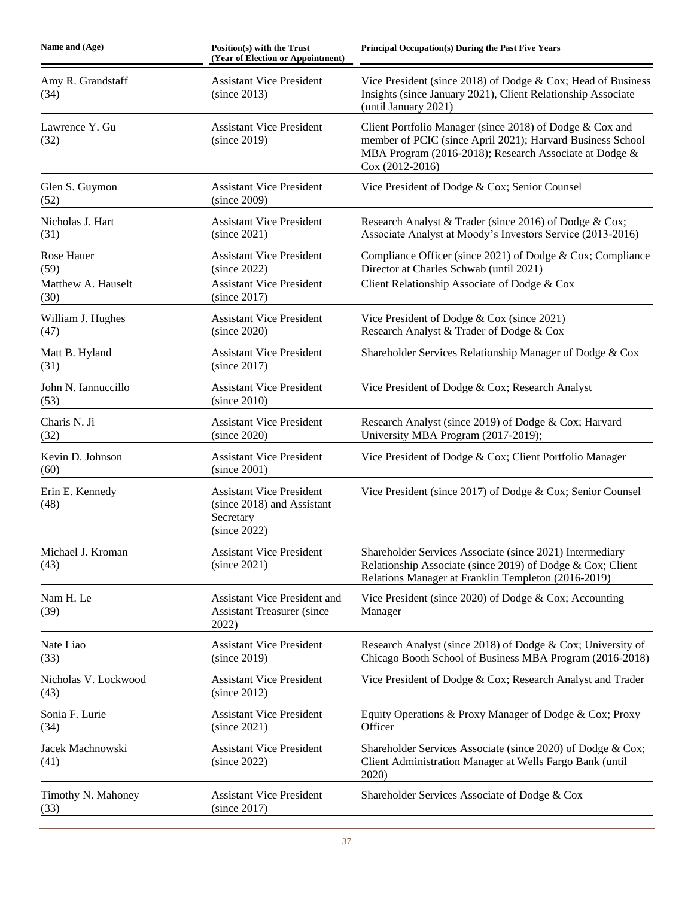| Name and (Age) | Position(s) with the Trust (Year of Election or Appointment) | Principal Occupation(s) During the Past Five Years |
|---|---|---|
| Amy R. Grandstaff (34) | Assistant Vice President (since 2013) | Vice President (since 2018) of Dodge & Cox; Head of Business Insights (since January 2021), Client Relationship Associate (until January 2021) |
| Lawrence Y. Gu (32) | Assistant Vice President (since 2019) | Client Portfolio Manager (since 2018) of Dodge & Cox and member of PCIC (since April 2021); Harvard Business School MBA Program (2016-2018); Research Associate at Dodge & Cox (2012-2016) |
| Glen S. Guymon (52) | Assistant Vice President (since 2009) | Vice President of Dodge & Cox; Senior Counsel |
| Nicholas J. Hart (31) | Assistant Vice President (since 2021) | Research Analyst & Trader (since 2016) of Dodge & Cox; Associate Analyst at Moody's Investors Service (2013-2016) |
| Rose Hauer (59) | Assistant Vice President (since 2022) | Compliance Officer (since 2021) of Dodge & Cox; Compliance Director at Charles Schwab (until 2021) |
| Matthew A. Hauselt (30) | Assistant Vice President (since 2017) | Client Relationship Associate of Dodge & Cox |
| William J. Hughes (47) | Assistant Vice President (since 2020) | Vice President of Dodge & Cox (since 2021) Research Analyst & Trader of Dodge & Cox |
| Matt B. Hyland (31) | Assistant Vice President (since 2017) | Shareholder Services Relationship Manager of Dodge & Cox |
| John N. Iannuccillo (53) | Assistant Vice President (since 2010) | Vice President of Dodge & Cox; Research Analyst |
| Charis N. Ji (32) | Assistant Vice President (since 2020) | Research Analyst (since 2019) of Dodge & Cox; Harvard University MBA Program (2017-2019); |
| Kevin D. Johnson (60) | Assistant Vice President (since 2001) | Vice President of Dodge & Cox; Client Portfolio Manager |
| Erin E. Kennedy (48) | Assistant Vice President (since 2018) and Assistant Secretary (since 2022) | Vice President (since 2017) of Dodge & Cox; Senior Counsel |
| Michael J. Kroman (43) | Assistant Vice President (since 2021) | Shareholder Services Associate (since 2021) Intermediary Relationship Associate (since 2019) of Dodge & Cox; Client Relations Manager at Franklin Templeton (2016-2019) |
| Nam H. Le (39) | Assistant Vice President and Assistant Treasurer (since 2022) | Vice President (since 2020) of Dodge & Cox; Accounting Manager |
| Nate Liao (33) | Assistant Vice President (since 2019) | Research Analyst (since 2018) of Dodge & Cox; University of Chicago Booth School of Business MBA Program (2016-2018) |
| Nicholas V. Lockwood (43) | Assistant Vice President (since 2012) | Vice President of Dodge & Cox; Research Analyst and Trader |
| Sonia F. Lurie (34) | Assistant Vice President (since 2021) | Equity Operations & Proxy Manager of Dodge & Cox; Proxy Officer |
| Jacek Machnowski (41) | Assistant Vice President (since 2022) | Shareholder Services Associate (since 2020) of Dodge & Cox; Client Administration Manager at Wells Fargo Bank (until 2020) |
| Timothy N. Mahoney (33) | Assistant Vice President (since 2017) | Shareholder Services Associate of Dodge & Cox |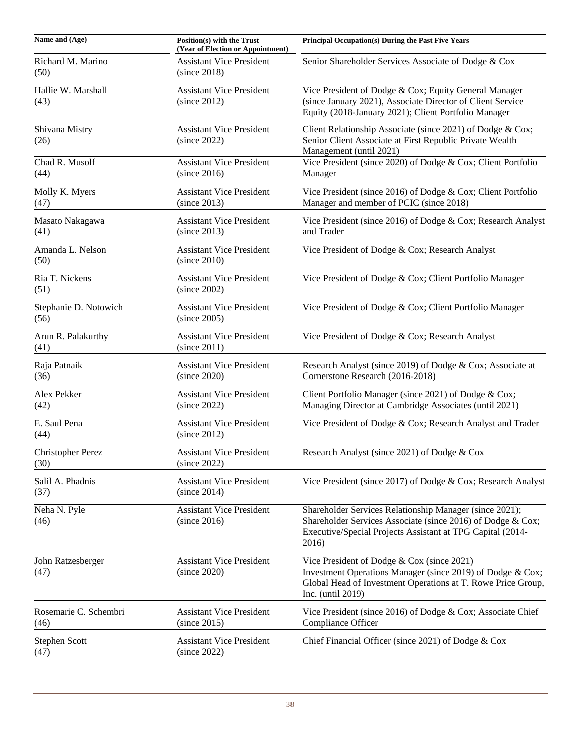| Name and (Age) | Position(s) with the Trust (Year of Election or Appointment) | Principal Occupation(s) During the Past Five Years |
|---|---|---|
| Richard M. Marino (50) | Assistant Vice President (since 2018) | Senior Shareholder Services Associate of Dodge & Cox |
| Hallie W. Marshall (43) | Assistant Vice President (since 2012) | Vice President of Dodge & Cox; Equity General Manager (since January 2021), Associate Director of Client Service – Equity (2018-January 2021); Client Portfolio Manager |
| Shivana Mistry (26) | Assistant Vice President (since 2022) | Client Relationship Associate (since 2021) of Dodge & Cox; Senior Client Associate at First Republic Private Wealth Management (until 2021) |
| Chad R. Musolf (44) | Assistant Vice President (since 2016) | Vice President (since 2020) of Dodge & Cox; Client Portfolio Manager |
| Molly K. Myers (47) | Assistant Vice President (since 2013) | Vice President (since 2016) of Dodge & Cox; Client Portfolio Manager and member of PCIC (since 2018) |
| Masato Nakagawa (41) | Assistant Vice President (since 2013) | Vice President (since 2016) of Dodge & Cox; Research Analyst and Trader |
| Amanda L. Nelson (50) | Assistant Vice President (since 2010) | Vice President of Dodge & Cox; Research Analyst |
| Ria T. Nickens (51) | Assistant Vice President (since 2002) | Vice President of Dodge & Cox; Client Portfolio Manager |
| Stephanie D. Notowich (56) | Assistant Vice President (since 2005) | Vice President of Dodge & Cox; Client Portfolio Manager |
| Arun R. Palakurthy (41) | Assistant Vice President (since 2011) | Vice President of Dodge & Cox; Research Analyst |
| Raja Patnaik (36) | Assistant Vice President (since 2020) | Research Analyst (since 2019) of Dodge & Cox; Associate at Cornerstone Research (2016-2018) |
| Alex Pekker (42) | Assistant Vice President (since 2022) | Client Portfolio Manager (since 2021) of Dodge & Cox; Managing Director at Cambridge Associates (until 2021) |
| E. Saul Pena (44) | Assistant Vice President (since 2012) | Vice President of Dodge & Cox; Research Analyst and Trader |
| Christopher Perez (30) | Assistant Vice President (since 2022) | Research Analyst (since 2021) of Dodge & Cox |
| Salil A. Phadnis (37) | Assistant Vice President (since 2014) | Vice President (since 2017) of Dodge & Cox; Research Analyst |
| Neha N. Pyle (46) | Assistant Vice President (since 2016) | Shareholder Services Relationship Manager (since 2021); Shareholder Services Associate (since 2016) of Dodge & Cox; Executive/Special Projects Assistant at TPG Capital (2014-2016) |
| John Ratzesberger (47) | Assistant Vice President (since 2020) | Vice President of Dodge & Cox (since 2021) Investment Operations Manager (since 2019) of Dodge & Cox; Global Head of Investment Operations at T. Rowe Price Group, Inc. (until 2019) |
| Rosemarie C. Schembri (46) | Assistant Vice President (since 2015) | Vice President (since 2016) of Dodge & Cox; Associate Chief Compliance Officer |
| Stephen Scott (47) | Assistant Vice President (since 2022) | Chief Financial Officer (since 2021) of Dodge & Cox |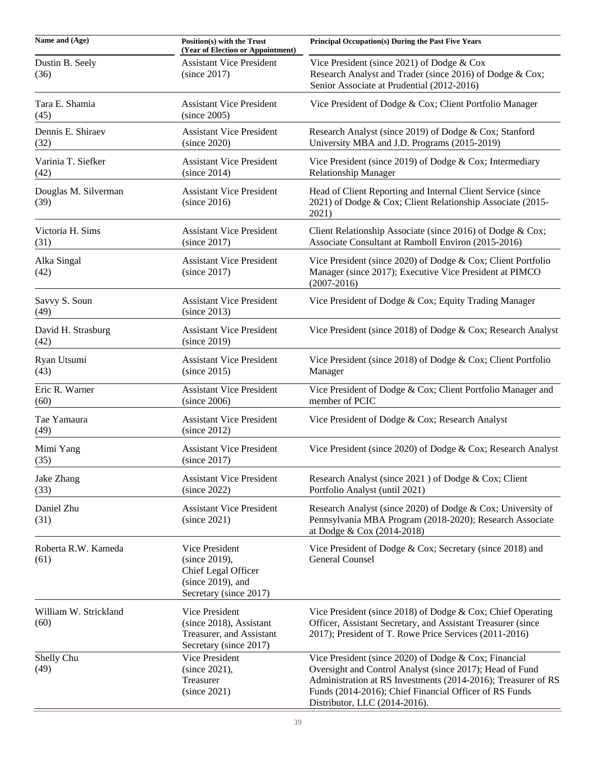| Name and (Age) | Position(s) with the Trust (Year of Election or Appointment) | Principal Occupation(s) During the Past Five Years |
|---|---|---|
| Dustin B. Seely (36) | Assistant Vice President (since 2017) | Vice President (since 2021) of Dodge & Cox Research Analyst and Trader (since 2016) of Dodge & Cox; Senior Associate at Prudential (2012-2016) |
| Tara E. Shamia (45) | Assistant Vice President (since 2005) | Vice President of Dodge & Cox; Client Portfolio Manager |
| Dennis E. Shiraev (32) | Assistant Vice President (since 2020) | Research Analyst (since 2019) of Dodge & Cox; Stanford University MBA and J.D. Programs (2015-2019) |
| Varinia T. Siefker (42) | Assistant Vice President (since 2014) | Vice President (since 2019) of Dodge & Cox; Intermediary Relationship Manager |
| Douglas M. Silverman (39) | Assistant Vice President (since 2016) | Head of Client Reporting and Internal Client Service (since 2021) of Dodge & Cox; Client Relationship Associate (2015-2021) |
| Victoria H. Sims (31) | Assistant Vice President (since 2017) | Client Relationship Associate (since 2016) of Dodge & Cox; Associate Consultant at Ramboll Environ (2015-2016) |
| Alka Singal (42) | Assistant Vice President (since 2017) | Vice President (since 2020) of Dodge & Cox; Client Portfolio Manager (since 2017); Executive Vice President at PIMCO (2007-2016) |
| Savvy S. Soun (49) | Assistant Vice President (since 2013) | Vice President of Dodge & Cox; Equity Trading Manager |
| David H. Strasburg (42) | Assistant Vice President (since 2019) | Vice President (since 2018) of Dodge & Cox; Research Analyst |
| Ryan Utsumi (43) | Assistant Vice President (since 2015) | Vice President (since 2018) of Dodge & Cox; Client Portfolio Manager |
| Eric R. Warner (60) | Assistant Vice President (since 2006) | Vice President of Dodge & Cox; Client Portfolio Manager and member of PCIC |
| Tae Yamaura (49) | Assistant Vice President (since 2012) | Vice President of Dodge & Cox; Research Analyst |
| Mimi Yang (35) | Assistant Vice President (since 2017) | Vice President (since 2020) of Dodge & Cox; Research Analyst |
| Jake Zhang (33) | Assistant Vice President (since 2022) | Research Analyst (since 2021 ) of Dodge & Cox; Client Portfolio Analyst (until 2021) |
| Daniel Zhu (31) | Assistant Vice President (since 2021) | Research Analyst (since 2020) of Dodge & Cox; University of Pennsylvania MBA Program (2018-2020); Research Associate at Dodge & Cox (2014-2018) |
| Roberta R.W. Kameda (61) | Vice President (since 2019), Chief Legal Officer (since 2019), and Secretary (since 2017) | Vice President of Dodge & Cox; Secretary (since 2018) and General Counsel |
| William W. Strickland (60) | Vice President (since 2018), Assistant Treasurer, and Assistant Secretary (since 2017) | Vice President (since 2018) of Dodge & Cox; Chief Operating Officer, Assistant Secretary, and Assistant Treasurer (since 2017); President of T. Rowe Price Services (2011-2016) |
| Shelly Chu (49) | Vice President (since 2021), Treasurer (since 2021) | Vice President (since 2020) of Dodge & Cox; Financial Oversight and Control Analyst (since 2017); Head of Fund Administration at RS Investments (2014-2016); Treasurer of RS Funds (2014-2016); Chief Financial Officer of RS Funds Distributor, LLC (2014-2016). |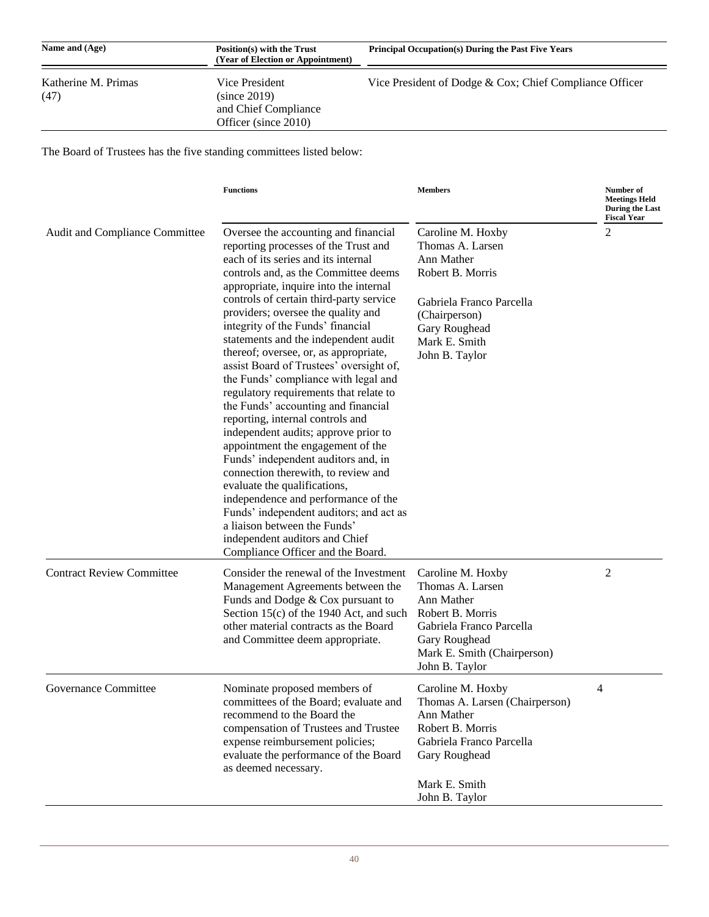| Name and (Age) | Position(s) with the Trust (Year of Election or Appointment) | Principal Occupation(s) During the Past Five Years |
|---|---|---|
| Katherine M. Primas (47) | Vice President (since 2019) and Chief Compliance Officer (since 2010) | Vice President of Dodge & Cox; Chief Compliance Officer |

The Board of Trustees has the five standing committees listed below:

| | Functions | Members | Number of Meetings Held During the Last Fiscal Year |
|---|---|---|---|
| Audit and Compliance Committee | Oversee the accounting and financial reporting processes of the Trust and each of its series and its internal controls and, as the Committee deems appropriate, inquire into the internal controls of certain third-party service providers; oversee the quality and integrity of the Funds' financial statements and the independent audit thereof; oversee, or, as appropriate, assist Board of Trustees' oversight of, the Funds' compliance with legal and regulatory requirements that relate to the Funds' accounting and financial reporting, internal controls and independent audits; approve prior to appointment the engagement of the Funds' independent auditors and, in connection therewith, to review and evaluate the qualifications, independence and performance of the Funds' independent auditors; and act as a liaison between the Funds' independent auditors and Chief Compliance Officer and the Board. | Caroline M. Hoxby<br>Thomas A. Larsen<br>Ann Mather<br>Robert B. Morris<br>Gabriela Franco Parcella (Chairperson)<br>Gary Roughead<br>Mark E. Smith<br>John B. Taylor | 2 |
| Contract Review Committee | Consider the renewal of the Investment Management Agreements between the Funds and Dodge & Cox pursuant to Section 15(c) of the 1940 Act, and such other material contracts as the Board and Committee deem appropriate. | Caroline M. Hoxby<br>Thomas A. Larsen<br>Ann Mather<br>Robert B. Morris<br>Gabriela Franco Parcella<br>Gary Roughead<br>Mark E. Smith (Chairperson)<br>John B. Taylor | 2 |
| Governance Committee | Nominate proposed members of committees of the Board; evaluate and recommend to the Board the compensation of Trustees and Trustee expense reimbursement policies; evaluate the performance of the Board as deemed necessary. | Caroline M. Hoxby<br>Thomas A. Larsen (Chairperson)<br>Ann Mather<br>Robert B. Morris<br>Gabriela Franco Parcella<br>Gary Roughead<br>Mark E. Smith<br>John B. Taylor | 4 |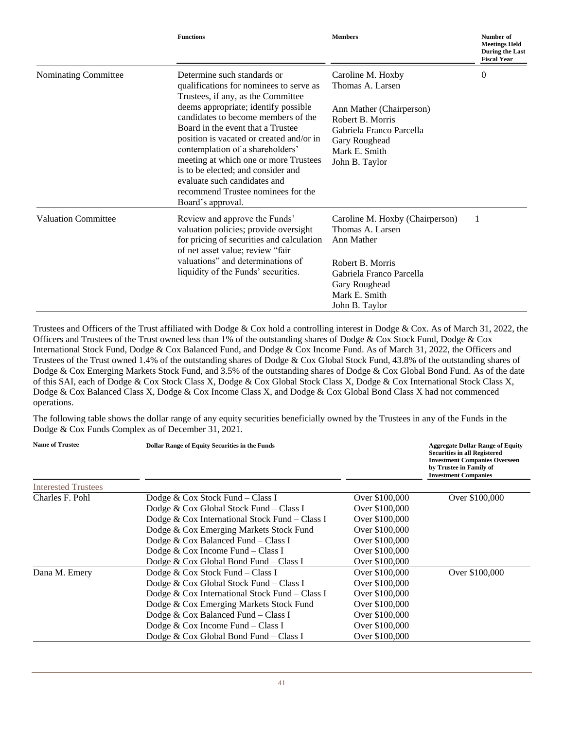| | Functions | Members | Number of Meetings Held During the Last Fiscal Year |
|---|---|---|---|
| Nominating Committee | Determine such standards or qualifications for nominees to serve as Trustees, if any, as the Committee deems appropriate; identify possible candidates to become members of the Board in the event that a Trustee position is vacated or created and/or in contemplation of a shareholders' meeting at which one or more Trustees is to be elected; and consider and evaluate such candidates and recommend Trustee nominees for the Board's approval. | Caroline M. Hoxby<br>Thomas A. Larsen<br>Ann Mather (Chairperson)<br>Robert B. Morris<br>Gabriela Franco Parcella<br>Gary Roughead<br>Mark E. Smith<br>John B. Taylor | 0 |
| Valuation Committee | Review and approve the Funds' valuation policies; provide oversight for pricing of securities and calculation of net asset value; review "fair valuations" and determinations of liquidity of the Funds' securities. | Caroline M. Hoxby (Chairperson)<br>Thomas A. Larsen<br>Ann Mather<br>Robert B. Morris<br>Gabriela Franco Parcella<br>Gary Roughead<br>Mark E. Smith<br>John B. Taylor | 1 |

Trustees and Officers of the Trust affiliated with Dodge & Cox hold a controlling interest in Dodge & Cox. As of March 31, 2022, the Officers and Trustees of the Trust owned less than 1% of the outstanding shares of Dodge & Cox Stock Fund, Dodge & Cox International Stock Fund, Dodge & Cox Balanced Fund, and Dodge & Cox Income Fund. As of March 31, 2022, the Officers and Trustees of the Trust owned 1.4% of the outstanding shares of Dodge & Cox Global Stock Fund, 43.8% of the outstanding shares of Dodge & Cox Emerging Markets Stock Fund, and 3.5% of the outstanding shares of Dodge & Cox Global Bond Fund. As of the date of this SAI, each of Dodge & Cox Stock Class X, Dodge & Cox Global Stock Class X, Dodge & Cox International Stock Class X, Dodge & Cox Balanced Class X, Dodge & Cox Income Class X, and Dodge & Cox Global Bond Class X had not commenced operations.

The following table shows the dollar range of any equity securities beneficially owned by the Trustees in any of the Funds in the Dodge & Cox Funds Complex as of December 31, 2021.

| Name of Trustee | Dollar Range of Equity Securities in the Funds | | Aggregate Dollar Range of Equity Securities in all Registered Investment Companies Overseen by Trustee in Family of Investment Companies |
|---|---|---|---|
| Interested Trustees | | | |
| Charles F. Pohl | Dodge & Cox Stock Fund – Class I | Over $100,000 | Over $100,000 |
| | Dodge & Cox Global Stock Fund – Class I | Over $100,000 | |
| | Dodge & Cox International Stock Fund – Class I | Over $100,000 | |
| | Dodge & Cox Emerging Markets Stock Fund | Over $100,000 | |
| | Dodge & Cox Balanced Fund – Class I | Over $100,000 | |
| | Dodge & Cox Income Fund – Class I | Over $100,000 | |
| | Dodge & Cox Global Bond Fund – Class I | Over $100,000 | |
| Dana M. Emery | Dodge & Cox Stock Fund – Class I | Over $100,000 | Over $100,000 |
| | Dodge & Cox Global Stock Fund – Class I | Over $100,000 | |
| | Dodge & Cox International Stock Fund – Class I | Over $100,000 | |
| | Dodge & Cox Emerging Markets Stock Fund | Over $100,000 | |
| | Dodge & Cox Balanced Fund – Class I | Over $100,000 | |
| | Dodge & Cox Income Fund – Class I | Over $100,000 | |
| | Dodge & Cox Global Bond Fund – Class I | Over $100,000 | |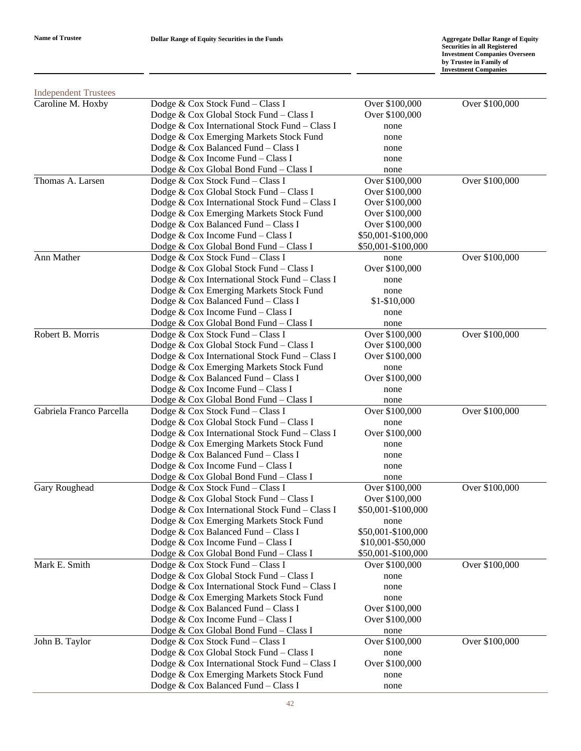| Name of Trustee | Dollar Range of Equity Securities in the Funds | | Aggregate Dollar Range of Equity Securities in all Registered Investment Companies Overseen by Trustee in Family of Investment Companies |
|---|---|---|---|
| Independent Trustees | | | |
| Caroline M. Hoxby | Dodge & Cox Stock Fund – Class I | Over $100,000 | Over $100,000 |
| | Dodge & Cox Global Stock Fund – Class I | Over $100,000 | |
| | Dodge & Cox International Stock Fund – Class I | none | |
| | Dodge & Cox Emerging Markets Stock Fund | none | |
| | Dodge & Cox Balanced Fund – Class I | none | |
| | Dodge & Cox Income Fund – Class I | none | |
| | Dodge & Cox Global Bond Fund – Class I | none | |
| Thomas A. Larsen | Dodge & Cox Stock Fund – Class I | Over $100,000 | Over $100,000 |
| | Dodge & Cox Global Stock Fund – Class I | Over $100,000 | |
| | Dodge & Cox International Stock Fund – Class I | Over $100,000 | |
| | Dodge & Cox Emerging Markets Stock Fund | Over $100,000 | |
| | Dodge & Cox Balanced Fund – Class I | Over $100,000 | |
| | Dodge & Cox Income Fund – Class I | $50,001-$100,000 | |
| | Dodge & Cox Global Bond Fund – Class I | $50,001-$100,000 | |
| Ann Mather | Dodge & Cox Stock Fund – Class I | none | Over $100,000 |
| | Dodge & Cox Global Stock Fund – Class I | Over $100,000 | |
| | Dodge & Cox International Stock Fund – Class I | none | |
| | Dodge & Cox Emerging Markets Stock Fund | none | |
| | Dodge & Cox Balanced Fund – Class I | $1-$10,000 | |
| | Dodge & Cox Income Fund – Class I | none | |
| | Dodge & Cox Global Bond Fund – Class I | none | |
| Robert B. Morris | Dodge & Cox Stock Fund – Class I | Over $100,000 | Over $100,000 |
| | Dodge & Cox Global Stock Fund – Class I | Over $100,000 | |
| | Dodge & Cox International Stock Fund – Class I | Over $100,000 | |
| | Dodge & Cox Emerging Markets Stock Fund | none | |
| | Dodge & Cox Balanced Fund – Class I | Over $100,000 | |
| | Dodge & Cox Income Fund – Class I | none | |
| | Dodge & Cox Global Bond Fund – Class I | none | |
| Gabriela Franco Parcella | Dodge & Cox Stock Fund – Class I | Over $100,000 | Over $100,000 |
| | Dodge & Cox Global Stock Fund – Class I | none | |
| | Dodge & Cox International Stock Fund – Class I | Over $100,000 | |
| | Dodge & Cox Emerging Markets Stock Fund | none | |
| | Dodge & Cox Balanced Fund – Class I | none | |
| | Dodge & Cox Income Fund – Class I | none | |
| | Dodge & Cox Global Bond Fund – Class I | none | |
| Gary Roughead | Dodge & Cox Stock Fund – Class I | Over $100,000 | Over $100,000 |
| | Dodge & Cox Global Stock Fund – Class I | Over $100,000 | |
| | Dodge & Cox International Stock Fund – Class I | $50,001-$100,000 | |
| | Dodge & Cox Emerging Markets Stock Fund | none | |
| | Dodge & Cox Balanced Fund – Class I | $50,001-$100,000 | |
| | Dodge & Cox Income Fund – Class I | $10,001-$50,000 | |
| | Dodge & Cox Global Bond Fund – Class I | $50,001-$100,000 | |
| Mark E. Smith | Dodge & Cox Stock Fund – Class I | Over $100,000 | Over $100,000 |
| | Dodge & Cox Global Stock Fund – Class I | none | |
| | Dodge & Cox International Stock Fund – Class I | none | |
| | Dodge & Cox Emerging Markets Stock Fund | none | |
| | Dodge & Cox Balanced Fund – Class I | Over $100,000 | |
| | Dodge & Cox Income Fund – Class I | Over $100,000 | |
| | Dodge & Cox Global Bond Fund – Class I | none | |
| John B. Taylor | Dodge & Cox Stock Fund – Class I | Over $100,000 | Over $100,000 |
| | Dodge & Cox Global Stock Fund – Class I | none | |
| | Dodge & Cox International Stock Fund – Class I | Over $100,000 | |
| | Dodge & Cox Emerging Markets Stock Fund | none | |
| | Dodge & Cox Balanced Fund – Class I | none | |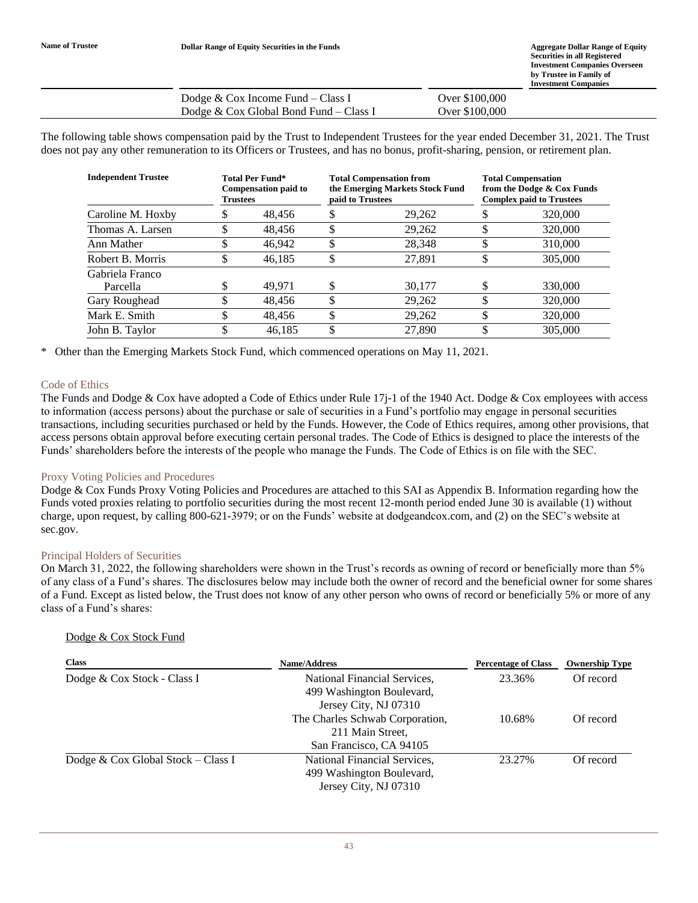| Name of Trustee | Dollar Range of Equity Securities in the Funds | | Aggregate Dollar Range of Equity Securities in all Registered Investment Companies Overseen by Trustee in Family of Investment Companies |
|---|---|---|---|
| | Dodge & Cox Income Fund – Class I | Over $100,000 | |
| | Dodge & Cox Global Bond Fund – Class I | Over $100,000 | |

The following table shows compensation paid by the Trust to Independent Trustees for the year ended December 31, 2021. The Trust does not pay any other remuneration to its Officers or Trustees, and has no bonus, profit-sharing, pension, or retirement plan.

| Independent Trustee | Total Per Fund* Compensation paid to Trustees | Total Compensation from the Emerging Markets Stock Fund paid to Trustees | Total Compensation from the Dodge & Cox Funds Complex paid to Trustees |
|---|---|---|---|
| Caroline M. Hoxby | $ 48,456 | $ 29,262 | $ 320,000 |
| Thomas A. Larsen | $ 48,456 | $ 29,262 | $ 320,000 |
| Ann Mather | $ 46,942 | $ 28,348 | $ 310,000 |
| Robert B. Morris | $ 46,185 | $ 27,891 | $ 305,000 |
| Gabriela Franco Parcella | $ 49,971 | $ 30,177 | $ 330,000 |
| Gary Roughead | $ 48,456 | $ 29,262 | $ 320,000 |
| Mark E. Smith | $ 48,456 | $ 29,262 | $ 320,000 |
| John B. Taylor | $ 46,185 | $ 27,890 | $ 305,000 |

\* Other than the Emerging Markets Stock Fund, which commenced operations on May 11, 2021.

## Code of Ethics

The Funds and Dodge & Cox have adopted a Code of Ethics under Rule 17j-1 of the 1940 Act. Dodge & Cox employees with access to information (access persons) about the purchase or sale of securities in a Fund's portfolio may engage in personal securities transactions, including securities purchased or held by the Funds. However, the Code of Ethics requires, among other provisions, that access persons obtain approval before executing certain personal trades. The Code of Ethics is designed to place the interests of the Funds' shareholders before the interests of the people who manage the Funds. The Code of Ethics is on file with the SEC.

## Proxy Voting Policies and Procedures

Dodge & Cox Funds Proxy Voting Policies and Procedures are attached to this SAI as Appendix B. Information regarding how the Funds voted proxies relating to portfolio securities during the most recent 12-month period ended June 30 is available (1) without charge, upon request, by calling 800-621-3979; or on the Funds' website at dodgeandcox.com, and (2) on the SEC's website at sec.gov.

## Principal Holders of Securities

On March 31, 2022, the following shareholders were shown in the Trust's records as owning of record or beneficially more than 5% of any class of a Fund's shares. The disclosures below may include both the owner of record and the beneficial owner for some shares of a Fund. Except as listed below, the Trust does not know of any other person who owns of record or beneficially 5% or more of any class of a Fund's shares:

Dodge & Cox Stock Fund

| Class | Name/Address | Percentage of Class | Ownership Type |
|---|---|---|---|
| Dodge & Cox Stock - Class I | National Financial Services, 499 Washington Boulevard, Jersey City, NJ 07310 | 23.36% | Of record |
| | The Charles Schwab Corporation, 211 Main Street, San Francisco, CA 94105 | 10.68% | Of record |
| Dodge & Cox Global Stock – Class I | National Financial Services, 499 Washington Boulevard, Jersey City, NJ 07310 | 23.27% | Of record |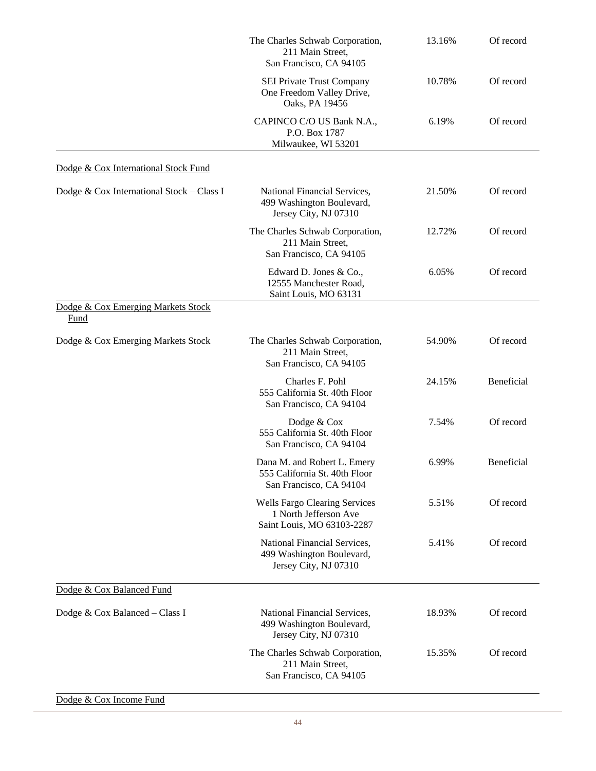| | | | |
|---|---|---|---|
| | The Charles Schwab Corporation, 211 Main Street, San Francisco, CA 94105 | 13.16% | Of record |
| | SEI Private Trust Company One Freedom Valley Drive, Oaks, PA 19456 | 10.78% | Of record |
| | CAPINCO C/O US Bank N.A., P.O. Box 1787 Milwaukee, WI 53201 | 6.19% | Of record |
| Dodge & Cox International Stock Fund | | | |
| Dodge & Cox International Stock – Class I | National Financial Services, 499 Washington Boulevard, Jersey City, NJ 07310 | 21.50% | Of record |
| | The Charles Schwab Corporation, 211 Main Street, San Francisco, CA 94105 | 12.72% | Of record |
| | Edward D. Jones & Co., 12555 Manchester Road, Saint Louis, MO 63131 | 6.05% | Of record |
| Dodge & Cox Emerging Markets Stock Fund | | | |
| Dodge & Cox Emerging Markets Stock | The Charles Schwab Corporation, 211 Main Street, San Francisco, CA 94105 | 54.90% | Of record |
| | Charles F. Pohl 555 California St. 40th Floor San Francisco, CA 94104 | 24.15% | Beneficial |
| | Dodge & Cox 555 California St. 40th Floor San Francisco, CA 94104 | 7.54% | Of record |
| | Dana M. and Robert L. Emery 555 California St. 40th Floor San Francisco, CA 94104 | 6.99% | Beneficial |
| | Wells Fargo Clearing Services 1 North Jefferson Ave Saint Louis, MO 63103-2287 | 5.51% | Of record |
| | National Financial Services, 499 Washington Boulevard, Jersey City, NJ 07310 | 5.41% | Of record |
| Dodge & Cox Balanced Fund | | | |
| Dodge & Cox Balanced – Class I | National Financial Services, 499 Washington Boulevard, Jersey City, NJ 07310 | 18.93% | Of record |
| | The Charles Schwab Corporation, 211 Main Street, San Francisco, CA 94105 | 15.35% | Of record |
| Dodge & Cox Income Fund | | | |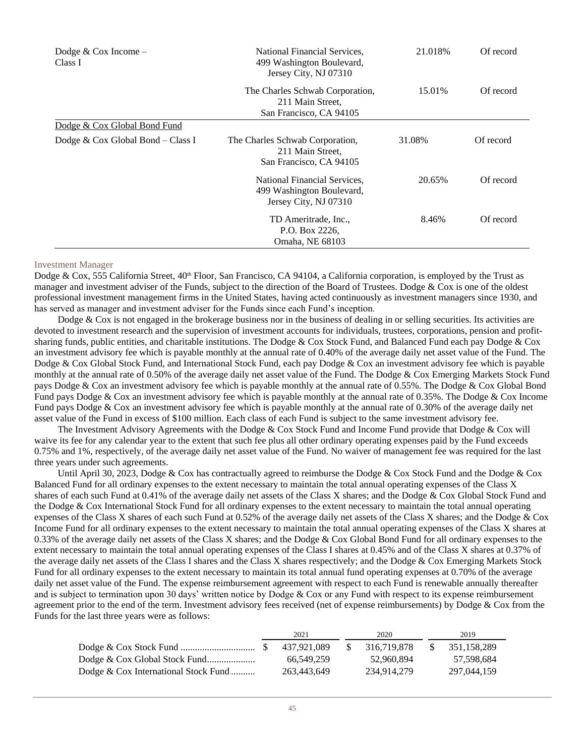| | | | |
|---|---|---|---|
| Dodge & Cox Income – Class I | National Financial Services, 499 Washington Boulevard, Jersey City, NJ 07310 | 21.018% | Of record |
| | The Charles Schwab Corporation, 211 Main Street, San Francisco, CA 94105 | 15.01% | Of record |
| Dodge & Cox Global Bond Fund | | | |
| Dodge & Cox Global Bond – Class I | The Charles Schwab Corporation, 211 Main Street, San Francisco, CA 94105 | 31.08% | Of record |
| | National Financial Services, 499 Washington Boulevard, Jersey City, NJ 07310 | 20.65% | Of record |
| | TD Ameritrade, Inc., P.O. Box 2226, Omaha, NE 68103 | 8.46% | Of record |

## Investment Manager

Dodge & Cox, 555 California Street, 40th Floor, San Francisco, CA 94104, a California corporation, is employed by the Trust as manager and investment adviser of the Funds, subject to the direction of the Board of Trustees. Dodge & Cox is one of the oldest professional investment management firms in the United States, having acted continuously as investment managers since 1930, and has served as manager and investment adviser for the Funds since each Fund's inception.

Dodge & Cox is not engaged in the brokerage business nor in the business of dealing in or selling securities. Its activities are devoted to investment research and the supervision of investment accounts for individuals, trustees, corporations, pension and profit-sharing funds, public entities, and charitable institutions. The Dodge & Cox Stock Fund, and Balanced Fund each pay Dodge & Cox an investment advisory fee which is payable monthly at the annual rate of 0.40% of the average daily net asset value of the Fund. The Dodge & Cox Global Stock Fund, and International Stock Fund, each pay Dodge & Cox an investment advisory fee which is payable monthly at the annual rate of 0.50% of the average daily net asset value of the Fund. The Dodge & Cox Emerging Markets Stock Fund pays Dodge & Cox an investment advisory fee which is payable monthly at the annual rate of 0.55%. The Dodge & Cox Global Bond Fund pays Dodge & Cox an investment advisory fee which is payable monthly at the annual rate of 0.35%. The Dodge & Cox Income Fund pays Dodge & Cox an investment advisory fee which is payable monthly at the annual rate of 0.30% of the average daily net asset value of the Fund in excess of $100 million. Each class of each Fund is subject to the same investment advisory fee.

The Investment Advisory Agreements with the Dodge & Cox Stock Fund and Income Fund provide that Dodge & Cox will waive its fee for any calendar year to the extent that such fee plus all other ordinary operating expenses paid by the Fund exceeds 0.75% and 1%, respectively, of the average daily net asset value of the Fund. No waiver of management fee was required for the last three years under such agreements.

Until April 30, 2023, Dodge & Cox has contractually agreed to reimburse the Dodge & Cox Stock Fund and the Dodge & Cox Balanced Fund for all ordinary expenses to the extent necessary to maintain the total annual operating expenses of the Class X shares of each such Fund at 0.41% of the average daily net assets of the Class X shares; and the Dodge & Cox Global Stock Fund and the Dodge & Cox International Stock Fund for all ordinary expenses to the extent necessary to maintain the total annual operating expenses of the Class X shares of each such Fund at 0.52% of the average daily net assets of the Class X shares; and the Dodge & Cox Income Fund for all ordinary expenses to the extent necessary to maintain the total annual operating expenses of the Class X shares at 0.33% of the average daily net assets of the Class X shares; and the Dodge & Cox Global Bond Fund for all ordinary expenses to the extent necessary to maintain the total annual operating expenses of the Class I shares at 0.45% and of the Class X shares at 0.37% of the average daily net assets of the Class I shares and the Class X shares respectively; and the Dodge & Cox Emerging Markets Stock Fund for all ordinary expenses to the extent necessary to maintain its total annual fund operating expenses at 0.70% of the average daily net asset value of the Fund. The expense reimbursement agreement with respect to each Fund is renewable annually thereafter and is subject to termination upon 30 days' written notice by Dodge & Cox or any Fund with respect to its expense reimbursement agreement prior to the end of the term. Investment advisory fees received (net of expense reimbursements) by Dodge & Cox from the Funds for the last three years were as follows:

| | 2021 | 2020 | 2019 |
|---|---|---|---|
| Dodge & Cox Stock Fund | $ 437,921,089 | $ 316,719,878 | $ 351,158,289 |
| Dodge & Cox Global Stock Fund | 66,549,259 | 52,960,894 | 57,598,684 |
| Dodge & Cox International Stock Fund | 263,443,649 | 234,914,279 | 297,044,159 |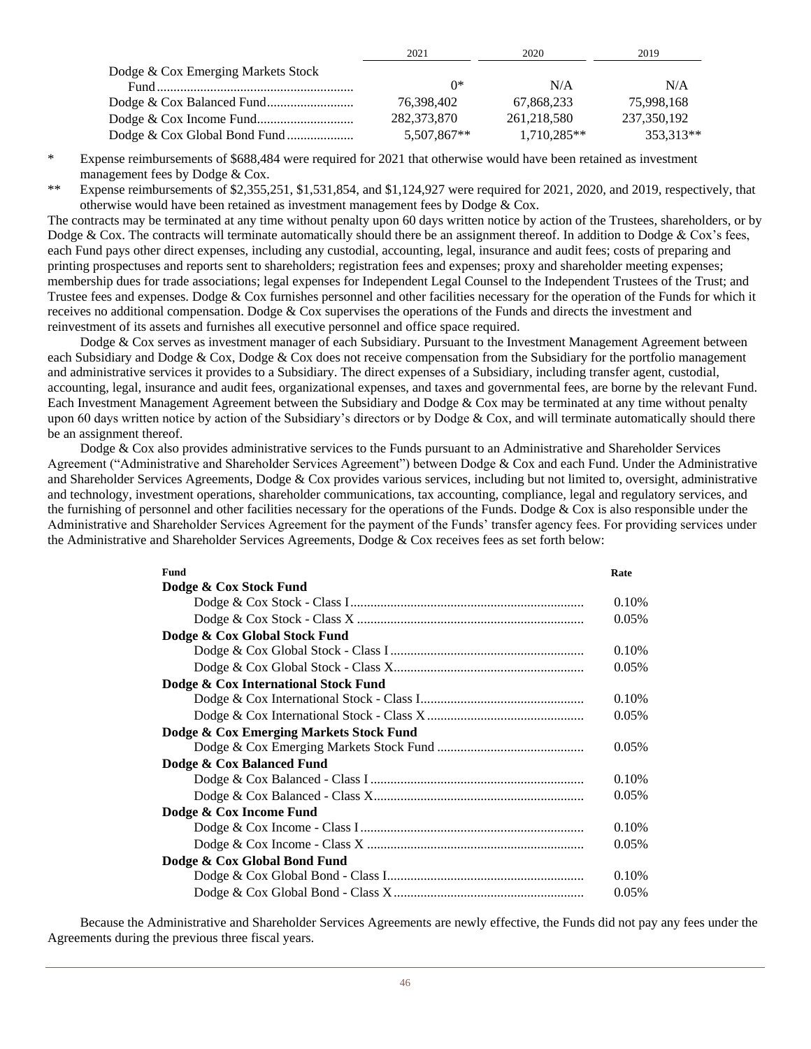| | 2021 | 2020 | 2019 |
|---|---|---|---|
| Dodge & Cox Emerging Markets Stock Fund | 0* | N/A | N/A |
| Dodge & Cox Balanced Fund | 76,398,402 | 67,868,233 | 75,998,168 |
| Dodge & Cox Income Fund | 282,373,870 | 261,218,580 | 237,350,192 |
| Dodge & Cox Global Bond Fund | 5,507,867** | 1,710,285** | 353,313** |

\* Expense reimbursements of $688,484 were required for 2021 that otherwise would have been retained as investment management fees by Dodge & Cox.

\*\* Expense reimbursements of $2,355,251, $1,531,854, and $1,124,927 were required for 2021, 2020, and 2019, respectively, that otherwise would have been retained as investment management fees by Dodge & Cox.

The contracts may be terminated at any time without penalty upon 60 days written notice by action of the Trustees, shareholders, or by Dodge & Cox. The contracts will terminate automatically should there be an assignment thereof. In addition to Dodge & Cox's fees, each Fund pays other direct expenses, including any custodial, accounting, legal, insurance and audit fees; costs of preparing and printing prospectuses and reports sent to shareholders; registration fees and expenses; proxy and shareholder meeting expenses; membership dues for trade associations; legal expenses for Independent Legal Counsel to the Independent Trustees of the Trust; and Trustee fees and expenses. Dodge & Cox furnishes personnel and other facilities necessary for the operation of the Funds for which it receives no additional compensation. Dodge & Cox supervises the operations of the Funds and directs the investment and reinvestment of its assets and furnishes all executive personnel and office space required.

Dodge & Cox serves as investment manager of each Subsidiary. Pursuant to the Investment Management Agreement between each Subsidiary and Dodge & Cox, Dodge & Cox does not receive compensation from the Subsidiary for the portfolio management and administrative services it provides to a Subsidiary. The direct expenses of a Subsidiary, including transfer agent, custodial, accounting, legal, insurance and audit fees, organizational expenses, and taxes and governmental fees, are borne by the relevant Fund. Each Investment Management Agreement between the Subsidiary and Dodge & Cox may be terminated at any time without penalty upon 60 days written notice by action of the Subsidiary's directors or by Dodge & Cox, and will terminate automatically should there be an assignment thereof.

Dodge & Cox also provides administrative services to the Funds pursuant to an Administrative and Shareholder Services Agreement ("Administrative and Shareholder Services Agreement") between Dodge & Cox and each Fund. Under the Administrative and Shareholder Services Agreements, Dodge & Cox provides various services, including but not limited to, oversight, administrative and technology, investment operations, shareholder communications, tax accounting, compliance, legal and regulatory services, and the furnishing of personnel and other facilities necessary for the operations of the Funds. Dodge & Cox is also responsible under the Administrative and Shareholder Services Agreement for the payment of the Funds' transfer agency fees. For providing services under the Administrative and Shareholder Services Agreements, Dodge & Cox receives fees as set forth below:

| Fund | Rate |
|---|---|
| **Dodge & Cox Stock Fund** | |
| Dodge & Cox Stock - Class I | 0.10% |
| Dodge & Cox Stock - Class X | 0.05% |
| **Dodge & Cox Global Stock Fund** | |
| Dodge & Cox Global Stock - Class I | 0.10% |
| Dodge & Cox Global Stock - Class X | 0.05% |
| **Dodge & Cox International Stock Fund** | |
| Dodge & Cox International Stock - Class I | 0.10% |
| Dodge & Cox International Stock - Class X | 0.05% |
| **Dodge & Cox Emerging Markets Stock Fund** | |
| Dodge & Cox Emerging Markets Stock Fund | 0.05% |
| **Dodge & Cox Balanced Fund** | |
| Dodge & Cox Balanced - Class I | 0.10% |
| Dodge & Cox Balanced - Class X | 0.05% |
| **Dodge & Cox Income Fund** | |
| Dodge & Cox Income - Class I | 0.10% |
| Dodge & Cox Income - Class X | 0.05% |
| **Dodge & Cox Global Bond Fund** | |
| Dodge & Cox Global Bond - Class I | 0.10% |
| Dodge & Cox Global Bond - Class X | 0.05% |

Because the Administrative and Shareholder Services Agreements are newly effective, the Funds did not pay any fees under the Agreements during the previous three fiscal years.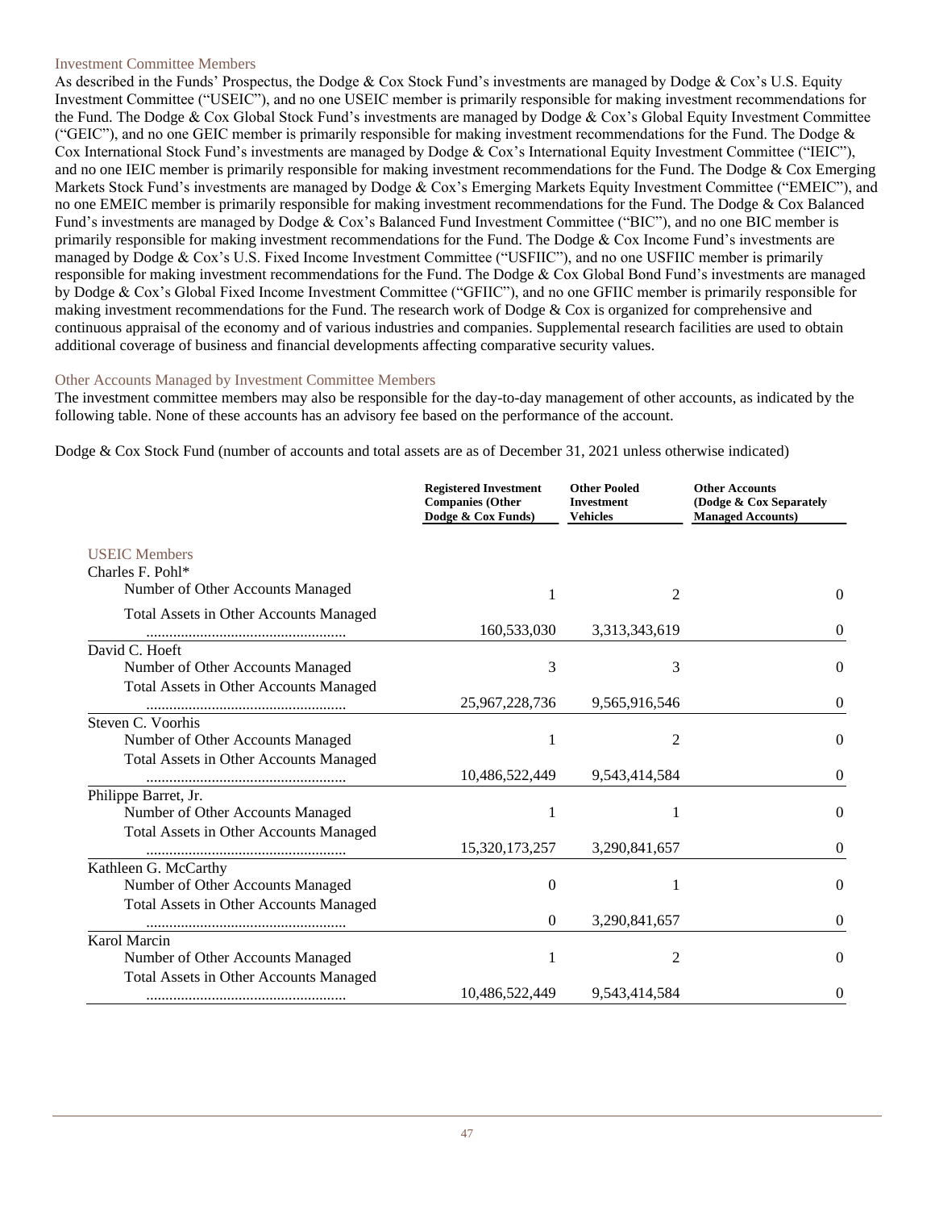### Investment Committee Members

As described in the Funds' Prospectus, the Dodge & Cox Stock Fund's investments are managed by Dodge & Cox's U.S. Equity Investment Committee ("USEIC"), and no one USEIC member is primarily responsible for making investment recommendations for the Fund. The Dodge & Cox Global Stock Fund's investments are managed by Dodge & Cox's Global Equity Investment Committee ("GEIC"), and no one GEIC member is primarily responsible for making investment recommendations for the Fund. The Dodge & Cox International Stock Fund's investments are managed by Dodge & Cox's International Equity Investment Committee ("IEIC"), and no one IEIC member is primarily responsible for making investment recommendations for the Fund. The Dodge & Cox Emerging Markets Stock Fund's investments are managed by Dodge & Cox's Emerging Markets Equity Investment Committee ("EMEIC"), and no one EMEIC member is primarily responsible for making investment recommendations for the Fund. The Dodge & Cox Balanced Fund's investments are managed by Dodge & Cox's Balanced Fund Investment Committee ("BIC"), and no one BIC member is primarily responsible for making investment recommendations for the Fund. The Dodge & Cox Income Fund's investments are managed by Dodge & Cox's U.S. Fixed Income Investment Committee ("USFIIC"), and no one USFIIC member is primarily responsible for making investment recommendations for the Fund. The Dodge & Cox Global Bond Fund's investments are managed by Dodge & Cox's Global Fixed Income Investment Committee ("GFIIC"), and no one GFIIC member is primarily responsible for making investment recommendations for the Fund. The research work of Dodge & Cox is organized for comprehensive and continuous appraisal of the economy and of various industries and companies. Supplemental research facilities are used to obtain additional coverage of business and financial developments affecting comparative security values.

### Other Accounts Managed by Investment Committee Members

The investment committee members may also be responsible for the day-to-day management of other accounts, as indicated by the following table. None of these accounts has an advisory fee based on the performance of the account.

Dodge & Cox Stock Fund (number of accounts and total assets are as of December 31, 2021 unless otherwise indicated)

| | Registered Investment Companies (Other Dodge & Cox Funds) | Other Pooled Investment Vehicles | Other Accounts (Dodge & Cox Separately Managed Accounts) |
|---|---|---|---|
| **USEIC Members** | | | |
| Charles F. Pohl* | | | |
| Number of Other Accounts Managed | 1 | 2 | 0 |
| Total Assets in Other Accounts Managed | 160,533,030 | 3,313,343,619 | 0 |
| David C. Hoeft | | | |
| Number of Other Accounts Managed | 3 | 3 | 0 |
| Total Assets in Other Accounts Managed | 25,967,228,736 | 9,565,916,546 | 0 |
| Steven C. Voorhis | | | |
| Number of Other Accounts Managed | 1 | 2 | 0 |
| Total Assets in Other Accounts Managed | 10,486,522,449 | 9,543,414,584 | 0 |
| Philippe Barret, Jr. | | | |
| Number of Other Accounts Managed | 1 | 1 | 0 |
| Total Assets in Other Accounts Managed | 15,320,173,257 | 3,290,841,657 | 0 |
| Kathleen G. McCarthy | | | |
| Number of Other Accounts Managed | 0 | 1 | 0 |
| Total Assets in Other Accounts Managed | 0 | 3,290,841,657 | 0 |
| Karol Marcin | | | |
| Number of Other Accounts Managed | 1 | 2 | 0 |
| Total Assets in Other Accounts Managed | 10,486,522,449 | 9,543,414,584 | 0 |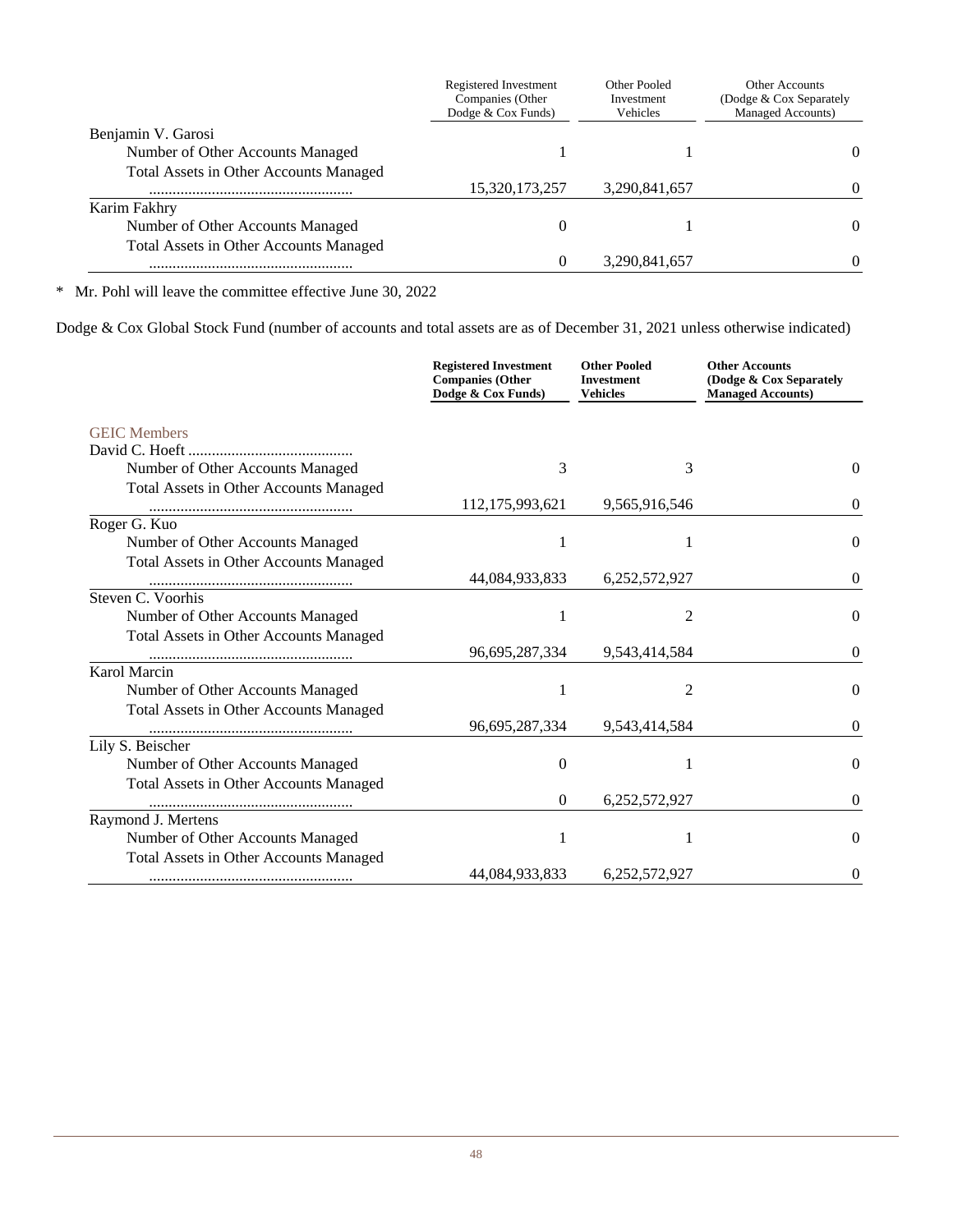| | Registered Investment Companies (Other Dodge & Cox Funds) | Other Pooled Investment Vehicles | Other Accounts (Dodge & Cox Separately Managed Accounts) |
|---|---|---|---|
| Benjamin V. Garosi | | | |
| Number of Other Accounts Managed | 1 | 1 | 0 |
| Total Assets in Other Accounts Managed .................................................... | 15,320,173,257 | 3,290,841,657 | 0 |
| Karim Fakhry | | | |
| Number of Other Accounts Managed | 0 | 1 | 0 |
| Total Assets in Other Accounts Managed .................................................... | 0 | 3,290,841,657 | 0 |

* Mr. Pohl will leave the committee effective June 30, 2022

Dodge & Cox Global Stock Fund (number of accounts and total assets are as of December 31, 2021 unless otherwise indicated)

| | **Registered Investment Companies (Other Dodge & Cox Funds)** | **Other Pooled Investment Vehicles** | **Other Accounts (Dodge & Cox Separately Managed Accounts)** |
|---|---|---|---|
| GEIC Members | | | |
| David C. Hoeft .......................................... | | | |
| Number of Other Accounts Managed | 3 | 3 | 0 |
| Total Assets in Other Accounts Managed .................................................... | 112,175,993,621 | 9,565,916,546 | 0 |
| Roger G. Kuo | | | |
| Number of Other Accounts Managed | 1 | 1 | 0 |
| Total Assets in Other Accounts Managed .................................................... | 44,084,933,833 | 6,252,572,927 | 0 |
| Steven C. Voorhis | | | |
| Number of Other Accounts Managed | 1 | 2 | 0 |
| Total Assets in Other Accounts Managed .................................................... | 96,695,287,334 | 9,543,414,584 | 0 |
| Karol Marcin | | | |
| Number of Other Accounts Managed | 1 | 2 | 0 |
| Total Assets in Other Accounts Managed .................................................... | 96,695,287,334 | 9,543,414,584 | 0 |
| Lily S. Beischer | | | |
| Number of Other Accounts Managed | 0 | 1 | 0 |
| Total Assets in Other Accounts Managed .................................................... | 0 | 6,252,572,927 | 0 |
| Raymond J. Mertens | | | |
| Number of Other Accounts Managed | 1 | 1 | 0 |
| Total Assets in Other Accounts Managed .................................................... | 44,084,933,833 | 6,252,572,927 | 0 |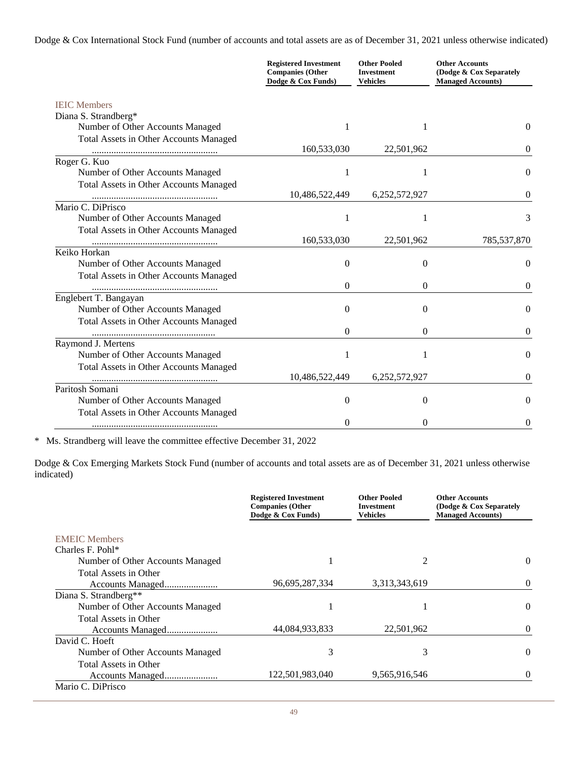Dodge & Cox International Stock Fund (number of accounts and total assets are as of December 31, 2021 unless otherwise indicated)

| | Registered Investment Companies (Other Dodge & Cox Funds) | Other Pooled Investment Vehicles | Other Accounts (Dodge & Cox Separately Managed Accounts) |
|---|---|---|---|
| IEIC Members | | | |
| Diana S. Strandberg* | | | |
| Number of Other Accounts Managed | 1 | 1 | 0 |
| Total Assets in Other Accounts Managed .................................................... | 160,533,030 | 22,501,962 | 0 |
| Roger G. Kuo | | | |
| Number of Other Accounts Managed | 1 | 1 | 0 |
| Total Assets in Other Accounts Managed .................................................... | 10,486,522,449 | 6,252,572,927 | 0 |
| Mario C. DiPrisco | | | |
| Number of Other Accounts Managed | 1 | 1 | 3 |
| Total Assets in Other Accounts Managed .................................................... | 160,533,030 | 22,501,962 | 785,537,870 |
| Keiko Horkan | | | |
| Number of Other Accounts Managed | 0 | 0 | 0 |
| Total Assets in Other Accounts Managed .................................................... | 0 | 0 | 0 |
| Englebert T. Bangayan | | | |
| Number of Other Accounts Managed | 0 | 0 | 0 |
| Total Assets in Other Accounts Managed .................................................... | 0 | 0 | 0 |
| Raymond J. Mertens | | | |
| Number of Other Accounts Managed | 1 | 1 | 0 |
| Total Assets in Other Accounts Managed .................................................... | 10,486,522,449 | 6,252,572,927 | 0 |
| Paritosh Somani | | | |
| Number of Other Accounts Managed | 0 | 0 | 0 |
| Total Assets in Other Accounts Managed .................................................... | 0 | 0 | 0 |

* Ms. Strandberg will leave the committee effective December 31, 2022

Dodge & Cox Emerging Markets Stock Fund (number of accounts and total assets are as of December 31, 2021 unless otherwise indicated)

| | Registered Investment Companies (Other Dodge & Cox Funds) | Other Pooled Investment Vehicles | Other Accounts (Dodge & Cox Separately Managed Accounts) |
|---|---|---|---|
| EMEIC Members | | | |
| Charles F. Pohl* | | | |
| Number of Other Accounts Managed | 1 | 2 | 0 |
| Total Assets in Other Accounts Managed...................... | 96,695,287,334 | 3,313,343,619 | 0 |
| Diana S. Strandberg** | | | |
| Number of Other Accounts Managed | 1 | 1 | 0 |
| Total Assets in Other Accounts Managed..................... | 44,084,933,833 | 22,501,962 | 0 |
| David C. Hoeft | | | |
| Number of Other Accounts Managed | 3 | 3 | 0 |
| Total Assets in Other Accounts Managed...................... | 122,501,983,040 | 9,565,916,546 | 0 |
| Mario C. DiPrisco | | | |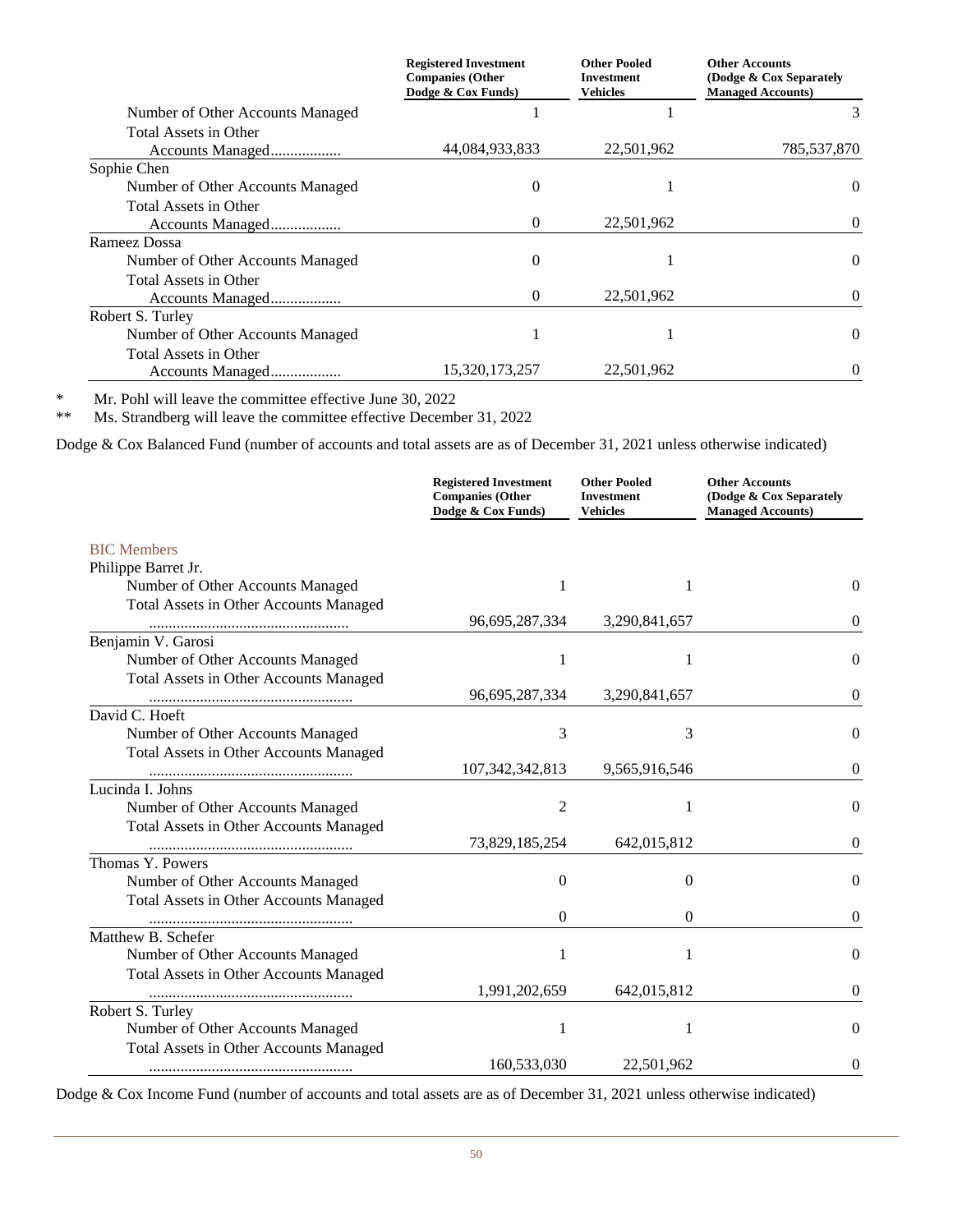| | Registered Investment Companies (Other Dodge & Cox Funds) | Other Pooled Investment Vehicles | Other Accounts (Dodge & Cox Separately Managed Accounts) |
|---|---|---|---|
| Number of Other Accounts Managed | 1 | 1 | 3 |
| Total Assets in Other Accounts Managed.................. | 44,084,933,833 | 22,501,962 | 785,537,870 |
| Sophie Chen | | | |
| Number of Other Accounts Managed | 0 | 1 | 0 |
| Total Assets in Other Accounts Managed.................. | 0 | 22,501,962 | 0 |
| Rameez Dossa | | | |
| Number of Other Accounts Managed | 0 | 1 | 0 |
| Total Assets in Other Accounts Managed.................. | 0 | 22,501,962 | 0 |
| Robert S. Turley | | | |
| Number of Other Accounts Managed | 1 | 1 | 0 |
| Total Assets in Other Accounts Managed.................. | 15,320,173,257 | 22,501,962 | 0 |

\* Mr. Pohl will leave the committee effective June 30, 2022

\*\* Ms. Strandberg will leave the committee effective December 31, 2022

Dodge & Cox Balanced Fund (number of accounts and total assets are as of December 31, 2021 unless otherwise indicated)

| | Registered Investment Companies (Other Dodge & Cox Funds) | Other Pooled Investment Vehicles | Other Accounts (Dodge & Cox Separately Managed Accounts) |
|---|---|---|---|
| BIC Members | | | |
| Philippe Barret Jr. | | | |
| Number of Other Accounts Managed | 1 | 1 | 0 |
| Total Assets in Other Accounts Managed .................................................... | 96,695,287,334 | 3,290,841,657 | 0 |
| Benjamin V. Garosi | | | |
| Number of Other Accounts Managed | 1 | 1 | 0 |
| Total Assets in Other Accounts Managed .................................................... | 96,695,287,334 | 3,290,841,657 | 0 |
| David C. Hoeft | | | |
| Number of Other Accounts Managed | 3 | 3 | 0 |
| Total Assets in Other Accounts Managed .................................................... | 107,342,342,813 | 9,565,916,546 | 0 |
| Lucinda I. Johns | | | |
| Number of Other Accounts Managed | 2 | 1 | 0 |
| Total Assets in Other Accounts Managed .................................................... | 73,829,185,254 | 642,015,812 | 0 |
| Thomas Y. Powers | | | |
| Number of Other Accounts Managed | 0 | 0 | 0 |
| Total Assets in Other Accounts Managed .................................................... | 0 | 0 | 0 |
| Matthew B. Schefer | | | |
| Number of Other Accounts Managed | 1 | 1 | 0 |
| Total Assets in Other Accounts Managed .................................................... | 1,991,202,659 | 642,015,812 | 0 |
| Robert S. Turley | | | |
| Number of Other Accounts Managed | 1 | 1 | 0 |
| Total Assets in Other Accounts Managed .................................................... | 160,533,030 | 22,501,962 | 0 |

Dodge & Cox Income Fund (number of accounts and total assets are as of December 31, 2021 unless otherwise indicated)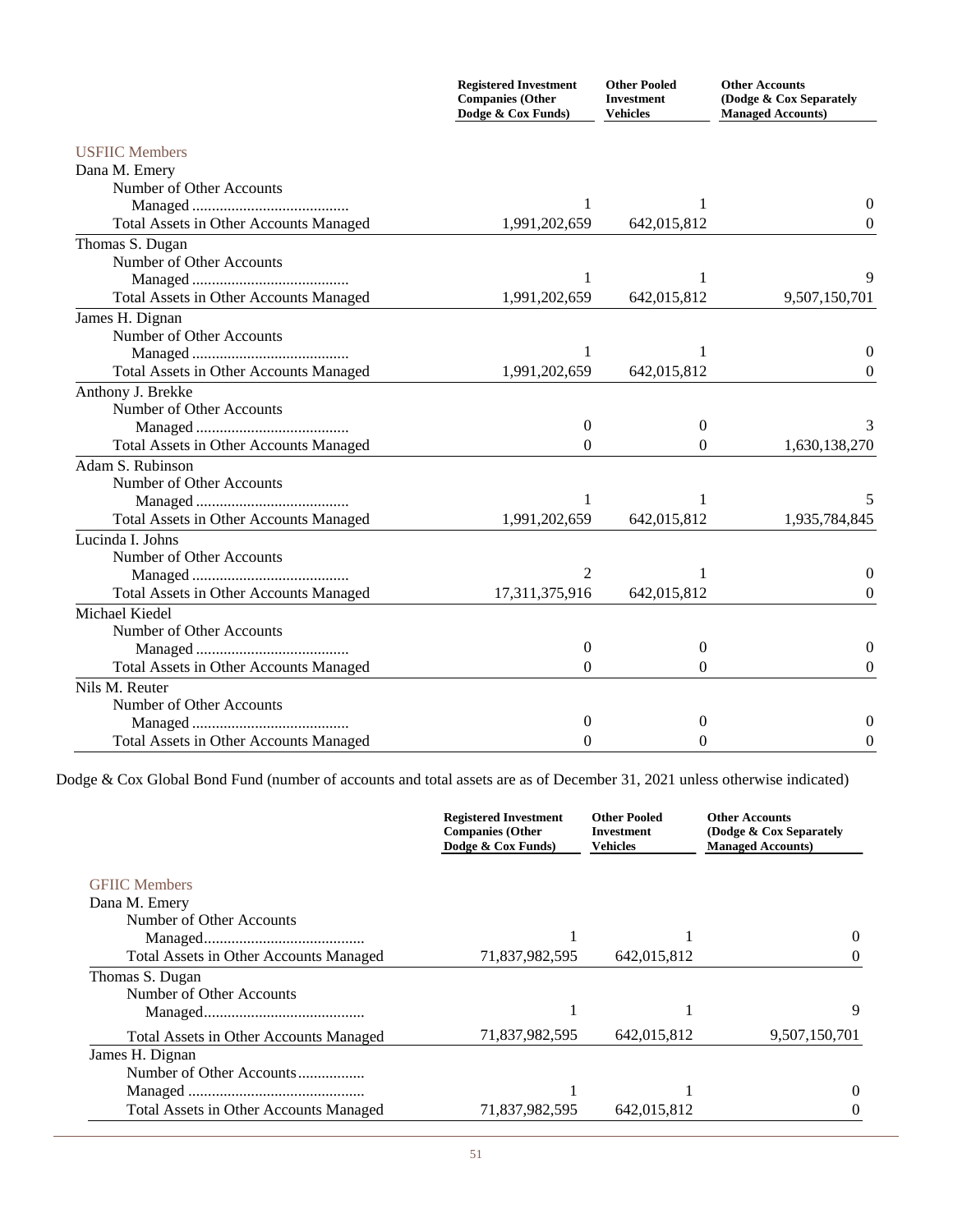| | Registered Investment Companies (Other Dodge & Cox Funds) | Other Pooled Investment Vehicles | Other Accounts (Dodge & Cox Separately Managed Accounts) |
|---|---|---|---|
| **USFIIC Members** | | | |
| Dana M. Emery | | | |
| Number of Other Accounts Managed | 1 | 1 | 0 |
| Total Assets in Other Accounts Managed | 1,991,202,659 | 642,015,812 | 0 |
| Thomas S. Dugan | | | |
| Number of Other Accounts Managed | 1 | 1 | 9 |
| Total Assets in Other Accounts Managed | 1,991,202,659 | 642,015,812 | 9,507,150,701 |
| James H. Dignan | | | |
| Number of Other Accounts Managed | 1 | 1 | 0 |
| Total Assets in Other Accounts Managed | 1,991,202,659 | 642,015,812 | 0 |
| Anthony J. Brekke | | | |
| Number of Other Accounts Managed | 0 | 0 | 3 |
| Total Assets in Other Accounts Managed | 0 | 0 | 1,630,138,270 |
| Adam S. Rubinson | | | |
| Number of Other Accounts Managed | 1 | 1 | 5 |
| Total Assets in Other Accounts Managed | 1,991,202,659 | 642,015,812 | 1,935,784,845 |
| Lucinda I. Johns | | | |
| Number of Other Accounts Managed | 2 | 1 | 0 |
| Total Assets in Other Accounts Managed | 17,311,375,916 | 642,015,812 | 0 |
| Michael Kiedel | | | |
| Number of Other Accounts Managed | 0 | 0 | 0 |
| Total Assets in Other Accounts Managed | 0 | 0 | 0 |
| Nils M. Reuter | | | |
| Number of Other Accounts Managed | 0 | 0 | 0 |
| Total Assets in Other Accounts Managed | 0 | 0 | 0 |

Dodge & Cox Global Bond Fund (number of accounts and total assets are as of December 31, 2021 unless otherwise indicated)

| | Registered Investment Companies (Other Dodge & Cox Funds) | Other Pooled Investment Vehicles | Other Accounts (Dodge & Cox Separately Managed Accounts) |
|---|---|---|---|
| **GFIIC Members** | | | |
| Dana M. Emery | | | |
| Number of Other Accounts Managed | 1 | 1 | 0 |
| Total Assets in Other Accounts Managed | 71,837,982,595 | 642,015,812 | 0 |
| Thomas S. Dugan | | | |
| Number of Other Accounts Managed | 1 | 1 | 9 |
| Total Assets in Other Accounts Managed | 71,837,982,595 | 642,015,812 | 9,507,150,701 |
| James H. Dignan | | | |
| Number of Other Accounts Managed | 1 | 1 | 0 |
| Total Assets in Other Accounts Managed | 71,837,982,595 | 642,015,812 | 0 |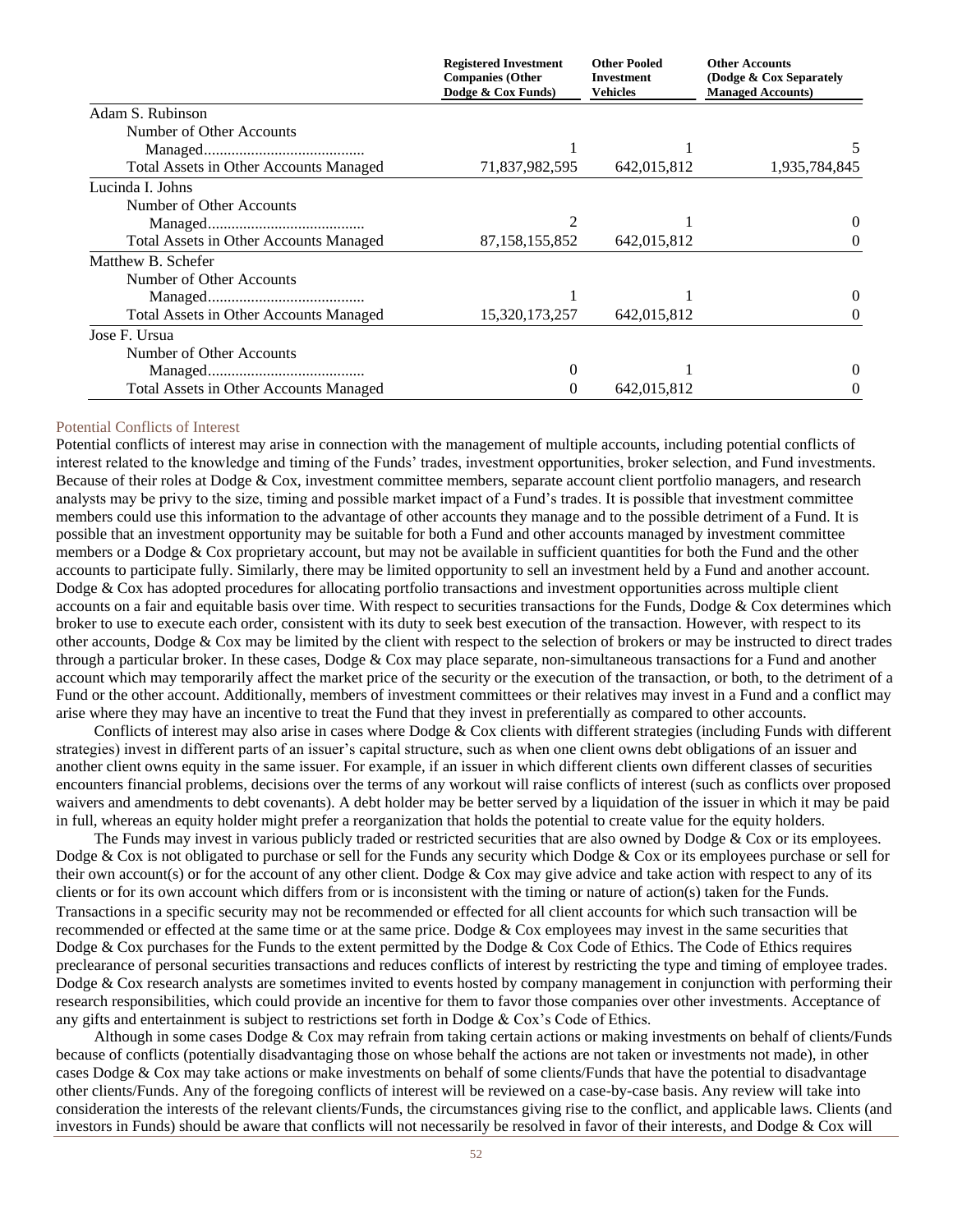| | Registered Investment Companies (Other Dodge & Cox Funds) | Other Pooled Investment Vehicles | Other Accounts (Dodge & Cox Separately Managed Accounts) |
|---|---|---|---|
| Adam S. Rubinson | | | |
| Number of Other Accounts Managed | 1 | 1 | 5 |
| Total Assets in Other Accounts Managed | 71,837,982,595 | 642,015,812 | 1,935,784,845 |
| Lucinda I. Johns | | | |
| Number of Other Accounts Managed | 2 | 1 | 0 |
| Total Assets in Other Accounts Managed | 87,158,155,852 | 642,015,812 | 0 |
| Matthew B. Schefer | | | |
| Number of Other Accounts Managed | 1 | 1 | 0 |
| Total Assets in Other Accounts Managed | 15,320,173,257 | 642,015,812 | 0 |
| Jose F. Ursua | | | |
| Number of Other Accounts Managed | 0 | 1 | 0 |
| Total Assets in Other Accounts Managed | 0 | 642,015,812 | 0 |

### Potential Conflicts of Interest

Potential conflicts of interest may arise in connection with the management of multiple accounts, including potential conflicts of interest related to the knowledge and timing of the Funds' trades, investment opportunities, broker selection, and Fund investments. Because of their roles at Dodge & Cox, investment committee members, separate account client portfolio managers, and research analysts may be privy to the size, timing and possible market impact of a Fund's trades. It is possible that investment committee members could use this information to the advantage of other accounts they manage and to the possible detriment of a Fund. It is possible that an investment opportunity may be suitable for both a Fund and other accounts managed by investment committee members or a Dodge & Cox proprietary account, but may not be available in sufficient quantities for both the Fund and the other accounts to participate fully. Similarly, there may be limited opportunity to sell an investment held by a Fund and another account. Dodge & Cox has adopted procedures for allocating portfolio transactions and investment opportunities across multiple client accounts on a fair and equitable basis over time. With respect to securities transactions for the Funds, Dodge & Cox determines which broker to use to execute each order, consistent with its duty to seek best execution of the transaction. However, with respect to its other accounts, Dodge & Cox may be limited by the client with respect to the selection of brokers or may be instructed to direct trades through a particular broker. In these cases, Dodge & Cox may place separate, non-simultaneous transactions for a Fund and another account which may temporarily affect the market price of the security or the execution of the transaction, or both, to the detriment of a Fund or the other account. Additionally, members of investment committees or their relatives may invest in a Fund and a conflict may arise where they may have an incentive to treat the Fund that they invest in preferentially as compared to other accounts.

Conflicts of interest may also arise in cases where Dodge & Cox clients with different strategies (including Funds with different strategies) invest in different parts of an issuer's capital structure, such as when one client owns debt obligations of an issuer and another client owns equity in the same issuer. For example, if an issuer in which different clients own different classes of securities encounters financial problems, decisions over the terms of any workout will raise conflicts of interest (such as conflicts over proposed waivers and amendments to debt covenants). A debt holder may be better served by a liquidation of the issuer in which it may be paid in full, whereas an equity holder might prefer a reorganization that holds the potential to create value for the equity holders.

The Funds may invest in various publicly traded or restricted securities that are also owned by Dodge & Cox or its employees. Dodge & Cox is not obligated to purchase or sell for the Funds any security which Dodge & Cox or its employees purchase or sell for their own account(s) or for the account of any other client. Dodge & Cox may give advice and take action with respect to any of its clients or for its own account which differs from or is inconsistent with the timing or nature of action(s) taken for the Funds. Transactions in a specific security may not be recommended or effected for all client accounts for which such transaction will be recommended or effected at the same time or at the same price. Dodge & Cox employees may invest in the same securities that Dodge & Cox purchases for the Funds to the extent permitted by the Dodge & Cox Code of Ethics. The Code of Ethics requires preclearance of personal securities transactions and reduces conflicts of interest by restricting the type and timing of employee trades. Dodge & Cox research analysts are sometimes invited to events hosted by company management in conjunction with performing their research responsibilities, which could provide an incentive for them to favor those companies over other investments. Acceptance of any gifts and entertainment is subject to restrictions set forth in Dodge & Cox's Code of Ethics.

Although in some cases Dodge & Cox may refrain from taking certain actions or making investments on behalf of clients/Funds because of conflicts (potentially disadvantaging those on whose behalf the actions are not taken or investments not made), in other cases Dodge & Cox may take actions or make investments on behalf of some clients/Funds that have the potential to disadvantage other clients/Funds. Any of the foregoing conflicts of interest will be reviewed on a case-by-case basis. Any review will take into consideration the interests of the relevant clients/Funds, the circumstances giving rise to the conflict, and applicable laws. Clients (and investors in Funds) should be aware that conflicts will not necessarily be resolved in favor of their interests, and Dodge & Cox will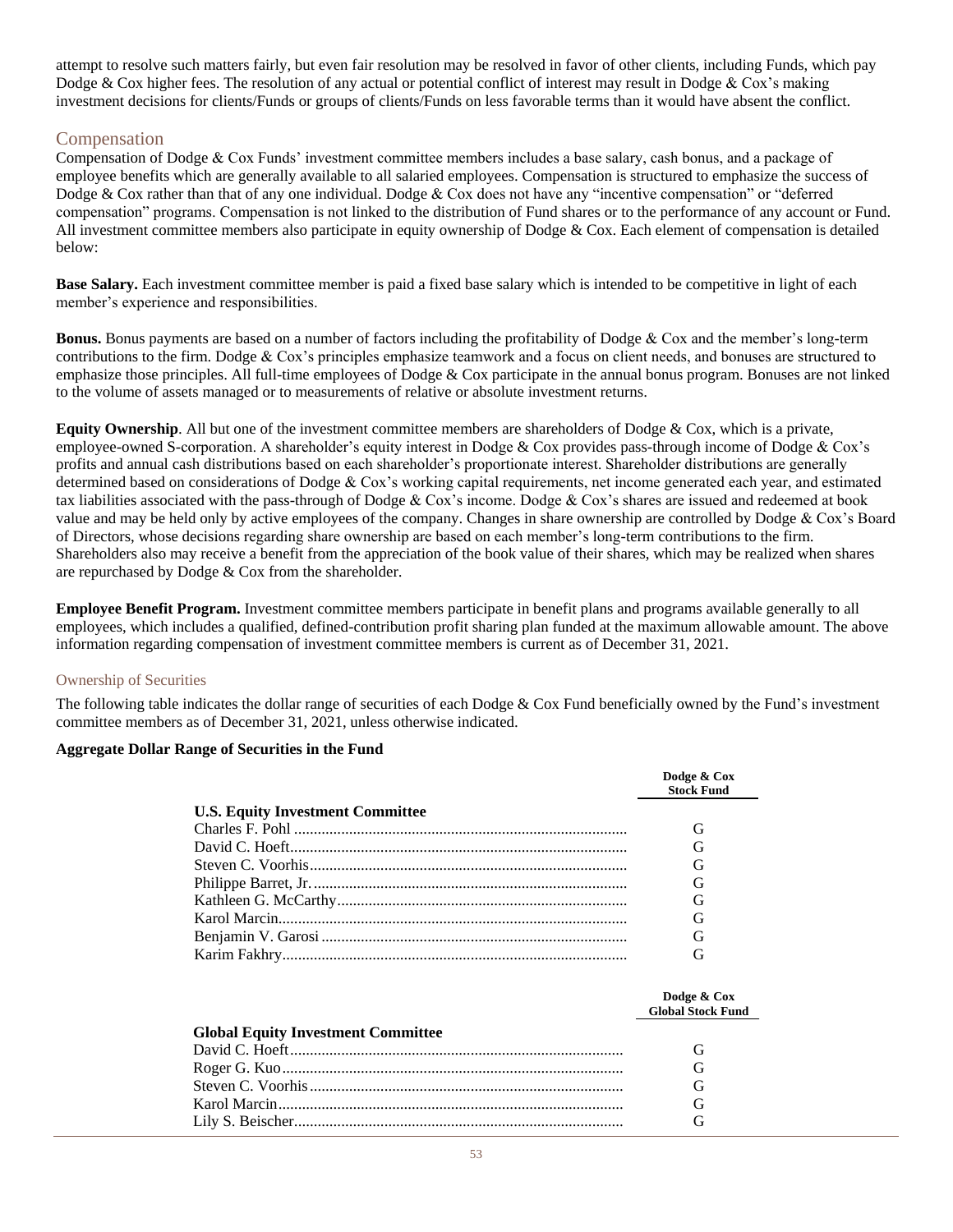attempt to resolve such matters fairly, but even fair resolution may be resolved in favor of other clients, including Funds, which pay Dodge & Cox higher fees. The resolution of any actual or potential conflict of interest may result in Dodge & Cox's making investment decisions for clients/Funds or groups of clients/Funds on less favorable terms than it would have absent the conflict.

## Compensation

Compensation of Dodge & Cox Funds' investment committee members includes a base salary, cash bonus, and a package of employee benefits which are generally available to all salaried employees. Compensation is structured to emphasize the success of Dodge & Cox rather than that of any one individual. Dodge & Cox does not have any "incentive compensation" or "deferred compensation" programs. Compensation is not linked to the distribution of Fund shares or to the performance of any account or Fund. All investment committee members also participate in equity ownership of Dodge & Cox. Each element of compensation is detailed below:

**Base Salary.** Each investment committee member is paid a fixed base salary which is intended to be competitive in light of each member's experience and responsibilities.

**Bonus.** Bonus payments are based on a number of factors including the profitability of Dodge & Cox and the member's long-term contributions to the firm. Dodge & Cox's principles emphasize teamwork and a focus on client needs, and bonuses are structured to emphasize those principles. All full-time employees of Dodge & Cox participate in the annual bonus program. Bonuses are not linked to the volume of assets managed or to measurements of relative or absolute investment returns.

**Equity Ownership**. All but one of the investment committee members are shareholders of Dodge & Cox, which is a private, employee-owned S-corporation. A shareholder's equity interest in Dodge & Cox provides pass-through income of Dodge & Cox's profits and annual cash distributions based on each shareholder's proportionate interest. Shareholder distributions are generally determined based on considerations of Dodge & Cox's working capital requirements, net income generated each year, and estimated tax liabilities associated with the pass-through of Dodge & Cox's income. Dodge & Cox's shares are issued and redeemed at book value and may be held only by active employees of the company. Changes in share ownership are controlled by Dodge & Cox's Board of Directors, whose decisions regarding share ownership are based on each member's long-term contributions to the firm. Shareholders also may receive a benefit from the appreciation of the book value of their shares, which may be realized when shares are repurchased by Dodge & Cox from the shareholder.

**Employee Benefit Program.** Investment committee members participate in benefit plans and programs available generally to all employees, which includes a qualified, defined-contribution profit sharing plan funded at the maximum allowable amount. The above information regarding compensation of investment committee members is current as of December 31, 2021.

### Ownership of Securities

The following table indicates the dollar range of securities of each Dodge & Cox Fund beneficially owned by the Fund's investment committee members as of December 31, 2021, unless otherwise indicated.

**Aggregate Dollar Range of Securities in the Fund**

| | Dodge & Cox Stock Fund |
|---|---|
| **U.S. Equity Investment Committee** | |
| Charles F. Pohl | G |
| David C. Hoeft | G |
| Steven C. Voorhis | G |
| Philippe Barret, Jr. | G |
| Kathleen G. McCarthy | G |
| Karol Marcin | G |
| Benjamin V. Garosi | G |
| Karim Fakhry | G |

| | Dodge & Cox Global Stock Fund |
|---|---|
| **Global Equity Investment Committee** | |
| David C. Hoeft | G |
| Roger G. Kuo | G |
| Steven C. Voorhis | G |
| Karol Marcin | G |
| Lily S. Beischer | G |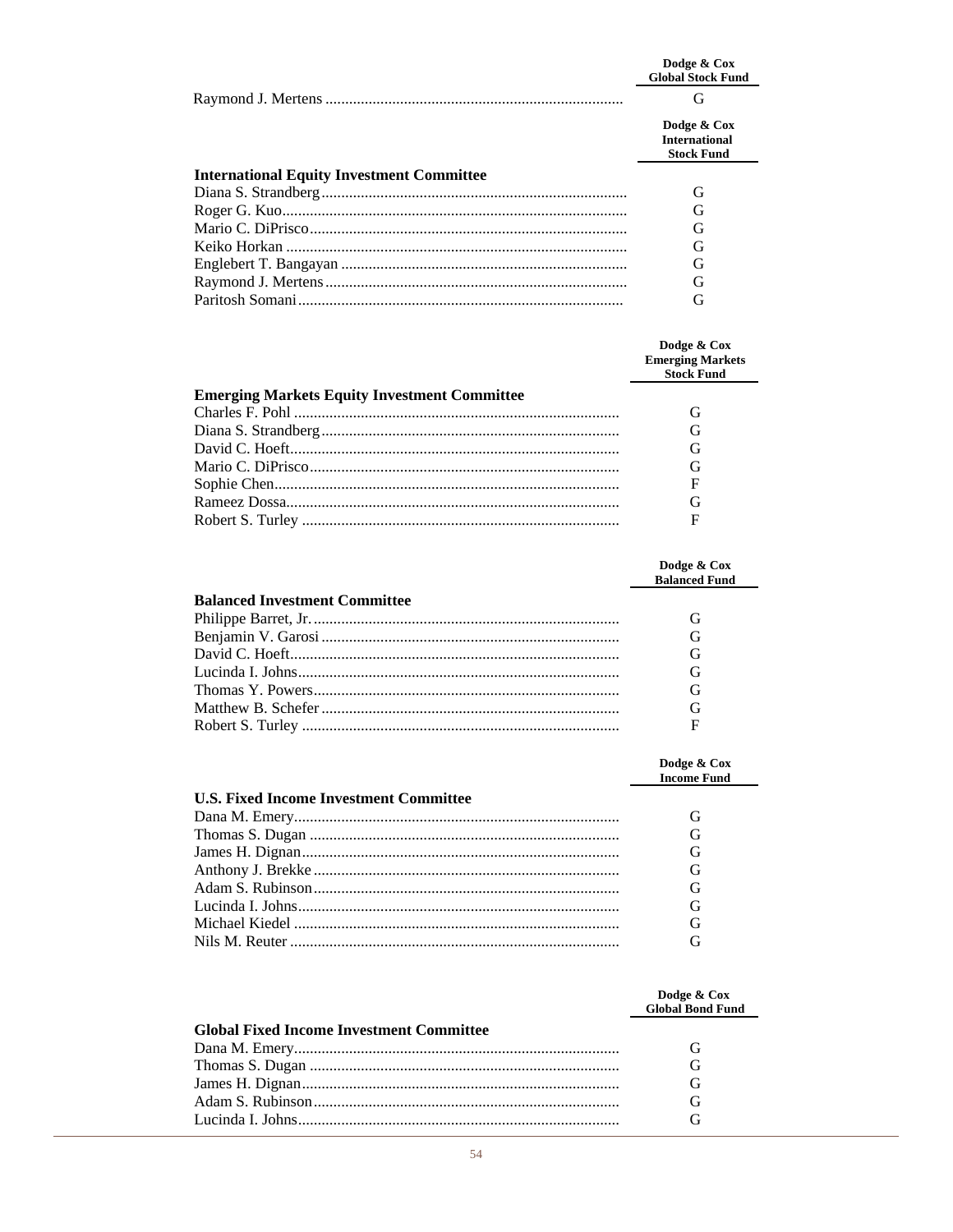| | Dodge & Cox Global Stock Fund |
|---|---|
| Raymond J. Mertens | G |

| International Equity Investment Committee | Dodge & Cox International Stock Fund |
|---|---|
| Diana S. Strandberg | G |
| Roger G. Kuo | G |
| Mario C. DiPrisco | G |
| Keiko Horkan | G |
| Englebert T. Bangayan | G |
| Raymond J. Mertens | G |
| Paritosh Somani | G |

| Emerging Markets Equity Investment Committee | Dodge & Cox Emerging Markets Stock Fund |
|---|---|
| Charles F. Pohl | G |
| Diana S. Strandberg | G |
| David C. Hoeft | G |
| Mario C. DiPrisco | G |
| Sophie Chen | F |
| Rameez Dossa | G |
| Robert S. Turley | F |

| Balanced Investment Committee | Dodge & Cox Balanced Fund |
|---|---|
| Philippe Barret, Jr. | G |
| Benjamin V. Garosi | G |
| David C. Hoeft | G |
| Lucinda I. Johns | G |
| Thomas Y. Powers | G |
| Matthew B. Schefer | G |
| Robert S. Turley | F |

| U.S. Fixed Income Investment Committee | Dodge & Cox Income Fund |
|---|---|
| Dana M. Emery | G |
| Thomas S. Dugan | G |
| James H. Dignan | G |
| Anthony J. Brekke | G |
| Adam S. Rubinson | G |
| Lucinda I. Johns | G |
| Michael Kiedel | G |
| Nils M. Reuter | G |

| Global Fixed Income Investment Committee | Dodge & Cox Global Bond Fund |
|---|---|
| Dana M. Emery | G |
| Thomas S. Dugan | G |
| James H. Dignan | G |
| Adam S. Rubinson | G |
| Lucinda I. Johns | G |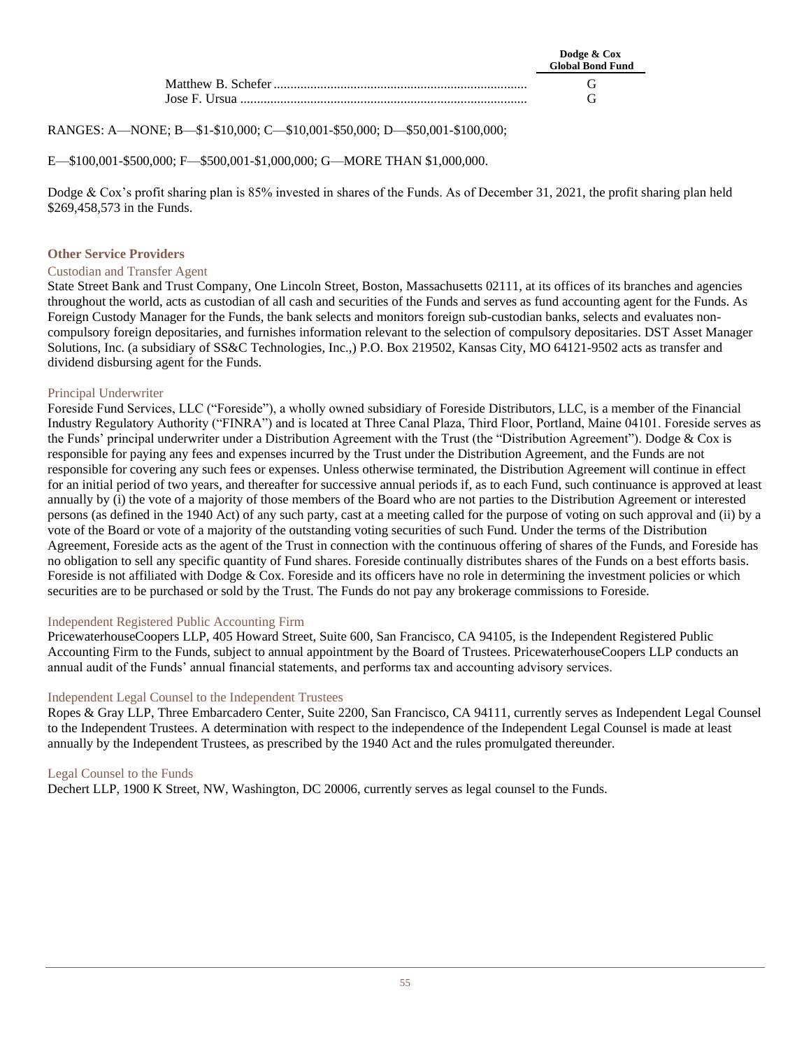| | Dodge & Cox Global Bond Fund |
|---|---|
| Matthew B. Schefer | G |
| Jose F. Ursua | G |

RANGES: A—NONE; B—$1-$10,000; C—$10,001-$50,000; D—$50,001-$100,000;

E—$100,001-$500,000; F—$500,001-$1,000,000; G—MORE THAN $1,000,000.

Dodge & Cox's profit sharing plan is 85% invested in shares of the Funds. As of December 31, 2021, the profit sharing plan held $269,458,573 in the Funds.

## Other Service Providers

### Custodian and Transfer Agent

State Street Bank and Trust Company, One Lincoln Street, Boston, Massachusetts 02111, at its offices of its branches and agencies throughout the world, acts as custodian of all cash and securities of the Funds and serves as fund accounting agent for the Funds. As Foreign Custody Manager for the Funds, the bank selects and monitors foreign sub-custodian banks, selects and evaluates non-compulsory foreign depositaries, and furnishes information relevant to the selection of compulsory depositaries. DST Asset Manager Solutions, Inc. (a subsidiary of SS&C Technologies, Inc.,) P.O. Box 219502, Kansas City, MO 64121-9502 acts as transfer and dividend disbursing agent for the Funds.

### Principal Underwriter

Foreside Fund Services, LLC ("Foreside"), a wholly owned subsidiary of Foreside Distributors, LLC, is a member of the Financial Industry Regulatory Authority ("FINRA") and is located at Three Canal Plaza, Third Floor, Portland, Maine 04101. Foreside serves as the Funds' principal underwriter under a Distribution Agreement with the Trust (the "Distribution Agreement"). Dodge & Cox is responsible for paying any fees and expenses incurred by the Trust under the Distribution Agreement, and the Funds are not responsible for covering any such fees or expenses. Unless otherwise terminated, the Distribution Agreement will continue in effect for an initial period of two years, and thereafter for successive annual periods if, as to each Fund, such continuance is approved at least annually by (i) the vote of a majority of those members of the Board who are not parties to the Distribution Agreement or interested persons (as defined in the 1940 Act) of any such party, cast at a meeting called for the purpose of voting on such approval and (ii) by a vote of the Board or vote of a majority of the outstanding voting securities of such Fund. Under the terms of the Distribution Agreement, Foreside acts as the agent of the Trust in connection with the continuous offering of shares of the Funds, and Foreside has no obligation to sell any specific quantity of Fund shares. Foreside continually distributes shares of the Funds on a best efforts basis. Foreside is not affiliated with Dodge & Cox. Foreside and its officers have no role in determining the investment policies or which securities are to be purchased or sold by the Trust. The Funds do not pay any brokerage commissions to Foreside.

### Independent Registered Public Accounting Firm

PricewaterhouseCoopers LLP, 405 Howard Street, Suite 600, San Francisco, CA 94105, is the Independent Registered Public Accounting Firm to the Funds, subject to annual appointment by the Board of Trustees. PricewaterhouseCoopers LLP conducts an annual audit of the Funds' annual financial statements, and performs tax and accounting advisory services.

### Independent Legal Counsel to the Independent Trustees

Ropes & Gray LLP, Three Embarcadero Center, Suite 2200, San Francisco, CA 94111, currently serves as Independent Legal Counsel to the Independent Trustees. A determination with respect to the independence of the Independent Legal Counsel is made at least annually by the Independent Trustees, as prescribed by the 1940 Act and the rules promulgated thereunder.

### Legal Counsel to the Funds

Dechert LLP, 1900 K Street, NW, Washington, DC 20006, currently serves as legal counsel to the Funds.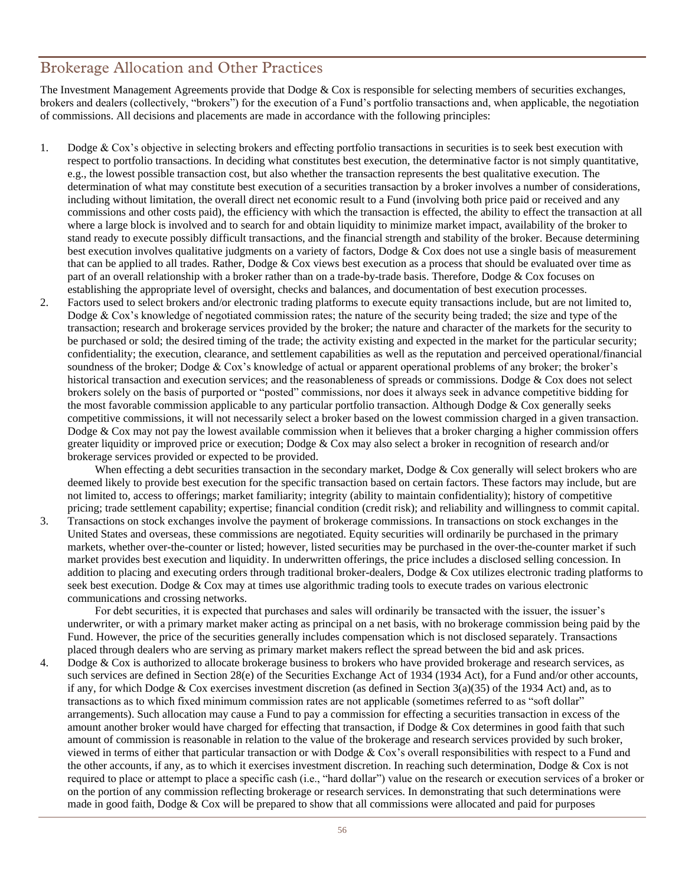## Brokerage Allocation and Other Practices

The Investment Management Agreements provide that Dodge & Cox is responsible for selecting members of securities exchanges, brokers and dealers (collectively, "brokers") for the execution of a Fund's portfolio transactions and, when applicable, the negotiation of commissions. All decisions and placements are made in accordance with the following principles:

1. Dodge & Cox's objective in selecting brokers and effecting portfolio transactions in securities is to seek best execution with respect to portfolio transactions. In deciding what constitutes best execution, the determinative factor is not simply quantitative, e.g., the lowest possible transaction cost, but also whether the transaction represents the best qualitative execution. The determination of what may constitute best execution of a securities transaction by a broker involves a number of considerations, including without limitation, the overall direct net economic result to a Fund (involving both price paid or received and any commissions and other costs paid), the efficiency with which the transaction is effected, the ability to effect the transaction at all where a large block is involved and to search for and obtain liquidity to minimize market impact, availability of the broker to stand ready to execute possibly difficult transactions, and the financial strength and stability of the broker. Because determining best execution involves qualitative judgments on a variety of factors, Dodge & Cox does not use a single basis of measurement that can be applied to all trades. Rather, Dodge & Cox views best execution as a process that should be evaluated over time as part of an overall relationship with a broker rather than on a trade-by-trade basis. Therefore, Dodge & Cox focuses on establishing the appropriate level of oversight, checks and balances, and documentation of best execution processes.

2. Factors used to select brokers and/or electronic trading platforms to execute equity transactions include, but are not limited to, Dodge & Cox's knowledge of negotiated commission rates; the nature of the security being traded; the size and type of the transaction; research and brokerage services provided by the broker; the nature and character of the markets for the security to be purchased or sold; the desired timing of the trade; the activity existing and expected in the market for the particular security; confidentiality; the execution, clearance, and settlement capabilities as well as the reputation and perceived operational/financial soundness of the broker; Dodge & Cox's knowledge of actual or apparent operational problems of any broker; the broker's historical transaction and execution services; and the reasonableness of spreads or commissions. Dodge & Cox does not select brokers solely on the basis of purported or "posted" commissions, nor does it always seek in advance competitive bidding for the most favorable commission applicable to any particular portfolio transaction. Although Dodge & Cox generally seeks competitive commissions, it will not necessarily select a broker based on the lowest commission charged in a given transaction. Dodge & Cox may not pay the lowest available commission when it believes that a broker charging a higher commission offers greater liquidity or improved price or execution; Dodge & Cox may also select a broker in recognition of research and/or brokerage services provided or expected to be provided.

   When effecting a debt securities transaction in the secondary market, Dodge & Cox generally will select brokers who are deemed likely to provide best execution for the specific transaction based on certain factors. These factors may include, but are not limited to, access to offerings; market familiarity; integrity (ability to maintain confidentiality); history of competitive pricing; trade settlement capability; expertise; financial condition (credit risk); and reliability and willingness to commit capital.

3. Transactions on stock exchanges involve the payment of brokerage commissions. In transactions on stock exchanges in the United States and overseas, these commissions are negotiated. Equity securities will ordinarily be purchased in the primary markets, whether over-the-counter or listed; however, listed securities may be purchased in the over-the-counter market if such market provides best execution and liquidity. In underwritten offerings, the price includes a disclosed selling concession. In addition to placing and executing orders through traditional broker-dealers, Dodge & Cox utilizes electronic trading platforms to seek best execution. Dodge & Cox may at times use algorithmic trading tools to execute trades on various electronic communications and crossing networks.

   For debt securities, it is expected that purchases and sales will ordinarily be transacted with the issuer, the issuer's underwriter, or with a primary market maker acting as principal on a net basis, with no brokerage commission being paid by the Fund. However, the price of the securities generally includes compensation which is not disclosed separately. Transactions placed through dealers who are serving as primary market makers reflect the spread between the bid and ask prices.

4. Dodge & Cox is authorized to allocate brokerage business to brokers who have provided brokerage and research services, as such services are defined in Section 28(e) of the Securities Exchange Act of 1934 (1934 Act), for a Fund and/or other accounts, if any, for which Dodge & Cox exercises investment discretion (as defined in Section 3(a)(35) of the 1934 Act) and, as to transactions as to which fixed minimum commission rates are not applicable (sometimes referred to as "soft dollar" arrangements). Such allocation may cause a Fund to pay a commission for effecting a securities transaction in excess of the amount another broker would have charged for effecting that transaction, if Dodge & Cox determines in good faith that such amount of commission is reasonable in relation to the value of the brokerage and research services provided by such broker, viewed in terms of either that particular transaction or with Dodge & Cox's overall responsibilities with respect to a Fund and the other accounts, if any, as to which it exercises investment discretion. In reaching such determination, Dodge & Cox is not required to place or attempt to place a specific cash (i.e., "hard dollar") value on the research or execution services of a broker or on the portion of any commission reflecting brokerage or research services. In demonstrating that such determinations were made in good faith, Dodge & Cox will be prepared to show that all commissions were allocated and paid for purposes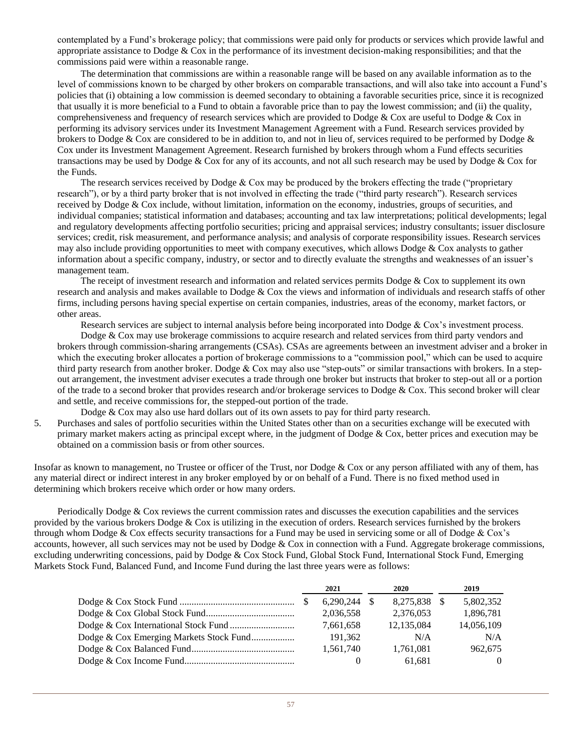contemplated by a Fund's brokerage policy; that commissions were paid only for products or services which provide lawful and appropriate assistance to Dodge & Cox in the performance of its investment decision-making responsibilities; and that the commissions paid were within a reasonable range.

The determination that commissions are within a reasonable range will be based on any available information as to the level of commissions known to be charged by other brokers on comparable transactions, and will also take into account a Fund's policies that (i) obtaining a low commission is deemed secondary to obtaining a favorable securities price, since it is recognized that usually it is more beneficial to a Fund to obtain a favorable price than to pay the lowest commission; and (ii) the quality, comprehensiveness and frequency of research services which are provided to Dodge & Cox are useful to Dodge & Cox in performing its advisory services under its Investment Management Agreement with a Fund. Research services provided by brokers to Dodge & Cox are considered to be in addition to, and not in lieu of, services required to be performed by Dodge & Cox under its Investment Management Agreement. Research furnished by brokers through whom a Fund effects securities transactions may be used by Dodge & Cox for any of its accounts, and not all such research may be used by Dodge & Cox for the Funds.

The research services received by Dodge & Cox may be produced by the brokers effecting the trade ("proprietary research"), or by a third party broker that is not involved in effecting the trade ("third party research"). Research services received by Dodge & Cox include, without limitation, information on the economy, industries, groups of securities, and individual companies; statistical information and databases; accounting and tax law interpretations; political developments; legal and regulatory developments affecting portfolio securities; pricing and appraisal services; industry consultants; issuer disclosure services; credit, risk measurement, and performance analysis; and analysis of corporate responsibility issues. Research services may also include providing opportunities to meet with company executives, which allows Dodge & Cox analysts to gather information about a specific company, industry, or sector and to directly evaluate the strengths and weaknesses of an issuer's management team.

The receipt of investment research and information and related services permits Dodge & Cox to supplement its own research and analysis and makes available to Dodge & Cox the views and information of individuals and research staffs of other firms, including persons having special expertise on certain companies, industries, areas of the economy, market factors, or other areas.

Research services are subject to internal analysis before being incorporated into Dodge & Cox's investment process.

Dodge & Cox may use brokerage commissions to acquire research and related services from third party vendors and brokers through commission-sharing arrangements (CSAs). CSAs are agreements between an investment adviser and a broker in which the executing broker allocates a portion of brokerage commissions to a "commission pool," which can be used to acquire third party research from another broker. Dodge & Cox may also use "step-outs" or similar transactions with brokers. In a step-out arrangement, the investment adviser executes a trade through one broker but instructs that broker to step-out all or a portion of the trade to a second broker that provides research and/or brokerage services to Dodge & Cox. This second broker will clear and settle, and receive commissions for, the stepped-out portion of the trade.

Dodge & Cox may also use hard dollars out of its own assets to pay for third party research.

5. Purchases and sales of portfolio securities within the United States other than on a securities exchange will be executed with primary market makers acting as principal except where, in the judgment of Dodge & Cox, better prices and execution may be obtained on a commission basis or from other sources.

Insofar as known to management, no Trustee or officer of the Trust, nor Dodge & Cox or any person affiliated with any of them, has any material direct or indirect interest in any broker employed by or on behalf of a Fund. There is no fixed method used in determining which brokers receive which order or how many orders.

Periodically Dodge & Cox reviews the current commission rates and discusses the execution capabilities and the services provided by the various brokers Dodge & Cox is utilizing in the execution of orders. Research services furnished by the brokers through whom Dodge & Cox effects security transactions for a Fund may be used in servicing some or all of Dodge & Cox's accounts, however, all such services may not be used by Dodge & Cox in connection with a Fund. Aggregate brokerage commissions, excluding underwriting concessions, paid by Dodge & Cox Stock Fund, Global Stock Fund, International Stock Fund, Emerging Markets Stock Fund, Balanced Fund, and Income Fund during the last three years were as follows:

| | 2021 | 2020 | 2019 |
|---|---|---|---|
| Dodge & Cox Stock Fund | $ 6,290,244 | $ 8,275,838 | $ 5,802,352 |
| Dodge & Cox Global Stock Fund | 2,036,558 | 2,376,053 | 1,896,781 |
| Dodge & Cox International Stock Fund | 7,661,658 | 12,135,084 | 14,056,109 |
| Dodge & Cox Emerging Markets Stock Fund | 191,362 | N/A | N/A |
| Dodge & Cox Balanced Fund | 1,561,740 | 1,761,081 | 962,675 |
| Dodge & Cox Income Fund | 0 | 61,681 | 0 |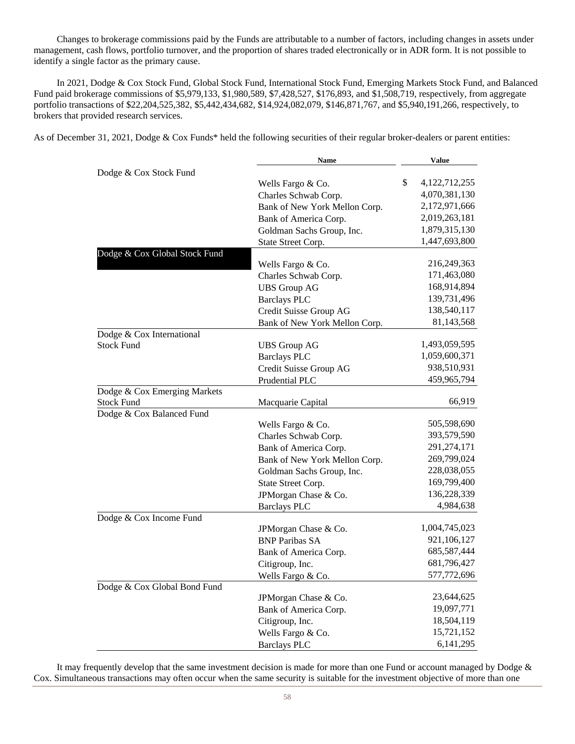Changes to brokerage commissions paid by the Funds are attributable to a number of factors, including changes in assets under management, cash flows, portfolio turnover, and the proportion of shares traded electronically or in ADR form. It is not possible to identify a single factor as the primary cause.

In 2021, Dodge & Cox Stock Fund, Global Stock Fund, International Stock Fund, Emerging Markets Stock Fund, and Balanced Fund paid brokerage commissions of $5,979,133, $1,980,589, $7,428,527, $176,893, and $1,508,719, respectively, from aggregate portfolio transactions of $22,204,525,382, $5,442,434,682, $14,924,082,079, $146,871,767, and $5,940,191,266, respectively, to brokers that provided research services.

As of December 31, 2021, Dodge & Cox Funds* held the following securities of their regular broker-dealers or parent entities:

| | Name | Value |
|---|---|---|
| Dodge & Cox Stock Fund | Wells Fargo & Co. | $ 4,122,712,255 |
| | Charles Schwab Corp. | 4,070,381,130 |
| | Bank of New York Mellon Corp. | 2,172,971,666 |
| | Bank of America Corp. | 2,019,263,181 |
| | Goldman Sachs Group, Inc. | 1,879,315,130 |
| | State Street Corp. | 1,447,693,800 |
| Dodge & Cox Global Stock Fund | Wells Fargo & Co. | 216,249,363 |
| | Charles Schwab Corp. | 171,463,080 |
| | UBS Group AG | 168,914,894 |
| | Barclays PLC | 139,731,496 |
| | Credit Suisse Group AG | 138,540,117 |
| | Bank of New York Mellon Corp. | 81,143,568 |
| Dodge & Cox International Stock Fund | UBS Group AG | 1,493,059,595 |
| | Barclays PLC | 1,059,600,371 |
| | Credit Suisse Group AG | 938,510,931 |
| | Prudential PLC | 459,965,794 |
| Dodge & Cox Emerging Markets Stock Fund | Macquarie Capital | 66,919 |
| Dodge & Cox Balanced Fund | Wells Fargo & Co. | 505,598,690 |
| | Charles Schwab Corp. | 393,579,590 |
| | Bank of America Corp. | 291,274,171 |
| | Bank of New York Mellon Corp. | 269,799,024 |
| | Goldman Sachs Group, Inc. | 228,038,055 |
| | State Street Corp. | 169,799,400 |
| | JPMorgan Chase & Co. | 136,228,339 |
| | Barclays PLC | 4,984,638 |
| Dodge & Cox Income Fund | JPMorgan Chase & Co. | 1,004,745,023 |
| | BNP Paribas SA | 921,106,127 |
| | Bank of America Corp. | 685,587,444 |
| | Citigroup, Inc. | 681,796,427 |
| | Wells Fargo & Co. | 577,772,696 |
| Dodge & Cox Global Bond Fund | JPMorgan Chase & Co. | 23,644,625 |
| | Bank of America Corp. | 19,097,771 |
| | Citigroup, Inc. | 18,504,119 |
| | Wells Fargo & Co. | 15,721,152 |
| | Barclays PLC | 6,141,295 |

It may frequently develop that the same investment decision is made for more than one Fund or account managed by Dodge & Cox. Simultaneous transactions may often occur when the same security is suitable for the investment objective of more than one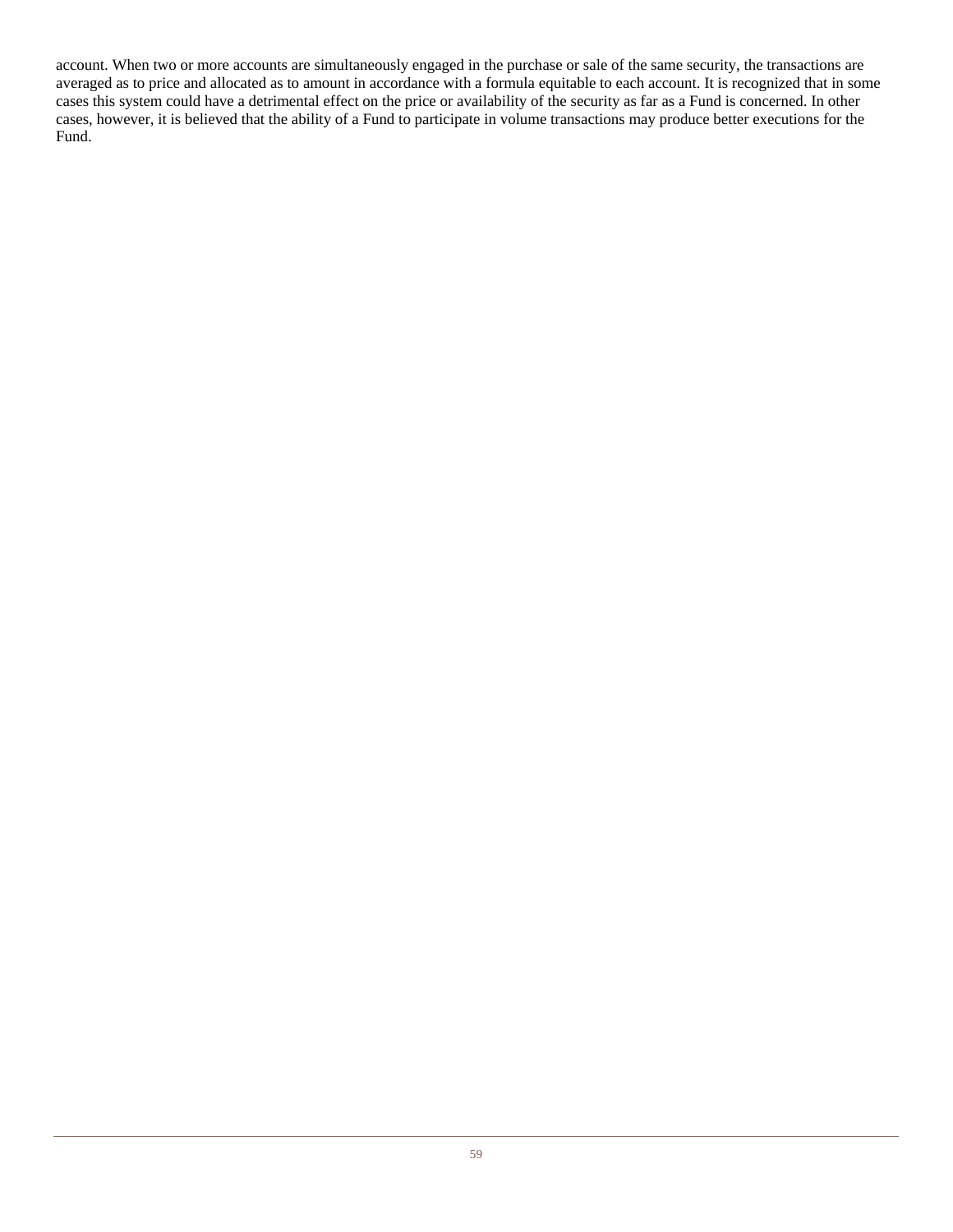account. When two or more accounts are simultaneously engaged in the purchase or sale of the same security, the transactions are averaged as to price and allocated as to amount in accordance with a formula equitable to each account. It is recognized that in some cases this system could have a detrimental effect on the price or availability of the security as far as a Fund is concerned. In other cases, however, it is believed that the ability of a Fund to participate in volume transactions may produce better executions for the Fund.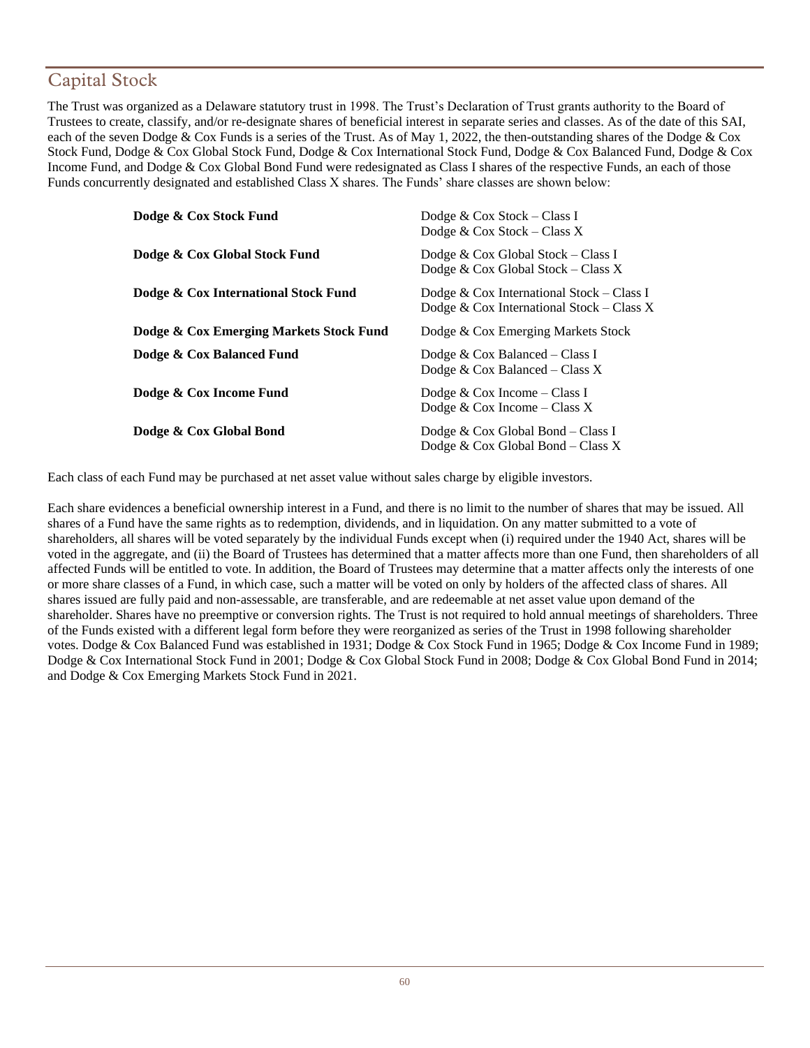## Capital Stock

The Trust was organized as a Delaware statutory trust in 1998. The Trust's Declaration of Trust grants authority to the Board of Trustees to create, classify, and/or re-designate shares of beneficial interest in separate series and classes. As of the date of this SAI, each of the seven Dodge & Cox Funds is a series of the Trust. As of May 1, 2022, the then-outstanding shares of the Dodge & Cox Stock Fund, Dodge & Cox Global Stock Fund, Dodge & Cox International Stock Fund, Dodge & Cox Balanced Fund, Dodge & Cox Income Fund, and Dodge & Cox Global Bond Fund were redesignated as Class I shares of the respective Funds, an each of those Funds concurrently designated and established Class X shares. The Funds' share classes are shown below:

| Fund | Share Classes |
|---|---|
| **Dodge & Cox Stock Fund** | Dodge & Cox Stock – Class I<br>Dodge & Cox Stock – Class X |
| **Dodge & Cox Global Stock Fund** | Dodge & Cox Global Stock – Class I<br>Dodge & Cox Global Stock – Class X |
| **Dodge & Cox International Stock Fund** | Dodge & Cox International Stock – Class I<br>Dodge & Cox International Stock – Class X |
| **Dodge & Cox Emerging Markets Stock Fund** | Dodge & Cox Emerging Markets Stock |
| **Dodge & Cox Balanced Fund** | Dodge & Cox Balanced – Class I<br>Dodge & Cox Balanced – Class X |
| **Dodge & Cox Income Fund** | Dodge & Cox Income – Class I<br>Dodge & Cox Income – Class X |
| **Dodge & Cox Global Bond** | Dodge & Cox Global Bond – Class I<br>Dodge & Cox Global Bond – Class X |

Each class of each Fund may be purchased at net asset value without sales charge by eligible investors.

Each share evidences a beneficial ownership interest in a Fund, and there is no limit to the number of shares that may be issued. All shares of a Fund have the same rights as to redemption, dividends, and in liquidation. On any matter submitted to a vote of shareholders, all shares will be voted separately by the individual Funds except when (i) required under the 1940 Act, shares will be voted in the aggregate, and (ii) the Board of Trustees has determined that a matter affects more than one Fund, then shareholders of all affected Funds will be entitled to vote. In addition, the Board of Trustees may determine that a matter affects only the interests of one or more share classes of a Fund, in which case, such a matter will be voted on only by holders of the affected class of shares. All shares issued are fully paid and non-assessable, are transferable, and are redeemable at net asset value upon demand of the shareholder. Shares have no preemptive or conversion rights. The Trust is not required to hold annual meetings of shareholders. Three of the Funds existed with a different legal form before they were reorganized as series of the Trust in 1998 following shareholder votes. Dodge & Cox Balanced Fund was established in 1931; Dodge & Cox Stock Fund in 1965; Dodge & Cox Income Fund in 1989; Dodge & Cox International Stock Fund in 2001; Dodge & Cox Global Stock Fund in 2008; Dodge & Cox Global Bond Fund in 2014; and Dodge & Cox Emerging Markets Stock Fund in 2021.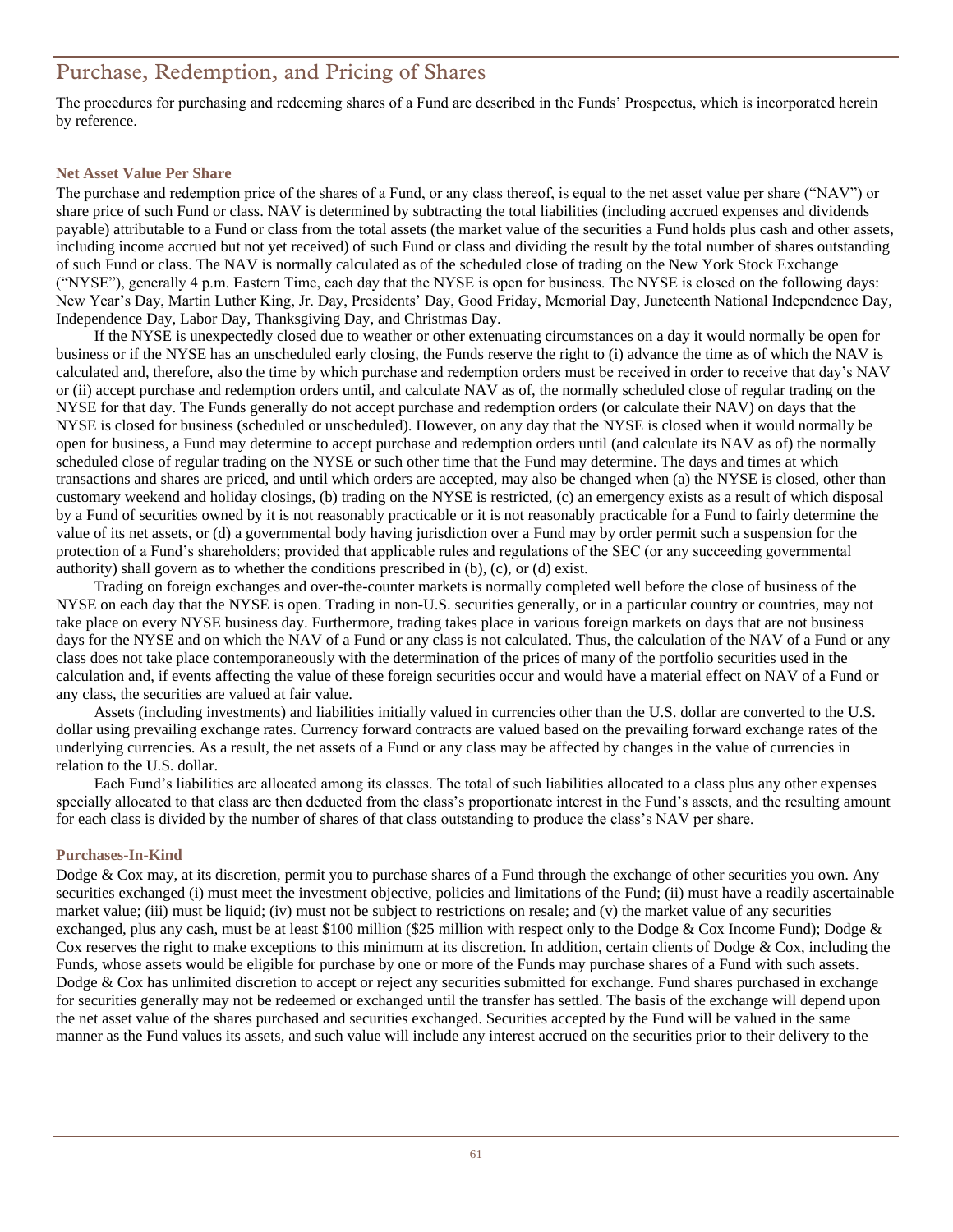## Purchase, Redemption, and Pricing of Shares

The procedures for purchasing and redeeming shares of a Fund are described in the Funds' Prospectus, which is incorporated herein by reference.

### Net Asset Value Per Share

The purchase and redemption price of the shares of a Fund, or any class thereof, is equal to the net asset value per share ("NAV") or share price of such Fund or class. NAV is determined by subtracting the total liabilities (including accrued expenses and dividends payable) attributable to a Fund or class from the total assets (the market value of the securities a Fund holds plus cash and other assets, including income accrued but not yet received) of such Fund or class and dividing the result by the total number of shares outstanding of such Fund or class. The NAV is normally calculated as of the scheduled close of trading on the New York Stock Exchange ("NYSE"), generally 4 p.m. Eastern Time, each day that the NYSE is open for business. The NYSE is closed on the following days: New Year's Day, Martin Luther King, Jr. Day, Presidents' Day, Good Friday, Memorial Day, Juneteenth National Independence Day, Independence Day, Labor Day, Thanksgiving Day, and Christmas Day.

If the NYSE is unexpectedly closed due to weather or other extenuating circumstances on a day it would normally be open for business or if the NYSE has an unscheduled early closing, the Funds reserve the right to (i) advance the time as of which the NAV is calculated and, therefore, also the time by which purchase and redemption orders must be received in order to receive that day's NAV or (ii) accept purchase and redemption orders until, and calculate NAV as of, the normally scheduled close of regular trading on the NYSE for that day. The Funds generally do not accept purchase and redemption orders (or calculate their NAV) on days that the NYSE is closed for business (scheduled or unscheduled). However, on any day that the NYSE is closed when it would normally be open for business, a Fund may determine to accept purchase and redemption orders until (and calculate its NAV as of) the normally scheduled close of regular trading on the NYSE or such other time that the Fund may determine. The days and times at which transactions and shares are priced, and until which orders are accepted, may also be changed when (a) the NYSE is closed, other than customary weekend and holiday closings, (b) trading on the NYSE is restricted, (c) an emergency exists as a result of which disposal by a Fund of securities owned by it is not reasonably practicable or it is not reasonably practicable for a Fund to fairly determine the value of its net assets, or (d) a governmental body having jurisdiction over a Fund may by order permit such a suspension for the protection of a Fund's shareholders; provided that applicable rules and regulations of the SEC (or any succeeding governmental authority) shall govern as to whether the conditions prescribed in (b), (c), or (d) exist.

Trading on foreign exchanges and over-the-counter markets is normally completed well before the close of business of the NYSE on each day that the NYSE is open. Trading in non-U.S. securities generally, or in a particular country or countries, may not take place on every NYSE business day. Furthermore, trading takes place in various foreign markets on days that are not business days for the NYSE and on which the NAV of a Fund or any class is not calculated. Thus, the calculation of the NAV of a Fund or any class does not take place contemporaneously with the determination of the prices of many of the portfolio securities used in the calculation and, if events affecting the value of these foreign securities occur and would have a material effect on NAV of a Fund or any class, the securities are valued at fair value.

Assets (including investments) and liabilities initially valued in currencies other than the U.S. dollar are converted to the U.S. dollar using prevailing exchange rates. Currency forward contracts are valued based on the prevailing forward exchange rates of the underlying currencies. As a result, the net assets of a Fund or any class may be affected by changes in the value of currencies in relation to the U.S. dollar.

Each Fund's liabilities are allocated among its classes. The total of such liabilities allocated to a class plus any other expenses specially allocated to that class are then deducted from the class's proportionate interest in the Fund's assets, and the resulting amount for each class is divided by the number of shares of that class outstanding to produce the class's NAV per share.

### Purchases-In-Kind

Dodge & Cox may, at its discretion, permit you to purchase shares of a Fund through the exchange of other securities you own. Any securities exchanged (i) must meet the investment objective, policies and limitations of the Fund; (ii) must have a readily ascertainable market value; (iii) must be liquid; (iv) must not be subject to restrictions on resale; and (v) the market value of any securities exchanged, plus any cash, must be at least $100 million ($25 million with respect only to the Dodge & Cox Income Fund); Dodge & Cox reserves the right to make exceptions to this minimum at its discretion. In addition, certain clients of Dodge & Cox, including the Funds, whose assets would be eligible for purchase by one or more of the Funds may purchase shares of a Fund with such assets. Dodge & Cox has unlimited discretion to accept or reject any securities submitted for exchange. Fund shares purchased in exchange for securities generally may not be redeemed or exchanged until the transfer has settled. The basis of the exchange will depend upon the net asset value of the shares purchased and securities exchanged. Securities accepted by the Fund will be valued in the same manner as the Fund values its assets, and such value will include any interest accrued on the securities prior to their delivery to the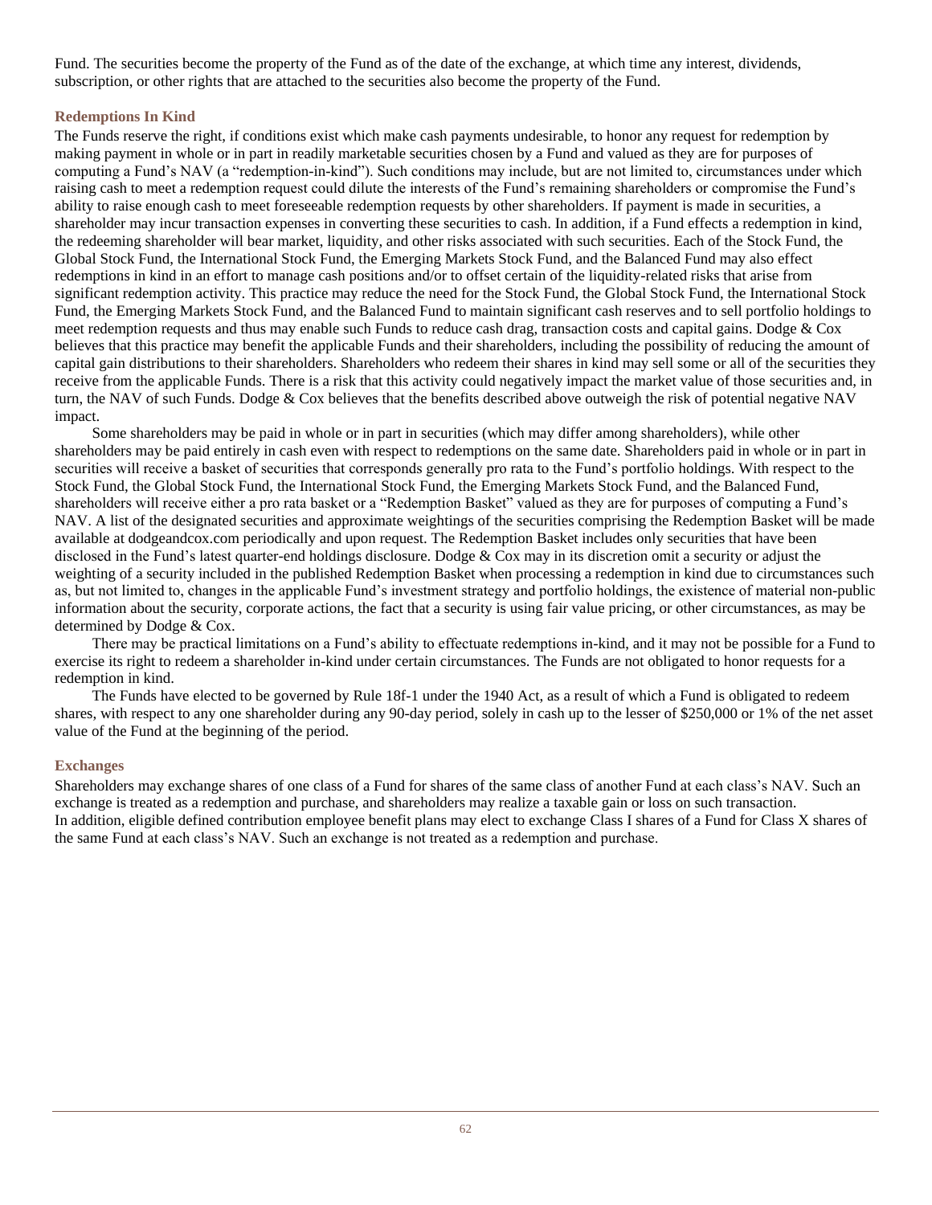Fund. The securities become the property of the Fund as of the date of the exchange, at which time any interest, dividends, subscription, or other rights that are attached to the securities also become the property of the Fund.

### Redemptions In Kind

The Funds reserve the right, if conditions exist which make cash payments undesirable, to honor any request for redemption by making payment in whole or in part in readily marketable securities chosen by a Fund and valued as they are for purposes of computing a Fund's NAV (a "redemption-in-kind"). Such conditions may include, but are not limited to, circumstances under which raising cash to meet a redemption request could dilute the interests of the Fund's remaining shareholders or compromise the Fund's ability to raise enough cash to meet foreseeable redemption requests by other shareholders. If payment is made in securities, a shareholder may incur transaction expenses in converting these securities to cash. In addition, if a Fund effects a redemption in kind, the redeeming shareholder will bear market, liquidity, and other risks associated with such securities. Each of the Stock Fund, the Global Stock Fund, the International Stock Fund, the Emerging Markets Stock Fund, and the Balanced Fund may also effect redemptions in kind in an effort to manage cash positions and/or to offset certain of the liquidity-related risks that arise from significant redemption activity. This practice may reduce the need for the Stock Fund, the Global Stock Fund, the International Stock Fund, the Emerging Markets Stock Fund, and the Balanced Fund to maintain significant cash reserves and to sell portfolio holdings to meet redemption requests and thus may enable such Funds to reduce cash drag, transaction costs and capital gains. Dodge & Cox believes that this practice may benefit the applicable Funds and their shareholders, including the possibility of reducing the amount of capital gain distributions to their shareholders. Shareholders who redeem their shares in kind may sell some or all of the securities they receive from the applicable Funds. There is a risk that this activity could negatively impact the market value of those securities and, in turn, the NAV of such Funds. Dodge & Cox believes that the benefits described above outweigh the risk of potential negative NAV impact.

Some shareholders may be paid in whole or in part in securities (which may differ among shareholders), while other shareholders may be paid entirely in cash even with respect to redemptions on the same date. Shareholders paid in whole or in part in securities will receive a basket of securities that corresponds generally pro rata to the Fund's portfolio holdings. With respect to the Stock Fund, the Global Stock Fund, the International Stock Fund, the Emerging Markets Stock Fund, and the Balanced Fund, shareholders will receive either a pro rata basket or a "Redemption Basket" valued as they are for purposes of computing a Fund's NAV. A list of the designated securities and approximate weightings of the securities comprising the Redemption Basket will be made available at dodgeandcox.com periodically and upon request. The Redemption Basket includes only securities that have been disclosed in the Fund's latest quarter-end holdings disclosure. Dodge & Cox may in its discretion omit a security or adjust the weighting of a security included in the published Redemption Basket when processing a redemption in kind due to circumstances such as, but not limited to, changes in the applicable Fund's investment strategy and portfolio holdings, the existence of material non-public information about the security, corporate actions, the fact that a security is using fair value pricing, or other circumstances, as may be determined by Dodge & Cox.

There may be practical limitations on a Fund's ability to effectuate redemptions in-kind, and it may not be possible for a Fund to exercise its right to redeem a shareholder in-kind under certain circumstances. The Funds are not obligated to honor requests for a redemption in kind.

The Funds have elected to be governed by Rule 18f-1 under the 1940 Act, as a result of which a Fund is obligated to redeem shares, with respect to any one shareholder during any 90-day period, solely in cash up to the lesser of $250,000 or 1% of the net asset value of the Fund at the beginning of the period.

### Exchanges

Shareholders may exchange shares of one class of a Fund for shares of the same class of another Fund at each class's NAV. Such an exchange is treated as a redemption and purchase, and shareholders may realize a taxable gain or loss on such transaction. In addition, eligible defined contribution employee benefit plans may elect to exchange Class I shares of a Fund for Class X shares of the same Fund at each class's NAV. Such an exchange is not treated as a redemption and purchase.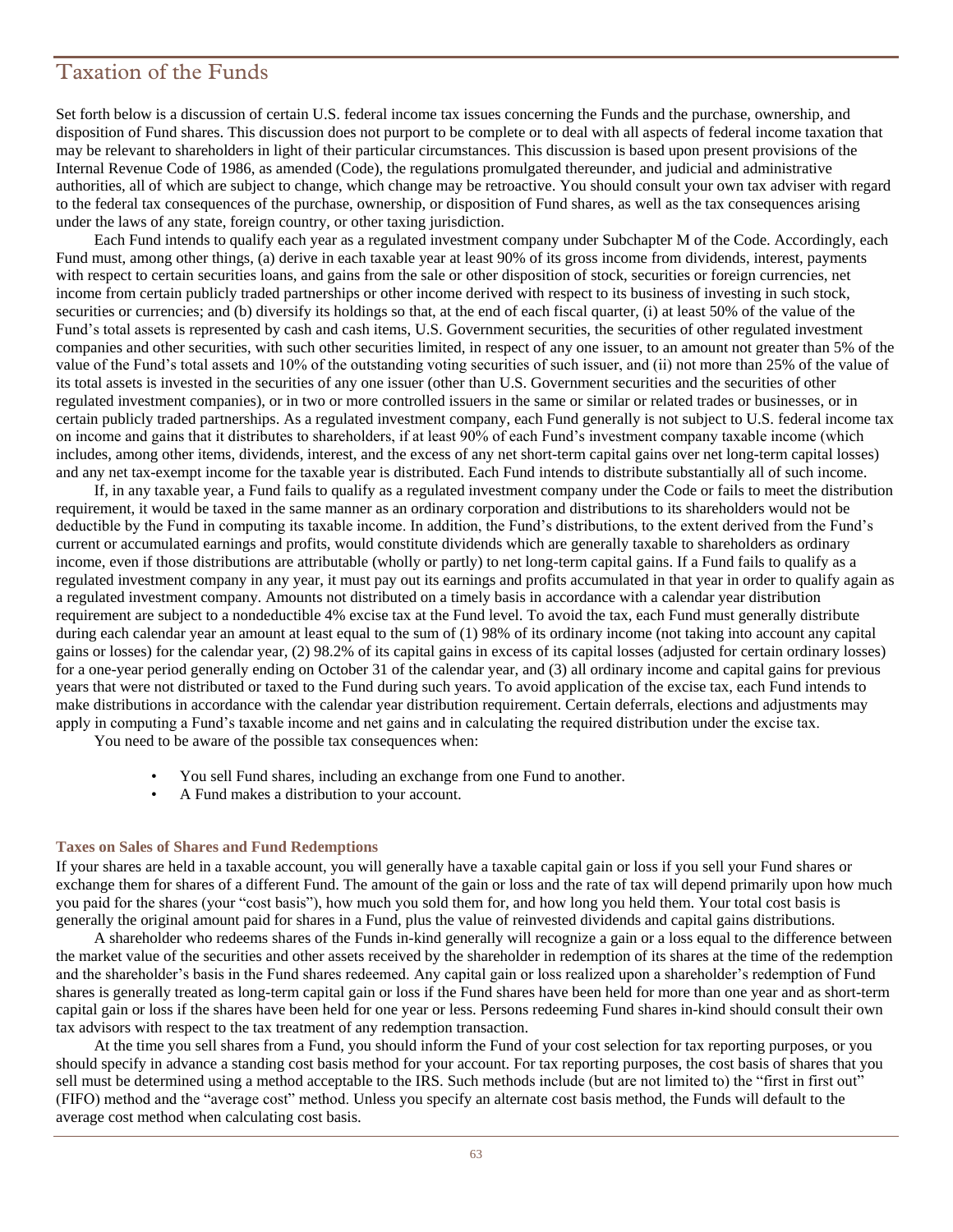# Taxation of the Funds

Set forth below is a discussion of certain U.S. federal income tax issues concerning the Funds and the purchase, ownership, and disposition of Fund shares. This discussion does not purport to be complete or to deal with all aspects of federal income taxation that may be relevant to shareholders in light of their particular circumstances. This discussion is based upon present provisions of the Internal Revenue Code of 1986, as amended (Code), the regulations promulgated thereunder, and judicial and administrative authorities, all of which are subject to change, which change may be retroactive. You should consult your own tax adviser with regard to the federal tax consequences of the purchase, ownership, or disposition of Fund shares, as well as the tax consequences arising under the laws of any state, foreign country, or other taxing jurisdiction.

Each Fund intends to qualify each year as a regulated investment company under Subchapter M of the Code. Accordingly, each Fund must, among other things, (a) derive in each taxable year at least 90% of its gross income from dividends, interest, payments with respect to certain securities loans, and gains from the sale or other disposition of stock, securities or foreign currencies, net income from certain publicly traded partnerships or other income derived with respect to its business of investing in such stock, securities or currencies; and (b) diversify its holdings so that, at the end of each fiscal quarter, (i) at least 50% of the value of the Fund's total assets is represented by cash and cash items, U.S. Government securities, the securities of other regulated investment companies and other securities, with such other securities limited, in respect of any one issuer, to an amount not greater than 5% of the value of the Fund's total assets and 10% of the outstanding voting securities of such issuer, and (ii) not more than 25% of the value of its total assets is invested in the securities of any one issuer (other than U.S. Government securities and the securities of other regulated investment companies), or in two or more controlled issuers in the same or similar or related trades or businesses, or in certain publicly traded partnerships. As a regulated investment company, each Fund generally is not subject to U.S. federal income tax on income and gains that it distributes to shareholders, if at least 90% of each Fund's investment company taxable income (which includes, among other items, dividends, interest, and the excess of any net short-term capital gains over net long-term capital losses) and any net tax-exempt income for the taxable year is distributed. Each Fund intends to distribute substantially all of such income.

If, in any taxable year, a Fund fails to qualify as a regulated investment company under the Code or fails to meet the distribution requirement, it would be taxed in the same manner as an ordinary corporation and distributions to its shareholders would not be deductible by the Fund in computing its taxable income. In addition, the Fund's distributions, to the extent derived from the Fund's current or accumulated earnings and profits, would constitute dividends which are generally taxable to shareholders as ordinary income, even if those distributions are attributable (wholly or partly) to net long-term capital gains. If a Fund fails to qualify as a regulated investment company in any year, it must pay out its earnings and profits accumulated in that year in order to qualify again as a regulated investment company. Amounts not distributed on a timely basis in accordance with a calendar year distribution requirement are subject to a nondeductible 4% excise tax at the Fund level. To avoid the tax, each Fund must generally distribute during each calendar year an amount at least equal to the sum of (1) 98% of its ordinary income (not taking into account any capital gains or losses) for the calendar year, (2) 98.2% of its capital gains in excess of its capital losses (adjusted for certain ordinary losses) for a one-year period generally ending on October 31 of the calendar year, and (3) all ordinary income and capital gains for previous years that were not distributed or taxed to the Fund during such years. To avoid application of the excise tax, each Fund intends to make distributions in accordance with the calendar year distribution requirement. Certain deferrals, elections and adjustments may apply in computing a Fund's taxable income and net gains and in calculating the required distribution under the excise tax.

You need to be aware of the possible tax consequences when:

- You sell Fund shares, including an exchange from one Fund to another.
- A Fund makes a distribution to your account.

### Taxes on Sales of Shares and Fund Redemptions

If your shares are held in a taxable account, you will generally have a taxable capital gain or loss if you sell your Fund shares or exchange them for shares of a different Fund. The amount of the gain or loss and the rate of tax will depend primarily upon how much you paid for the shares (your "cost basis"), how much you sold them for, and how long you held them. Your total cost basis is generally the original amount paid for shares in a Fund, plus the value of reinvested dividends and capital gains distributions.

A shareholder who redeems shares of the Funds in-kind generally will recognize a gain or a loss equal to the difference between the market value of the securities and other assets received by the shareholder in redemption of its shares at the time of the redemption and the shareholder's basis in the Fund shares redeemed. Any capital gain or loss realized upon a shareholder's redemption of Fund shares is generally treated as long-term capital gain or loss if the Fund shares have been held for more than one year and as short-term capital gain or loss if the shares have been held for one year or less. Persons redeeming Fund shares in-kind should consult their own tax advisors with respect to the tax treatment of any redemption transaction.

At the time you sell shares from a Fund, you should inform the Fund of your cost selection for tax reporting purposes, or you should specify in advance a standing cost basis method for your account. For tax reporting purposes, the cost basis of shares that you sell must be determined using a method acceptable to the IRS. Such methods include (but are not limited to) the "first in first out" (FIFO) method and the "average cost" method. Unless you specify an alternate cost basis method, the Funds will default to the average cost method when calculating cost basis.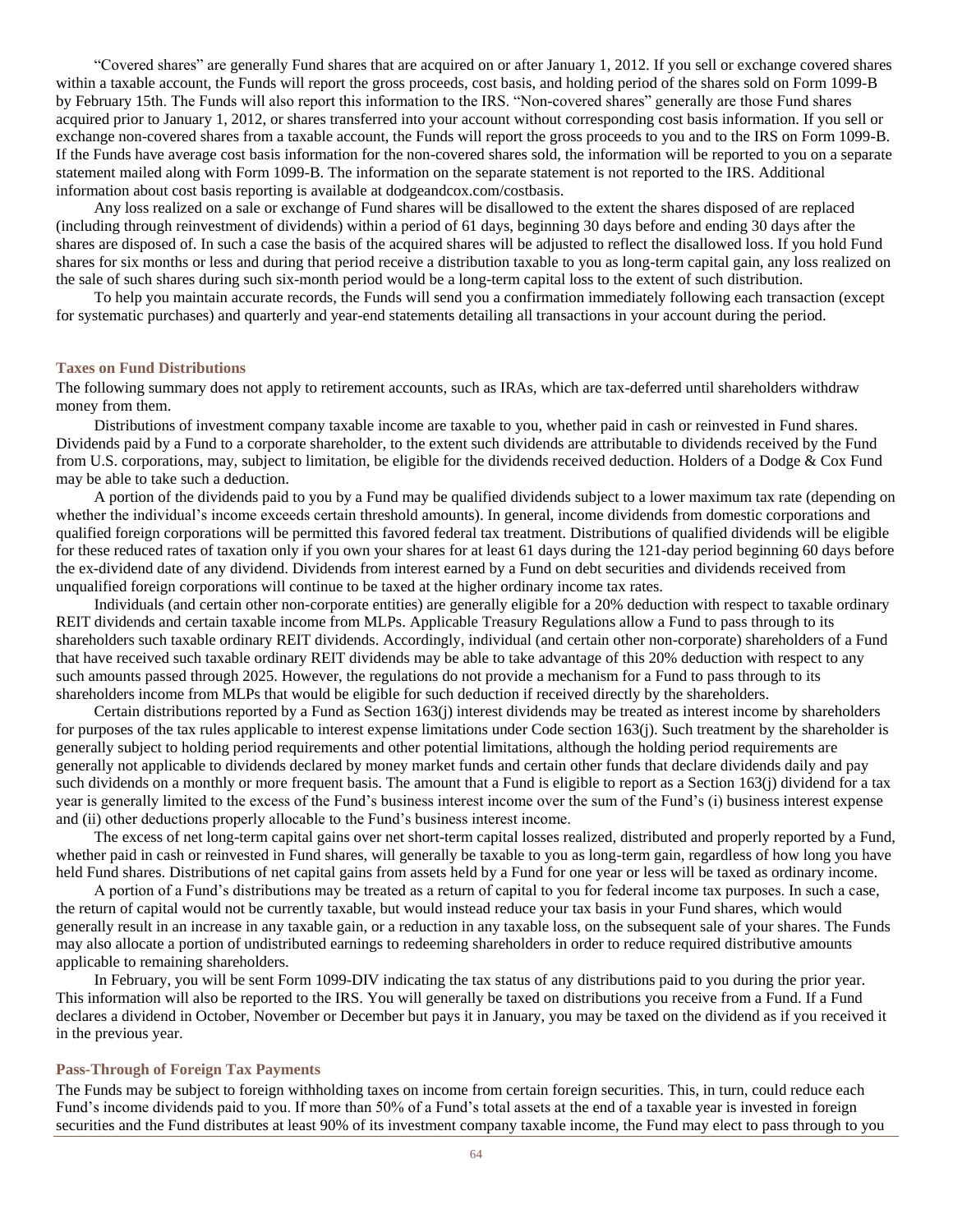"Covered shares" are generally Fund shares that are acquired on or after January 1, 2012. If you sell or exchange covered shares within a taxable account, the Funds will report the gross proceeds, cost basis, and holding period of the shares sold on Form 1099-B by February 15th. The Funds will also report this information to the IRS. "Non-covered shares" generally are those Fund shares acquired prior to January 1, 2012, or shares transferred into your account without corresponding cost basis information. If you sell or exchange non-covered shares from a taxable account, the Funds will report the gross proceeds to you and to the IRS on Form 1099-B. If the Funds have average cost basis information for the non-covered shares sold, the information will be reported to you on a separate statement mailed along with Form 1099-B. The information on the separate statement is not reported to the IRS. Additional information about cost basis reporting is available at dodgeandcox.com/costbasis.

Any loss realized on a sale or exchange of Fund shares will be disallowed to the extent the shares disposed of are replaced (including through reinvestment of dividends) within a period of 61 days, beginning 30 days before and ending 30 days after the shares are disposed of. In such a case the basis of the acquired shares will be adjusted to reflect the disallowed loss. If you hold Fund shares for six months or less and during that period receive a distribution taxable to you as long-term capital gain, any loss realized on the sale of such shares during such six-month period would be a long-term capital loss to the extent of such distribution.

To help you maintain accurate records, the Funds will send you a confirmation immediately following each transaction (except for systematic purchases) and quarterly and year-end statements detailing all transactions in your account during the period.

### Taxes on Fund Distributions

The following summary does not apply to retirement accounts, such as IRAs, which are tax-deferred until shareholders withdraw money from them.

Distributions of investment company taxable income are taxable to you, whether paid in cash or reinvested in Fund shares. Dividends paid by a Fund to a corporate shareholder, to the extent such dividends are attributable to dividends received by the Fund from U.S. corporations, may, subject to limitation, be eligible for the dividends received deduction. Holders of a Dodge & Cox Fund may be able to take such a deduction.

A portion of the dividends paid to you by a Fund may be qualified dividends subject to a lower maximum tax rate (depending on whether the individual's income exceeds certain threshold amounts). In general, income dividends from domestic corporations and qualified foreign corporations will be permitted this favored federal tax treatment. Distributions of qualified dividends will be eligible for these reduced rates of taxation only if you own your shares for at least 61 days during the 121-day period beginning 60 days before the ex-dividend date of any dividend. Dividends from interest earned by a Fund on debt securities and dividends received from unqualified foreign corporations will continue to be taxed at the higher ordinary income tax rates.

Individuals (and certain other non-corporate entities) are generally eligible for a 20% deduction with respect to taxable ordinary REIT dividends and certain taxable income from MLPs. Applicable Treasury Regulations allow a Fund to pass through to its shareholders such taxable ordinary REIT dividends. Accordingly, individual (and certain other non-corporate) shareholders of a Fund that have received such taxable ordinary REIT dividends may be able to take advantage of this 20% deduction with respect to any such amounts passed through 2025. However, the regulations do not provide a mechanism for a Fund to pass through to its shareholders income from MLPs that would be eligible for such deduction if received directly by the shareholders.

Certain distributions reported by a Fund as Section 163(j) interest dividends may be treated as interest income by shareholders for purposes of the tax rules applicable to interest expense limitations under Code section 163(j). Such treatment by the shareholder is generally subject to holding period requirements and other potential limitations, although the holding period requirements are generally not applicable to dividends declared by money market funds and certain other funds that declare dividends daily and pay such dividends on a monthly or more frequent basis. The amount that a Fund is eligible to report as a Section 163(j) dividend for a tax year is generally limited to the excess of the Fund's business interest income over the sum of the Fund's (i) business interest expense and (ii) other deductions properly allocable to the Fund's business interest income.

The excess of net long-term capital gains over net short-term capital losses realized, distributed and properly reported by a Fund, whether paid in cash or reinvested in Fund shares, will generally be taxable to you as long-term gain, regardless of how long you have held Fund shares. Distributions of net capital gains from assets held by a Fund for one year or less will be taxed as ordinary income.

A portion of a Fund's distributions may be treated as a return of capital to you for federal income tax purposes. In such a case, the return of capital would not be currently taxable, but would instead reduce your tax basis in your Fund shares, which would generally result in an increase in any taxable gain, or a reduction in any taxable loss, on the subsequent sale of your shares. The Funds may also allocate a portion of undistributed earnings to redeeming shareholders in order to reduce required distributive amounts applicable to remaining shareholders.

In February, you will be sent Form 1099-DIV indicating the tax status of any distributions paid to you during the prior year. This information will also be reported to the IRS. You will generally be taxed on distributions you receive from a Fund. If a Fund declares a dividend in October, November or December but pays it in January, you may be taxed on the dividend as if you received it in the previous year.

### Pass-Through of Foreign Tax Payments

The Funds may be subject to foreign withholding taxes on income from certain foreign securities. This, in turn, could reduce each Fund's income dividends paid to you. If more than 50% of a Fund's total assets at the end of a taxable year is invested in foreign securities and the Fund distributes at least 90% of its investment company taxable income, the Fund may elect to pass through to you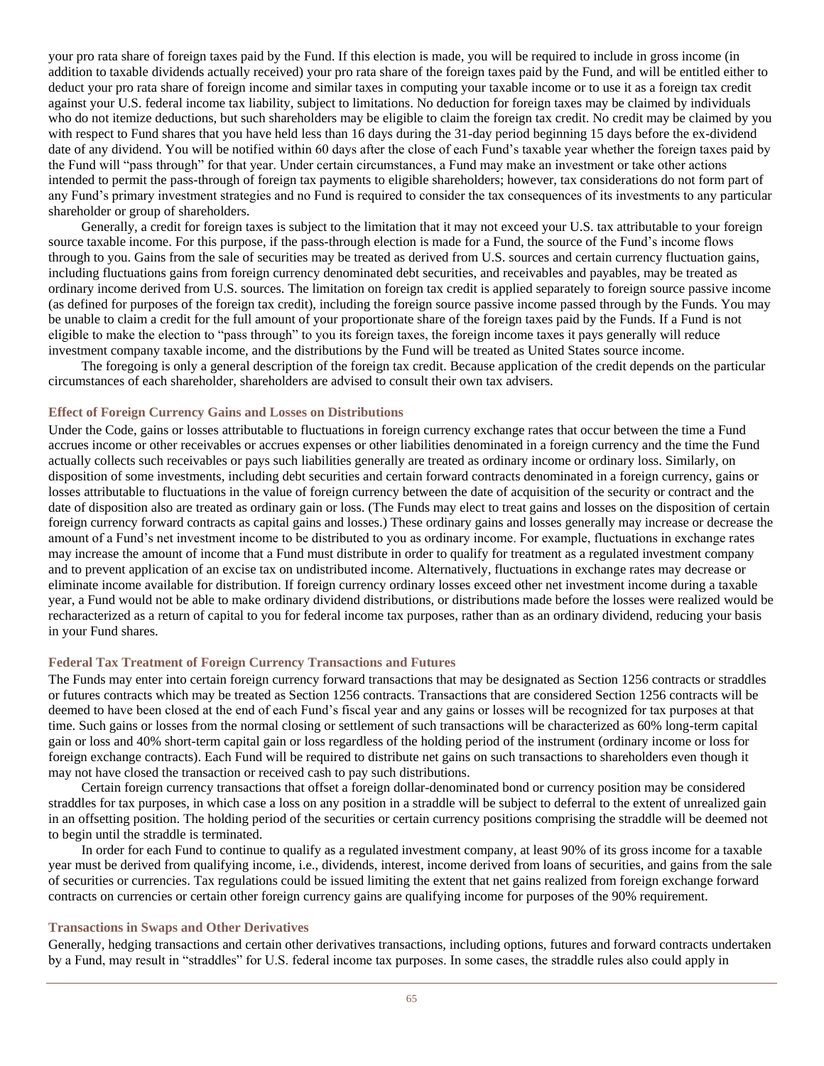your pro rata share of foreign taxes paid by the Fund. If this election is made, you will be required to include in gross income (in addition to taxable dividends actually received) your pro rata share of the foreign taxes paid by the Fund, and will be entitled either to deduct your pro rata share of foreign income and similar taxes in computing your taxable income or to use it as a foreign tax credit against your U.S. federal income tax liability, subject to limitations. No deduction for foreign taxes may be claimed by individuals who do not itemize deductions, but such shareholders may be eligible to claim the foreign tax credit. No credit may be claimed by you with respect to Fund shares that you have held less than 16 days during the 31-day period beginning 15 days before the ex-dividend date of any dividend. You will be notified within 60 days after the close of each Fund's taxable year whether the foreign taxes paid by the Fund will "pass through" for that year. Under certain circumstances, a Fund may make an investment or take other actions intended to permit the pass-through of foreign tax payments to eligible shareholders; however, tax considerations do not form part of any Fund's primary investment strategies and no Fund is required to consider the tax consequences of its investments to any particular shareholder or group of shareholders.

Generally, a credit for foreign taxes is subject to the limitation that it may not exceed your U.S. tax attributable to your foreign source taxable income. For this purpose, if the pass-through election is made for a Fund, the source of the Fund's income flows through to you. Gains from the sale of securities may be treated as derived from U.S. sources and certain currency fluctuation gains, including fluctuations gains from foreign currency denominated debt securities, and receivables and payables, may be treated as ordinary income derived from U.S. sources. The limitation on foreign tax credit is applied separately to foreign source passive income (as defined for purposes of the foreign tax credit), including the foreign source passive income passed through by the Funds. You may be unable to claim a credit for the full amount of your proportionate share of the foreign taxes paid by the Funds. If a Fund is not eligible to make the election to "pass through" to you its foreign taxes, the foreign income taxes it pays generally will reduce investment company taxable income, and the distributions by the Fund will be treated as United States source income.

The foregoing is only a general description of the foreign tax credit. Because application of the credit depends on the particular circumstances of each shareholder, shareholders are advised to consult their own tax advisers.

### Effect of Foreign Currency Gains and Losses on Distributions

Under the Code, gains or losses attributable to fluctuations in foreign currency exchange rates that occur between the time a Fund accrues income or other receivables or accrues expenses or other liabilities denominated in a foreign currency and the time the Fund actually collects such receivables or pays such liabilities generally are treated as ordinary income or ordinary loss. Similarly, on disposition of some investments, including debt securities and certain forward contracts denominated in a foreign currency, gains or losses attributable to fluctuations in the value of foreign currency between the date of acquisition of the security or contract and the date of disposition also are treated as ordinary gain or loss. (The Funds may elect to treat gains and losses on the disposition of certain foreign currency forward contracts as capital gains and losses.) These ordinary gains and losses generally may increase or decrease the amount of a Fund's net investment income to be distributed to you as ordinary income. For example, fluctuations in exchange rates may increase the amount of income that a Fund must distribute in order to qualify for treatment as a regulated investment company and to prevent application of an excise tax on undistributed income. Alternatively, fluctuations in exchange rates may decrease or eliminate income available for distribution. If foreign currency ordinary losses exceed other net investment income during a taxable year, a Fund would not be able to make ordinary dividend distributions, or distributions made before the losses were realized would be recharacterized as a return of capital to you for federal income tax purposes, rather than as an ordinary dividend, reducing your basis in your Fund shares.

### Federal Tax Treatment of Foreign Currency Transactions and Futures

The Funds may enter into certain foreign currency forward transactions that may be designated as Section 1256 contracts or straddles or futures contracts which may be treated as Section 1256 contracts. Transactions that are considered Section 1256 contracts will be deemed to have been closed at the end of each Fund's fiscal year and any gains or losses will be recognized for tax purposes at that time. Such gains or losses from the normal closing or settlement of such transactions will be characterized as 60% long-term capital gain or loss and 40% short-term capital gain or loss regardless of the holding period of the instrument (ordinary income or loss for foreign exchange contracts). Each Fund will be required to distribute net gains on such transactions to shareholders even though it may not have closed the transaction or received cash to pay such distributions.

Certain foreign currency transactions that offset a foreign dollar-denominated bond or currency position may be considered straddles for tax purposes, in which case a loss on any position in a straddle will be subject to deferral to the extent of unrealized gain in an offsetting position. The holding period of the securities or certain currency positions comprising the straddle will be deemed not to begin until the straddle is terminated.

In order for each Fund to continue to qualify as a regulated investment company, at least 90% of its gross income for a taxable year must be derived from qualifying income, i.e., dividends, interest, income derived from loans of securities, and gains from the sale of securities or currencies. Tax regulations could be issued limiting the extent that net gains realized from foreign exchange forward contracts on currencies or certain other foreign currency gains are qualifying income for purposes of the 90% requirement.

### Transactions in Swaps and Other Derivatives

Generally, hedging transactions and certain other derivatives transactions, including options, futures and forward contracts undertaken by a Fund, may result in "straddles" for U.S. federal income tax purposes. In some cases, the straddle rules also could apply in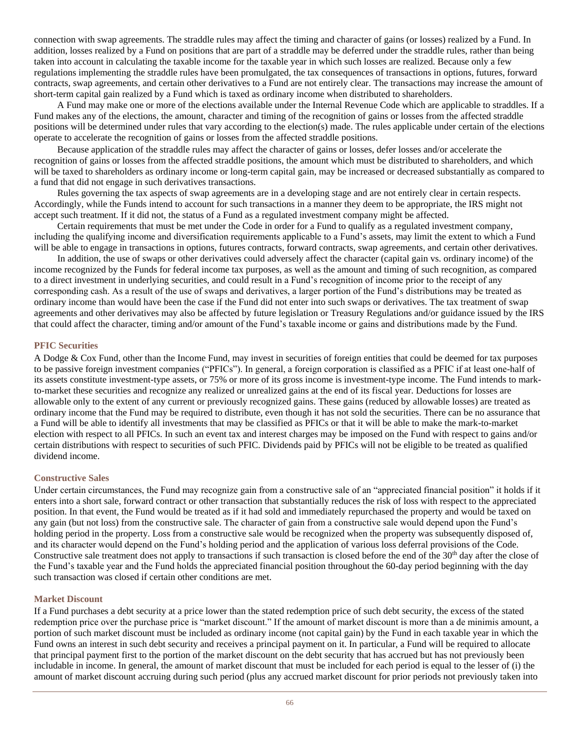connection with swap agreements. The straddle rules may affect the timing and character of gains (or losses) realized by a Fund. In addition, losses realized by a Fund on positions that are part of a straddle may be deferred under the straddle rules, rather than being taken into account in calculating the taxable income for the taxable year in which such losses are realized. Because only a few regulations implementing the straddle rules have been promulgated, the tax consequences of transactions in options, futures, forward contracts, swap agreements, and certain other derivatives to a Fund are not entirely clear. The transactions may increase the amount of short-term capital gain realized by a Fund which is taxed as ordinary income when distributed to shareholders.

A Fund may make one or more of the elections available under the Internal Revenue Code which are applicable to straddles. If a Fund makes any of the elections, the amount, character and timing of the recognition of gains or losses from the affected straddle positions will be determined under rules that vary according to the election(s) made. The rules applicable under certain of the elections operate to accelerate the recognition of gains or losses from the affected straddle positions.

Because application of the straddle rules may affect the character of gains or losses, defer losses and/or accelerate the recognition of gains or losses from the affected straddle positions, the amount which must be distributed to shareholders, and which will be taxed to shareholders as ordinary income or long-term capital gain, may be increased or decreased substantially as compared to a fund that did not engage in such derivatives transactions.

Rules governing the tax aspects of swap agreements are in a developing stage and are not entirely clear in certain respects. Accordingly, while the Funds intend to account for such transactions in a manner they deem to be appropriate, the IRS might not accept such treatment. If it did not, the status of a Fund as a regulated investment company might be affected.

Certain requirements that must be met under the Code in order for a Fund to qualify as a regulated investment company, including the qualifying income and diversification requirements applicable to a Fund's assets, may limit the extent to which a Fund will be able to engage in transactions in options, futures contracts, forward contracts, swap agreements, and certain other derivatives.

In addition, the use of swaps or other derivatives could adversely affect the character (capital gain vs. ordinary income) of the income recognized by the Funds for federal income tax purposes, as well as the amount and timing of such recognition, as compared to a direct investment in underlying securities, and could result in a Fund's recognition of income prior to the receipt of any corresponding cash. As a result of the use of swaps and derivatives, a larger portion of the Fund's distributions may be treated as ordinary income than would have been the case if the Fund did not enter into such swaps or derivatives. The tax treatment of swap agreements and other derivatives may also be affected by future legislation or Treasury Regulations and/or guidance issued by the IRS that could affect the character, timing and/or amount of the Fund's taxable income or gains and distributions made by the Fund.

### PFIC Securities

A Dodge & Cox Fund, other than the Income Fund, may invest in securities of foreign entities that could be deemed for tax purposes to be passive foreign investment companies ("PFICs"). In general, a foreign corporation is classified as a PFIC if at least one-half of its assets constitute investment-type assets, or 75% or more of its gross income is investment-type income. The Fund intends to mark-to-market these securities and recognize any realized or unrealized gains at the end of its fiscal year. Deductions for losses are allowable only to the extent of any current or previously recognized gains. These gains (reduced by allowable losses) are treated as ordinary income that the Fund may be required to distribute, even though it has not sold the securities. There can be no assurance that a Fund will be able to identify all investments that may be classified as PFICs or that it will be able to make the mark-to-market election with respect to all PFICs. In such an event tax and interest charges may be imposed on the Fund with respect to gains and/or certain distributions with respect to securities of such PFIC. Dividends paid by PFICs will not be eligible to be treated as qualified dividend income.

### Constructive Sales

Under certain circumstances, the Fund may recognize gain from a constructive sale of an "appreciated financial position" it holds if it enters into a short sale, forward contract or other transaction that substantially reduces the risk of loss with respect to the appreciated position. In that event, the Fund would be treated as if it had sold and immediately repurchased the property and would be taxed on any gain (but not loss) from the constructive sale. The character of gain from a constructive sale would depend upon the Fund's holding period in the property. Loss from a constructive sale would be recognized when the property was subsequently disposed of, and its character would depend on the Fund's holding period and the application of various loss deferral provisions of the Code. Constructive sale treatment does not apply to transactions if such transaction is closed before the end of the 30th day after the close of the Fund's taxable year and the Fund holds the appreciated financial position throughout the 60-day period beginning with the day such transaction was closed if certain other conditions are met.

### Market Discount

If a Fund purchases a debt security at a price lower than the stated redemption price of such debt security, the excess of the stated redemption price over the purchase price is "market discount." If the amount of market discount is more than a de minimis amount, a portion of such market discount must be included as ordinary income (not capital gain) by the Fund in each taxable year in which the Fund owns an interest in such debt security and receives a principal payment on it. In particular, a Fund will be required to allocate that principal payment first to the portion of the market discount on the debt security that has accrued but has not previously been includable in income. In general, the amount of market discount that must be included for each period is equal to the lesser of (i) the amount of market discount accruing during such period (plus any accrued market discount for prior periods not previously taken into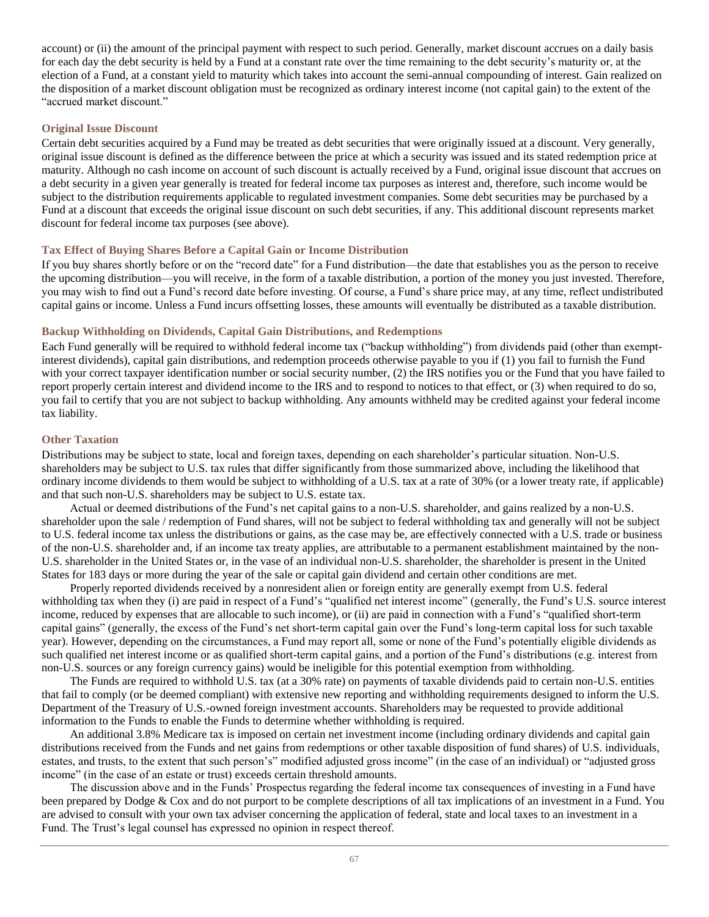account) or (ii) the amount of the principal payment with respect to such period. Generally, market discount accrues on a daily basis for each day the debt security is held by a Fund at a constant rate over the time remaining to the debt security's maturity or, at the election of a Fund, at a constant yield to maturity which takes into account the semi-annual compounding of interest. Gain realized on the disposition of a market discount obligation must be recognized as ordinary interest income (not capital gain) to the extent of the "accrued market discount."

### Original Issue Discount

Certain debt securities acquired by a Fund may be treated as debt securities that were originally issued at a discount. Very generally, original issue discount is defined as the difference between the price at which a security was issued and its stated redemption price at maturity. Although no cash income on account of such discount is actually received by a Fund, original issue discount that accrues on a debt security in a given year generally is treated for federal income tax purposes as interest and, therefore, such income would be subject to the distribution requirements applicable to regulated investment companies. Some debt securities may be purchased by a Fund at a discount that exceeds the original issue discount on such debt securities, if any. This additional discount represents market discount for federal income tax purposes (see above).

### Tax Effect of Buying Shares Before a Capital Gain or Income Distribution

If you buy shares shortly before or on the "record date" for a Fund distribution—the date that establishes you as the person to receive the upcoming distribution—you will receive, in the form of a taxable distribution, a portion of the money you just invested. Therefore, you may wish to find out a Fund's record date before investing. Of course, a Fund's share price may, at any time, reflect undistributed capital gains or income. Unless a Fund incurs offsetting losses, these amounts will eventually be distributed as a taxable distribution.

### Backup Withholding on Dividends, Capital Gain Distributions, and Redemptions

Each Fund generally will be required to withhold federal income tax ("backup withholding") from dividends paid (other than exempt-interest dividends), capital gain distributions, and redemption proceeds otherwise payable to you if (1) you fail to furnish the Fund with your correct taxpayer identification number or social security number, (2) the IRS notifies you or the Fund that you have failed to report properly certain interest and dividend income to the IRS and to respond to notices to that effect, or (3) when required to do so, you fail to certify that you are not subject to backup withholding. Any amounts withheld may be credited against your federal income tax liability.

### Other Taxation

Distributions may be subject to state, local and foreign taxes, depending on each shareholder's particular situation. Non-U.S. shareholders may be subject to U.S. tax rules that differ significantly from those summarized above, including the likelihood that ordinary income dividends to them would be subject to withholding of a U.S. tax at a rate of 30% (or a lower treaty rate, if applicable) and that such non-U.S. shareholders may be subject to U.S. estate tax.

Actual or deemed distributions of the Fund's net capital gains to a non-U.S. shareholder, and gains realized by a non-U.S. shareholder upon the sale / redemption of Fund shares, will not be subject to federal withholding tax and generally will not be subject to U.S. federal income tax unless the distributions or gains, as the case may be, are effectively connected with a U.S. trade or business of the non-U.S. shareholder and, if an income tax treaty applies, are attributable to a permanent establishment maintained by the non-U.S. shareholder in the United States or, in the vase of an individual non-U.S. shareholder, the shareholder is present in the United States for 183 days or more during the year of the sale or capital gain dividend and certain other conditions are met.

Properly reported dividends received by a nonresident alien or foreign entity are generally exempt from U.S. federal withholding tax when they (i) are paid in respect of a Fund's "qualified net interest income" (generally, the Fund's U.S. source interest income, reduced by expenses that are allocable to such income), or (ii) are paid in connection with a Fund's "qualified short-term capital gains" (generally, the excess of the Fund's net short-term capital gain over the Fund's long-term capital loss for such taxable year). However, depending on the circumstances, a Fund may report all, some or none of the Fund's potentially eligible dividends as such qualified net interest income or as qualified short-term capital gains, and a portion of the Fund's distributions (e.g. interest from non-U.S. sources or any foreign currency gains) would be ineligible for this potential exemption from withholding.

The Funds are required to withhold U.S. tax (at a 30% rate) on payments of taxable dividends paid to certain non-U.S. entities that fail to comply (or be deemed compliant) with extensive new reporting and withholding requirements designed to inform the U.S. Department of the Treasury of U.S.-owned foreign investment accounts. Shareholders may be requested to provide additional information to the Funds to enable the Funds to determine whether withholding is required.

An additional 3.8% Medicare tax is imposed on certain net investment income (including ordinary dividends and capital gain distributions received from the Funds and net gains from redemptions or other taxable disposition of fund shares) of U.S. individuals, estates, and trusts, to the extent that such person's" modified adjusted gross income" (in the case of an individual) or "adjusted gross income" (in the case of an estate or trust) exceeds certain threshold amounts.

The discussion above and in the Funds' Prospectus regarding the federal income tax consequences of investing in a Fund have been prepared by Dodge & Cox and do not purport to be complete descriptions of all tax implications of an investment in a Fund. You are advised to consult with your own tax adviser concerning the application of federal, state and local taxes to an investment in a Fund. The Trust's legal counsel has expressed no opinion in respect thereof.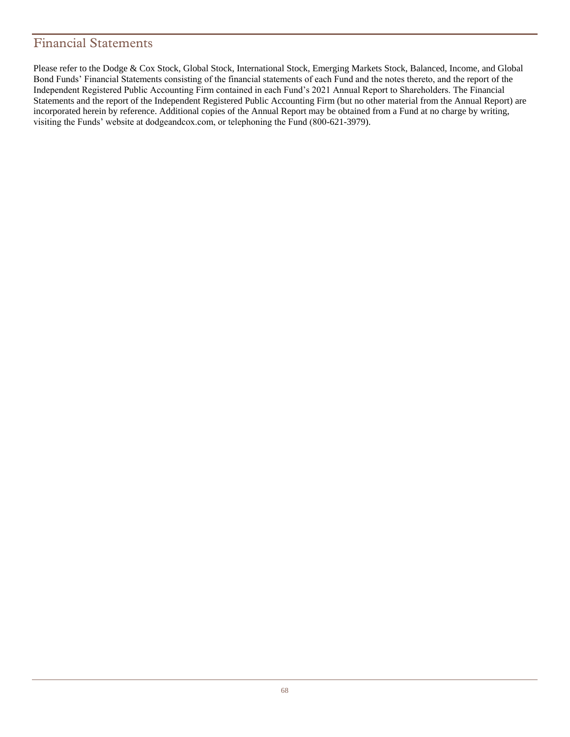# Financial Statements

Please refer to the Dodge & Cox Stock, Global Stock, International Stock, Emerging Markets Stock, Balanced, Income, and Global Bond Funds' Financial Statements consisting of the financial statements of each Fund and the notes thereto, and the report of the Independent Registered Public Accounting Firm contained in each Fund's 2021 Annual Report to Shareholders. The Financial Statements and the report of the Independent Registered Public Accounting Firm (but no other material from the Annual Report) are incorporated herein by reference. Additional copies of the Annual Report may be obtained from a Fund at no charge by writing, visiting the Funds' website at dodgeandcox.com, or telephoning the Fund (800-621-3979).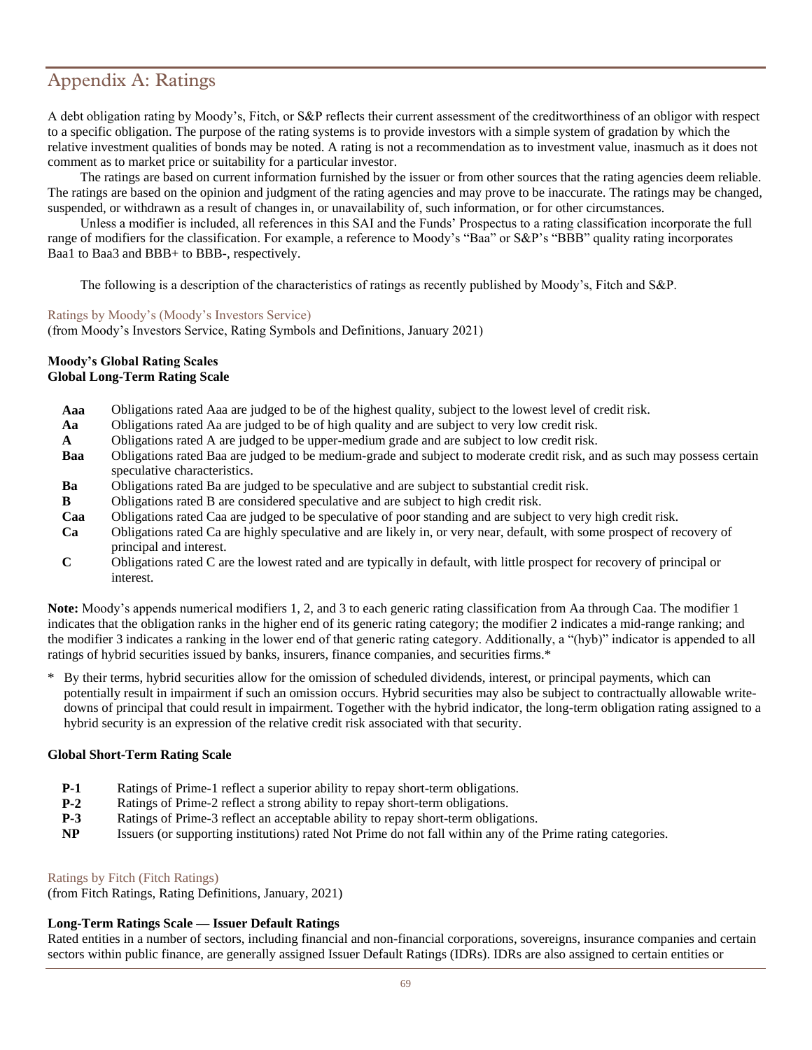# Appendix A: Ratings

A debt obligation rating by Moody's, Fitch, or S&P reflects their current assessment of the creditworthiness of an obligor with respect to a specific obligation. The purpose of the rating systems is to provide investors with a simple system of gradation by which the relative investment qualities of bonds may be noted. A rating is not a recommendation as to investment value, inasmuch as it does not comment as to market price or suitability for a particular investor.

The ratings are based on current information furnished by the issuer or from other sources that the rating agencies deem reliable. The ratings are based on the opinion and judgment of the rating agencies and may prove to be inaccurate. The ratings may be changed, suspended, or withdrawn as a result of changes in, or unavailability of, such information, or for other circumstances.

Unless a modifier is included, all references in this SAI and the Funds' Prospectus to a rating classification incorporate the full range of modifiers for the classification. For example, a reference to Moody's "Baa" or S&P's "BBB" quality rating incorporates Baa1 to Baa3 and BBB+ to BBB-, respectively.

The following is a description of the characteristics of ratings as recently published by Moody's, Fitch and S&P.

## Ratings by Moody's (Moody's Investors Service)

(from Moody's Investors Service, Rating Symbols and Definitions, January 2021)

**Moody's Global Rating Scales**
**Global Long-Term Rating Scale**

**Aaa** Obligations rated Aaa are judged to be of the highest quality, subject to the lowest level of credit risk.

**Aa** Obligations rated Aa are judged to be of high quality and are subject to very low credit risk.

**A** Obligations rated A are judged to be upper-medium grade and are subject to low credit risk.

**Baa** Obligations rated Baa are judged to be medium-grade and subject to moderate credit risk, and as such may possess certain speculative characteristics.

**Ba** Obligations rated Ba are judged to be speculative and are subject to substantial credit risk.

**B** Obligations rated B are considered speculative and are subject to high credit risk.

**Caa** Obligations rated Caa are judged to be speculative of poor standing and are subject to very high credit risk.

**Ca** Obligations rated Ca are highly speculative and are likely in, or very near, default, with some prospect of recovery of principal and interest.

**C** Obligations rated C are the lowest rated and are typically in default, with little prospect for recovery of principal or interest.

**Note:** Moody's appends numerical modifiers 1, 2, and 3 to each generic rating classification from Aa through Caa. The modifier 1 indicates that the obligation ranks in the higher end of its generic rating category; the modifier 2 indicates a mid-range ranking; and the modifier 3 indicates a ranking in the lower end of that generic rating category. Additionally, a "(hyb)" indicator is appended to all ratings of hybrid securities issued by banks, insurers, finance companies, and securities firms.*

\* By their terms, hybrid securities allow for the omission of scheduled dividends, interest, or principal payments, which can potentially result in impairment if such an omission occurs. Hybrid securities may also be subject to contractually allowable write-downs of principal that could result in impairment. Together with the hybrid indicator, the long-term obligation rating assigned to a hybrid security is an expression of the relative credit risk associated with that security.

**Global Short-Term Rating Scale**

**P-1** Ratings of Prime-1 reflect a superior ability to repay short-term obligations.

**P-2** Ratings of Prime-2 reflect a strong ability to repay short-term obligations.

**P-3** Ratings of Prime-3 reflect an acceptable ability to repay short-term obligations.

**NP** Issuers (or supporting institutions) rated Not Prime do not fall within any of the Prime rating categories.

## Ratings by Fitch (Fitch Ratings)

(from Fitch Ratings, Rating Definitions, January, 2021)

**Long-Term Ratings Scale — Issuer Default Ratings**

Rated entities in a number of sectors, including financial and non-financial corporations, sovereigns, insurance companies and certain sectors within public finance, are generally assigned Issuer Default Ratings (IDRs). IDRs are also assigned to certain entities or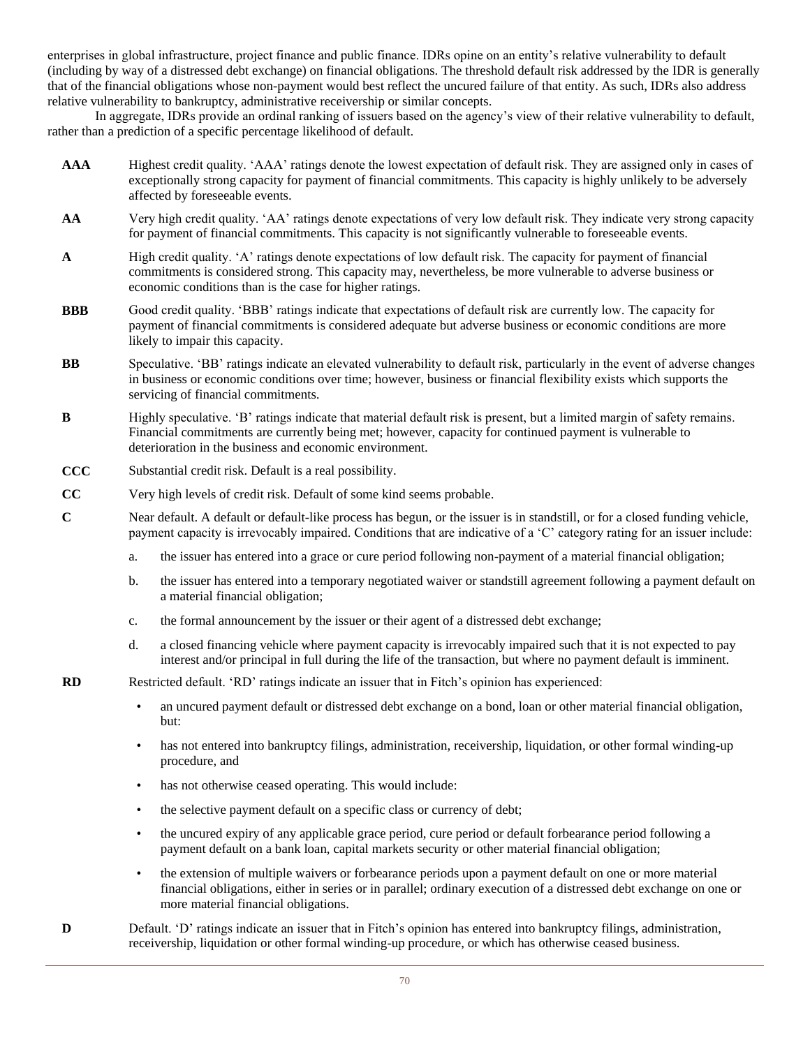enterprises in global infrastructure, project finance and public finance. IDRs opine on an entity's relative vulnerability to default (including by way of a distressed debt exchange) on financial obligations. The threshold default risk addressed by the IDR is generally that of the financial obligations whose non-payment would best reflect the uncured failure of that entity. As such, IDRs also address relative vulnerability to bankruptcy, administrative receivership or similar concepts.

In aggregate, IDRs provide an ordinal ranking of issuers based on the agency's view of their relative vulnerability to default, rather than a prediction of a specific percentage likelihood of default.

**AAA** Highest credit quality. 'AAA' ratings denote the lowest expectation of default risk. They are assigned only in cases of exceptionally strong capacity for payment of financial commitments. This capacity is highly unlikely to be adversely affected by foreseeable events.

**AA** Very high credit quality. 'AA' ratings denote expectations of very low default risk. They indicate very strong capacity for payment of financial commitments. This capacity is not significantly vulnerable to foreseeable events.

**A** High credit quality. 'A' ratings denote expectations of low default risk. The capacity for payment of financial commitments is considered strong. This capacity may, nevertheless, be more vulnerable to adverse business or economic conditions than is the case for higher ratings.

**BBB** Good credit quality. 'BBB' ratings indicate that expectations of default risk are currently low. The capacity for payment of financial commitments is considered adequate but adverse business or economic conditions are more likely to impair this capacity.

**BB** Speculative. 'BB' ratings indicate an elevated vulnerability to default risk, particularly in the event of adverse changes in business or economic conditions over time; however, business or financial flexibility exists which supports the servicing of financial commitments.

**B** Highly speculative. 'B' ratings indicate that material default risk is present, but a limited margin of safety remains. Financial commitments are currently being met; however, capacity for continued payment is vulnerable to deterioration in the business and economic environment.

**CCC** Substantial credit risk. Default is a real possibility.

**CC** Very high levels of credit risk. Default of some kind seems probable.

**C** Near default. A default or default-like process has begun, or the issuer is in standstill, or for a closed funding vehicle, payment capacity is irrevocably impaired. Conditions that are indicative of a 'C' category rating for an issuer include:

a. the issuer has entered into a grace or cure period following non-payment of a material financial obligation;

b. the issuer has entered into a temporary negotiated waiver or standstill agreement following a payment default on a material financial obligation;

c. the formal announcement by the issuer or their agent of a distressed debt exchange;

d. a closed financing vehicle where payment capacity is irrevocably impaired such that it is not expected to pay interest and/or principal in full during the life of the transaction, but where no payment default is imminent.

**RD** Restricted default. 'RD' ratings indicate an issuer that in Fitch's opinion has experienced:

- an uncured payment default or distressed debt exchange on a bond, loan or other material financial obligation, but:
- has not entered into bankruptcy filings, administration, receivership, liquidation, or other formal winding-up procedure, and
- has not otherwise ceased operating. This would include:
- the selective payment default on a specific class or currency of debt;
- the uncured expiry of any applicable grace period, cure period or default forbearance period following a payment default on a bank loan, capital markets security or other material financial obligation;
- the extension of multiple waivers or forbearance periods upon a payment default on one or more material financial obligations, either in series or in parallel; ordinary execution of a distressed debt exchange on one or more material financial obligations.

**D** Default. 'D' ratings indicate an issuer that in Fitch's opinion has entered into bankruptcy filings, administration, receivership, liquidation or other formal winding-up procedure, or which has otherwise ceased business.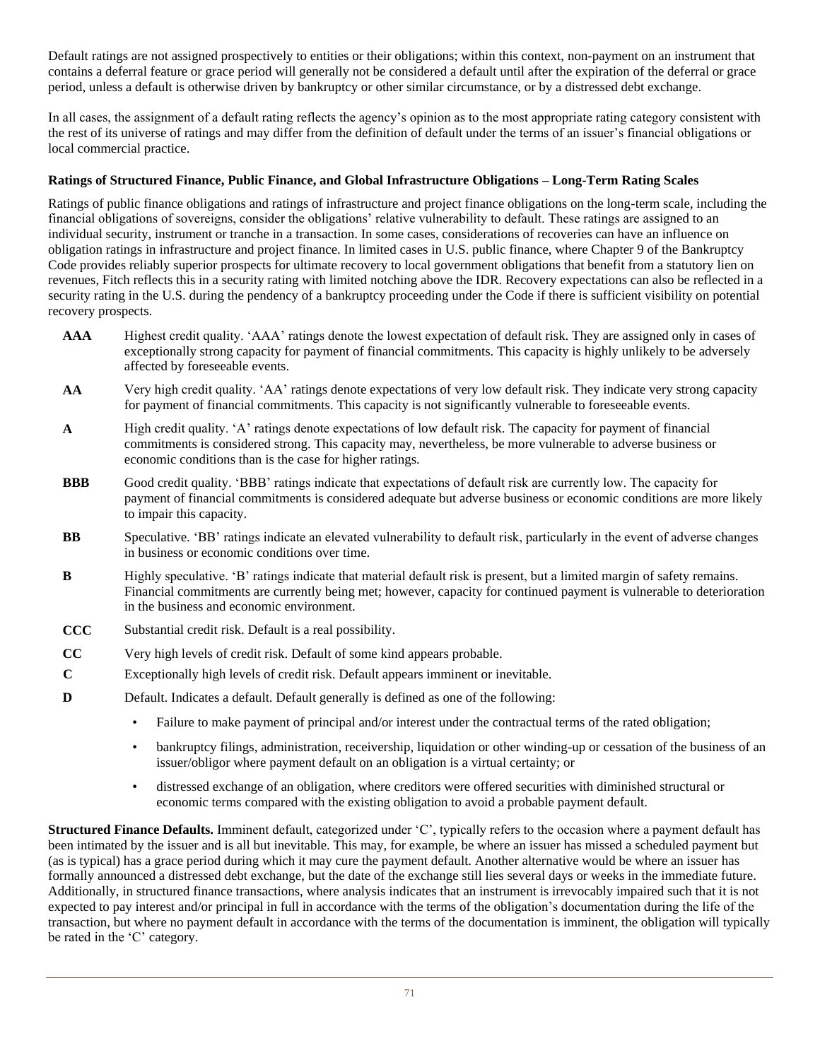Default ratings are not assigned prospectively to entities or their obligations; within this context, non-payment on an instrument that contains a deferral feature or grace period will generally not be considered a default until after the expiration of the deferral or grace period, unless a default is otherwise driven by bankruptcy or other similar circumstance, or by a distressed debt exchange.

In all cases, the assignment of a default rating reflects the agency's opinion as to the most appropriate rating category consistent with the rest of its universe of ratings and may differ from the definition of default under the terms of an issuer's financial obligations or local commercial practice.

**Ratings of Structured Finance, Public Finance, and Global Infrastructure Obligations – Long-Term Rating Scales**

Ratings of public finance obligations and ratings of infrastructure and project finance obligations on the long-term scale, including the financial obligations of sovereigns, consider the obligations' relative vulnerability to default. These ratings are assigned to an individual security, instrument or tranche in a transaction. In some cases, considerations of recoveries can have an influence on obligation ratings in infrastructure and project finance. In limited cases in U.S. public finance, where Chapter 9 of the Bankruptcy Code provides reliably superior prospects for ultimate recovery to local government obligations that benefit from a statutory lien on revenues, Fitch reflects this in a security rating with limited notching above the IDR. Recovery expectations can also be reflected in a security rating in the U.S. during the pendency of a bankruptcy proceeding under the Code if there is sufficient visibility on potential recovery prospects.

**AAA** Highest credit quality. 'AAA' ratings denote the lowest expectation of default risk. They are assigned only in cases of exceptionally strong capacity for payment of financial commitments. This capacity is highly unlikely to be adversely affected by foreseeable events.

**AA** Very high credit quality. 'AA' ratings denote expectations of very low default risk. They indicate very strong capacity for payment of financial commitments. This capacity is not significantly vulnerable to foreseeable events.

**A** High credit quality. 'A' ratings denote expectations of low default risk. The capacity for payment of financial commitments is considered strong. This capacity may, nevertheless, be more vulnerable to adverse business or economic conditions than is the case for higher ratings.

**BBB** Good credit quality. 'BBB' ratings indicate that expectations of default risk are currently low. The capacity for payment of financial commitments is considered adequate but adverse business or economic conditions are more likely to impair this capacity.

**BB** Speculative. 'BB' ratings indicate an elevated vulnerability to default risk, particularly in the event of adverse changes in business or economic conditions over time.

**B** Highly speculative. 'B' ratings indicate that material default risk is present, but a limited margin of safety remains. Financial commitments are currently being met; however, capacity for continued payment is vulnerable to deterioration in the business and economic environment.

**CCC** Substantial credit risk. Default is a real possibility.

**CC** Very high levels of credit risk. Default of some kind appears probable.

**C** Exceptionally high levels of credit risk. Default appears imminent or inevitable.

**D** Default. Indicates a default. Default generally is defined as one of the following:

- Failure to make payment of principal and/or interest under the contractual terms of the rated obligation;
- bankruptcy filings, administration, receivership, liquidation or other winding-up or cessation of the business of an issuer/obligor where payment default on an obligation is a virtual certainty; or
- distressed exchange of an obligation, where creditors were offered securities with diminished structural or economic terms compared with the existing obligation to avoid a probable payment default.

**Structured Finance Defaults.** Imminent default, categorized under 'C', typically refers to the occasion where a payment default has been intimated by the issuer and is all but inevitable. This may, for example, be where an issuer has missed a scheduled payment but (as is typical) has a grace period during which it may cure the payment default. Another alternative would be where an issuer has formally announced a distressed debt exchange, but the date of the exchange still lies several days or weeks in the immediate future. Additionally, in structured finance transactions, where analysis indicates that an instrument is irrevocably impaired such that it is not expected to pay interest and/or principal in full in accordance with the terms of the obligation's documentation during the life of the transaction, but where no payment default in accordance with the terms of the documentation is imminent, the obligation will typically be rated in the 'C' category.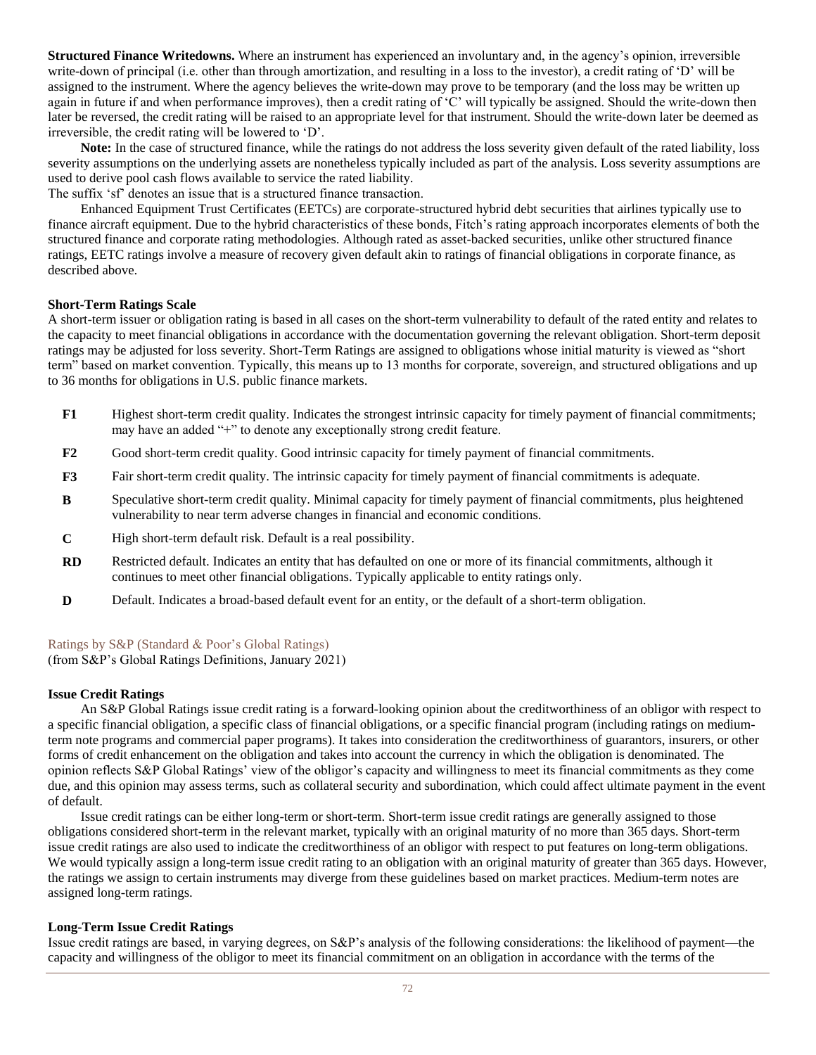**Structured Finance Writedowns.** Where an instrument has experienced an involuntary and, in the agency's opinion, irreversible write-down of principal (i.e. other than through amortization, and resulting in a loss to the investor), a credit rating of 'D' will be assigned to the instrument. Where the agency believes the write-down may prove to be temporary (and the loss may be written up again in future if and when performance improves), then a credit rating of 'C' will typically be assigned. Should the write-down then later be reversed, the credit rating will be raised to an appropriate level for that instrument. Should the write-down later be deemed as irreversible, the credit rating will be lowered to 'D'.

**Note:** In the case of structured finance, while the ratings do not address the loss severity given default of the rated liability, loss severity assumptions on the underlying assets are nonetheless typically included as part of the analysis. Loss severity assumptions are used to derive pool cash flows available to service the rated liability.

The suffix 'sf' denotes an issue that is a structured finance transaction.

Enhanced Equipment Trust Certificates (EETCs) are corporate-structured hybrid debt securities that airlines typically use to finance aircraft equipment. Due to the hybrid characteristics of these bonds, Fitch's rating approach incorporates elements of both the structured finance and corporate rating methodologies. Although rated as asset-backed securities, unlike other structured finance ratings, EETC ratings involve a measure of recovery given default akin to ratings of financial obligations in corporate finance, as described above.

**Short-Term Ratings Scale**

A short-term issuer or obligation rating is based in all cases on the short-term vulnerability to default of the rated entity and relates to the capacity to meet financial obligations in accordance with the documentation governing the relevant obligation. Short-term deposit ratings may be adjusted for loss severity. Short-Term Ratings are assigned to obligations whose initial maturity is viewed as "short term" based on market convention. Typically, this means up to 13 months for corporate, sovereign, and structured obligations and up to 36 months for obligations in U.S. public finance markets.

- **F1** Highest short-term credit quality. Indicates the strongest intrinsic capacity for timely payment of financial commitments; may have an added "+" to denote any exceptionally strong credit feature.
- **F2** Good short-term credit quality. Good intrinsic capacity for timely payment of financial commitments.
- **F3** Fair short-term credit quality. The intrinsic capacity for timely payment of financial commitments is adequate.
- **B** Speculative short-term credit quality. Minimal capacity for timely payment of financial commitments, plus heightened vulnerability to near term adverse changes in financial and economic conditions.
- **C** High short-term default risk. Default is a real possibility.
- **RD** Restricted default. Indicates an entity that has defaulted on one or more of its financial commitments, although it continues to meet other financial obligations. Typically applicable to entity ratings only.
- **D** Default. Indicates a broad-based default event for an entity, or the default of a short-term obligation.

## Ratings by S&P (Standard & Poor's Global Ratings)

(from S&P's Global Ratings Definitions, January 2021)

**Issue Credit Ratings**

An S&P Global Ratings issue credit rating is a forward-looking opinion about the creditworthiness of an obligor with respect to a specific financial obligation, a specific class of financial obligations, or a specific financial program (including ratings on medium-term note programs and commercial paper programs). It takes into consideration the creditworthiness of guarantors, insurers, or other forms of credit enhancement on the obligation and takes into account the currency in which the obligation is denominated. The opinion reflects S&P Global Ratings' view of the obligor's capacity and willingness to meet its financial commitments as they come due, and this opinion may assess terms, such as collateral security and subordination, which could affect ultimate payment in the event of default.

Issue credit ratings can be either long-term or short-term. Short-term issue credit ratings are generally assigned to those obligations considered short-term in the relevant market, typically with an original maturity of no more than 365 days. Short-term issue credit ratings are also used to indicate the creditworthiness of an obligor with respect to put features on long-term obligations. We would typically assign a long-term issue credit rating to an obligation with an original maturity of greater than 365 days. However, the ratings we assign to certain instruments may diverge from these guidelines based on market practices. Medium-term notes are assigned long-term ratings.

**Long-Term Issue Credit Ratings**

Issue credit ratings are based, in varying degrees, on S&P's analysis of the following considerations: the likelihood of payment—the capacity and willingness of the obligor to meet its financial commitment on an obligation in accordance with the terms of the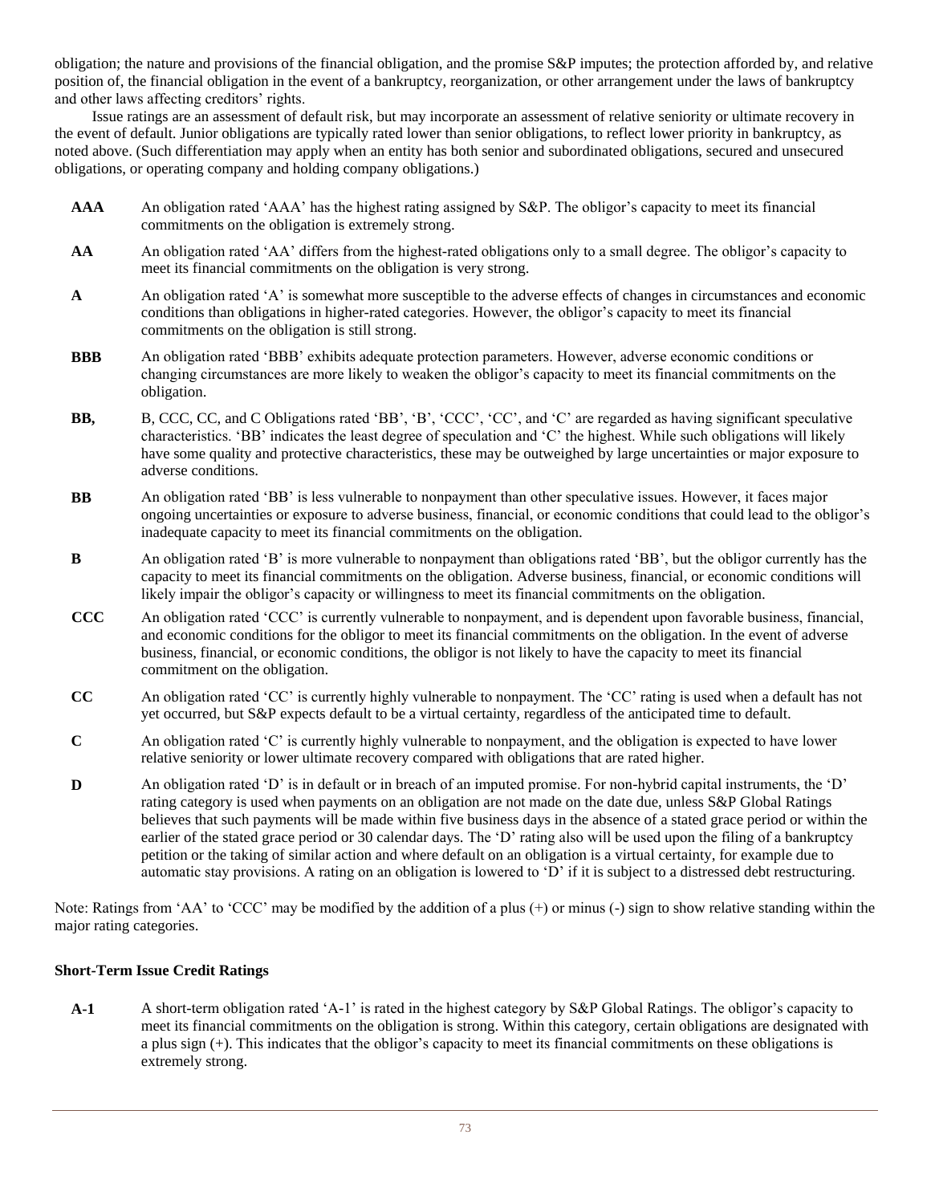obligation; the nature and provisions of the financial obligation, and the promise S&P imputes; the protection afforded by, and relative position of, the financial obligation in the event of a bankruptcy, reorganization, or other arrangement under the laws of bankruptcy and other laws affecting creditors' rights.

Issue ratings are an assessment of default risk, but may incorporate an assessment of relative seniority or ultimate recovery in the event of default. Junior obligations are typically rated lower than senior obligations, to reflect lower priority in bankruptcy, as noted above. (Such differentiation may apply when an entity has both senior and subordinated obligations, secured and unsecured obligations, or operating company and holding company obligations.)

**AAA** An obligation rated 'AAA' has the highest rating assigned by S&P. The obligor's capacity to meet its financial commitments on the obligation is extremely strong.

**AA** An obligation rated 'AA' differs from the highest-rated obligations only to a small degree. The obligor's capacity to meet its financial commitments on the obligation is very strong.

**A** An obligation rated 'A' is somewhat more susceptible to the adverse effects of changes in circumstances and economic conditions than obligations in higher-rated categories. However, the obligor's capacity to meet its financial commitments on the obligation is still strong.

**BBB** An obligation rated 'BBB' exhibits adequate protection parameters. However, adverse economic conditions or changing circumstances are more likely to weaken the obligor's capacity to meet its financial commitments on the obligation.

**BB,** B, CCC, CC, and C Obligations rated 'BB', 'B', 'CCC', 'CC', and 'C' are regarded as having significant speculative characteristics. 'BB' indicates the least degree of speculation and 'C' the highest. While such obligations will likely have some quality and protective characteristics, these may be outweighed by large uncertainties or major exposure to adverse conditions.

**BB** An obligation rated 'BB' is less vulnerable to nonpayment than other speculative issues. However, it faces major ongoing uncertainties or exposure to adverse business, financial, or economic conditions that could lead to the obligor's inadequate capacity to meet its financial commitments on the obligation.

**B** An obligation rated 'B' is more vulnerable to nonpayment than obligations rated 'BB', but the obligor currently has the capacity to meet its financial commitments on the obligation. Adverse business, financial, or economic conditions will likely impair the obligor's capacity or willingness to meet its financial commitments on the obligation.

**CCC** An obligation rated 'CCC' is currently vulnerable to nonpayment, and is dependent upon favorable business, financial, and economic conditions for the obligor to meet its financial commitments on the obligation. In the event of adverse business, financial, or economic conditions, the obligor is not likely to have the capacity to meet its financial commitment on the obligation.

**CC** An obligation rated 'CC' is currently highly vulnerable to nonpayment. The 'CC' rating is used when a default has not yet occurred, but S&P expects default to be a virtual certainty, regardless of the anticipated time to default.

**C** An obligation rated 'C' is currently highly vulnerable to nonpayment, and the obligation is expected to have lower relative seniority or lower ultimate recovery compared with obligations that are rated higher.

**D** An obligation rated 'D' is in default or in breach of an imputed promise. For non-hybrid capital instruments, the 'D' rating category is used when payments on an obligation are not made on the date due, unless S&P Global Ratings believes that such payments will be made within five business days in the absence of a stated grace period or within the earlier of the stated grace period or 30 calendar days. The 'D' rating also will be used upon the filing of a bankruptcy petition or the taking of similar action and where default on an obligation is a virtual certainty, for example due to automatic stay provisions. A rating on an obligation is lowered to 'D' if it is subject to a distressed debt restructuring.

Note: Ratings from 'AA' to 'CCC' may be modified by the addition of a plus (+) or minus (-) sign to show relative standing within the major rating categories.

**Short-Term Issue Credit Ratings**

**A-1** A short-term obligation rated 'A-1' is rated in the highest category by S&P Global Ratings. The obligor's capacity to meet its financial commitments on the obligation is strong. Within this category, certain obligations are designated with a plus sign (+). This indicates that the obligor's capacity to meet its financial commitments on these obligations is extremely strong.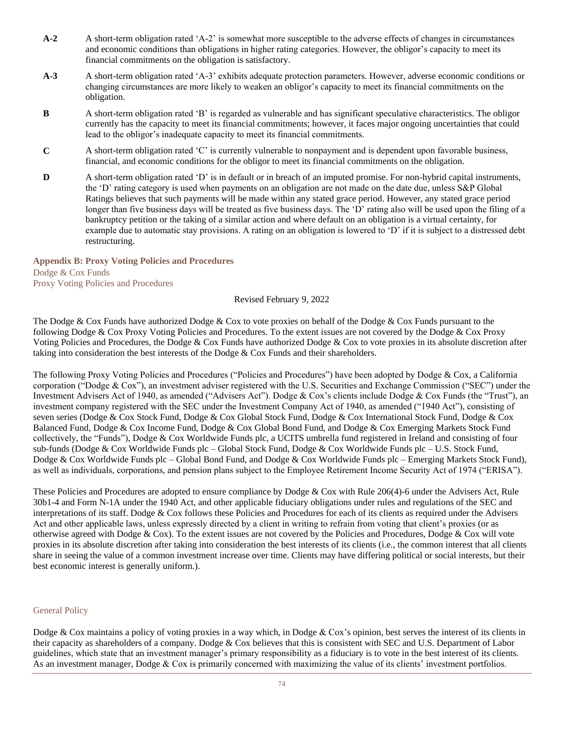**A-2** A short-term obligation rated 'A-2' is somewhat more susceptible to the adverse effects of changes in circumstances and economic conditions than obligations in higher rating categories. However, the obligor's capacity to meet its financial commitments on the obligation is satisfactory.

**A-3** A short-term obligation rated 'A-3' exhibits adequate protection parameters. However, adverse economic conditions or changing circumstances are more likely to weaken an obligor's capacity to meet its financial commitments on the obligation.

**B** A short-term obligation rated 'B' is regarded as vulnerable and has significant speculative characteristics. The obligor currently has the capacity to meet its financial commitments; however, it faces major ongoing uncertainties that could lead to the obligor's inadequate capacity to meet its financial commitments.

**C** A short-term obligation rated 'C' is currently vulnerable to nonpayment and is dependent upon favorable business, financial, and economic conditions for the obligor to meet its financial commitments on the obligation.

**D** A short-term obligation rated 'D' is in default or in breach of an imputed promise. For non-hybrid capital instruments, the 'D' rating category is used when payments on an obligation are not made on the date due, unless S&P Global Ratings believes that such payments will be made within any stated grace period. However, any stated grace period longer than five business days will be treated as five business days. The 'D' rating also will be used upon the filing of a bankruptcy petition or the taking of a similar action and where default on an obligation is a virtual certainty, for example due to automatic stay provisions. A rating on an obligation is lowered to 'D' if it is subject to a distressed debt restructuring.

## Appendix B: Proxy Voting Policies and Procedures

Dodge & Cox Funds
Proxy Voting Policies and Procedures

Revised February 9, 2022

The Dodge & Cox Funds have authorized Dodge & Cox to vote proxies on behalf of the Dodge & Cox Funds pursuant to the following Dodge & Cox Proxy Voting Policies and Procedures. To the extent issues are not covered by the Dodge & Cox Proxy Voting Policies and Procedures, the Dodge & Cox Funds have authorized Dodge & Cox to vote proxies in its absolute discretion after taking into consideration the best interests of the Dodge & Cox Funds and their shareholders.

The following Proxy Voting Policies and Procedures ("Policies and Procedures") have been adopted by Dodge & Cox, a California corporation ("Dodge & Cox"), an investment adviser registered with the U.S. Securities and Exchange Commission ("SEC") under the Investment Advisers Act of 1940, as amended ("Advisers Act"). Dodge & Cox's clients include Dodge & Cox Funds (the "Trust"), an investment company registered with the SEC under the Investment Company Act of 1940, as amended ("1940 Act"), consisting of seven series (Dodge & Cox Stock Fund, Dodge & Cox Global Stock Fund, Dodge & Cox International Stock Fund, Dodge & Cox Balanced Fund, Dodge & Cox Income Fund, Dodge & Cox Global Bond Fund, and Dodge & Cox Emerging Markets Stock Fund collectively, the "Funds"), Dodge & Cox Worldwide Funds plc, a UCITS umbrella fund registered in Ireland and consisting of four sub-funds (Dodge & Cox Worldwide Funds plc – Global Stock Fund, Dodge & Cox Worldwide Funds plc – U.S. Stock Fund, Dodge & Cox Worldwide Funds plc – Global Bond Fund, and Dodge & Cox Worldwide Funds plc – Emerging Markets Stock Fund), as well as individuals, corporations, and pension plans subject to the Employee Retirement Income Security Act of 1974 ("ERISA").

These Policies and Procedures are adopted to ensure compliance by Dodge & Cox with Rule 206(4)-6 under the Advisers Act, Rule 30b1-4 and Form N-1A under the 1940 Act, and other applicable fiduciary obligations under rules and regulations of the SEC and interpretations of its staff. Dodge & Cox follows these Policies and Procedures for each of its clients as required under the Advisers Act and other applicable laws, unless expressly directed by a client in writing to refrain from voting that client's proxies (or as otherwise agreed with Dodge & Cox). To the extent issues are not covered by the Policies and Procedures, Dodge & Cox will vote proxies in its absolute discretion after taking into consideration the best interests of its clients (i.e., the common interest that all clients share in seeing the value of a common investment increase over time. Clients may have differing political or social interests, but their best economic interest is generally uniform.).

### General Policy

Dodge & Cox maintains a policy of voting proxies in a way which, in Dodge & Cox's opinion, best serves the interest of its clients in their capacity as shareholders of a company. Dodge & Cox believes that this is consistent with SEC and U.S. Department of Labor guidelines, which state that an investment manager's primary responsibility as a fiduciary is to vote in the best interest of its clients. As an investment manager, Dodge & Cox is primarily concerned with maximizing the value of its clients' investment portfolios.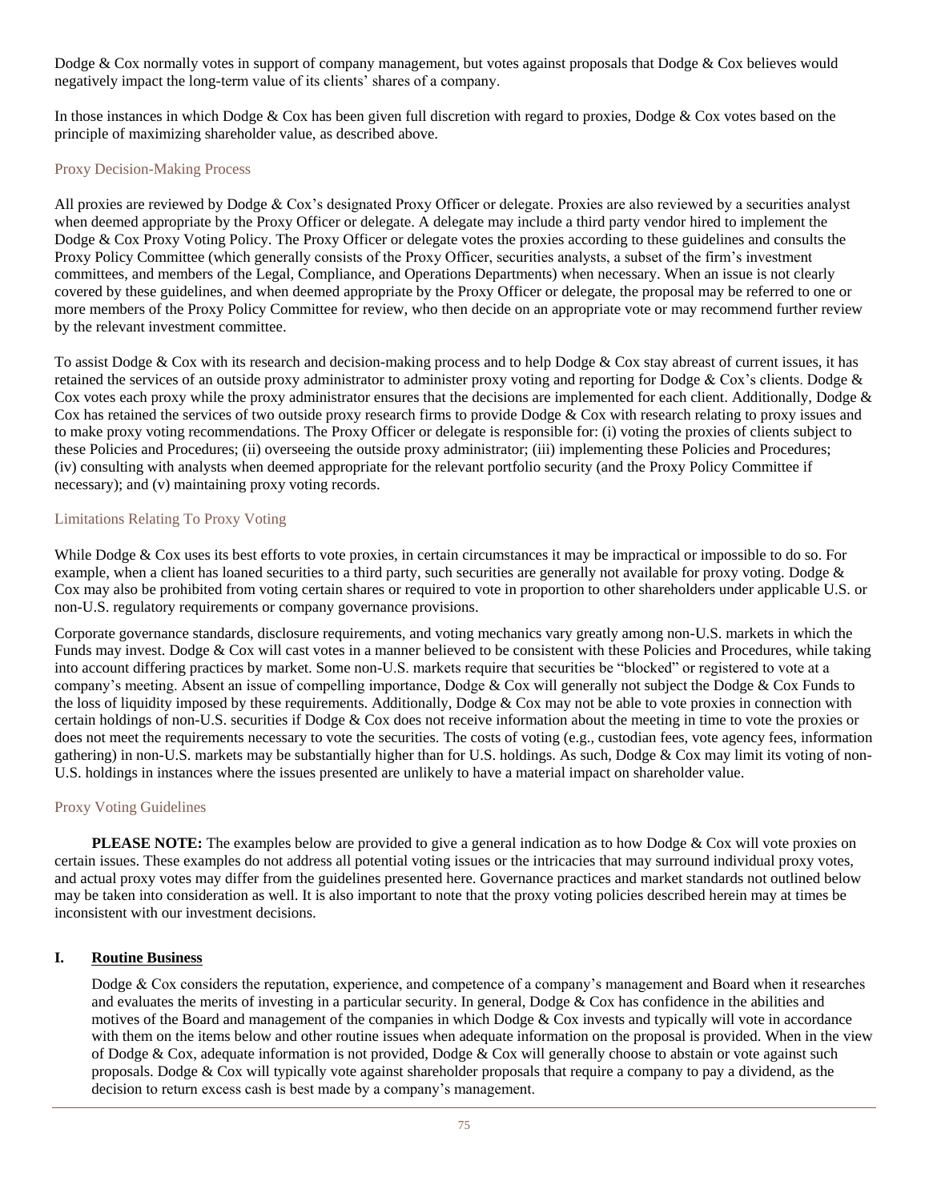Dodge & Cox normally votes in support of company management, but votes against proposals that Dodge & Cox believes would negatively impact the long-term value of its clients' shares of a company.

In those instances in which Dodge & Cox has been given full discretion with regard to proxies, Dodge & Cox votes based on the principle of maximizing shareholder value, as described above.

## Proxy Decision-Making Process

All proxies are reviewed by Dodge & Cox's designated Proxy Officer or delegate. Proxies are also reviewed by a securities analyst when deemed appropriate by the Proxy Officer or delegate. A delegate may include a third party vendor hired to implement the Dodge & Cox Proxy Voting Policy. The Proxy Officer or delegate votes the proxies according to these guidelines and consults the Proxy Policy Committee (which generally consists of the Proxy Officer, securities analysts, a subset of the firm's investment committees, and members of the Legal, Compliance, and Operations Departments) when necessary. When an issue is not clearly covered by these guidelines, and when deemed appropriate by the Proxy Officer or delegate, the proposal may be referred to one or more members of the Proxy Policy Committee for review, who then decide on an appropriate vote or may recommend further review by the relevant investment committee.

To assist Dodge & Cox with its research and decision-making process and to help Dodge & Cox stay abreast of current issues, it has retained the services of an outside proxy administrator to administer proxy voting and reporting for Dodge & Cox's clients. Dodge & Cox votes each proxy while the proxy administrator ensures that the decisions are implemented for each client. Additionally, Dodge & Cox has retained the services of two outside proxy research firms to provide Dodge & Cox with research relating to proxy issues and to make proxy voting recommendations. The Proxy Officer or delegate is responsible for: (i) voting the proxies of clients subject to these Policies and Procedures; (ii) overseeing the outside proxy administrator; (iii) implementing these Policies and Procedures; (iv) consulting with analysts when deemed appropriate for the relevant portfolio security (and the Proxy Policy Committee if necessary); and (v) maintaining proxy voting records.

## Limitations Relating To Proxy Voting

While Dodge & Cox uses its best efforts to vote proxies, in certain circumstances it may be impractical or impossible to do so. For example, when a client has loaned securities to a third party, such securities are generally not available for proxy voting. Dodge & Cox may also be prohibited from voting certain shares or required to vote in proportion to other shareholders under applicable U.S. or non-U.S. regulatory requirements or company governance provisions.

Corporate governance standards, disclosure requirements, and voting mechanics vary greatly among non-U.S. markets in which the Funds may invest. Dodge & Cox will cast votes in a manner believed to be consistent with these Policies and Procedures, while taking into account differing practices by market. Some non-U.S. markets require that securities be "blocked" or registered to vote at a company's meeting. Absent an issue of compelling importance, Dodge & Cox will generally not subject the Dodge & Cox Funds to the loss of liquidity imposed by these requirements. Additionally, Dodge & Cox may not be able to vote proxies in connection with certain holdings of non-U.S. securities if Dodge & Cox does not receive information about the meeting in time to vote the proxies or does not meet the requirements necessary to vote the securities. The costs of voting (e.g., custodian fees, vote agency fees, information gathering) in non-U.S. markets may be substantially higher than for U.S. holdings. As such, Dodge & Cox may limit its voting of non-U.S. holdings in instances where the issues presented are unlikely to have a material impact on shareholder value.

## Proxy Voting Guidelines

**PLEASE NOTE:** The examples below are provided to give a general indication as to how Dodge & Cox will vote proxies on certain issues. These examples do not address all potential voting issues or the intricacies that may surround individual proxy votes, and actual proxy votes may differ from the guidelines presented here. Governance practices and market standards not outlined below may be taken into consideration as well. It is also important to note that the proxy voting policies described herein may at times be inconsistent with our investment decisions.

### I. Routine Business

Dodge & Cox considers the reputation, experience, and competence of a company's management and Board when it researches and evaluates the merits of investing in a particular security. In general, Dodge & Cox has confidence in the abilities and motives of the Board and management of the companies in which Dodge & Cox invests and typically will vote in accordance with them on the items below and other routine issues when adequate information on the proposal is provided. When in the view of Dodge & Cox, adequate information is not provided, Dodge & Cox will generally choose to abstain or vote against such proposals. Dodge & Cox will typically vote against shareholder proposals that require a company to pay a dividend, as the decision to return excess cash is best made by a company's management.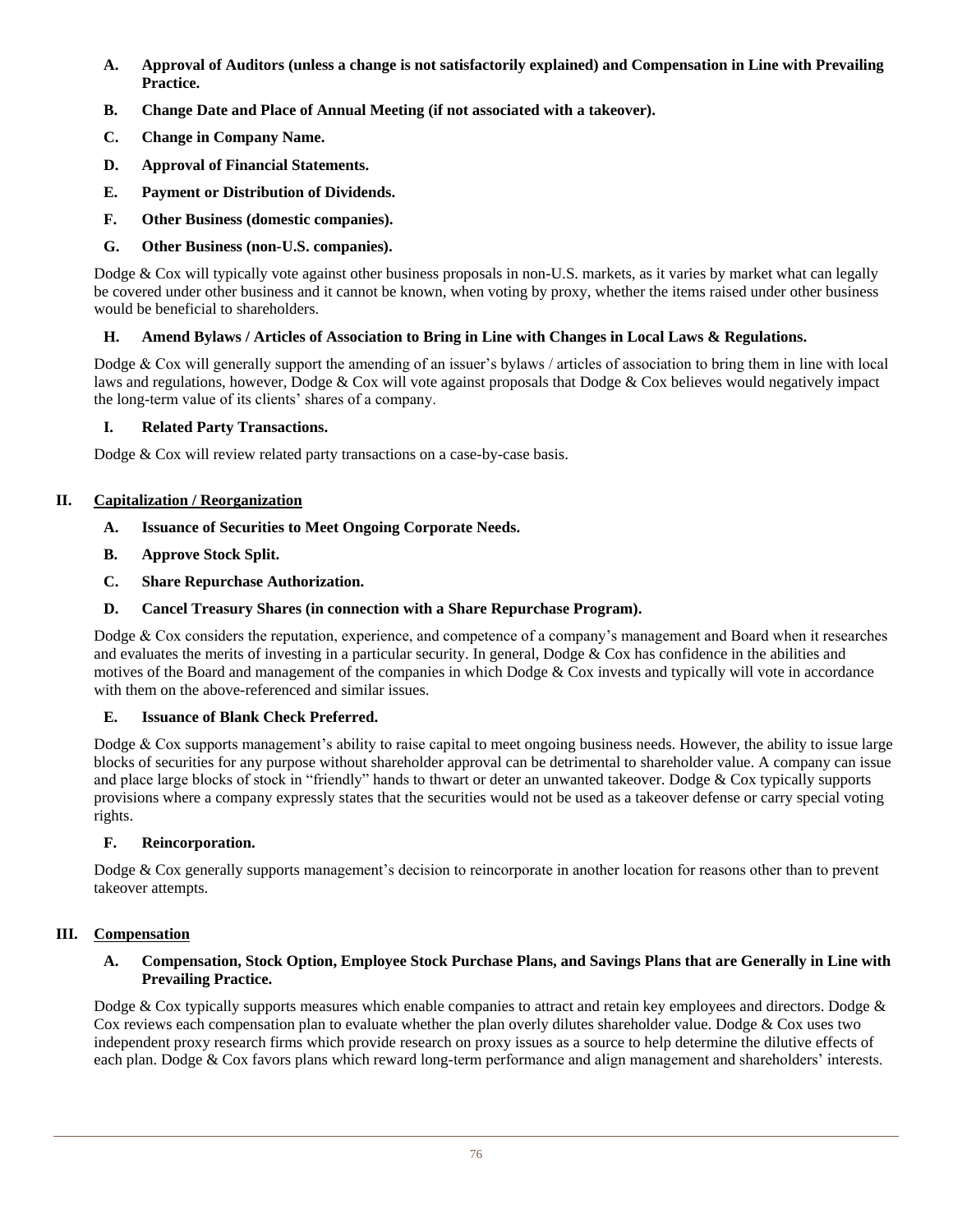**A. Approval of Auditors (unless a change is not satisfactorily explained) and Compensation in Line with Prevailing Practice.**

**B. Change Date and Place of Annual Meeting (if not associated with a takeover).**

**C. Change in Company Name.**

**D. Approval of Financial Statements.**

**E. Payment or Distribution of Dividends.**

**F. Other Business (domestic companies).**

**G. Other Business (non-U.S. companies).**

Dodge & Cox will typically vote against other business proposals in non-U.S. markets, as it varies by market what can legally be covered under other business and it cannot be known, when voting by proxy, whether the items raised under other business would be beneficial to shareholders.

**H. Amend Bylaws / Articles of Association to Bring in Line with Changes in Local Laws & Regulations.**

Dodge & Cox will generally support the amending of an issuer's bylaws / articles of association to bring them in line with local laws and regulations, however, Dodge & Cox will vote against proposals that Dodge & Cox believes would negatively impact the long-term value of its clients' shares of a company.

**I. Related Party Transactions.**

Dodge & Cox will review related party transactions on a case-by-case basis.

## II. Capitalization / Reorganization

**A. Issuance of Securities to Meet Ongoing Corporate Needs.**

**B. Approve Stock Split.**

**C. Share Repurchase Authorization.**

**D. Cancel Treasury Shares (in connection with a Share Repurchase Program).**

Dodge & Cox considers the reputation, experience, and competence of a company's management and Board when it researches and evaluates the merits of investing in a particular security. In general, Dodge & Cox has confidence in the abilities and motives of the Board and management of the companies in which Dodge & Cox invests and typically will vote in accordance with them on the above-referenced and similar issues.

**E. Issuance of Blank Check Preferred.**

Dodge & Cox supports management's ability to raise capital to meet ongoing business needs. However, the ability to issue large blocks of securities for any purpose without shareholder approval can be detrimental to shareholder value. A company can issue and place large blocks of stock in "friendly" hands to thwart or deter an unwanted takeover. Dodge & Cox typically supports provisions where a company expressly states that the securities would not be used as a takeover defense or carry special voting rights.

**F. Reincorporation.**

Dodge & Cox generally supports management's decision to reincorporate in another location for reasons other than to prevent takeover attempts.

## III. Compensation

**A. Compensation, Stock Option, Employee Stock Purchase Plans, and Savings Plans that are Generally in Line with Prevailing Practice.**

Dodge & Cox typically supports measures which enable companies to attract and retain key employees and directors. Dodge & Cox reviews each compensation plan to evaluate whether the plan overly dilutes shareholder value. Dodge & Cox uses two independent proxy research firms which provide research on proxy issues as a source to help determine the dilutive effects of each plan. Dodge & Cox favors plans which reward long-term performance and align management and shareholders' interests.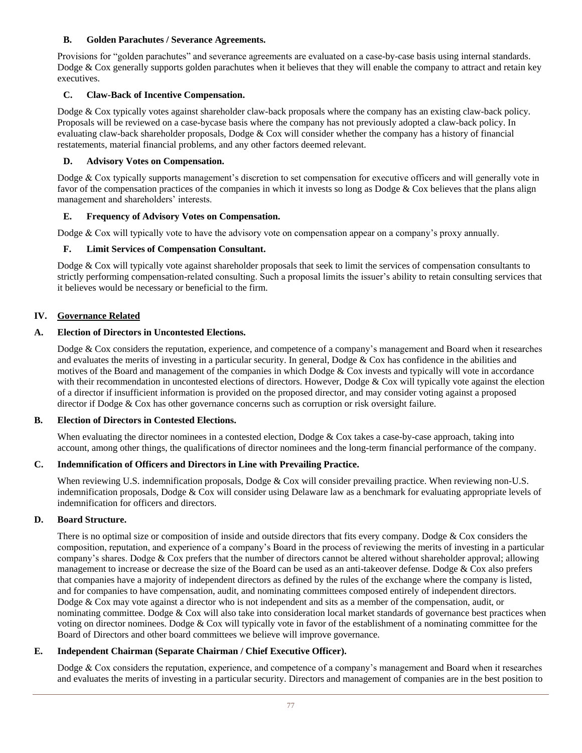### B. Golden Parachutes / Severance Agreements.

Provisions for "golden parachutes" and severance agreements are evaluated on a case-by-case basis using internal standards. Dodge & Cox generally supports golden parachutes when it believes that they will enable the company to attract and retain key executives.

### C. Claw-Back of Incentive Compensation.

Dodge & Cox typically votes against shareholder claw-back proposals where the company has an existing claw-back policy. Proposals will be reviewed on a case-bycase basis where the company has not previously adopted a claw-back policy. In evaluating claw-back shareholder proposals, Dodge & Cox will consider whether the company has a history of financial restatements, material financial problems, and any other factors deemed relevant.

### D. Advisory Votes on Compensation.

Dodge & Cox typically supports management's discretion to set compensation for executive officers and will generally vote in favor of the compensation practices of the companies in which it invests so long as Dodge & Cox believes that the plans align management and shareholders' interests.

### E. Frequency of Advisory Votes on Compensation.

Dodge & Cox will typically vote to have the advisory vote on compensation appear on a company's proxy annually.

### F. Limit Services of Compensation Consultant.

Dodge & Cox will typically vote against shareholder proposals that seek to limit the services of compensation consultants to strictly performing compensation-related consulting. Such a proposal limits the issuer's ability to retain consulting services that it believes would be necessary or beneficial to the firm.

## IV. Governance Related

### A. Election of Directors in Uncontested Elections.

Dodge & Cox considers the reputation, experience, and competence of a company's management and Board when it researches and evaluates the merits of investing in a particular security. In general, Dodge & Cox has confidence in the abilities and motives of the Board and management of the companies in which Dodge & Cox invests and typically will vote in accordance with their recommendation in uncontested elections of directors. However, Dodge & Cox will typically vote against the election of a director if insufficient information is provided on the proposed director, and may consider voting against a proposed director if Dodge & Cox has other governance concerns such as corruption or risk oversight failure.

### B. Election of Directors in Contested Elections.

When evaluating the director nominees in a contested election, Dodge & Cox takes a case-by-case approach, taking into account, among other things, the qualifications of director nominees and the long-term financial performance of the company.

### C. Indemnification of Officers and Directors in Line with Prevailing Practice.

When reviewing U.S. indemnification proposals, Dodge & Cox will consider prevailing practice. When reviewing non-U.S. indemnification proposals, Dodge & Cox will consider using Delaware law as a benchmark for evaluating appropriate levels of indemnification for officers and directors.

### D. Board Structure.

There is no optimal size or composition of inside and outside directors that fits every company. Dodge & Cox considers the composition, reputation, and experience of a company's Board in the process of reviewing the merits of investing in a particular company's shares. Dodge & Cox prefers that the number of directors cannot be altered without shareholder approval; allowing management to increase or decrease the size of the Board can be used as an anti-takeover defense. Dodge & Cox also prefers that companies have a majority of independent directors as defined by the rules of the exchange where the company is listed, and for companies to have compensation, audit, and nominating committees composed entirely of independent directors. Dodge & Cox may vote against a director who is not independent and sits as a member of the compensation, audit, or nominating committee. Dodge & Cox will also take into consideration local market standards of governance best practices when voting on director nominees. Dodge & Cox will typically vote in favor of the establishment of a nominating committee for the Board of Directors and other board committees we believe will improve governance.

### E. Independent Chairman (Separate Chairman / Chief Executive Officer).

Dodge & Cox considers the reputation, experience, and competence of a company's management and Board when it researches and evaluates the merits of investing in a particular security. Directors and management of companies are in the best position to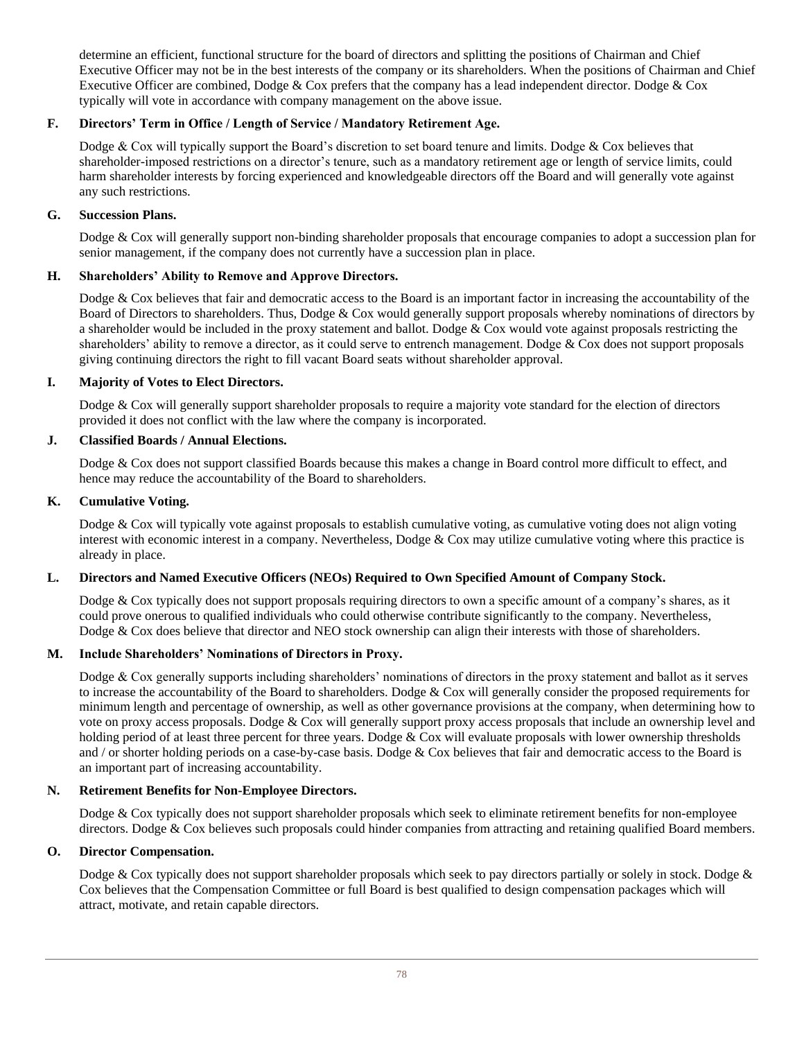determine an efficient, functional structure for the board of directors and splitting the positions of Chairman and Chief Executive Officer may not be in the best interests of the company or its shareholders. When the positions of Chairman and Chief Executive Officer are combined, Dodge & Cox prefers that the company has a lead independent director. Dodge & Cox typically will vote in accordance with company management on the above issue.

**F. Directors' Term in Office / Length of Service / Mandatory Retirement Age.**

Dodge & Cox will typically support the Board's discretion to set board tenure and limits. Dodge & Cox believes that shareholder-imposed restrictions on a director's tenure, such as a mandatory retirement age or length of service limits, could harm shareholder interests by forcing experienced and knowledgeable directors off the Board and will generally vote against any such restrictions.

**G. Succession Plans.**

Dodge & Cox will generally support non-binding shareholder proposals that encourage companies to adopt a succession plan for senior management, if the company does not currently have a succession plan in place.

**H. Shareholders' Ability to Remove and Approve Directors.**

Dodge & Cox believes that fair and democratic access to the Board is an important factor in increasing the accountability of the Board of Directors to shareholders. Thus, Dodge & Cox would generally support proposals whereby nominations of directors by a shareholder would be included in the proxy statement and ballot. Dodge & Cox would vote against proposals restricting the shareholders' ability to remove a director, as it could serve to entrench management. Dodge & Cox does not support proposals giving continuing directors the right to fill vacant Board seats without shareholder approval.

**I. Majority of Votes to Elect Directors.**

Dodge & Cox will generally support shareholder proposals to require a majority vote standard for the election of directors provided it does not conflict with the law where the company is incorporated.

**J. Classified Boards / Annual Elections.**

Dodge & Cox does not support classified Boards because this makes a change in Board control more difficult to effect, and hence may reduce the accountability of the Board to shareholders.

**K. Cumulative Voting.**

Dodge & Cox will typically vote against proposals to establish cumulative voting, as cumulative voting does not align voting interest with economic interest in a company. Nevertheless, Dodge & Cox may utilize cumulative voting where this practice is already in place.

**L. Directors and Named Executive Officers (NEOs) Required to Own Specified Amount of Company Stock.**

Dodge & Cox typically does not support proposals requiring directors to own a specific amount of a company's shares, as it could prove onerous to qualified individuals who could otherwise contribute significantly to the company. Nevertheless, Dodge & Cox does believe that director and NEO stock ownership can align their interests with those of shareholders.

**M. Include Shareholders' Nominations of Directors in Proxy.**

Dodge & Cox generally supports including shareholders' nominations of directors in the proxy statement and ballot as it serves to increase the accountability of the Board to shareholders. Dodge & Cox will generally consider the proposed requirements for minimum length and percentage of ownership, as well as other governance provisions at the company, when determining how to vote on proxy access proposals. Dodge & Cox will generally support proxy access proposals that include an ownership level and holding period of at least three percent for three years. Dodge & Cox will evaluate proposals with lower ownership thresholds and / or shorter holding periods on a case-by-case basis. Dodge & Cox believes that fair and democratic access to the Board is an important part of increasing accountability.

**N. Retirement Benefits for Non-Employee Directors.**

Dodge & Cox typically does not support shareholder proposals which seek to eliminate retirement benefits for non-employee directors. Dodge & Cox believes such proposals could hinder companies from attracting and retaining qualified Board members.

**O. Director Compensation.**

Dodge & Cox typically does not support shareholder proposals which seek to pay directors partially or solely in stock. Dodge & Cox believes that the Compensation Committee or full Board is best qualified to design compensation packages which will attract, motivate, and retain capable directors.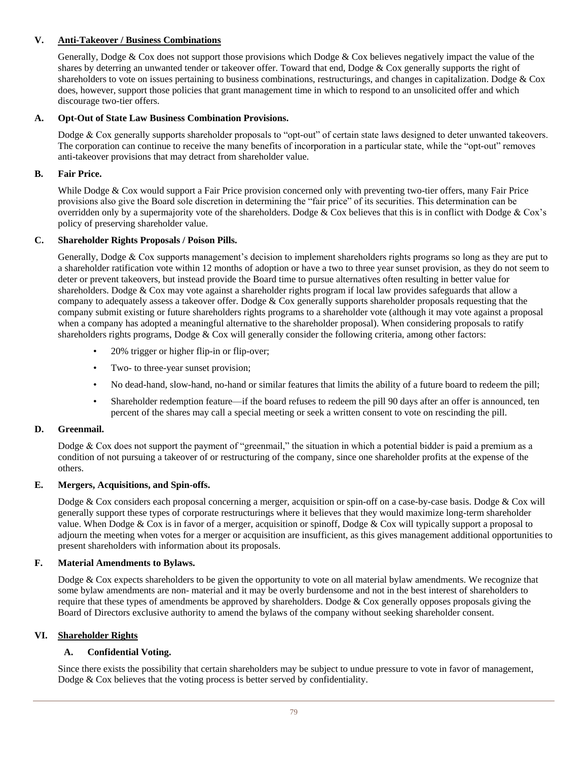## V. Anti-Takeover / Business Combinations

Generally, Dodge & Cox does not support those provisions which Dodge & Cox believes negatively impact the value of the shares by deterring an unwanted tender or takeover offer. Toward that end, Dodge & Cox generally supports the right of shareholders to vote on issues pertaining to business combinations, restructurings, and changes in capitalization. Dodge & Cox does, however, support those policies that grant management time in which to respond to an unsolicited offer and which discourage two-tier offers.

### A. Opt-Out of State Law Business Combination Provisions.

Dodge & Cox generally supports shareholder proposals to "opt-out" of certain state laws designed to deter unwanted takeovers. The corporation can continue to receive the many benefits of incorporation in a particular state, while the "opt-out" removes anti-takeover provisions that may detract from shareholder value.

### B. Fair Price.

While Dodge & Cox would support a Fair Price provision concerned only with preventing two-tier offers, many Fair Price provisions also give the Board sole discretion in determining the "fair price" of its securities. This determination can be overridden only by a supermajority vote of the shareholders. Dodge & Cox believes that this is in conflict with Dodge & Cox's policy of preserving shareholder value.

### C. Shareholder Rights Proposals / Poison Pills.

Generally, Dodge & Cox supports management's decision to implement shareholders rights programs so long as they are put to a shareholder ratification vote within 12 months of adoption or have a two to three year sunset provision, as they do not seem to deter or prevent takeovers, but instead provide the Board time to pursue alternatives often resulting in better value for shareholders. Dodge & Cox may vote against a shareholder rights program if local law provides safeguards that allow a company to adequately assess a takeover offer. Dodge & Cox generally supports shareholder proposals requesting that the company submit existing or future shareholders rights programs to a shareholder vote (although it may vote against a proposal when a company has adopted a meaningful alternative to the shareholder proposal). When considering proposals to ratify shareholders rights programs, Dodge & Cox will generally consider the following criteria, among other factors:

- 20% trigger or higher flip-in or flip-over;
- Two- to three-year sunset provision;
- No dead-hand, slow-hand, no-hand or similar features that limits the ability of a future board to redeem the pill;
- Shareholder redemption feature—if the board refuses to redeem the pill 90 days after an offer is announced, ten percent of the shares may call a special meeting or seek a written consent to vote on rescinding the pill.

### D. Greenmail.

Dodge & Cox does not support the payment of "greenmail," the situation in which a potential bidder is paid a premium as a condition of not pursuing a takeover of or restructuring of the company, since one shareholder profits at the expense of the others.

### E. Mergers, Acquisitions, and Spin-offs.

Dodge & Cox considers each proposal concerning a merger, acquisition or spin-off on a case-by-case basis. Dodge & Cox will generally support these types of corporate restructurings where it believes that they would maximize long-term shareholder value. When Dodge & Cox is in favor of a merger, acquisition or spinoff, Dodge & Cox will typically support a proposal to adjourn the meeting when votes for a merger or acquisition are insufficient, as this gives management additional opportunities to present shareholders with information about its proposals.

### F. Material Amendments to Bylaws.

Dodge & Cox expects shareholders to be given the opportunity to vote on all material bylaw amendments. We recognize that some bylaw amendments are non- material and it may be overly burdensome and not in the best interest of shareholders to require that these types of amendments be approved by shareholders. Dodge & Cox generally opposes proposals giving the Board of Directors exclusive authority to amend the bylaws of the company without seeking shareholder consent.

## VI. Shareholder Rights

### A. Confidential Voting.

Since there exists the possibility that certain shareholders may be subject to undue pressure to vote in favor of management, Dodge & Cox believes that the voting process is better served by confidentiality.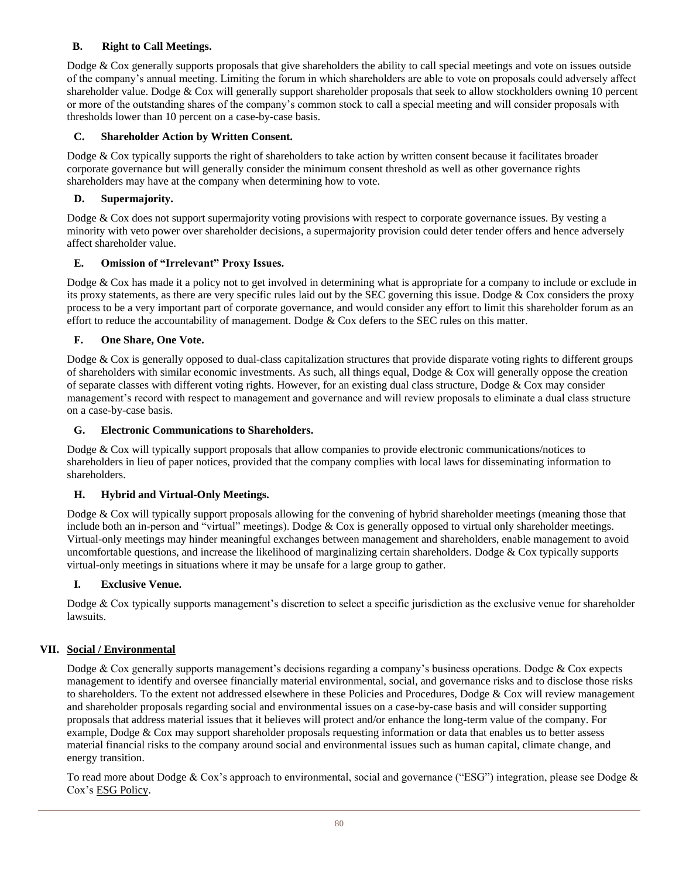### B. Right to Call Meetings.

Dodge & Cox generally supports proposals that give shareholders the ability to call special meetings and vote on issues outside of the company's annual meeting. Limiting the forum in which shareholders are able to vote on proposals could adversely affect shareholder value. Dodge & Cox will generally support shareholder proposals that seek to allow stockholders owning 10 percent or more of the outstanding shares of the company's common stock to call a special meeting and will consider proposals with thresholds lower than 10 percent on a case-by-case basis.

### C. Shareholder Action by Written Consent.

Dodge & Cox typically supports the right of shareholders to take action by written consent because it facilitates broader corporate governance but will generally consider the minimum consent threshold as well as other governance rights shareholders may have at the company when determining how to vote.

### D. Supermajority.

Dodge & Cox does not support supermajority voting provisions with respect to corporate governance issues. By vesting a minority with veto power over shareholder decisions, a supermajority provision could deter tender offers and hence adversely affect shareholder value.

### E. Omission of "Irrelevant" Proxy Issues.

Dodge & Cox has made it a policy not to get involved in determining what is appropriate for a company to include or exclude in its proxy statements, as there are very specific rules laid out by the SEC governing this issue. Dodge & Cox considers the proxy process to be a very important part of corporate governance, and would consider any effort to limit this shareholder forum as an effort to reduce the accountability of management. Dodge & Cox defers to the SEC rules on this matter.

### F. One Share, One Vote.

Dodge & Cox is generally opposed to dual-class capitalization structures that provide disparate voting rights to different groups of shareholders with similar economic investments. As such, all things equal, Dodge & Cox will generally oppose the creation of separate classes with different voting rights. However, for an existing dual class structure, Dodge & Cox may consider management's record with respect to management and governance and will review proposals to eliminate a dual class structure on a case-by-case basis.

### G. Electronic Communications to Shareholders.

Dodge & Cox will typically support proposals that allow companies to provide electronic communications/notices to shareholders in lieu of paper notices, provided that the company complies with local laws for disseminating information to shareholders.

### H. Hybrid and Virtual-Only Meetings.

Dodge & Cox will typically support proposals allowing for the convening of hybrid shareholder meetings (meaning those that include both an in-person and "virtual" meetings). Dodge & Cox is generally opposed to virtual only shareholder meetings. Virtual-only meetings may hinder meaningful exchanges between management and shareholders, enable management to avoid uncomfortable questions, and increase the likelihood of marginalizing certain shareholders. Dodge & Cox typically supports virtual-only meetings in situations where it may be unsafe for a large group to gather.

### I. Exclusive Venue.

Dodge & Cox typically supports management's discretion to select a specific jurisdiction as the exclusive venue for shareholder lawsuits.

## VII. Social / Environmental

Dodge & Cox generally supports management's decisions regarding a company's business operations. Dodge & Cox expects management to identify and oversee financially material environmental, social, and governance risks and to disclose those risks to shareholders. To the extent not addressed elsewhere in these Policies and Procedures, Dodge & Cox will review management and shareholder proposals regarding social and environmental issues on a case-by-case basis and will consider supporting proposals that address material issues that it believes will protect and/or enhance the long-term value of the company. For example, Dodge & Cox may support shareholder proposals requesting information or data that enables us to better assess material financial risks to the company around social and environmental issues such as human capital, climate change, and energy transition.

To read more about Dodge & Cox's approach to environmental, social and governance ("ESG") integration, please see Dodge & Cox's ESG Policy.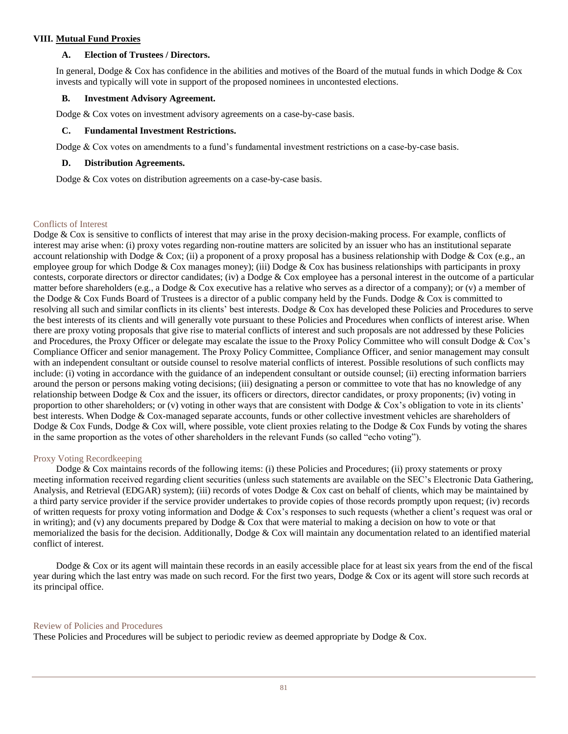## VIII. Mutual Fund Proxies

### A. Election of Trustees / Directors.

In general, Dodge & Cox has confidence in the abilities and motives of the Board of the mutual funds in which Dodge & Cox invests and typically will vote in support of the proposed nominees in uncontested elections.

### B. Investment Advisory Agreement.

Dodge & Cox votes on investment advisory agreements on a case-by-case basis.

### C. Fundamental Investment Restrictions.

Dodge & Cox votes on amendments to a fund's fundamental investment restrictions on a case-by-case basis.

### D. Distribution Agreements.

Dodge & Cox votes on distribution agreements on a case-by-case basis.

## Conflicts of Interest

Dodge & Cox is sensitive to conflicts of interest that may arise in the proxy decision-making process. For example, conflicts of interest may arise when: (i) proxy votes regarding non-routine matters are solicited by an issuer who has an institutional separate account relationship with Dodge & Cox; (ii) a proponent of a proxy proposal has a business relationship with Dodge & Cox (e.g., an employee group for which Dodge & Cox manages money); (iii) Dodge & Cox has business relationships with participants in proxy contests, corporate directors or director candidates; (iv) a Dodge & Cox employee has a personal interest in the outcome of a particular matter before shareholders (e.g., a Dodge & Cox executive has a relative who serves as a director of a company); or (v) a member of the Dodge & Cox Funds Board of Trustees is a director of a public company held by the Funds. Dodge & Cox is committed to resolving all such and similar conflicts in its clients' best interests. Dodge & Cox has developed these Policies and Procedures to serve the best interests of its clients and will generally vote pursuant to these Policies and Procedures when conflicts of interest arise. When there are proxy voting proposals that give rise to material conflicts of interest and such proposals are not addressed by these Policies and Procedures, the Proxy Officer or delegate may escalate the issue to the Proxy Policy Committee who will consult Dodge & Cox's Compliance Officer and senior management. The Proxy Policy Committee, Compliance Officer, and senior management may consult with an independent consultant or outside counsel to resolve material conflicts of interest. Possible resolutions of such conflicts may include: (i) voting in accordance with the guidance of an independent consultant or outside counsel; (ii) erecting information barriers around the person or persons making voting decisions; (iii) designating a person or committee to vote that has no knowledge of any relationship between Dodge & Cox and the issuer, its officers or directors, director candidates, or proxy proponents; (iv) voting in proportion to other shareholders; or (v) voting in other ways that are consistent with Dodge & Cox's obligation to vote in its clients' best interests. When Dodge & Cox-managed separate accounts, funds or other collective investment vehicles are shareholders of Dodge & Cox Funds, Dodge & Cox will, where possible, vote client proxies relating to the Dodge & Cox Funds by voting the shares in the same proportion as the votes of other shareholders in the relevant Funds (so called "echo voting").

## Proxy Voting Recordkeeping

Dodge & Cox maintains records of the following items: (i) these Policies and Procedures; (ii) proxy statements or proxy meeting information received regarding client securities (unless such statements are available on the SEC's Electronic Data Gathering, Analysis, and Retrieval (EDGAR) system); (iii) records of votes Dodge & Cox cast on behalf of clients, which may be maintained by a third party service provider if the service provider undertakes to provide copies of those records promptly upon request; (iv) records of written requests for proxy voting information and Dodge & Cox's responses to such requests (whether a client's request was oral or in writing); and (v) any documents prepared by Dodge & Cox that were material to making a decision on how to vote or that memorialized the basis for the decision. Additionally, Dodge & Cox will maintain any documentation related to an identified material conflict of interest.

Dodge & Cox or its agent will maintain these records in an easily accessible place for at least six years from the end of the fiscal year during which the last entry was made on such record. For the first two years, Dodge & Cox or its agent will store such records at its principal office.

## Review of Policies and Procedures

These Policies and Procedures will be subject to periodic review as deemed appropriate by Dodge & Cox.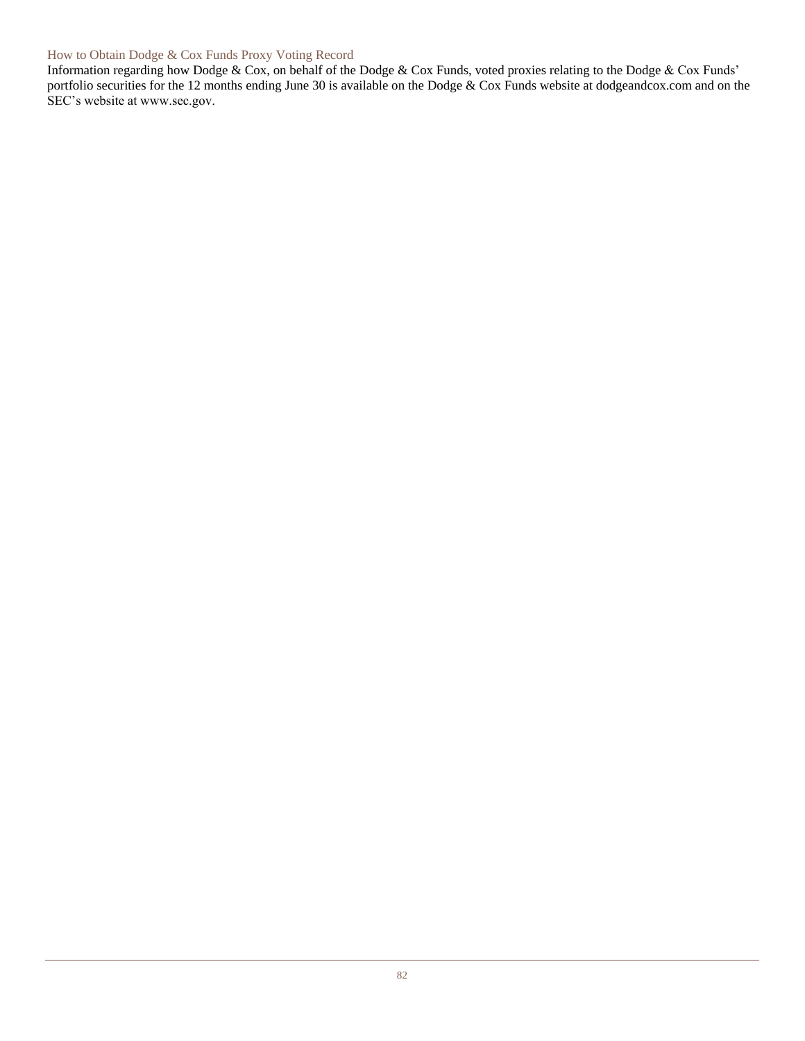### How to Obtain Dodge & Cox Funds Proxy Voting Record

Information regarding how Dodge & Cox, on behalf of the Dodge & Cox Funds, voted proxies relating to the Dodge & Cox Funds' portfolio securities for the 12 months ending June 30 is available on the Dodge & Cox Funds website at dodgeandcox.com and on the SEC's website at www.sec.gov.